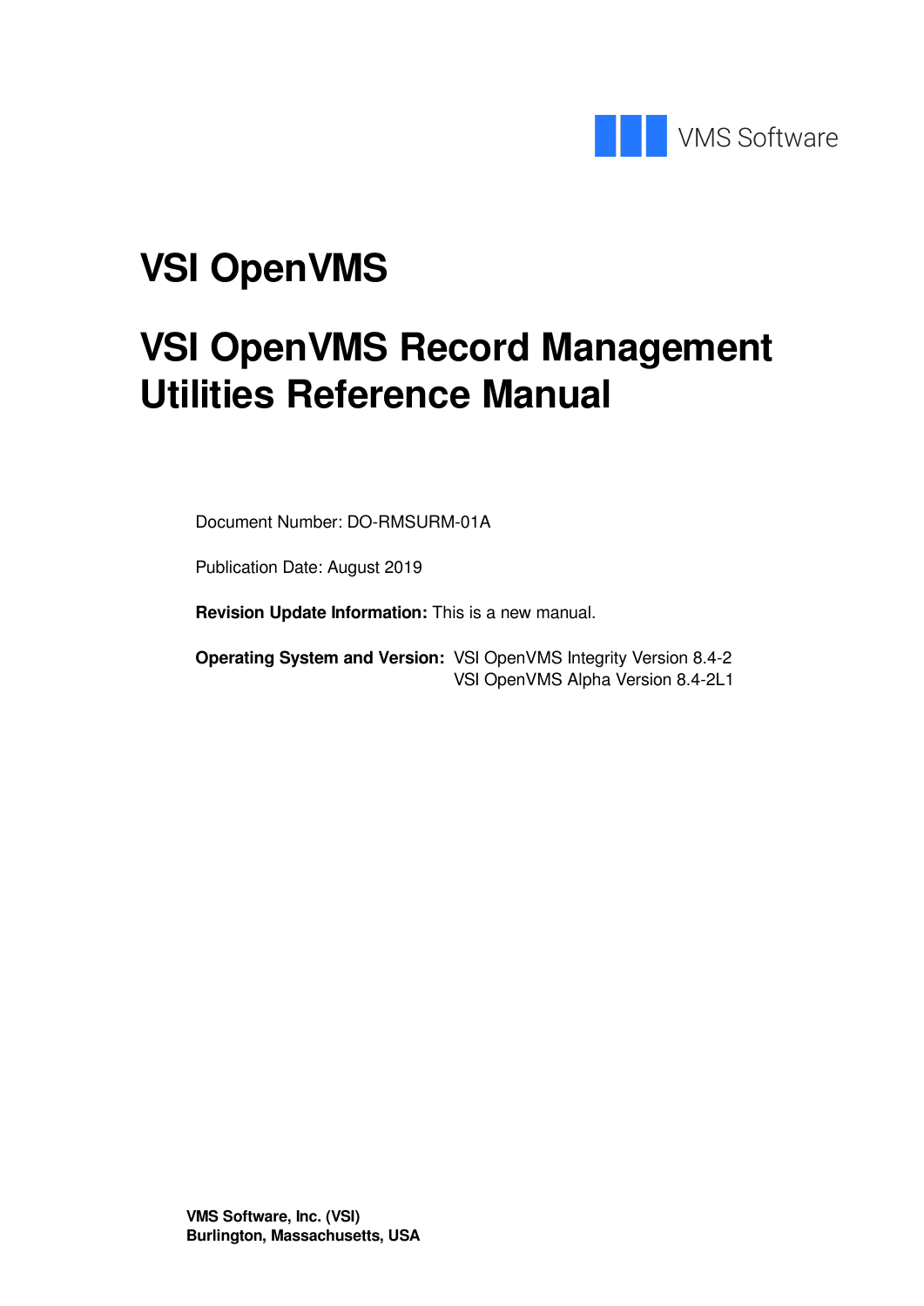VMS Software

# VSI OpenVMS

# VSI OpenVMS Record Management Utilities Reference Manual

Document Number: DO-RMSURM-01A

Publication Date: August 2019

**Revision Update Information:** This is a new manual.

**Operating System and Version:** VSI OpenVMS Integrity Version 8.4-2
VSI OpenVMS Alpha Version 8.4-2L1

**VMS Software, Inc. (VSI)**
**Burlington, Massachusetts, USA**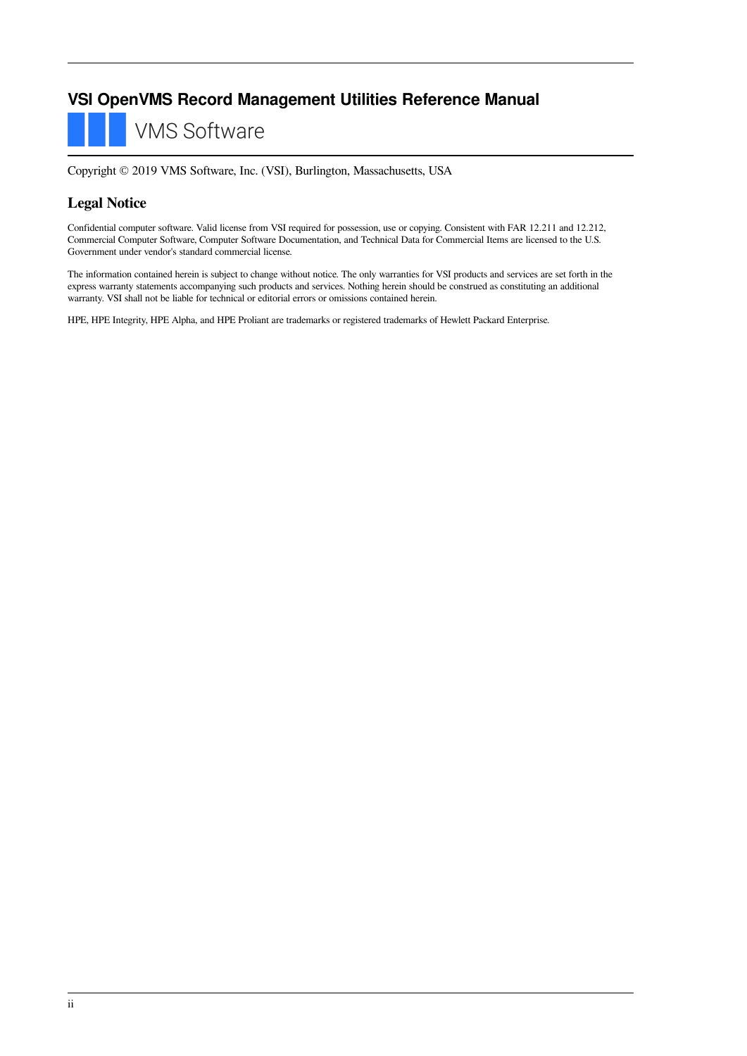# VSI OpenVMS Record Management Utilities Reference Manual

VMS Software

Copyright © 2019 VMS Software, Inc. (VSI), Burlington, Massachusetts, USA

## Legal Notice

Confidential computer software. Valid license from VSI required for possession, use or copying. Consistent with FAR 12.211 and 12.212, Commercial Computer Software, Computer Software Documentation, and Technical Data for Commercial Items are licensed to the U.S. Government under vendor's standard commercial license.

The information contained herein is subject to change without notice. The only warranties for VSI products and services are set forth in the express warranty statements accompanying such products and services. Nothing herein should be construed as constituting an additional warranty. VSI shall not be liable for technical or editorial errors or omissions contained herein.

HPE, HPE Integrity, HPE Alpha, and HPE Proliant are trademarks or registered trademarks of Hewlett Packard Enterprise.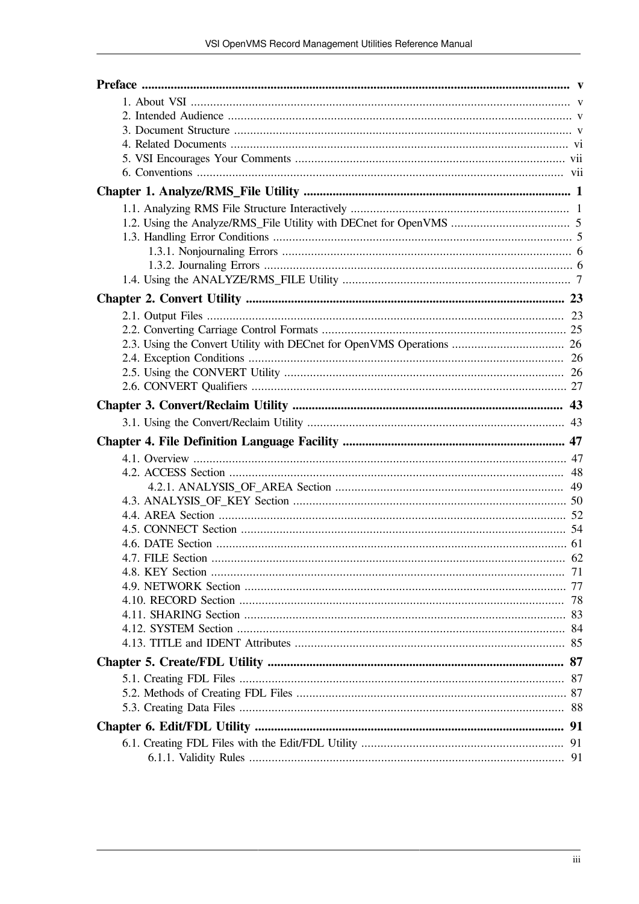**Preface** ..... v

- 1. About VSI ..... v
- 2. Intended Audience ..... v
- 3. Document Structure ..... v
- 4. Related Documents ..... vi
- 5. VSI Encourages Your Comments ..... vii
- 6. Conventions ..... vii

**Chapter 1. Analyze/RMS_File Utility** ..... 1

- 1.1. Analyzing RMS File Structure Interactively ..... 1
- 1.2. Using the Analyze/RMS_File Utility with DECnet for OpenVMS ..... 5
- 1.3. Handling Error Conditions ..... 5
  - 1.3.1. Nonjournaling Errors ..... 6
  - 1.3.2. Journaling Errors ..... 6
- 1.4. Using the ANALYZE/RMS_FILE Utility ..... 7

**Chapter 2. Convert Utility** ..... 23

- 2.1. Output Files ..... 23
- 2.2. Converting Carriage Control Formats ..... 25
- 2.3. Using the Convert Utility with DECnet for OpenVMS Operations ..... 26
- 2.4. Exception Conditions ..... 26
- 2.5. Using the CONVERT Utility ..... 26
- 2.6. CONVERT Qualifiers ..... 27

**Chapter 3. Convert/Reclaim Utility** ..... 43

- 3.1. Using the Convert/Reclaim Utility ..... 43

**Chapter 4. File Definition Language Facility** ..... 47

- 4.1. Overview ..... 47
- 4.2. ACCESS Section ..... 48
  - 4.2.1. ANALYSIS_OF_AREA Section ..... 49
- 4.3. ANALYSIS_OF_KEY Section ..... 50
- 4.4. AREA Section ..... 52
- 4.5. CONNECT Section ..... 54
- 4.6. DATE Section ..... 61
- 4.7. FILE Section ..... 62
- 4.8. KEY Section ..... 71
- 4.9. NETWORK Section ..... 77
- 4.10. RECORD Section ..... 78
- 4.11. SHARING Section ..... 83
- 4.12. SYSTEM Section ..... 84
- 4.13. TITLE and IDENT Attributes ..... 85

**Chapter 5. Create/FDL Utility** ..... 87

- 5.1. Creating FDL Files ..... 87
- 5.2. Methods of Creating FDL Files ..... 87
- 5.3. Creating Data Files ..... 88

**Chapter 6. Edit/FDL Utility** ..... 91

- 6.1. Creating FDL Files with the Edit/FDL Utility ..... 91
  - 6.1.1. Validity Rules ..... 91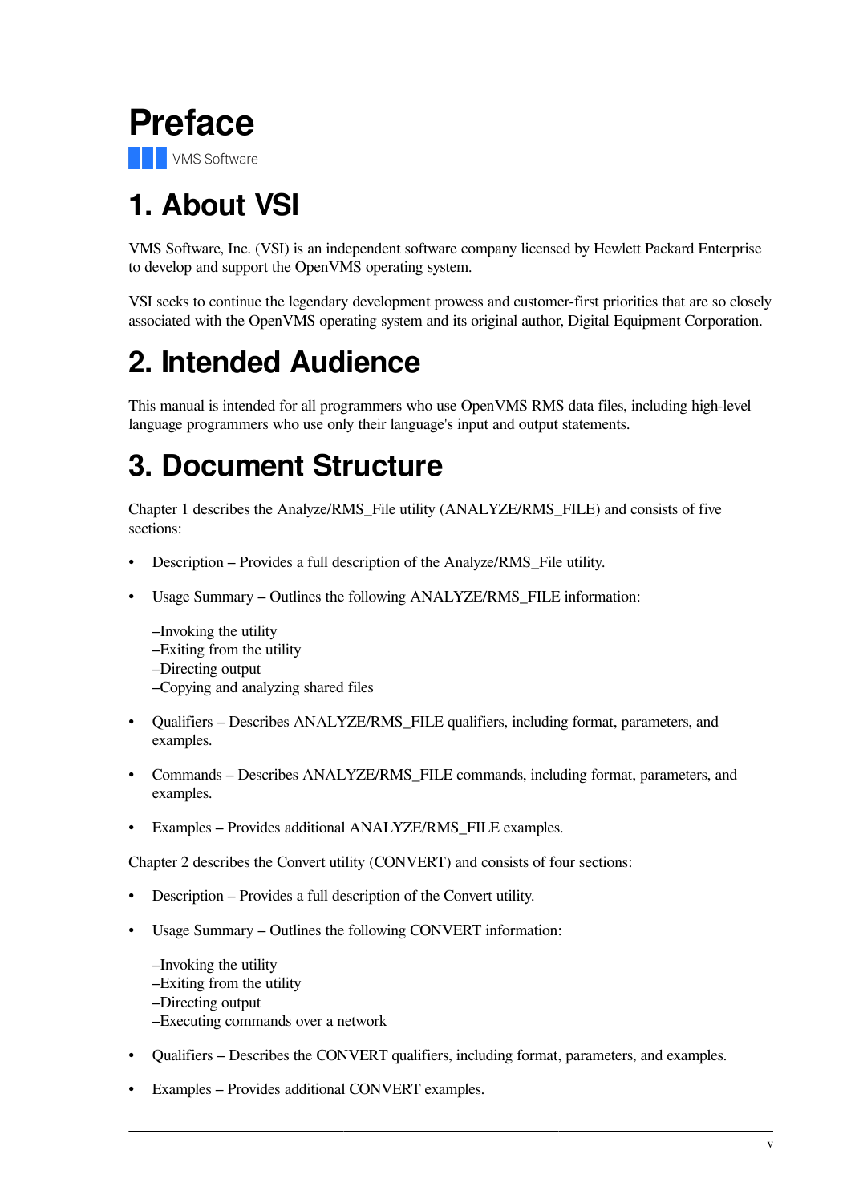# Preface

VMS Software

## 1. About VSI

VMS Software, Inc. (VSI) is an independent software company licensed by Hewlett Packard Enterprise to develop and support the OpenVMS operating system.

VSI seeks to continue the legendary development prowess and customer-first priorities that are so closely associated with the OpenVMS operating system and its original author, Digital Equipment Corporation.

## 2. Intended Audience

This manual is intended for all programmers who use OpenVMS RMS data files, including high-level language programmers who use only their language's input and output statements.

## 3. Document Structure

Chapter 1 describes the Analyze/RMS_File utility (ANALYZE/RMS_FILE) and consists of five sections:

- Description – Provides a full description of the Analyze/RMS_File utility.
- Usage Summary – Outlines the following ANALYZE/RMS_FILE information:

  –Invoking the utility
  –Exiting from the utility
  –Directing output
  –Copying and analyzing shared files
- Qualifiers – Describes ANALYZE/RMS_FILE qualifiers, including format, parameters, and examples.
- Commands – Describes ANALYZE/RMS_FILE commands, including format, parameters, and examples.
- Examples – Provides additional ANALYZE/RMS_FILE examples.

Chapter 2 describes the Convert utility (CONVERT) and consists of four sections:

- Description – Provides a full description of the Convert utility.
- Usage Summary – Outlines the following CONVERT information:

  –Invoking the utility
  –Exiting from the utility
  –Directing output
  –Executing commands over a network
- Qualifiers – Describes the CONVERT qualifiers, including format, parameters, and examples.
- Examples – Provides additional CONVERT examples.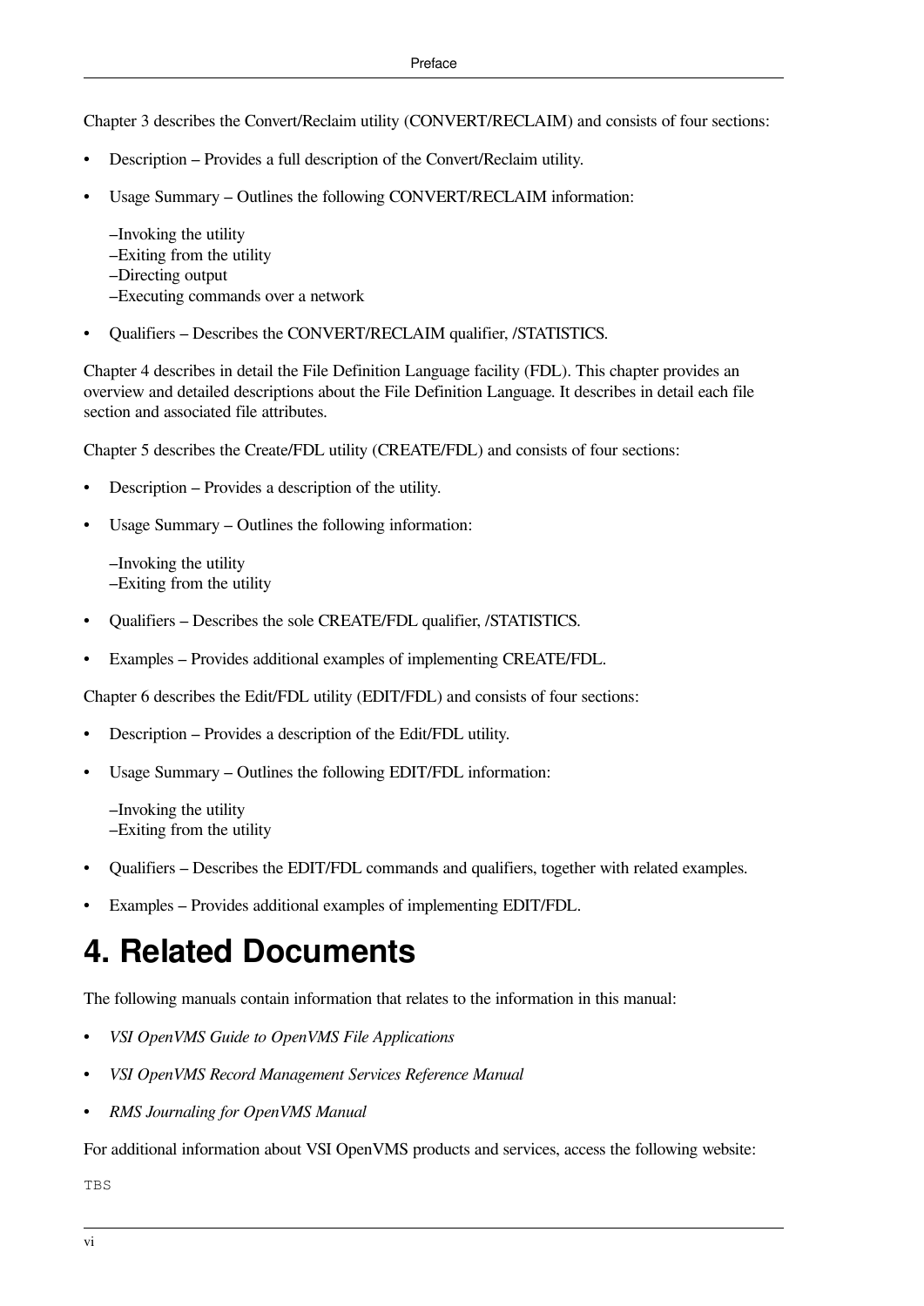Chapter 3 describes the Convert/Reclaim utility (CONVERT/RECLAIM) and consists of four sections:

- Description – Provides a full description of the Convert/Reclaim utility.
- Usage Summary – Outlines the following CONVERT/RECLAIM information:

  –Invoking the utility
  –Exiting from the utility
  –Directing output
  –Executing commands over a network

- Qualifiers – Describes the CONVERT/RECLAIM qualifier, /STATISTICS.

Chapter 4 describes in detail the File Definition Language facility (FDL). This chapter provides an overview and detailed descriptions about the File Definition Language. It describes in detail each file section and associated file attributes.

Chapter 5 describes the Create/FDL utility (CREATE/FDL) and consists of four sections:

- Description – Provides a description of the utility.
- Usage Summary – Outlines the following information:

  –Invoking the utility
  –Exiting from the utility

- Qualifiers – Describes the sole CREATE/FDL qualifier, /STATISTICS.
- Examples – Provides additional examples of implementing CREATE/FDL.

Chapter 6 describes the Edit/FDL utility (EDIT/FDL) and consists of four sections:

- Description – Provides a description of the Edit/FDL utility.
- Usage Summary – Outlines the following EDIT/FDL information:

  –Invoking the utility
  –Exiting from the utility

- Qualifiers – Describes the EDIT/FDL commands and qualifiers, together with related examples.
- Examples – Provides additional examples of implementing EDIT/FDL.

# 4. Related Documents

The following manuals contain information that relates to the information in this manual:

- *VSI OpenVMS Guide to OpenVMS File Applications*
- *VSI OpenVMS Record Management Services Reference Manual*
- *RMS Journaling for OpenVMS Manual*

For additional information about VSI OpenVMS products and services, access the following website:

TBS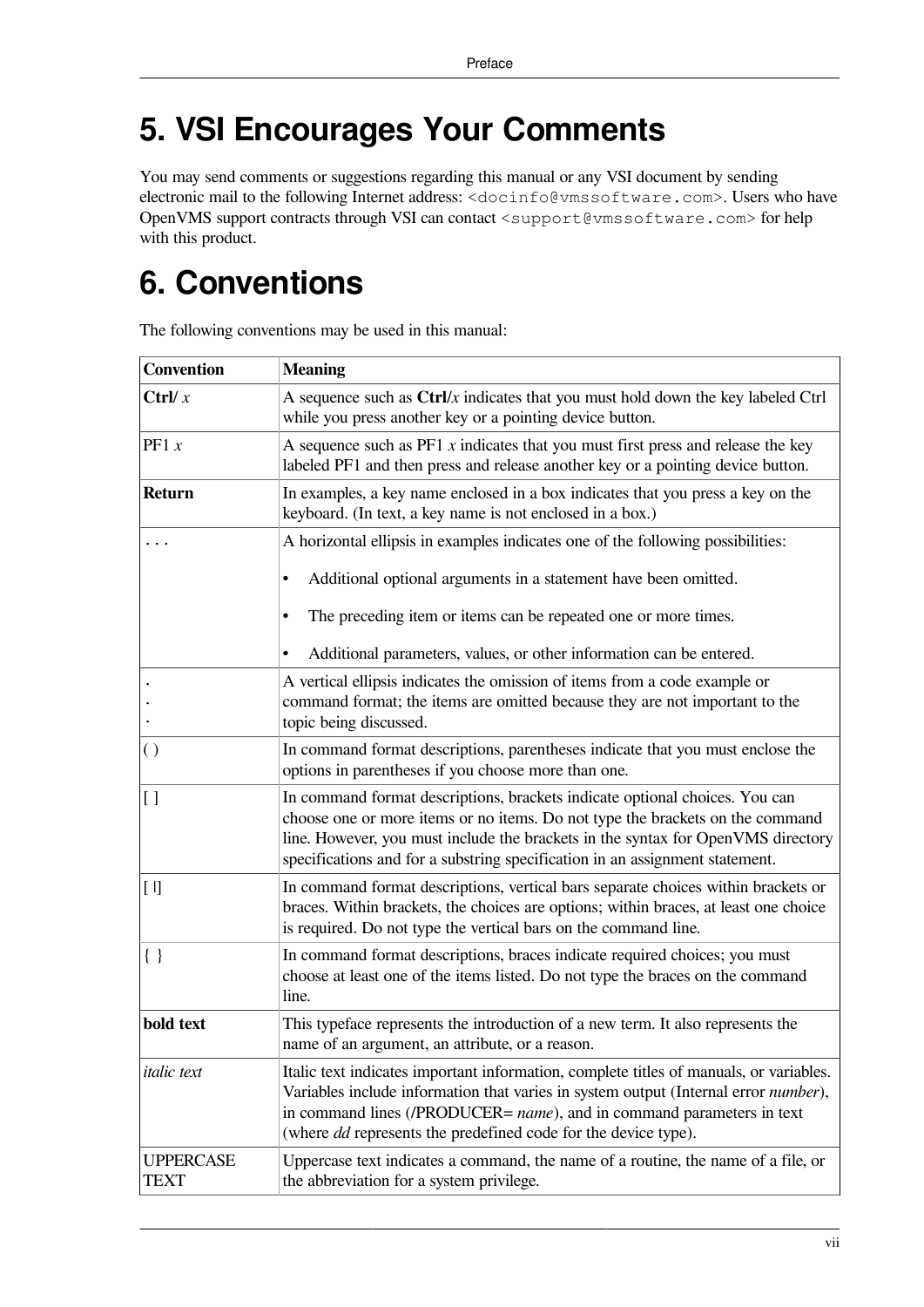# 5. VSI Encourages Your Comments

You may send comments or suggestions regarding this manual or any VSI document by sending electronic mail to the following Internet address: `<docinfo@vmssoftware.com>`. Users who have OpenVMS support contracts through VSI can contact `<support@vmssoftware.com>` for help with this product.

# 6. Conventions

The following conventions may be used in this manual:

| Convention | Meaning |
|---|---|
| **Ctrl/** *x* | A sequence such as **Ctrl/***x* indicates that you must hold down the key labeled Ctrl while you press another key or a pointing device button. |
| PF1 *x* | A sequence such as PF1 *x* indicates that you must first press and release the key labeled PF1 and then press and release another key or a pointing device button. |
| **Return** | In examples, a key name enclosed in a box indicates that you press a key on the keyboard. (In text, a key name is not enclosed in a box.) |
| . . . | A horizontal ellipsis in examples indicates one of the following possibilities:<br>• Additional optional arguments in a statement have been omitted.<br>• The preceding item or items can be repeated one or more times.<br>• Additional parameters, values, or other information can be entered. |
| .<br>.<br>. | A vertical ellipsis indicates the omission of items from a code example or command format; the items are omitted because they are not important to the topic being discussed. |
| ( ) | In command format descriptions, parentheses indicate that you must enclose the options in parentheses if you choose more than one. |
| [ ] | In command format descriptions, brackets indicate optional choices. You can choose one or more items or no items. Do not type the brackets on the command line. However, you must include the brackets in the syntax for OpenVMS directory specifications and for a substring specification in an assignment statement. |
| [ \|] | In command format descriptions, vertical bars separate choices within brackets or braces. Within brackets, the choices are options; within braces, at least one choice is required. Do not type the vertical bars on the command line. |
| { } | In command format descriptions, braces indicate required choices; you must choose at least one of the items listed. Do not type the braces on the command line. |
| **bold text** | This typeface represents the introduction of a new term. It also represents the name of an argument, an attribute, or a reason. |
| *italic text* | Italic text indicates important information, complete titles of manuals, or variables. Variables include information that varies in system output (Internal error *number*), in command lines (/PRODUCER= *name*), and in command parameters in text (where *dd* represents the predefined code for the device type). |
| UPPERCASE TEXT | Uppercase text indicates a command, the name of a routine, the name of a file, or the abbreviation for a system privilege. |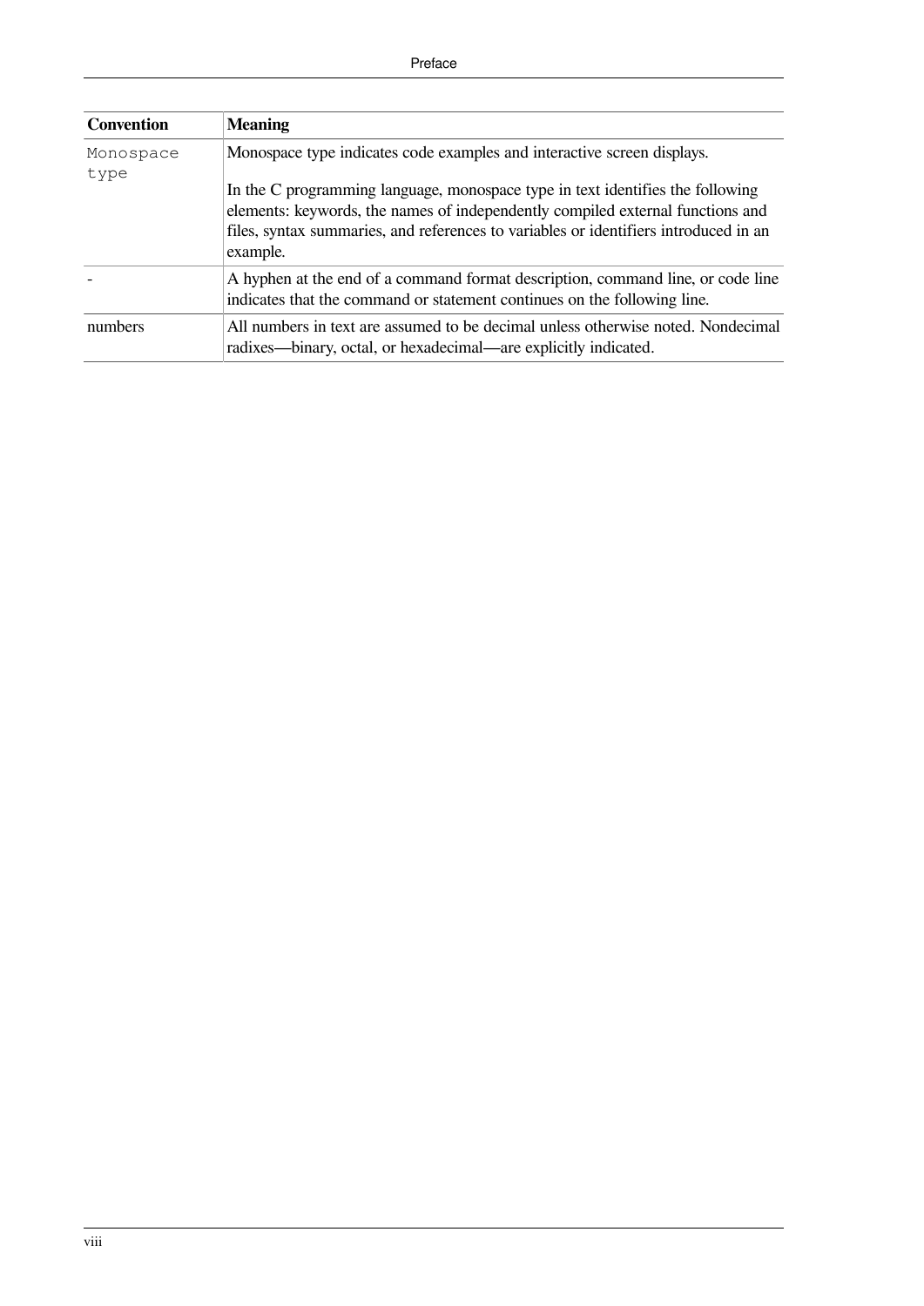| Convention | Meaning |
| --- | --- |
| `Monospace type` | Monospace type indicates code examples and interactive screen displays. <br><br> In the C programming language, monospace type in text identifies the following elements: keywords, the names of independently compiled external functions and files, syntax summaries, and references to variables or identifiers introduced in an example. |
| - | A hyphen at the end of a command format description, command line, or code line indicates that the command or statement continues on the following line. |
| numbers | All numbers in text are assumed to be decimal unless otherwise noted. Nondecimal radixes—binary, octal, or hexadecimal—are explicitly indicated. |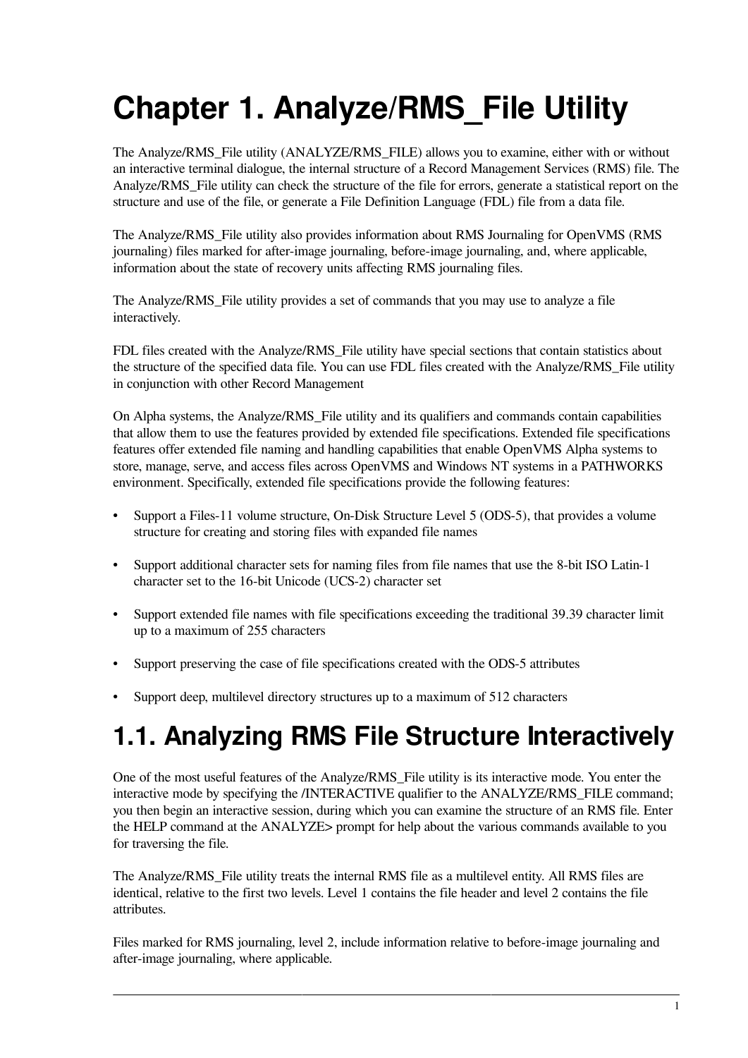# Chapter 1. Analyze/RMS_File Utility

The Analyze/RMS_File utility (ANALYZE/RMS_FILE) allows you to examine, either with or without an interactive terminal dialogue, the internal structure of a Record Management Services (RMS) file. The Analyze/RMS_File utility can check the structure of the file for errors, generate a statistical report on the structure and use of the file, or generate a File Definition Language (FDL) file from a data file.

The Analyze/RMS_File utility also provides information about RMS Journaling for OpenVMS (RMS journaling) files marked for after-image journaling, before-image journaling, and, where applicable, information about the state of recovery units affecting RMS journaling files.

The Analyze/RMS_File utility provides a set of commands that you may use to analyze a file interactively.

FDL files created with the Analyze/RMS_File utility have special sections that contain statistics about the structure of the specified data file. You can use FDL files created with the Analyze/RMS_File utility in conjunction with other Record Management

On Alpha systems, the Analyze/RMS_File utility and its qualifiers and commands contain capabilities that allow them to use the features provided by extended file specifications. Extended file specifications features offer extended file naming and handling capabilities that enable OpenVMS Alpha systems to store, manage, serve, and access files across OpenVMS and Windows NT systems in a PATHWORKS environment. Specifically, extended file specifications provide the following features:

- Support a Files-11 volume structure, On-Disk Structure Level 5 (ODS-5), that provides a volume structure for creating and storing files with expanded file names
- Support additional character sets for naming files from file names that use the 8-bit ISO Latin-1 character set to the 16-bit Unicode (UCS-2) character set
- Support extended file names with file specifications exceeding the traditional 39.39 character limit up to a maximum of 255 characters
- Support preserving the case of file specifications created with the ODS-5 attributes
- Support deep, multilevel directory structures up to a maximum of 512 characters

## 1.1. Analyzing RMS File Structure Interactively

One of the most useful features of the Analyze/RMS_File utility is its interactive mode. You enter the interactive mode by specifying the /INTERACTIVE qualifier to the ANALYZE/RMS_FILE command; you then begin an interactive session, during which you can examine the structure of an RMS file. Enter the HELP command at the ANALYZE> prompt for help about the various commands available to you for traversing the file.

The Analyze/RMS_File utility treats the internal RMS file as a multilevel entity. All RMS files are identical, relative to the first two levels. Level 1 contains the file header and level 2 contains the file attributes.

Files marked for RMS journaling, level 2, include information relative to before-image journaling and after-image journaling, where applicable.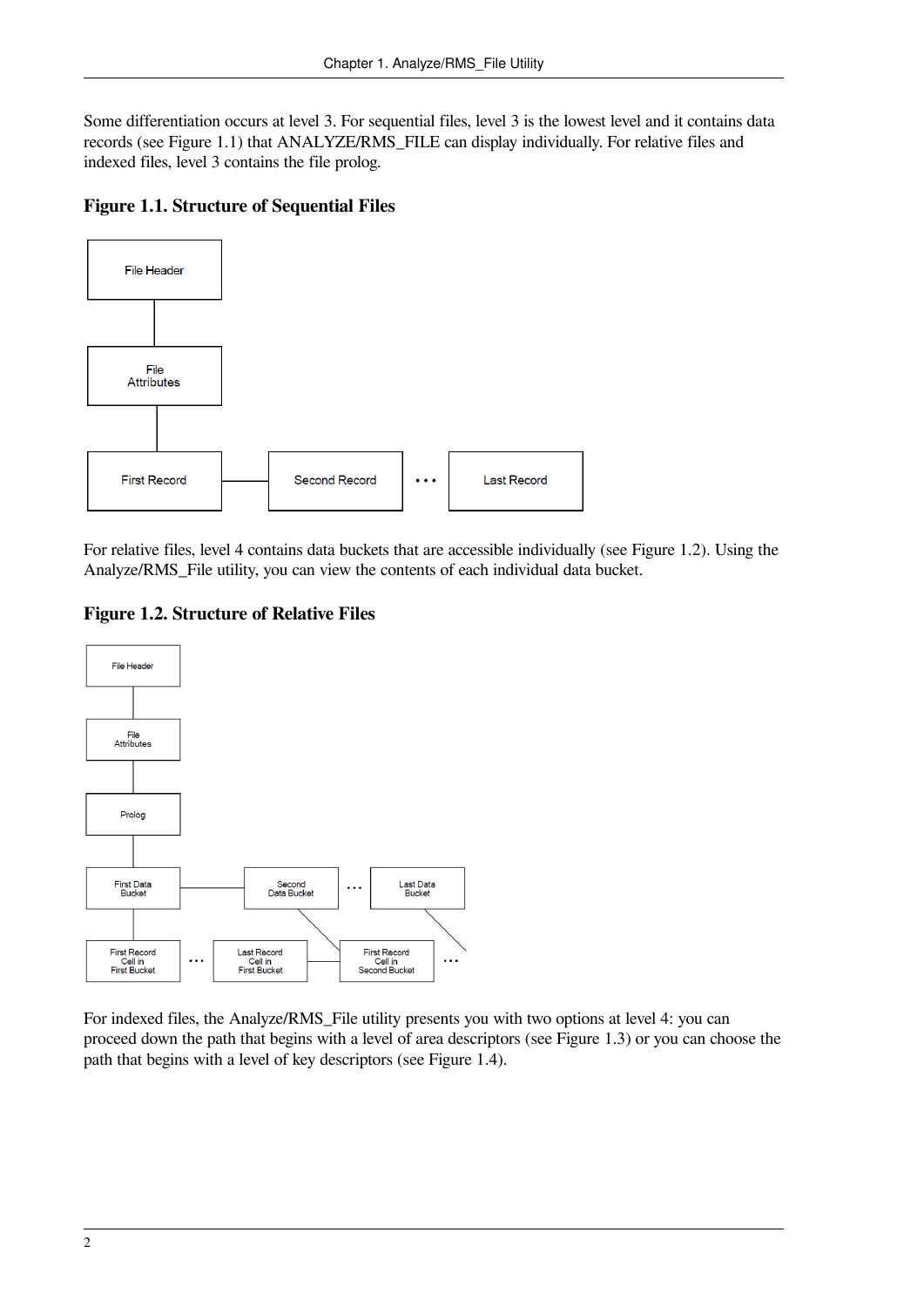Some differentiation occurs at level 3. For sequential files, level 3 is the lowest level and it contains data records (see Figure 1.1) that ANALYZE/RMS_FILE can display individually. For relative files and indexed files, level 3 contains the file prolog.

### Figure 1.1. Structure of Sequential Files

For relative files, level 4 contains data buckets that are accessible individually (see Figure 1.2). Using the Analyze/RMS_File utility, you can view the contents of each individual data bucket.

### Figure 1.2. Structure of Relative Files

For indexed files, the Analyze/RMS_File utility presents you with two options at level 4: you can proceed down the path that begins with a level of area descriptors (see Figure 1.3) or you can choose the path that begins with a level of key descriptors (see Figure 1.4).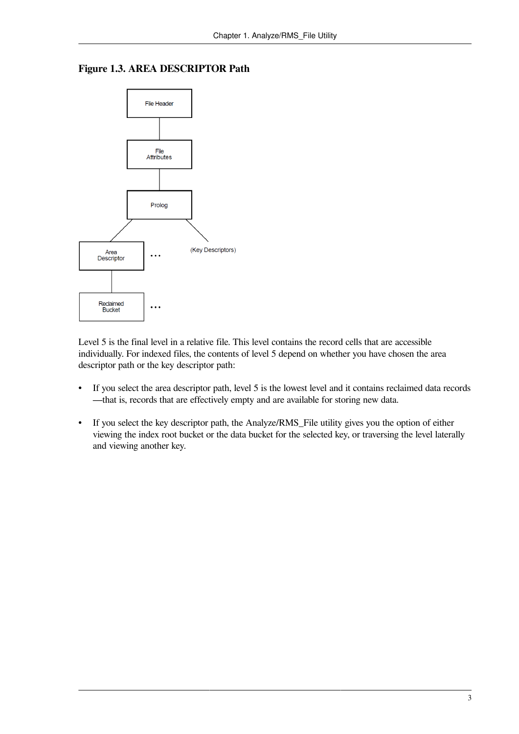**Figure 1.3. AREA DESCRIPTOR Path**

Level 5 is the final level in a relative file. This level contains the record cells that are accessible individually. For indexed files, the contents of level 5 depend on whether you have chosen the area descriptor path or the key descriptor path:

- If you select the area descriptor path, level 5 is the lowest level and it contains reclaimed data records —that is, records that are effectively empty and are available for storing new data.
- If you select the key descriptor path, the Analyze/RMS_File utility gives you the option of either viewing the index root bucket or the data bucket for the selected key, or traversing the level laterally and viewing another key.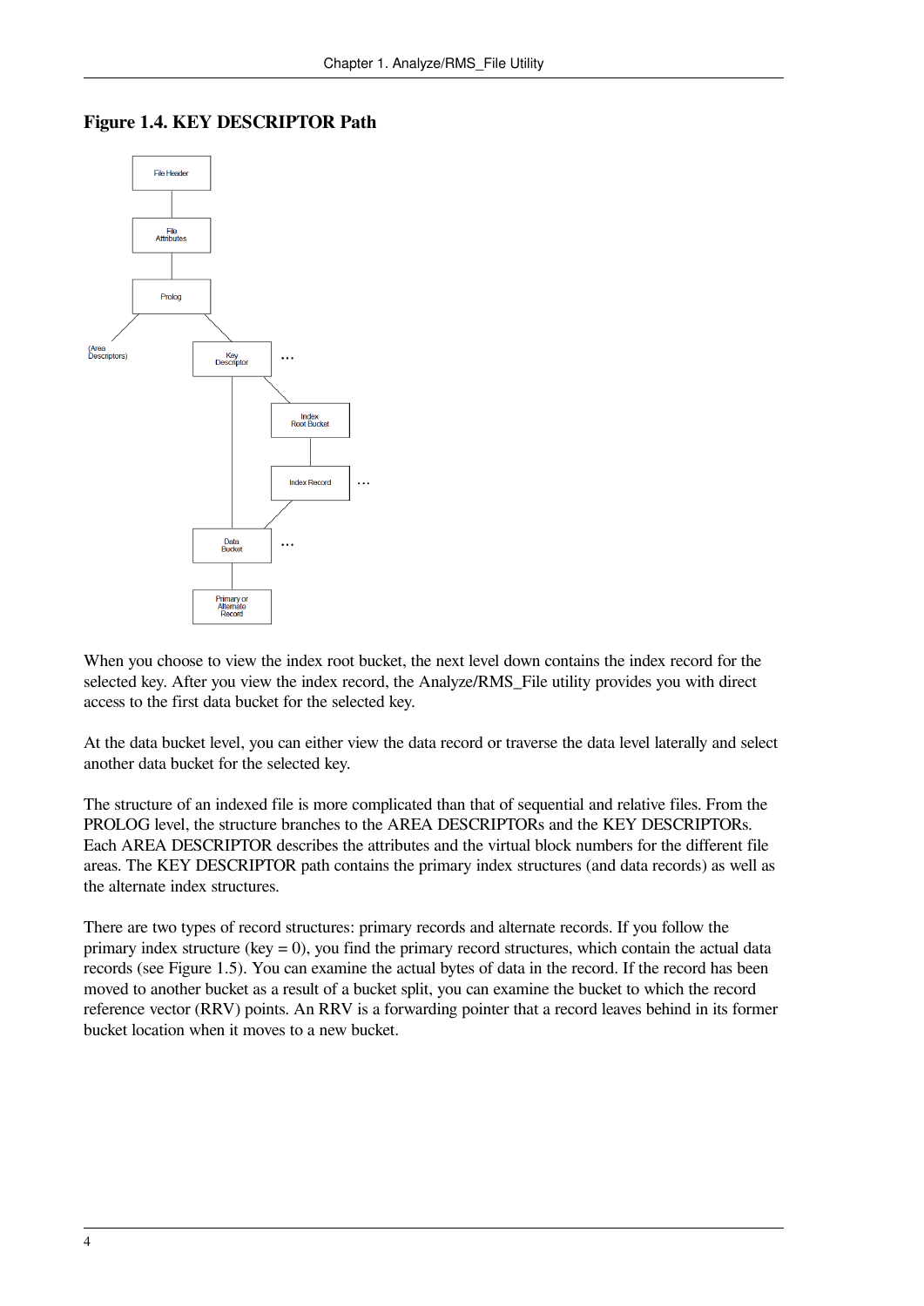**Figure 1.4. KEY DESCRIPTOR Path**

When you choose to view the index root bucket, the next level down contains the index record for the selected key. After you view the index record, the Analyze/RMS_File utility provides you with direct access to the first data bucket for the selected key.

At the data bucket level, you can either view the data record or traverse the data level laterally and select another data bucket for the selected key.

The structure of an indexed file is more complicated than that of sequential and relative files. From the PROLOG level, the structure branches to the AREA DESCRIPTORs and the KEY DESCRIPTORs. Each AREA DESCRIPTOR describes the attributes and the virtual block numbers for the different file areas. The KEY DESCRIPTOR path contains the primary index structures (and data records) as well as the alternate index structures.

There are two types of record structures: primary records and alternate records. If you follow the primary index structure (key = 0), you find the primary record structures, which contain the actual data records (see Figure 1.5). You can examine the actual bytes of data in the record. If the record has been moved to another bucket as a result of a bucket split, you can examine the bucket to which the record reference vector (RRV) points. An RRV is a forwarding pointer that a record leaves behind in its former bucket location when it moves to a new bucket.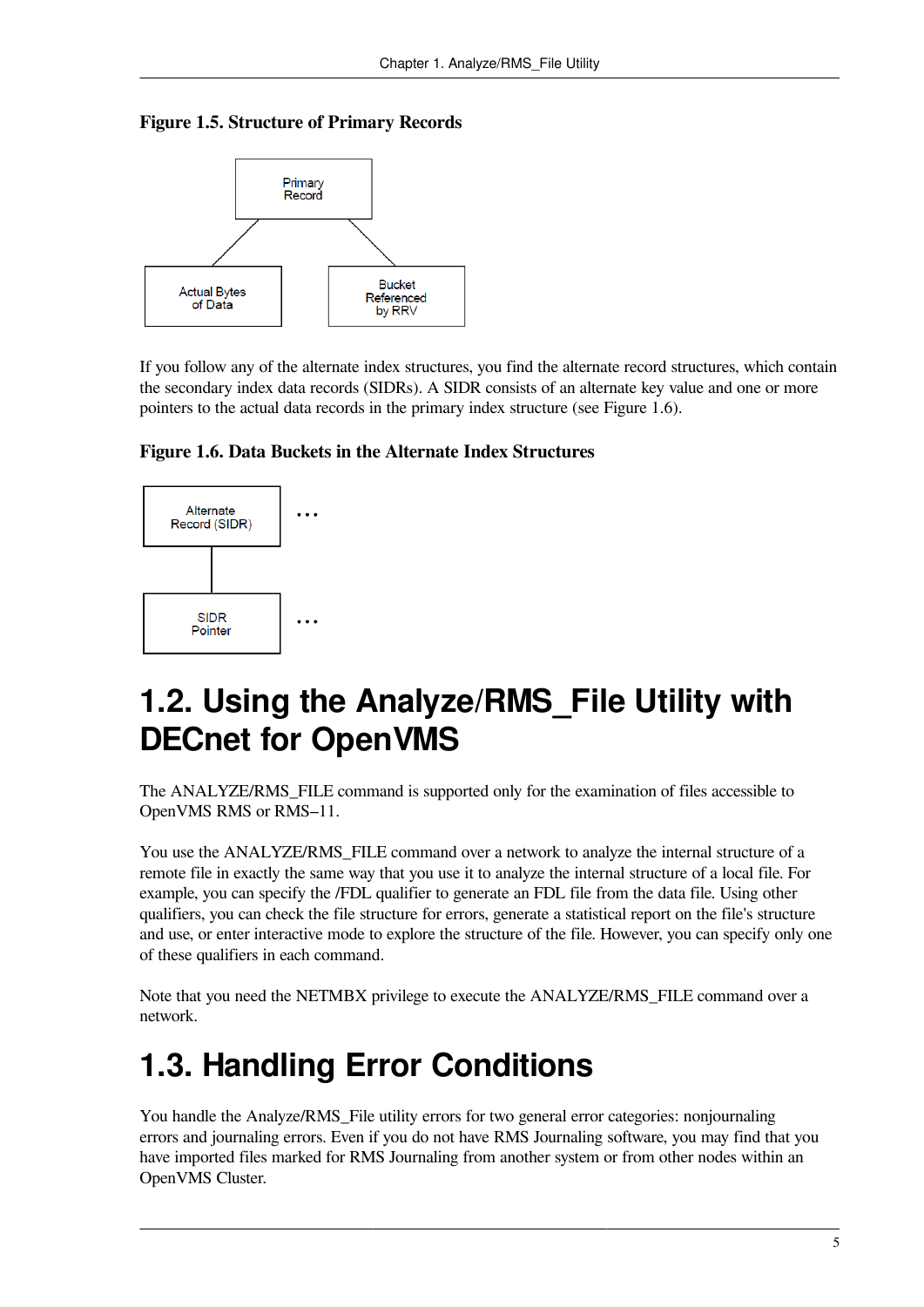**Figure 1.5. Structure of Primary Records**

Primary Record

Actual Bytes of Data

Bucket Referenced by RRV

If you follow any of the alternate index structures, you find the alternate record structures, which contain the secondary index data records (SIDRs). A SIDR consists of an alternate key value and one or more pointers to the actual data records in the primary index structure (see Figure 1.6).

**Figure 1.6. Data Buckets in the Alternate Index Structures**

Alternate Record (SIDR) ...

SIDR Pointer ...

# 1.2. Using the Analyze/RMS_File Utility with DECnet for OpenVMS

The ANALYZE/RMS_FILE command is supported only for the examination of files accessible to OpenVMS RMS or RMS–11.

You use the ANALYZE/RMS_FILE command over a network to analyze the internal structure of a remote file in exactly the same way that you use it to analyze the internal structure of a local file. For example, you can specify the /FDL qualifier to generate an FDL file from the data file. Using other qualifiers, you can check the file structure for errors, generate a statistical report on the file's structure and use, or enter interactive mode to explore the structure of the file. However, you can specify only one of these qualifiers in each command.

Note that you need the NETMBX privilege to execute the ANALYZE/RMS_FILE command over a network.

# 1.3. Handling Error Conditions

You handle the Analyze/RMS_File utility errors for two general error categories: nonjournaling errors and journaling errors. Even if you do not have RMS Journaling software, you may find that you have imported files marked for RMS Journaling from another system or from other nodes within an OpenVMS Cluster.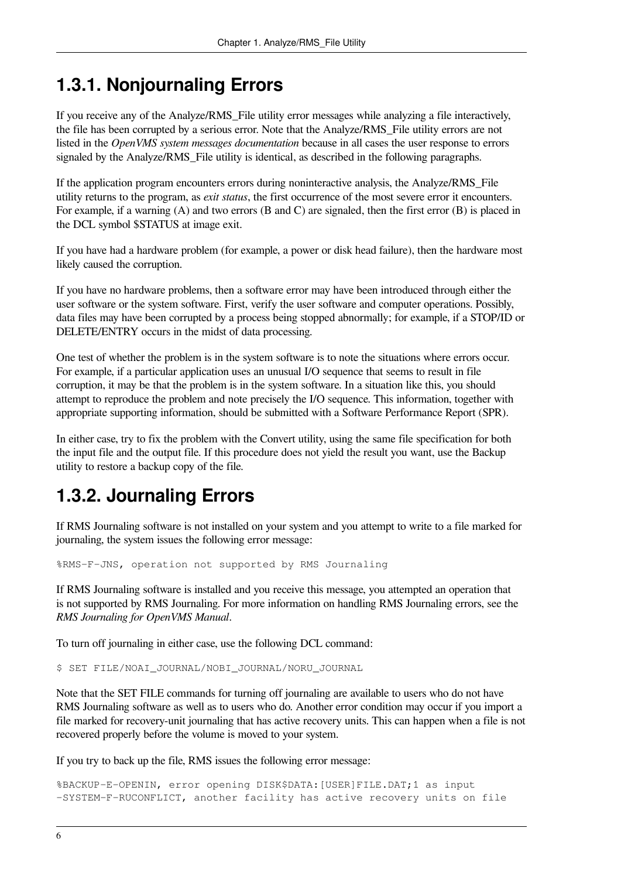### 1.3.1. Nonjournaling Errors

If you receive any of the Analyze/RMS_File utility error messages while analyzing a file interactively, the file has been corrupted by a serious error. Note that the Analyze/RMS_File utility errors are not listed in the *OpenVMS system messages documentation* because in all cases the user response to errors signaled by the Analyze/RMS_File utility is identical, as described in the following paragraphs.

If the application program encounters errors during noninteractive analysis, the Analyze/RMS_File utility returns to the program, as *exit status*, the first occurrence of the most severe error it encounters. For example, if a warning (A) and two errors (B and C) are signaled, then the first error (B) is placed in the DCL symbol $STATUS at image exit.

If you have had a hardware problem (for example, a power or disk head failure), then the hardware most likely caused the corruption.

If you have no hardware problems, then a software error may have been introduced through either the user software or the system software. First, verify the user software and computer operations. Possibly, data files may have been corrupted by a process being stopped abnormally; for example, if a STOP/ID or DELETE/ENTRY occurs in the midst of data processing.

One test of whether the problem is in the system software is to note the situations where errors occur. For example, if a particular application uses an unusual I/O sequence that seems to result in file corruption, it may be that the problem is in the system software. In a situation like this, you should attempt to reproduce the problem and note precisely the I/O sequence. This information, together with appropriate supporting information, should be submitted with a Software Performance Report (SPR).

In either case, try to fix the problem with the Convert utility, using the same file specification for both the input file and the output file. If this procedure does not yield the result you want, use the Backup utility to restore a backup copy of the file.

### 1.3.2. Journaling Errors

If RMS Journaling software is not installed on your system and you attempt to write to a file marked for journaling, the system issues the following error message:

```
%RMS-F-JNS, operation not supported by RMS Journaling
```

If RMS Journaling software is installed and you receive this message, you attempted an operation that is not supported by RMS Journaling. For more information on handling RMS Journaling errors, see the *RMS Journaling for OpenVMS Manual*.

To turn off journaling in either case, use the following DCL command:

```
$ SET FILE/NOAI_JOURNAL/NOBI_JOURNAL/NORU_JOURNAL
```

Note that the SET FILE commands for turning off journaling are available to users who do not have RMS Journaling software as well as to users who do. Another error condition may occur if you import a file marked for recovery-unit journaling that has active recovery units. This can happen when a file is not recovered properly before the volume is moved to your system.

If you try to back up the file, RMS issues the following error message:

```
%BACKUP-E-OPENIN, error opening DISK$DATA:[USER]FILE.DAT;1 as input
-SYSTEM-F-RUCONFLICT, another facility has active recovery units on file
```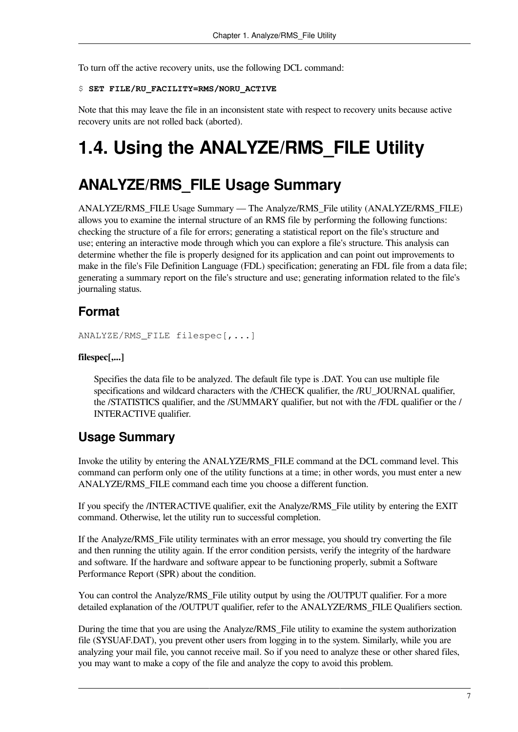To turn off the active recovery units, use the following DCL command:

```
$ SET FILE/RU_FACILITY=RMS/NORU_ACTIVE
```

Note that this may leave the file in an inconsistent state with respect to recovery units because active recovery units are not rolled back (aborted).

# 1.4. Using the ANALYZE/RMS_FILE Utility

## ANALYZE/RMS_FILE Usage Summary

ANALYZE/RMS_FILE Usage Summary — The Analyze/RMS_File utility (ANALYZE/RMS_FILE) allows you to examine the internal structure of an RMS file by performing the following functions: checking the structure of a file for errors; generating a statistical report on the file's structure and use; entering an interactive mode through which you can explore a file's structure. This analysis can determine whether the file is properly designed for its application and can point out improvements to make in the file's File Definition Language (FDL) specification; generating an FDL file from a data file; generating a summary report on the file's structure and use; generating information related to the file's journaling status.

### Format

```
ANALYZE/RMS_FILE filespec[,...]
```

**filespec[,...]**

Specifies the data file to be analyzed. The default file type is .DAT. You can use multiple file specifications and wildcard characters with the /CHECK qualifier, the /RU_JOURNAL qualifier, the /STATISTICS qualifier, and the /SUMMARY qualifier, but not with the /FDL qualifier or the /INTERACTIVE qualifier.

### Usage Summary

Invoke the utility by entering the ANALYZE/RMS_FILE command at the DCL command level. This command can perform only one of the utility functions at a time; in other words, you must enter a new ANALYZE/RMS_FILE command each time you choose a different function.

If you specify the /INTERACTIVE qualifier, exit the Analyze/RMS_File utility by entering the EXIT command. Otherwise, let the utility run to successful completion.

If the Analyze/RMS_File utility terminates with an error message, you should try converting the file and then running the utility again. If the error condition persists, verify the integrity of the hardware and software. If the hardware and software appear to be functioning properly, submit a Software Performance Report (SPR) about the condition.

You can control the Analyze/RMS_File utility output by using the /OUTPUT qualifier. For a more detailed explanation of the /OUTPUT qualifier, refer to the ANALYZE/RMS_FILE Qualifiers section.

During the time that you are using the Analyze/RMS_File utility to examine the system authorization file (SYSUAF.DAT), you prevent other users from logging in to the system. Similarly, while you are analyzing your mail file, you cannot receive mail. So if you need to analyze these or other shared files, you may want to make a copy of the file and analyze the copy to avoid this problem.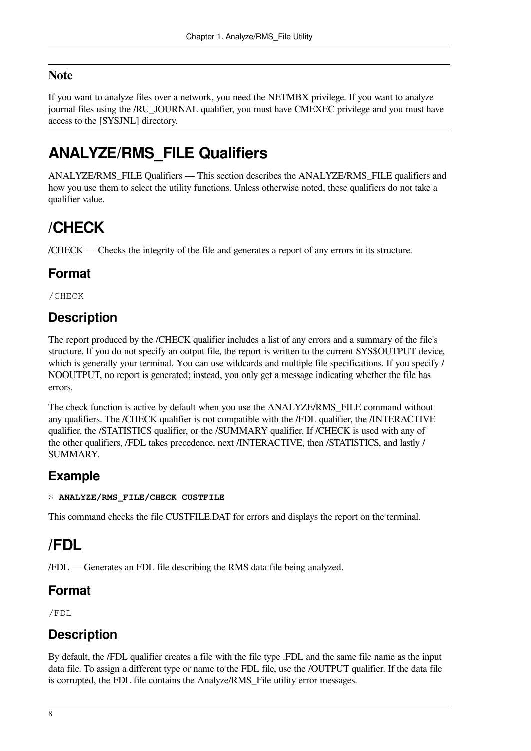**Note**

If you want to analyze files over a network, you need the NETMBX privilege. If you want to analyze journal files using the /RU_JOURNAL qualifier, you must have CMEXEC privilege and you must have access to the [SYSJNL] directory.

# ANALYZE/RMS_FILE Qualifiers

ANALYZE/RMS_FILE Qualifiers — This section describes the ANALYZE/RMS_FILE qualifiers and how you use them to select the utility functions. Unless otherwise noted, these qualifiers do not take a qualifier value.

# /CHECK

/CHECK — Checks the integrity of the file and generates a report of any errors in its structure.

## Format

```
/CHECK
```

## Description

The report produced by the /CHECK qualifier includes a list of any errors and a summary of the file's structure. If you do not specify an output file, the report is written to the current SYS$OUTPUT device, which is generally your terminal. You can use wildcards and multiple file specifications. If you specify /NOOUTPUT, no report is generated; instead, you only get a message indicating whether the file has errors.

The check function is active by default when you use the ANALYZE/RMS_FILE command without any qualifiers. The /CHECK qualifier is not compatible with the /FDL qualifier, the /INTERACTIVE qualifier, the /STATISTICS qualifier, or the /SUMMARY qualifier. If /CHECK is used with any of the other qualifiers, /FDL takes precedence, next /INTERACTIVE, then /STATISTICS, and lastly /SUMMARY.

## Example

```
$ ANALYZE/RMS_FILE/CHECK CUSTFILE
```

This command checks the file CUSTFILE.DAT for errors and displays the report on the terminal.

# /FDL

/FDL — Generates an FDL file describing the RMS data file being analyzed.

## Format

```
/FDL
```

## Description

By default, the /FDL qualifier creates a file with the file type .FDL and the same file name as the input data file. To assign a different type or name to the FDL file, use the /OUTPUT qualifier. If the data file is corrupted, the FDL file contains the Analyze/RMS_File utility error messages.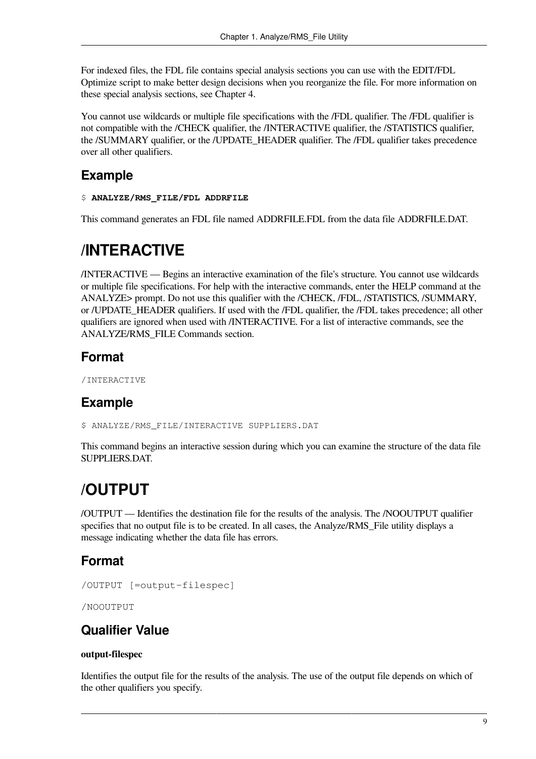For indexed files, the FDL file contains special analysis sections you can use with the EDIT/FDL Optimize script to make better design decisions when you reorganize the file. For more information on these special analysis sections, see Chapter 4.

You cannot use wildcards or multiple file specifications with the /FDL qualifier. The /FDL qualifier is not compatible with the /CHECK qualifier, the /INTERACTIVE qualifier, the /STATISTICS qualifier, the /SUMMARY qualifier, or the /UPDATE_HEADER qualifier. The /FDL qualifier takes precedence over all other qualifiers.

## Example

```
$ ANALYZE/RMS_FILE/FDL ADDRFILE
```

This command generates an FDL file named ADDRFILE.FDL from the data file ADDRFILE.DAT.

# /INTERACTIVE

/INTERACTIVE — Begins an interactive examination of the file's structure. You cannot use wildcards or multiple file specifications. For help with the interactive commands, enter the HELP command at the ANALYZE> prompt. Do not use this qualifier with the /CHECK, /FDL, /STATISTICS, /SUMMARY, or /UPDATE_HEADER qualifiers. If used with the /FDL qualifier, the /FDL takes precedence; all other qualifiers are ignored when used with /INTERACTIVE. For a list of interactive commands, see the ANALYZE/RMS_FILE Commands section.

## Format

```
/INTERACTIVE
```

## Example

```
$ ANALYZE/RMS_FILE/INTERACTIVE SUPPLIERS.DAT
```

This command begins an interactive session during which you can examine the structure of the data file SUPPLIERS.DAT.

# /OUTPUT

/OUTPUT — Identifies the destination file for the results of the analysis. The /NOOUTPUT qualifier specifies that no output file is to be created. In all cases, the Analyze/RMS_File utility displays a message indicating whether the data file has errors.

## Format

```
/OUTPUT [=output-filespec]
```

```
/NOOUTPUT
```

## Qualifier Value

**output-filespec**

Identifies the output file for the results of the analysis. The use of the output file depends on which of the other qualifiers you specify.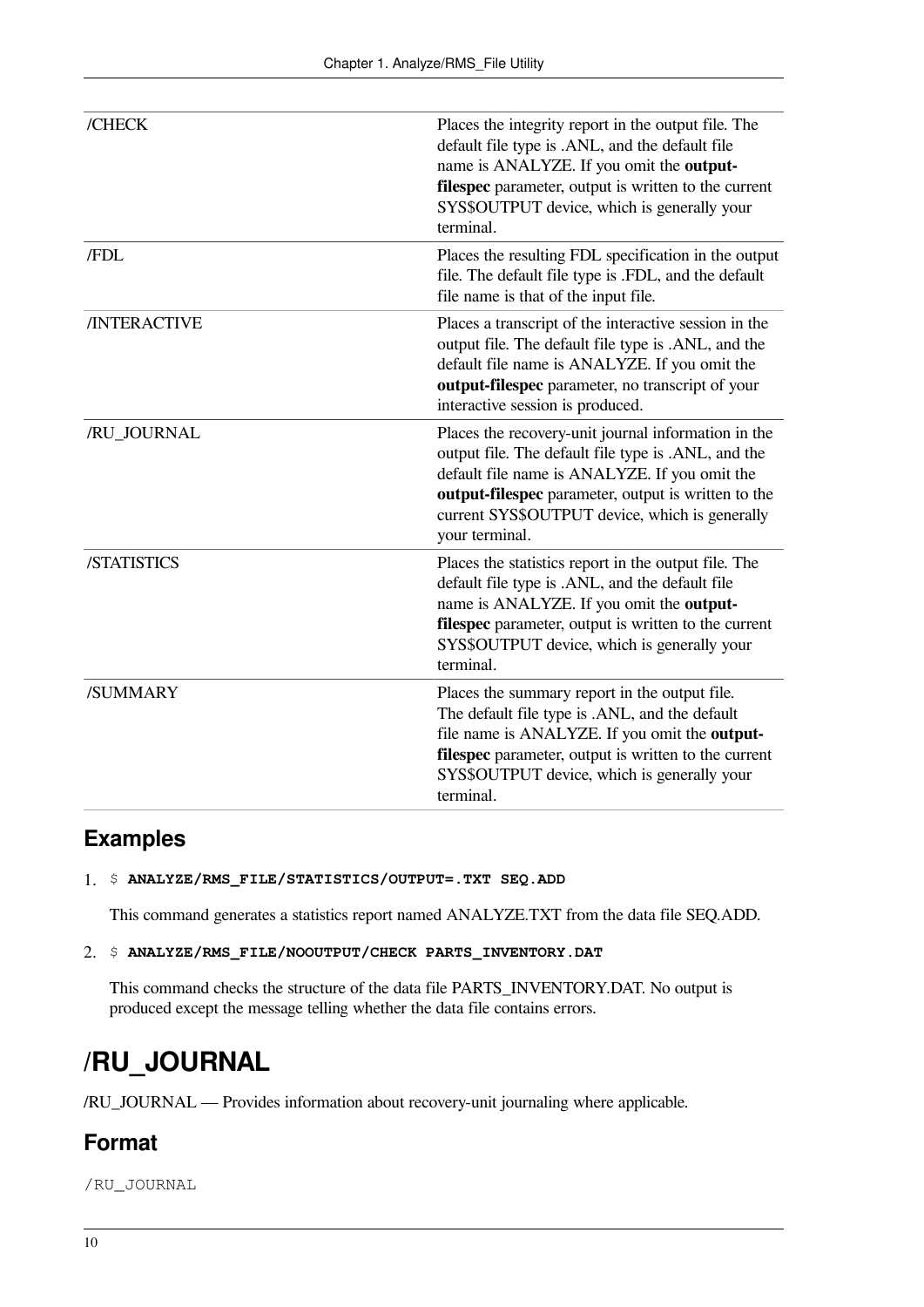| | |
|---|---|
| /CHECK | Places the integrity report in the output file. The default file type is .ANL, and the default file name is ANALYZE. If you omit the **output-filespec** parameter, output is written to the current SYS$OUTPUT device, which is generally your terminal. |
| /FDL | Places the resulting FDL specification in the output file. The default file type is .FDL, and the default file name is that of the input file. |
| /INTERACTIVE | Places a transcript of the interactive session in the output file. The default file type is .ANL, and the default file name is ANALYZE. If you omit the **output-filespec** parameter, no transcript of your interactive session is produced. |
| /RU_JOURNAL | Places the recovery-unit journal information in the output file. The default file type is .ANL, and the default file name is ANALYZE. If you omit the **output-filespec** parameter, output is written to the current SYS$OUTPUT device, which is generally your terminal. |
| /STATISTICS | Places the statistics report in the output file. The default file type is .ANL, and the default file name is ANALYZE. If you omit the **output-filespec** parameter, output is written to the current SYS$OUTPUT device, which is generally your terminal. |
| /SUMMARY | Places the summary report in the output file. The default file type is .ANL, and the default file name is ANALYZE. If you omit the **output-filespec** parameter, output is written to the current SYS$OUTPUT device, which is generally your terminal. |

## Examples

1. `$ ANALYZE/RMS_FILE/STATISTICS/OUTPUT=.TXT SEQ.ADD`

   This command generates a statistics report named ANALYZE.TXT from the data file SEQ.ADD.

2. `$ ANALYZE/RMS_FILE/NOOUTPUT/CHECK PARTS_INVENTORY.DAT`

   This command checks the structure of the data file PARTS_INVENTORY.DAT. No output is produced except the message telling whether the data file contains errors.

# /RU_JOURNAL

/RU_JOURNAL — Provides information about recovery-unit journaling where applicable.

## Format

```
/RU_JOURNAL
```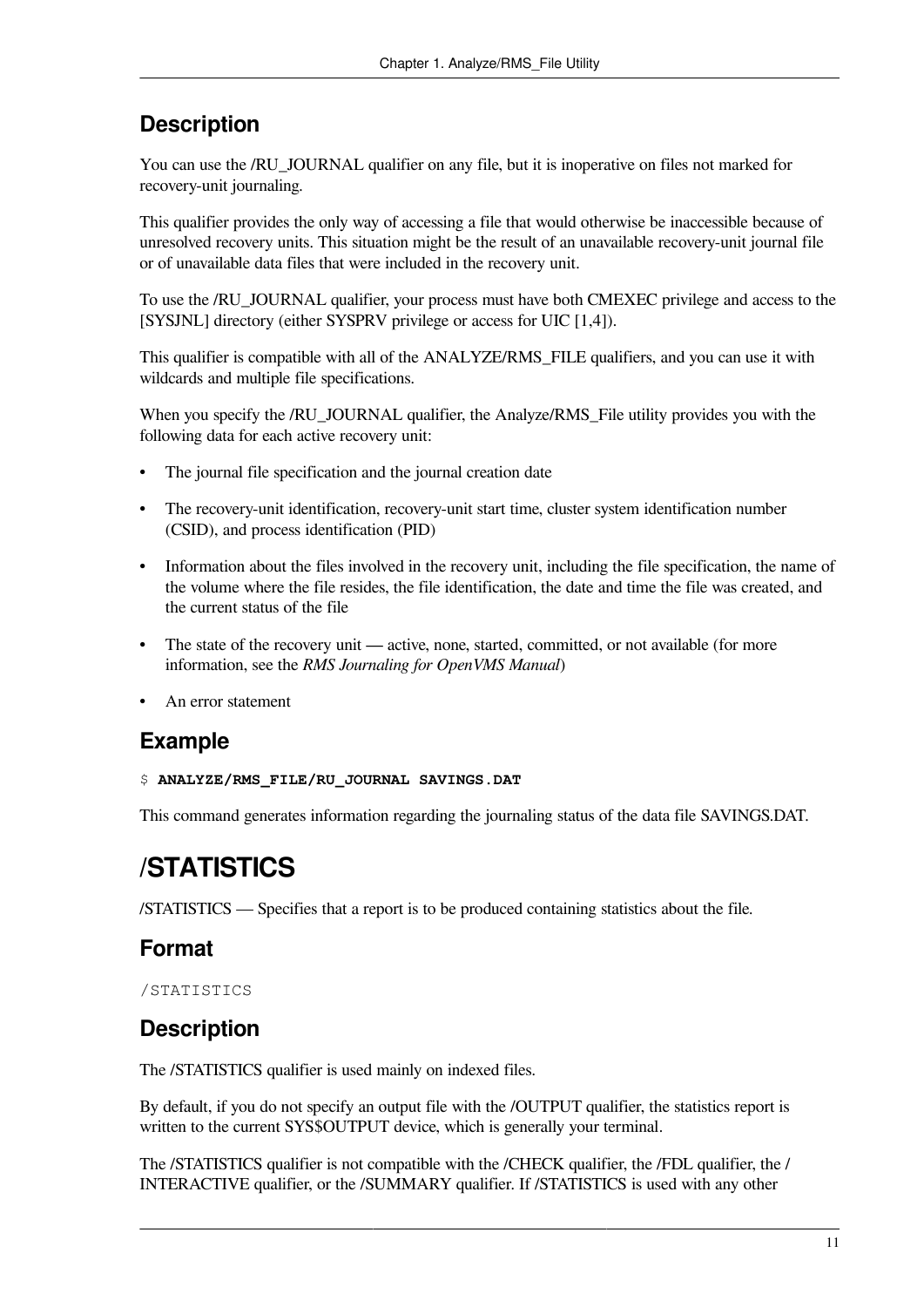## Description

You can use the /RU_JOURNAL qualifier on any file, but it is inoperative on files not marked for recovery-unit journaling.

This qualifier provides the only way of accessing a file that would otherwise be inaccessible because of unresolved recovery units. This situation might be the result of an unavailable recovery-unit journal file or of unavailable data files that were included in the recovery unit.

To use the /RU_JOURNAL qualifier, your process must have both CMEXEC privilege and access to the [SYSJNL] directory (either SYSPRV privilege or access for UIC [1,4]).

This qualifier is compatible with all of the ANALYZE/RMS_FILE qualifiers, and you can use it with wildcards and multiple file specifications.

When you specify the /RU_JOURNAL qualifier, the Analyze/RMS_File utility provides you with the following data for each active recovery unit:

- The journal file specification and the journal creation date
- The recovery-unit identification, recovery-unit start time, cluster system identification number (CSID), and process identification (PID)
- Information about the files involved in the recovery unit, including the file specification, the name of the volume where the file resides, the file identification, the date and time the file was created, and the current status of the file
- The state of the recovery unit — active, none, started, committed, or not available (for more information, see the *RMS Journaling for OpenVMS Manual*)
- An error statement

## Example

```
$ ANALYZE/RMS_FILE/RU_JOURNAL SAVINGS.DAT
```

This command generates information regarding the journaling status of the data file SAVINGS.DAT.

# /STATISTICS

/STATISTICS — Specifies that a report is to be produced containing statistics about the file.

## Format

```
/STATISTICS
```

## Description

The /STATISTICS qualifier is used mainly on indexed files.

By default, if you do not specify an output file with the /OUTPUT qualifier, the statistics report is written to the current SYS$OUTPUT device, which is generally your terminal.

The /STATISTICS qualifier is not compatible with the /CHECK qualifier, the /FDL qualifier, the /INTERACTIVE qualifier, or the /SUMMARY qualifier. If /STATISTICS is used with any other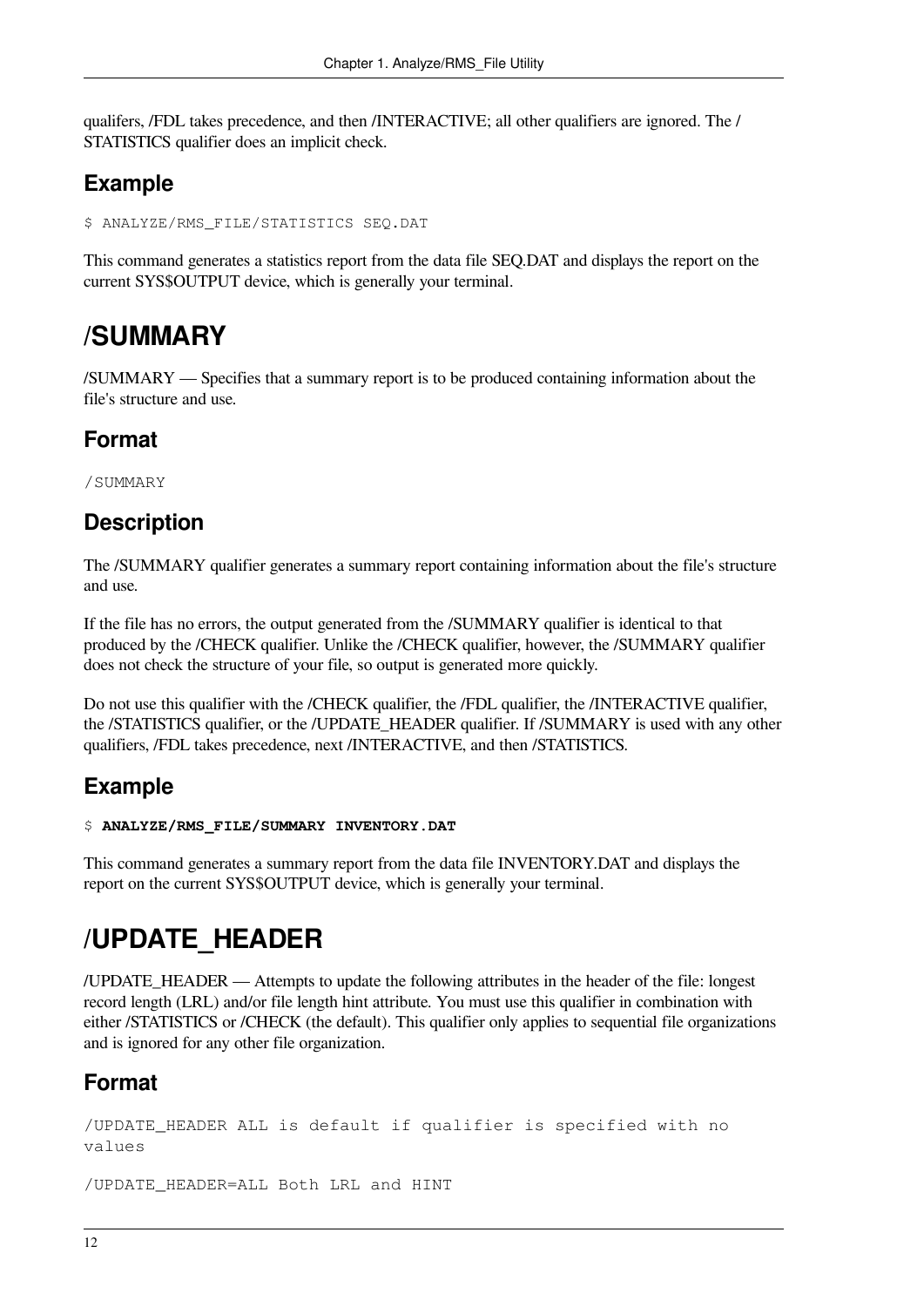qualifers, /FDL takes precedence, and then /INTERACTIVE; all other qualifiers are ignored. The /STATISTICS qualifier does an implicit check.

## Example

```
$ ANALYZE/RMS_FILE/STATISTICS SEQ.DAT
```

This command generates a statistics report from the data file SEQ.DAT and displays the report on the current SYS$OUTPUT device, which is generally your terminal.

# /SUMMARY

/SUMMARY — Specifies that a summary report is to be produced containing information about the file's structure and use.

## Format

```
/SUMMARY
```

## Description

The /SUMMARY qualifier generates a summary report containing information about the file's structure and use.

If the file has no errors, the output generated from the /SUMMARY qualifier is identical to that produced by the /CHECK qualifier. Unlike the /CHECK qualifier, however, the /SUMMARY qualifier does not check the structure of your file, so output is generated more quickly.

Do not use this qualifier with the /CHECK qualifier, the /FDL qualifier, the /INTERACTIVE qualifier, the /STATISTICS qualifier, or the /UPDATE_HEADER qualifier. If /SUMMARY is used with any other qualifiers, /FDL takes precedence, next /INTERACTIVE, and then /STATISTICS.

## Example

```
$ ANALYZE/RMS_FILE/SUMMARY INVENTORY.DAT
```

This command generates a summary report from the data file INVENTORY.DAT and displays the report on the current SYS$OUTPUT device, which is generally your terminal.

# /UPDATE_HEADER

/UPDATE_HEADER — Attempts to update the following attributes in the header of the file: longest record length (LRL) and/or file length hint attribute. You must use this qualifier in combination with either /STATISTICS or /CHECK (the default). This qualifier only applies to sequential file organizations and is ignored for any other file organization.

## Format

```
/UPDATE_HEADER ALL is default if qualifier is specified with no values

/UPDATE_HEADER=ALL Both LRL and HINT
```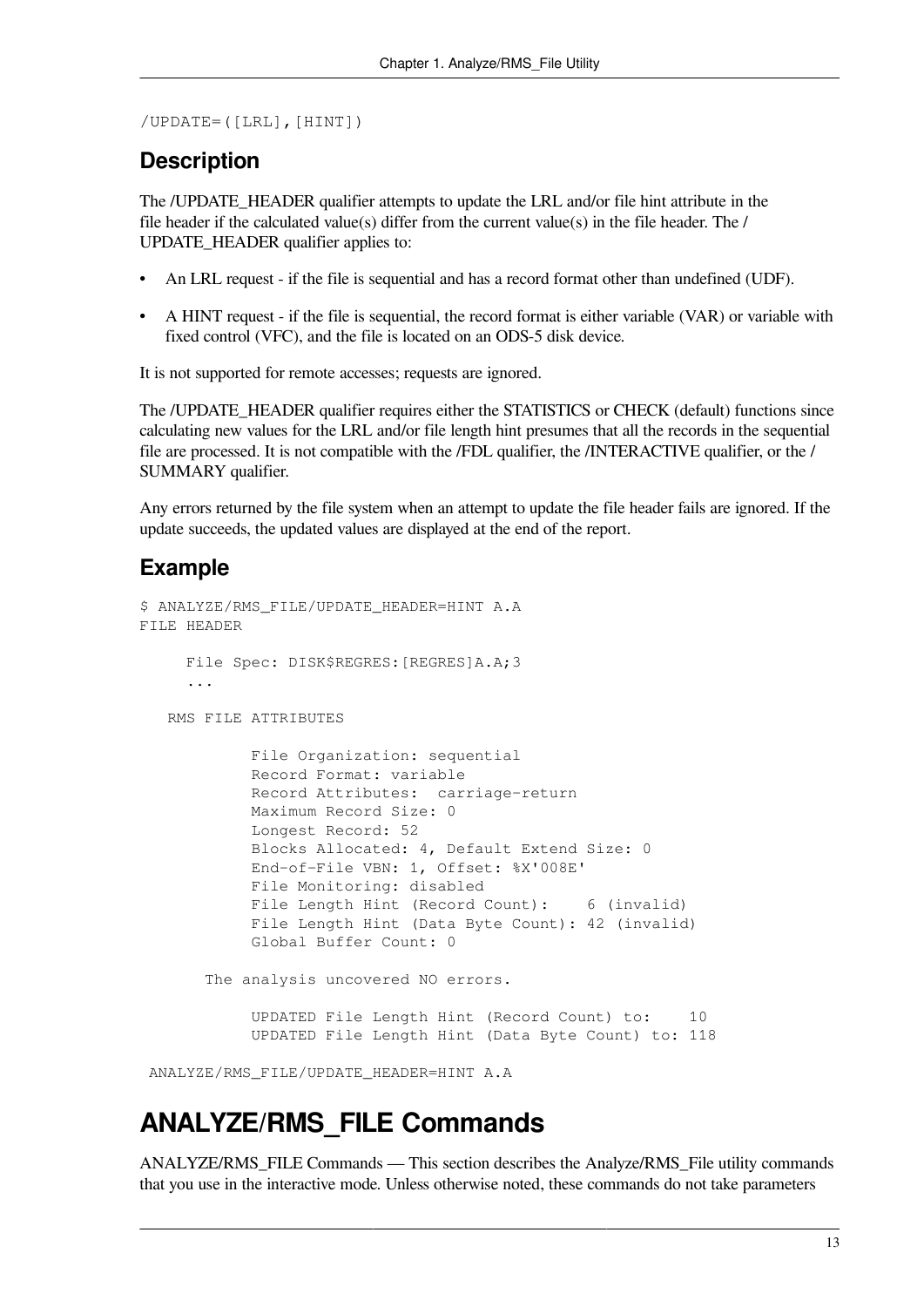```
/UPDATE=([LRL],[HINT])
```

### Description

The /UPDATE_HEADER qualifier attempts to update the LRL and/or file hint attribute in the file header if the calculated value(s) differ from the current value(s) in the file header. The /UPDATE_HEADER qualifier applies to:

- An LRL request - if the file is sequential and has a record format other than undefined (UDF).
- A HINT request - if the file is sequential, the record format is either variable (VAR) or variable with fixed control (VFC), and the file is located on an ODS-5 disk device.

It is not supported for remote accesses; requests are ignored.

The /UPDATE_HEADER qualifier requires either the STATISTICS or CHECK (default) functions since calculating new values for the LRL and/or file length hint presumes that all the records in the sequential file are processed. It is not compatible with the /FDL qualifier, the /INTERACTIVE qualifier, or the /SUMMARY qualifier.

Any errors returned by the file system when an attempt to update the file header fails are ignored. If the update succeeds, the updated values are displayed at the end of the report.

### Example

```
$ ANALYZE/RMS_FILE/UPDATE_HEADER=HINT A.A
FILE HEADER

     File Spec: DISK$REGRES:[REGRES]A.A;3
     ...

   RMS FILE ATTRIBUTES

            File Organization: sequential
            Record Format: variable
            Record Attributes:  carriage-return
            Maximum Record Size: 0
            Longest Record: 52
            Blocks Allocated: 4, Default Extend Size: 0
            End-of-File VBN: 1, Offset: %X'008E'
            File Monitoring: disabled
            File Length Hint (Record Count):    6 (invalid)
            File Length Hint (Data Byte Count): 42 (invalid)
            Global Buffer Count: 0

       The analysis uncovered NO errors.

            UPDATED File Length Hint (Record Count) to:    10
            UPDATED File Length Hint (Data Byte Count) to: 118
```

ANALYZE/RMS_FILE/UPDATE_HEADER=HINT A.A

## ANALYZE/RMS_FILE Commands

ANALYZE/RMS_FILE Commands — This section describes the Analyze/RMS_File utility commands that you use in the interactive mode. Unless otherwise noted, these commands do not take parameters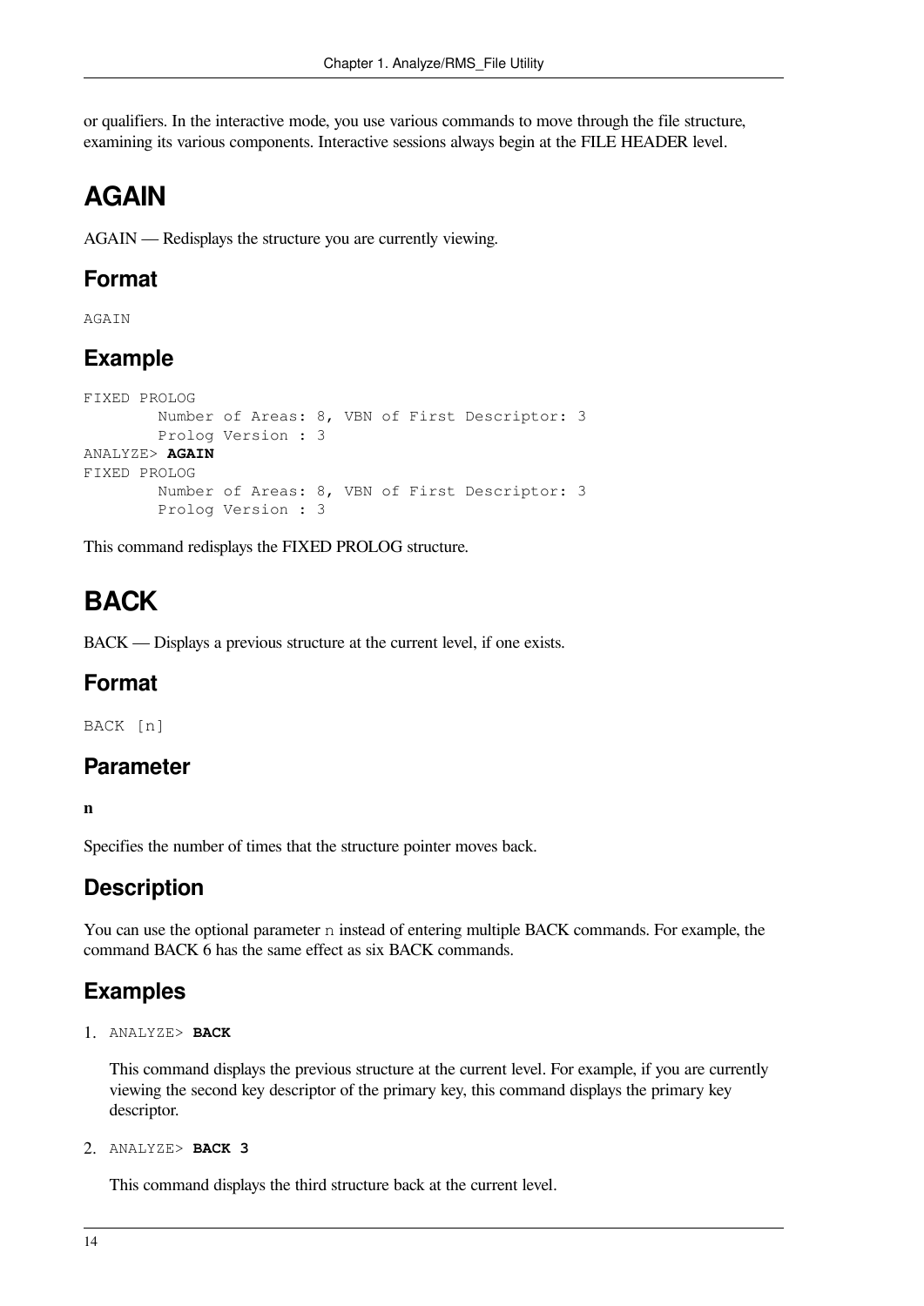or qualifiers. In the interactive mode, you use various commands to move through the file structure, examining its various components. Interactive sessions always begin at the FILE HEADER level.

# AGAIN

AGAIN — Redisplays the structure you are currently viewing.

## Format

```
AGAIN
```

## Example

```
FIXED PROLOG
        Number of Areas: 8, VBN of First Descriptor: 3
        Prolog Version : 3
ANALYZE> AGAIN
FIXED PROLOG
        Number of Areas: 8, VBN of First Descriptor: 3
        Prolog Version : 3
```

This command redisplays the FIXED PROLOG structure.

# BACK

BACK — Displays a previous structure at the current level, if one exists.

## Format

```
BACK [n]
```

## Parameter

**n**

Specifies the number of times that the structure pointer moves back.

## Description

You can use the optional parameter `n` instead of entering multiple BACK commands. For example, the command BACK 6 has the same effect as six BACK commands.

## Examples

1. `ANALYZE>` **`BACK`**

   This command displays the previous structure at the current level. For example, if you are currently viewing the second key descriptor of the primary key, this command displays the primary key descriptor.

2. `ANALYZE>` **`BACK 3`**

   This command displays the third structure back at the current level.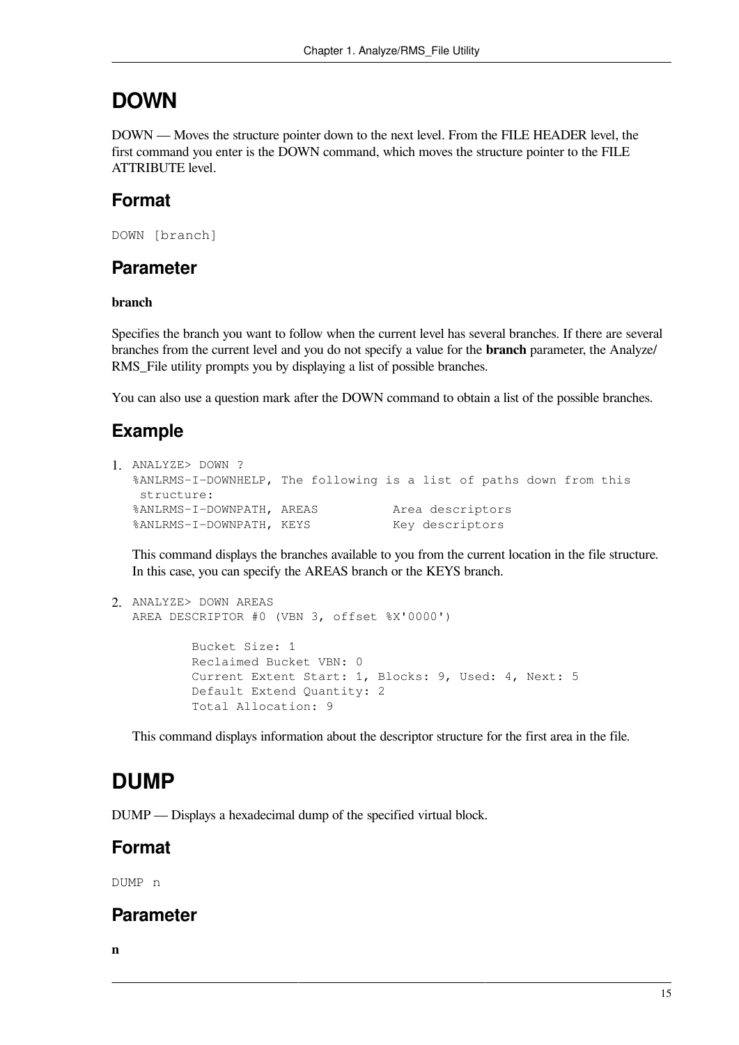# DOWN

DOWN — Moves the structure pointer down to the next level. From the FILE HEADER level, the first command you enter is the DOWN command, which moves the structure pointer to the FILE ATTRIBUTE level.

## Format

```
DOWN [branch]
```

## Parameter

**branch**

Specifies the branch you want to follow when the current level has several branches. If there are several branches from the current level and you do not specify a value for the **branch** parameter, the Analyze/RMS_File utility prompts you by displaying a list of possible branches.

You can also use a question mark after the DOWN command to obtain a list of the possible branches.

## Example

1. 
```
ANALYZE> DOWN ?
%ANLRMS-I-DOWNHELP, The following is a list of paths down from this
 structure:
%ANLRMS-I-DOWNPATH, AREAS          Area descriptors
%ANLRMS-I-DOWNPATH, KEYS           Key descriptors
```

   This command displays the branches available to you from the current location in the file structure. In this case, you can specify the AREAS branch or the KEYS branch.

2. 
```
ANALYZE> DOWN AREAS
AREA DESCRIPTOR #0 (VBN 3, offset %X'0000')

        Bucket Size: 1
        Reclaimed Bucket VBN: 0
        Current Extent Start: 1, Blocks: 9, Used: 4, Next: 5
        Default Extend Quantity: 2
        Total Allocation: 9
```

   This command displays information about the descriptor structure for the first area in the file.

# DUMP

DUMP — Displays a hexadecimal dump of the specified virtual block.

## Format

```
DUMP n
```

## Parameter

**n**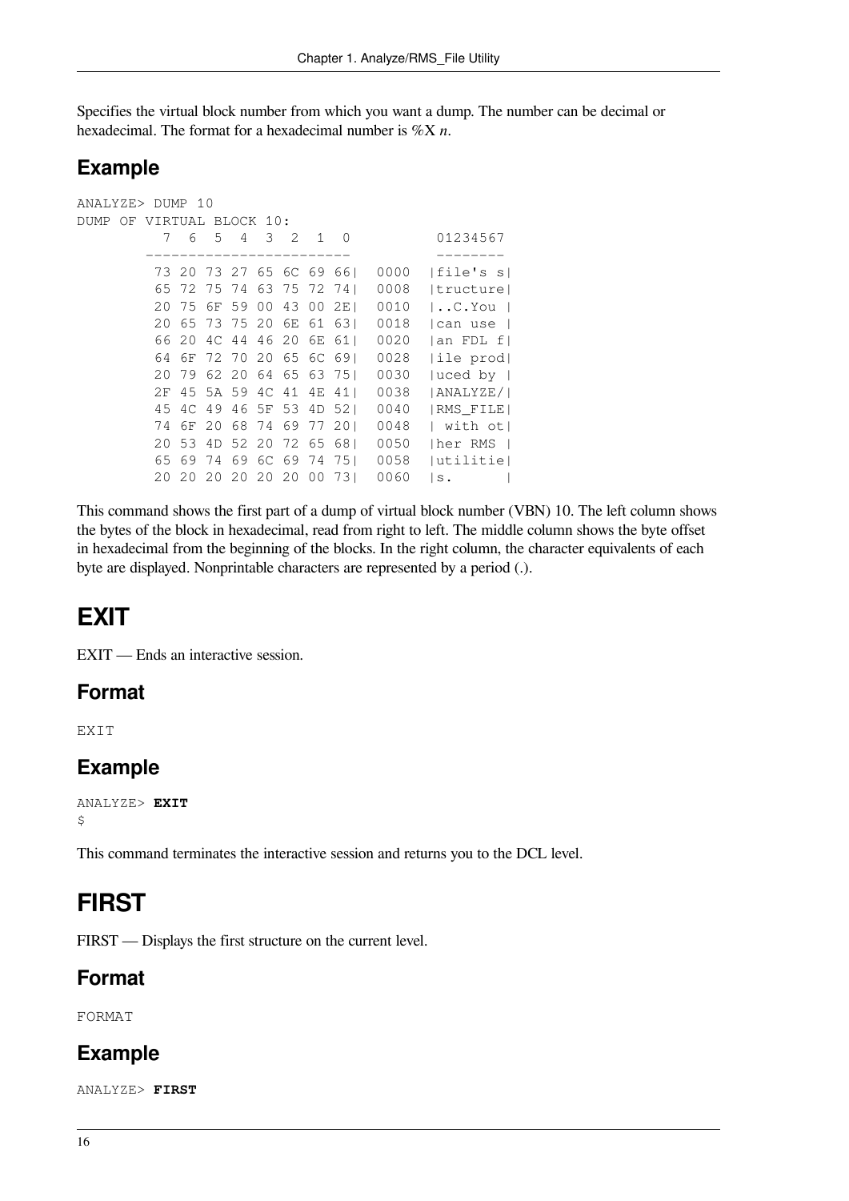Specifies the virtual block number from which you want a dump. The number can be decimal or hexadecimal. The format for a hexadecimal number is %X *n*.

## Example

```
ANALYZE> DUMP 10
DUMP OF VIRTUAL BLOCK 10:
          7  6  5  4  3  2  1  0          01234567
         ------------------------         --------
          73 20 73 27 65 6C 69 66|  0000  |file's s|
          65 72 75 74 63 75 72 74|  0008  |tructure|
          20 75 6F 59 00 43 00 2E|  0010  |..C.You |
          20 65 73 75 20 6E 61 63|  0018  |can use |
          66 20 4C 44 46 20 6E 61|  0020  |an FDL f|
          64 6F 72 70 20 65 6C 69|  0028  |ile prod|
          20 79 62 20 64 65 63 75|  0030  |uced by |
          2F 45 5A 59 4C 41 4E 41|  0038  |ANALYZE/|
          45 4C 49 46 5F 53 4D 52|  0040  |RMS_FILE|
          74 6F 20 68 74 69 77 20|  0048  | with ot|
          20 53 4D 52 20 72 65 68|  0050  |her RMS |
          65 69 74 69 6C 69 74 75|  0058  |utilitie|
          20 20 20 20 20 20 00 73|  0060  |s.      |
```

This command shows the first part of a dump of virtual block number (VBN) 10. The left column shows the bytes of the block in hexadecimal, read from right to left. The middle column shows the byte offset in hexadecimal from the beginning of the blocks. In the right column, the character equivalents of each byte are displayed. Nonprintable characters are represented by a period (.).

# EXIT

EXIT — Ends an interactive session.

## Format

```
EXIT
```

## Example

```
ANALYZE> EXIT
$
```

This command terminates the interactive session and returns you to the DCL level.

# FIRST

FIRST — Displays the first structure on the current level.

## Format

```
FORMAT
```

## Example

```
ANALYZE> FIRST
```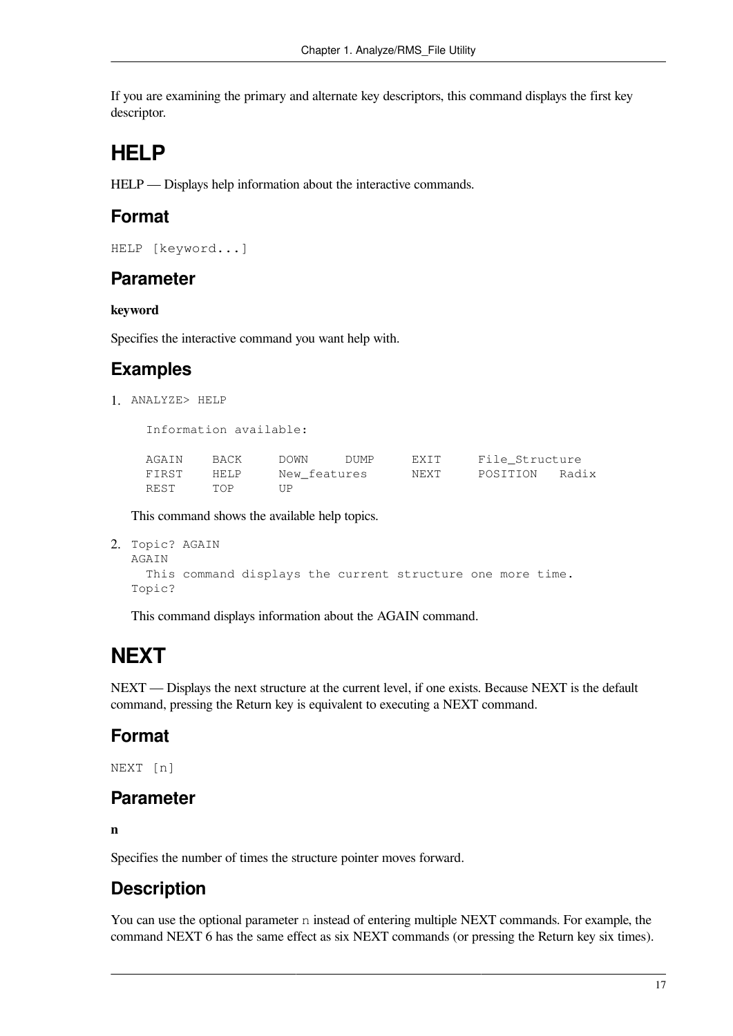If you are examining the primary and alternate key descriptors, this command displays the first key descriptor.

# HELP

HELP — Displays help information about the interactive commands.

## Format

```
HELP [keyword...]
```

## Parameter

**keyword**

Specifies the interactive command you want help with.

## Examples

1. 
```
ANALYZE> HELP

  Information available:

  AGAIN    BACK     DOWN     DUMP     EXIT     File_Structure
  FIRST    HELP     New_features      NEXT     POSITION   Radix
  REST     TOP      UP
```

   This command shows the available help topics.

2. 
```
Topic? AGAIN
AGAIN
  This command displays the current structure one more time.
Topic?
```

   This command displays information about the AGAIN command.

# NEXT

NEXT — Displays the next structure at the current level, if one exists. Because NEXT is the default command, pressing the Return key is equivalent to executing a NEXT command.

## Format

```
NEXT [n]
```

## Parameter

**n**

Specifies the number of times the structure pointer moves forward.

## Description

You can use the optional parameter `n` instead of entering multiple NEXT commands. For example, the command NEXT 6 has the same effect as six NEXT commands (or pressing the Return key six times).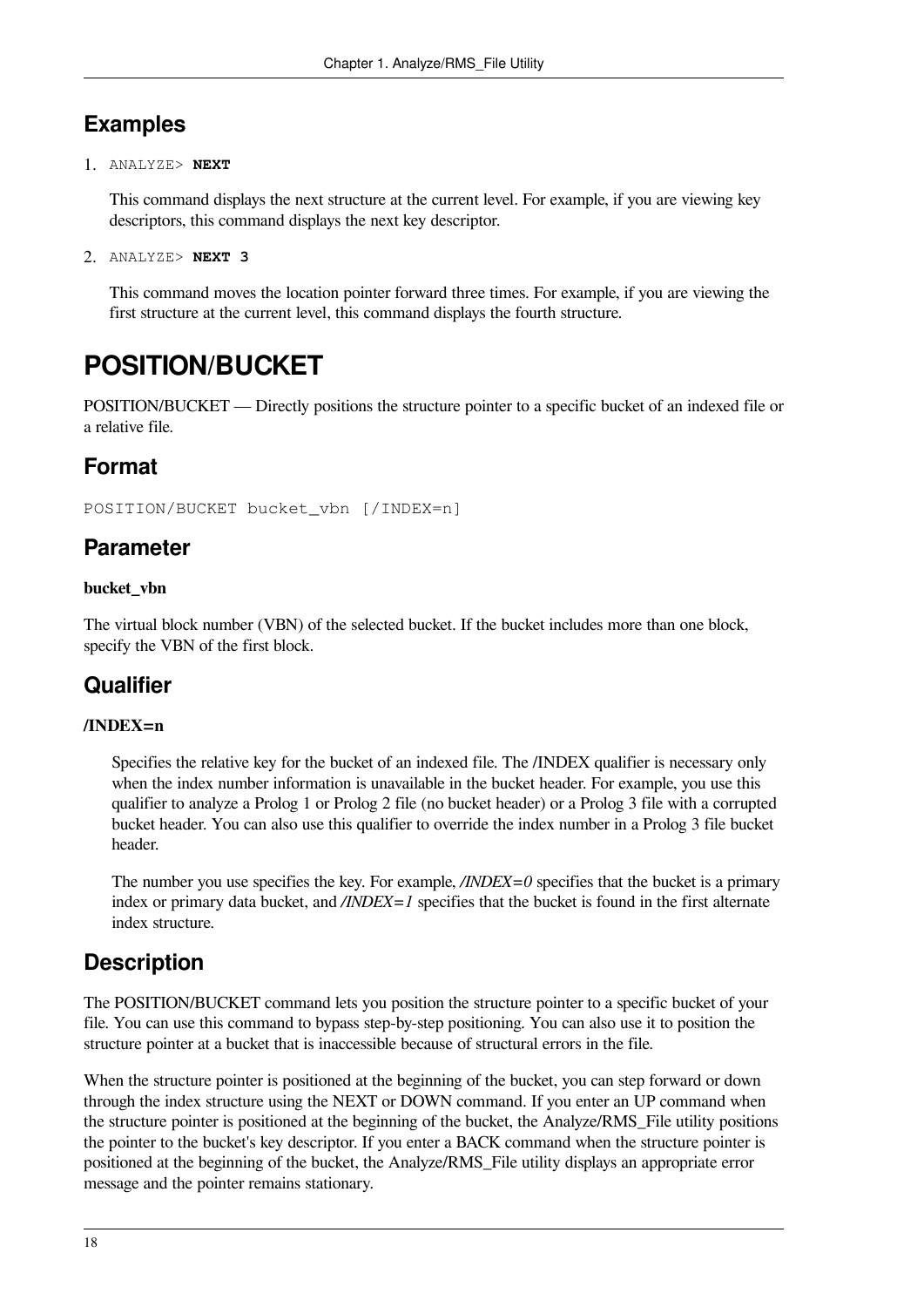## Examples

1. `ANALYZE>` **`NEXT`**

   This command displays the next structure at the current level. For example, if you are viewing key descriptors, this command displays the next key descriptor.

2. `ANALYZE>` **`NEXT 3`**

   This command moves the location pointer forward three times. For example, if you are viewing the first structure at the current level, this command displays the fourth structure.

# POSITION/BUCKET

POSITION/BUCKET — Directly positions the structure pointer to a specific bucket of an indexed file or a relative file.

## Format

```
POSITION/BUCKET bucket_vbn [/INDEX=n]
```

## Parameter

**bucket_vbn**

The virtual block number (VBN) of the selected bucket. If the bucket includes more than one block, specify the VBN of the first block.

## Qualifier

**/INDEX=n**

Specifies the relative key for the bucket of an indexed file. The /INDEX qualifier is necessary only when the index number information is unavailable in the bucket header. For example, you use this qualifier to analyze a Prolog 1 or Prolog 2 file (no bucket header) or a Prolog 3 file with a corrupted bucket header. You can also use this qualifier to override the index number in a Prolog 3 file bucket header.

The number you use specifies the key. For example, */INDEX=0* specifies that the bucket is a primary index or primary data bucket, and */INDEX=1* specifies that the bucket is found in the first alternate index structure.

## Description

The POSITION/BUCKET command lets you position the structure pointer to a specific bucket of your file. You can use this command to bypass step-by-step positioning. You can also use it to position the structure pointer at a bucket that is inaccessible because of structural errors in the file.

When the structure pointer is positioned at the beginning of the bucket, you can step forward or down through the index structure using the NEXT or DOWN command. If you enter an UP command when the structure pointer is positioned at the beginning of the bucket, the Analyze/RMS_File utility positions the pointer to the bucket's key descriptor. If you enter a BACK command when the structure pointer is positioned at the beginning of the bucket, the Analyze/RMS_File utility displays an appropriate error message and the pointer remains stationary.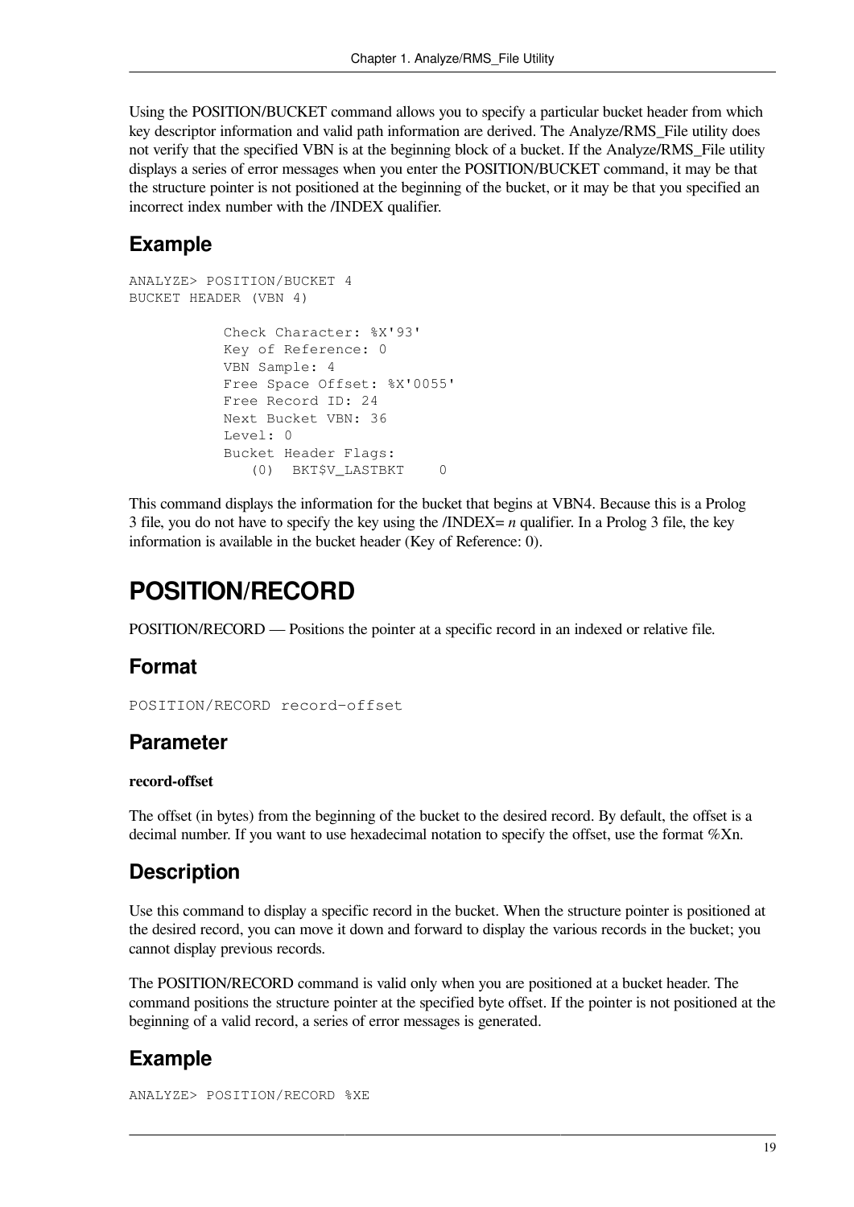Using the POSITION/BUCKET command allows you to specify a particular bucket header from which key descriptor information and valid path information are derived. The Analyze/RMS_File utility does not verify that the specified VBN is at the beginning block of a bucket. If the Analyze/RMS_File utility displays a series of error messages when you enter the POSITION/BUCKET command, it may be that the structure pointer is not positioned at the beginning of the bucket, or it may be that you specified an incorrect index number with the /INDEX qualifier.

## Example

```
ANALYZE> POSITION/BUCKET 4
BUCKET HEADER (VBN 4)

           Check Character: %X'93'
           Key of Reference: 0
           VBN Sample: 4
           Free Space Offset: %X'0055'
           Free Record ID: 24
           Next Bucket VBN: 36
           Level: 0
           Bucket Header Flags:
              (0)  BKT$V_LASTBKT    0
```

This command displays the information for the bucket that begins at VBN4. Because this is a Prolog 3 file, you do not have to specify the key using the /INDEX= *n* qualifier. In a Prolog 3 file, the key information is available in the bucket header (Key of Reference: 0).

# POSITION/RECORD

POSITION/RECORD — Positions the pointer at a specific record in an indexed or relative file.

## Format

```
POSITION/RECORD record-offset
```

## Parameter

**record-offset**

The offset (in bytes) from the beginning of the bucket to the desired record. By default, the offset is a decimal number. If you want to use hexadecimal notation to specify the offset, use the format %Xn.

## Description

Use this command to display a specific record in the bucket. When the structure pointer is positioned at the desired record, you can move it down and forward to display the various records in the bucket; you cannot display previous records.

The POSITION/RECORD command is valid only when you are positioned at a bucket header. The command positions the structure pointer at the specified byte offset. If the pointer is not positioned at the beginning of a valid record, a series of error messages is generated.

## Example

```
ANALYZE> POSITION/RECORD %XE
```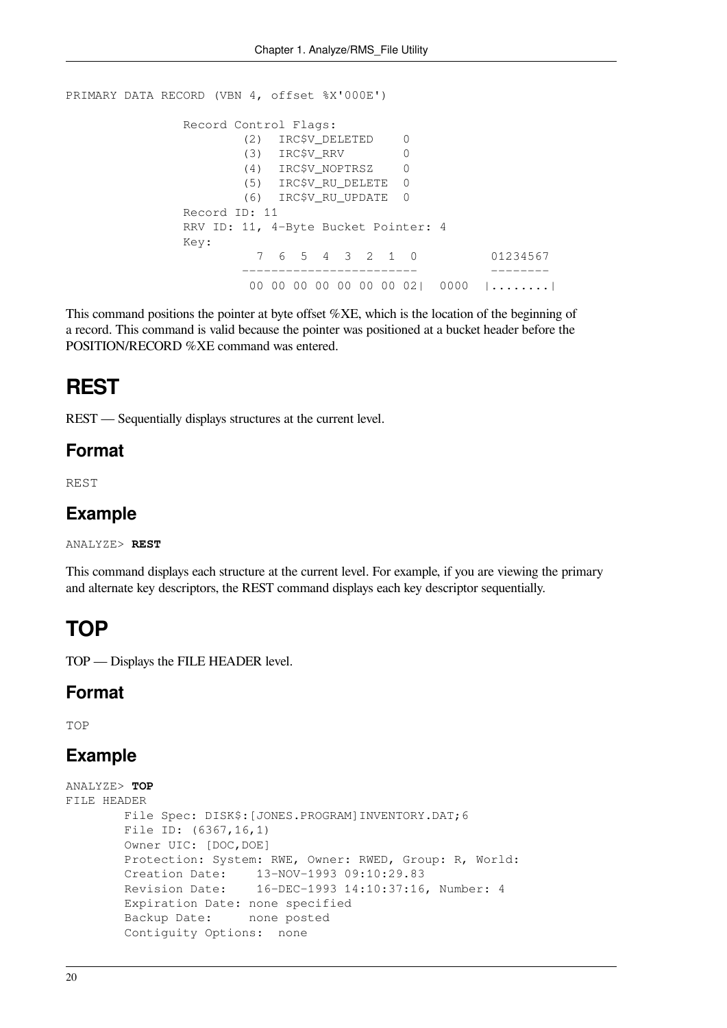```
PRIMARY DATA RECORD (VBN 4, offset %X'000E')

                Record Control Flags:
                        (2)  IRC$V_DELETED    0
                        (3)  IRC$V_RRV        0
                        (4)  IRC$V_NOPTRSZ    0
                        (5)  IRC$V_RU_DELETE  0
                        (6)  IRC$V_RU_UPDATE  0
                Record ID: 11
                RRV ID: 11, 4-Byte Bucket Pointer: 4
                Key:
                          7  6  5  4  3  2  1  0          01234567
                        ------------------------          --------
                         00 00 00 00 00 00 00 02|  0000  |........|
```

This command positions the pointer at byte offset %XE, which is the location of the beginning of a record. This command is valid because the pointer was positioned at a bucket header before the POSITION/RECORD %XE command was entered.

# REST

REST — Sequentially displays structures at the current level.

## Format

```
REST
```

## Example

```
ANALYZE> REST
```

This command displays each structure at the current level. For example, if you are viewing the primary and alternate key descriptors, the REST command displays each key descriptor sequentially.

# TOP

TOP — Displays the FILE HEADER level.

## Format

```
TOP
```

## Example

```
ANALYZE> TOP
FILE HEADER
        File Spec: DISK$:[JONES.PROGRAM]INVENTORY.DAT;6
        File ID: (6367,16,1)
        Owner UIC: [DOC,DOE]
        Protection: System: RWE, Owner: RWED, Group: R, World:
        Creation Date:    13-NOV-1993 09:10:29.83
        Revision Date:    16-DEC-1993 14:10:37:16, Number: 4
        Expiration Date: none specified
        Backup Date:     none posted
        Contiguity Options:  none
```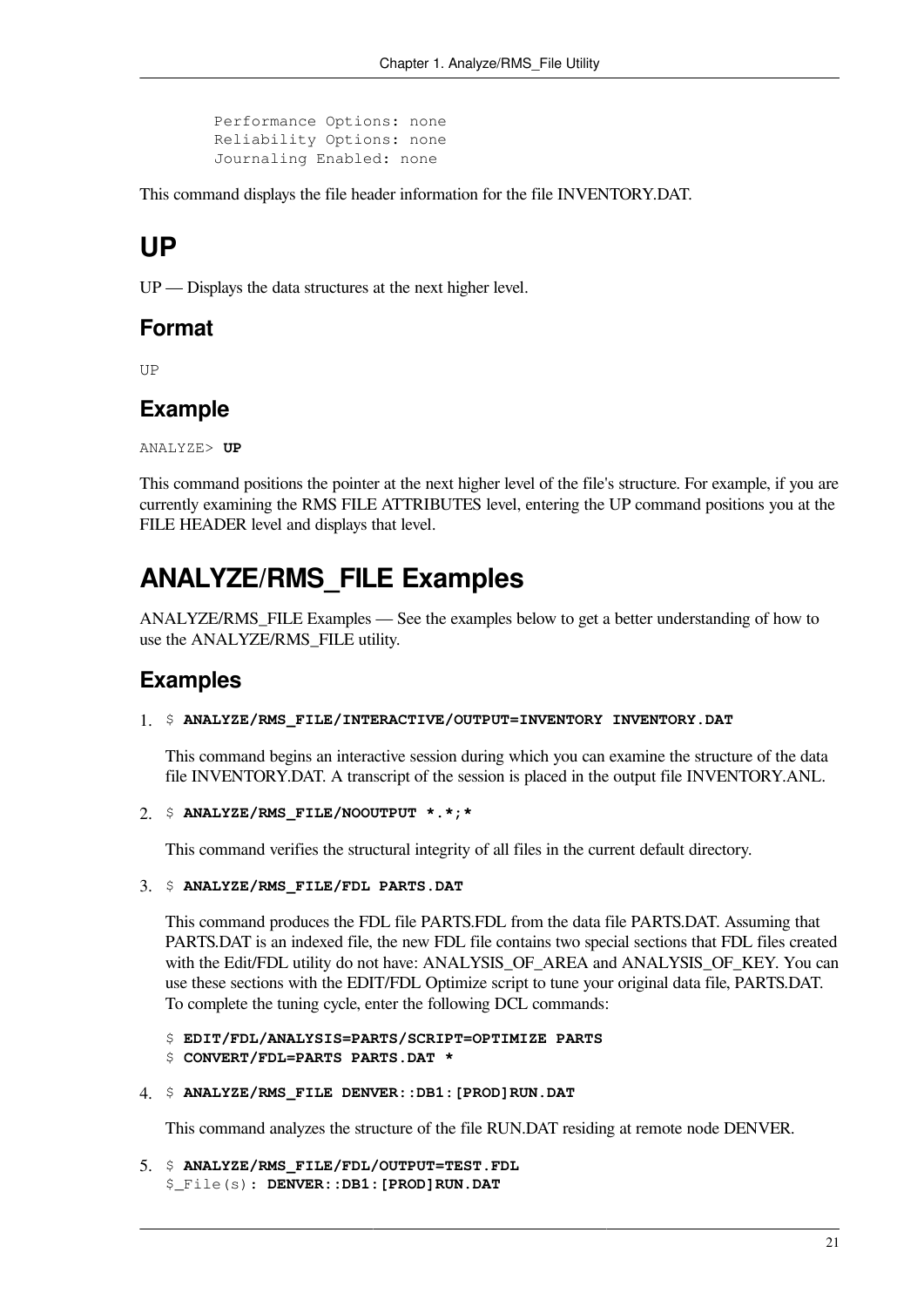```
Performance Options: none
Reliability Options: none
Journaling Enabled: none
```

This command displays the file header information for the file INVENTORY.DAT.

# UP

UP — Displays the data structures at the next higher level.

## Format

```
UP
```

## Example

```
ANALYZE> UP
```

This command positions the pointer at the next higher level of the file's structure. For example, if you are currently examining the RMS FILE ATTRIBUTES level, entering the UP command positions you at the FILE HEADER level and displays that level.

# ANALYZE/RMS_FILE Examples

ANALYZE/RMS_FILE Examples — See the examples below to get a better understanding of how to use the ANALYZE/RMS_FILE utility.

## Examples

1. 
   ```
   $ ANALYZE/RMS_FILE/INTERACTIVE/OUTPUT=INVENTORY INVENTORY.DAT
   ```

   This command begins an interactive session during which you can examine the structure of the data file INVENTORY.DAT. A transcript of the session is placed in the output file INVENTORY.ANL.

2. 
   ```
   $ ANALYZE/RMS_FILE/NOOUTPUT *.*;*
   ```

   This command verifies the structural integrity of all files in the current default directory.

3. 
   ```
   $ ANALYZE/RMS_FILE/FDL PARTS.DAT
   ```

   This command produces the FDL file PARTS.FDL from the data file PARTS.DAT. Assuming that PARTS.DAT is an indexed file, the new FDL file contains two special sections that FDL files created with the Edit/FDL utility do not have: ANALYSIS_OF_AREA and ANALYSIS_OF_KEY. You can use these sections with the EDIT/FDL Optimize script to tune your original data file, PARTS.DAT. To complete the tuning cycle, enter the following DCL commands:

   ```
   $ EDIT/FDL/ANALYSIS=PARTS/SCRIPT=OPTIMIZE PARTS
   $ CONVERT/FDL=PARTS PARTS.DAT *
   ```

4. 
   ```
   $ ANALYZE/RMS_FILE DENVER::DB1:[PROD]RUN.DAT
   ```

   This command analyzes the structure of the file RUN.DAT residing at remote node DENVER.

5. 
   ```
   $ ANALYZE/RMS_FILE/FDL/OUTPUT=TEST.FDL
   $_File(s): DENVER::DB1:[PROD]RUN.DAT
   ```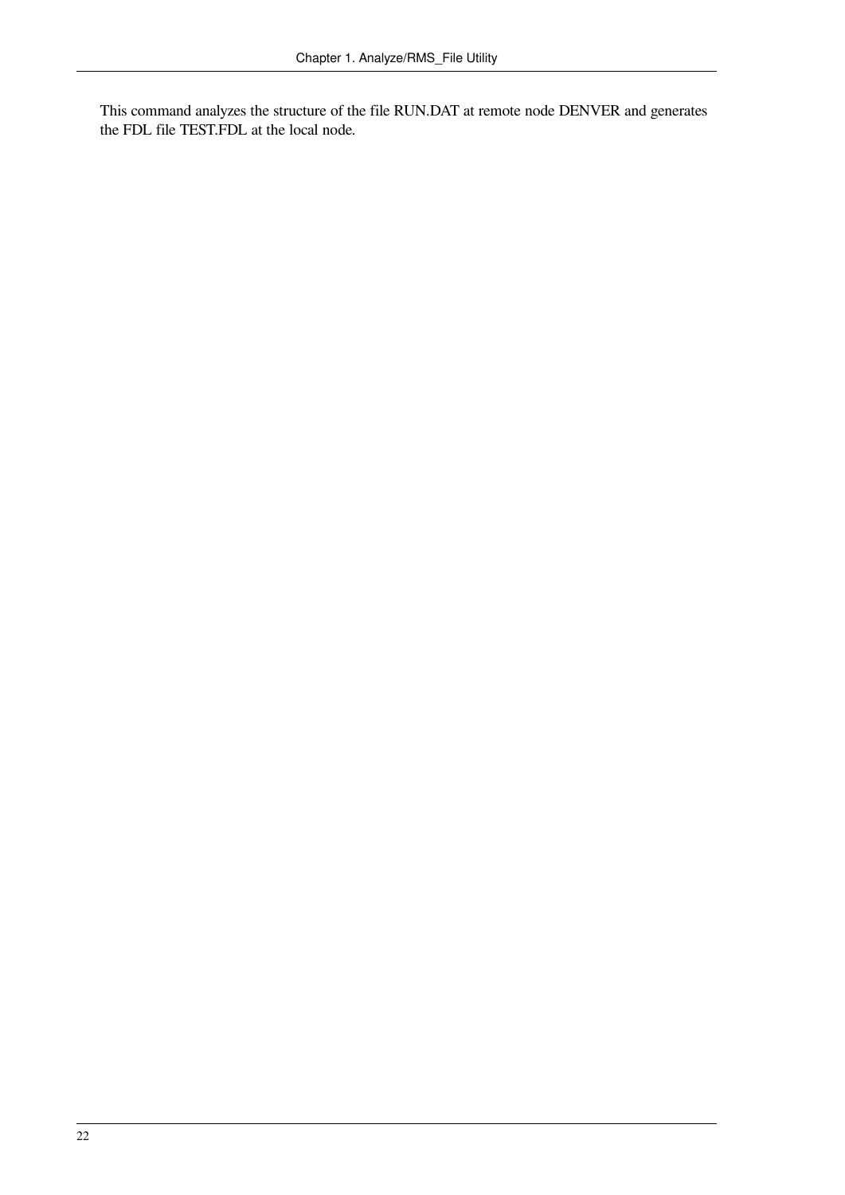This command analyzes the structure of the file RUN.DAT at remote node DENVER and generates the FDL file TEST.FDL at the local node.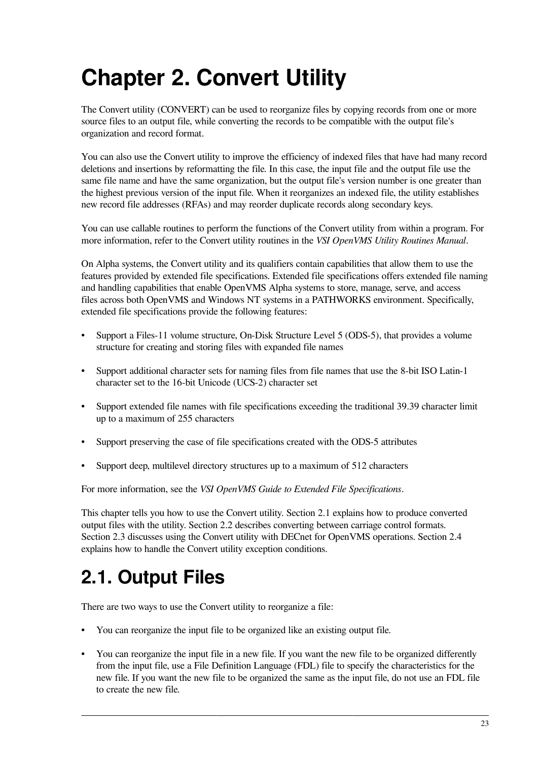# Chapter 2. Convert Utility

The Convert utility (CONVERT) can be used to reorganize files by copying records from one or more source files to an output file, while converting the records to be compatible with the output file's organization and record format.

You can also use the Convert utility to improve the efficiency of indexed files that have had many record deletions and insertions by reformatting the file. In this case, the input file and the output file use the same file name and have the same organization, but the output file's version number is one greater than the highest previous version of the input file. When it reorganizes an indexed file, the utility establishes new record file addresses (RFAs) and may reorder duplicate records along secondary keys.

You can use callable routines to perform the functions of the Convert utility from within a program. For more information, refer to the Convert utility routines in the *VSI OpenVMS Utility Routines Manual*.

On Alpha systems, the Convert utility and its qualifiers contain capabilities that allow them to use the features provided by extended file specifications. Extended file specifications offers extended file naming and handling capabilities that enable OpenVMS Alpha systems to store, manage, serve, and access files across both OpenVMS and Windows NT systems in a PATHWORKS environment. Specifically, extended file specifications provide the following features:

- Support a Files-11 volume structure, On-Disk Structure Level 5 (ODS-5), that provides a volume structure for creating and storing files with expanded file names
- Support additional character sets for naming files from file names that use the 8-bit ISO Latin-1 character set to the 16-bit Unicode (UCS-2) character set
- Support extended file names with file specifications exceeding the traditional 39.39 character limit up to a maximum of 255 characters
- Support preserving the case of file specifications created with the ODS-5 attributes
- Support deep, multilevel directory structures up to a maximum of 512 characters

For more information, see the *VSI OpenVMS Guide to Extended File Specifications*.

This chapter tells you how to use the Convert utility. Section 2.1 explains how to produce converted output files with the utility. Section 2.2 describes converting between carriage control formats. Section 2.3 discusses using the Convert utility with DECnet for OpenVMS operations. Section 2.4 explains how to handle the Convert utility exception conditions.

## 2.1. Output Files

There are two ways to use the Convert utility to reorganize a file:

- You can reorganize the input file to be organized like an existing output file.
- You can reorganize the input file in a new file. If you want the new file to be organized differently from the input file, use a File Definition Language (FDL) file to specify the characteristics for the new file. If you want the new file to be organized the same as the input file, do not use an FDL file to create the new file.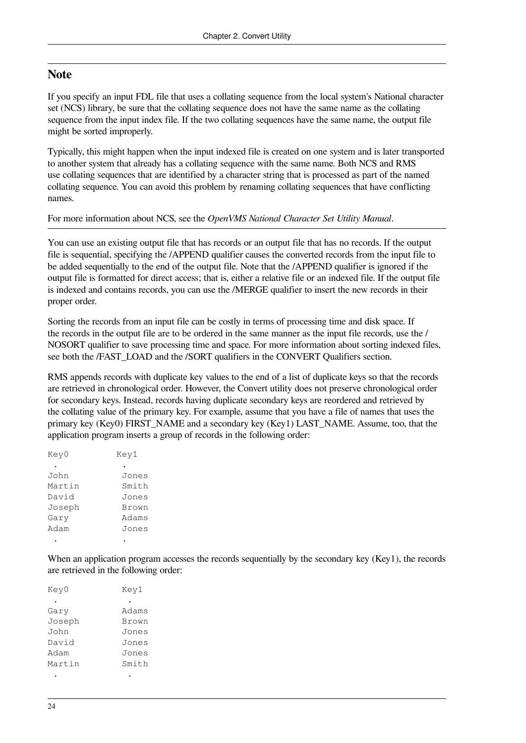## Note

If you specify an input FDL file that uses a collating sequence from the local system's National character set (NCS) library, be sure that the collating sequence does not have the same name as the collating sequence from the input index file. If the two collating sequences have the same name, the output file might be sorted improperly.

Typically, this might happen when the input indexed file is created on one system and is later transported to another system that already has a collating sequence with the same name. Both NCS and RMS use collating sequences that are identified by a character string that is processed as part of the named collating sequence. You can avoid this problem by renaming collating sequences that have conflicting names.

For more information about NCS, see the *OpenVMS National Character Set Utility Manual*.

---

You can use an existing output file that has records or an output file that has no records. If the output file is sequential, specifying the /APPEND qualifier causes the converted records from the input file to be added sequentially to the end of the output file. Note that the /APPEND qualifier is ignored if the output file is formatted for direct access; that is, either a relative file or an indexed file. If the output file is indexed and contains records, you can use the /MERGE qualifier to insert the new records in their proper order.

Sorting the records from an input file can be costly in terms of processing time and disk space. If the records in the output file are to be ordered in the same manner as the input file records, use the /NOSORT qualifier to save processing time and space. For more information about sorting indexed files, see both the /FAST_LOAD and the /SORT qualifiers in the CONVERT Qualifiers section.

RMS appends records with duplicate key values to the end of a list of duplicate keys so that the records are retrieved in chronological order. However, the Convert utility does not preserve chronological order for secondary keys. Instead, records having duplicate secondary keys are reordered and retrieved by the collating value of the primary key. For example, assume that you have a file of names that uses the primary key (Key0) FIRST_NAME and a secondary key (Key1) LAST_NAME. Assume, too, that the application program inserts a group of records in the following order:

```
Key0          Key1
 .             .
John           Jones
Martin         Smith
David          Jones
Joseph         Brown
Gary           Adams
Adam           Jones
 .             .
```

When an application program accesses the records sequentially by the secondary key (Key1), the records are retrieved in the following order:

```
Key0           Key1
 .              .
Gary           Adams
Joseph         Brown
John           Jones
David          Jones
Adam           Jones
Martin         Smith
 .              .
```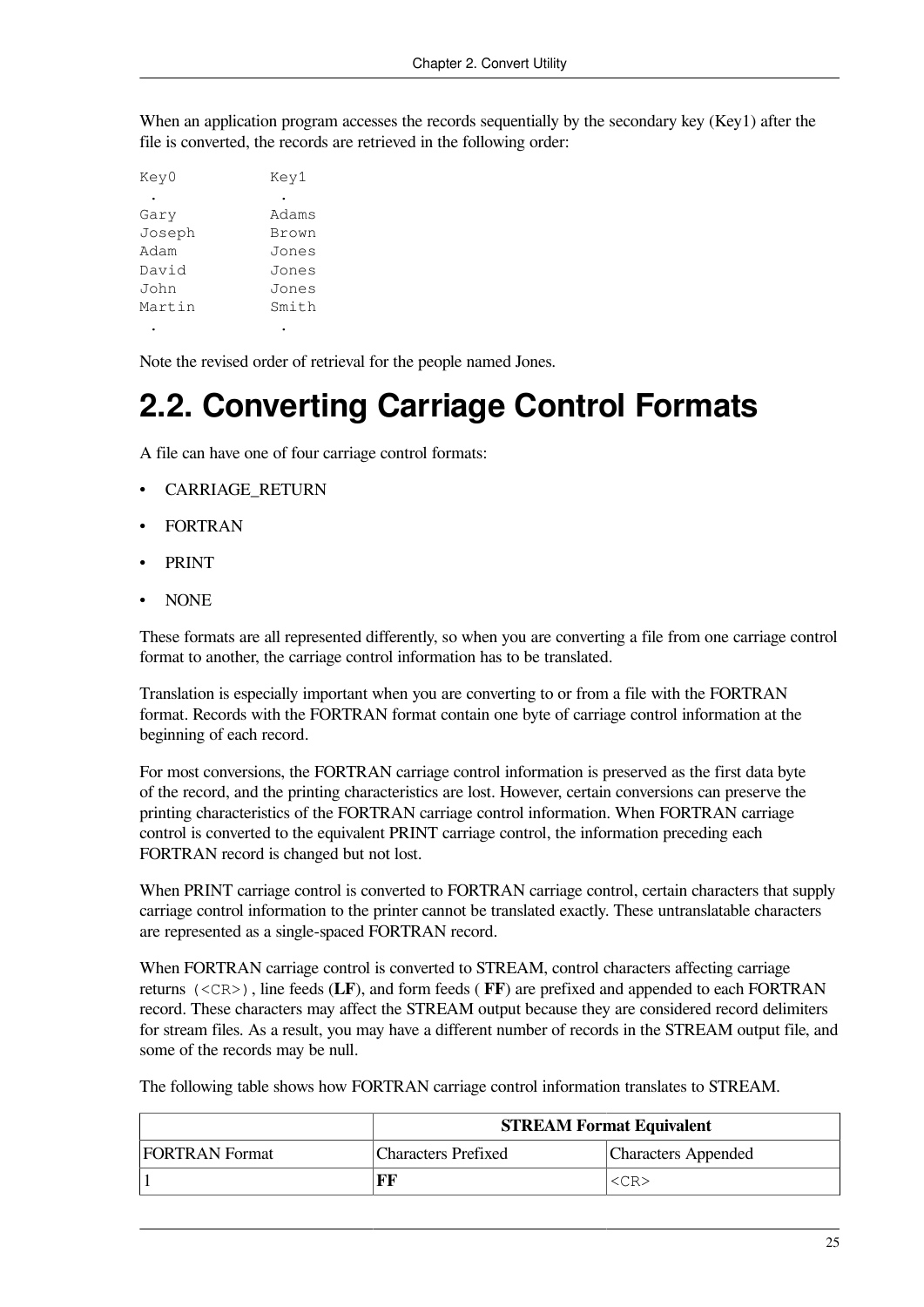When an application program accesses the records sequentially by the secondary key (Key1) after the file is converted, the records are retrieved in the following order:

```
Key0          Key1
 .             .
Gary          Adams
Joseph        Brown
Adam          Jones
David         Jones
John          Jones
Martin        Smith
 .             .
```

Note the revised order of retrieval for the people named Jones.

## 2.2. Converting Carriage Control Formats

A file can have one of four carriage control formats:

- CARRIAGE_RETURN
- FORTRAN
- PRINT
- NONE

These formats are all represented differently, so when you are converting a file from one carriage control format to another, the carriage control information has to be translated.

Translation is especially important when you are converting to or from a file with the FORTRAN format. Records with the FORTRAN format contain one byte of carriage control information at the beginning of each record.

For most conversions, the FORTRAN carriage control information is preserved as the first data byte of the record, and the printing characteristics are lost. However, certain conversions can preserve the printing characteristics of the FORTRAN carriage control information. When FORTRAN carriage control is converted to the equivalent PRINT carriage control, the information preceding each FORTRAN record is changed but not lost.

When PRINT carriage control is converted to FORTRAN carriage control, certain characters that supply carriage control information to the printer cannot be translated exactly. These untranslatable characters are represented as a single-spaced FORTRAN record.

When FORTRAN carriage control is converted to STREAM, control characters affecting carriage returns `(<CR>)`, line feeds (**LF**), and form feeds ( **FF**) are prefixed and appended to each FORTRAN record. These characters may affect the STREAM output because they are considered record delimiters for stream files. As a result, you may have a different number of records in the STREAM output file, and some of the records may be null.

The following table shows how FORTRAN carriage control information translates to STREAM.

| | **STREAM Format Equivalent** | |
|---|---|---|
| FORTRAN Format | Characters Prefixed | Characters Appended |
| 1 | **FF** | `<CR>` |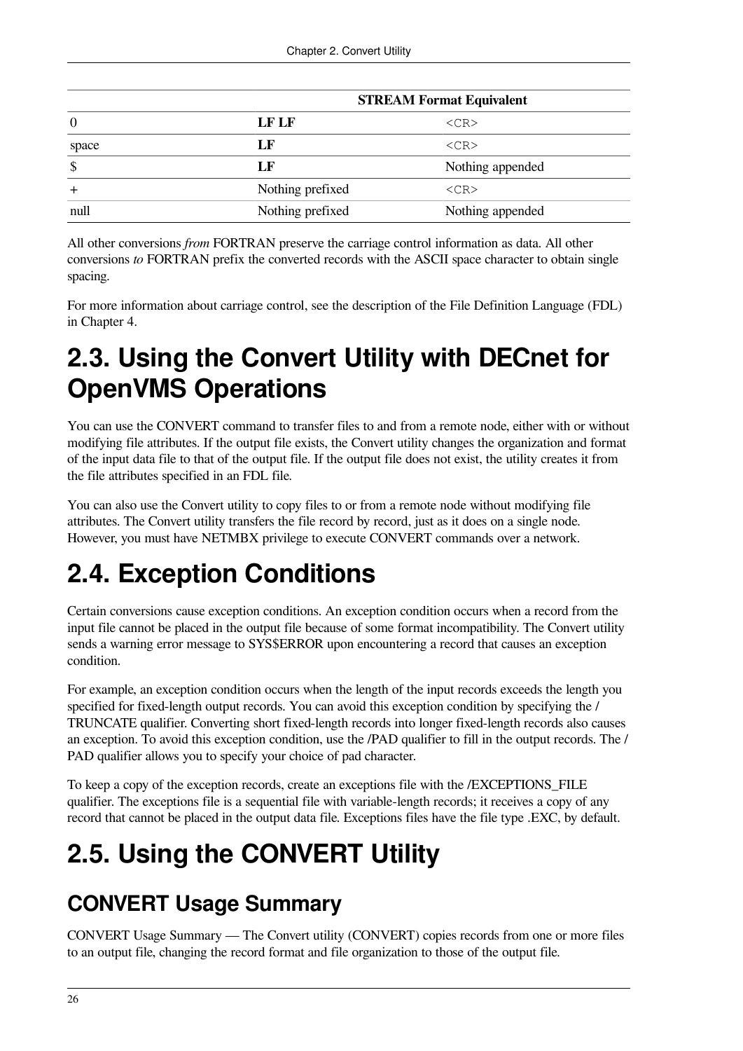| | | STREAM Format Equivalent |
|---|---|---|
| 0 | **LF LF** | `<CR>` |
| space | **LF** | `<CR>` |
| $ | **LF** | Nothing appended |
| + | Nothing prefixed | `<CR>` |
| null | Nothing prefixed | Nothing appended |

All other conversions *from* FORTRAN preserve the carriage control information as data. All other conversions *to* FORTRAN prefix the converted records with the ASCII space character to obtain single spacing.

For more information about carriage control, see the description of the File Definition Language (FDL) in Chapter 4.

# 2.3. Using the Convert Utility with DECnet for OpenVMS Operations

You can use the CONVERT command to transfer files to and from a remote node, either with or without modifying file attributes. If the output file exists, the Convert utility changes the organization and format of the input data file to that of the output file. If the output file does not exist, the utility creates it from the file attributes specified in an FDL file.

You can also use the Convert utility to copy files to or from a remote node without modifying file attributes. The Convert utility transfers the file record by record, just as it does on a single node. However, you must have NETMBX privilege to execute CONVERT commands over a network.

# 2.4. Exception Conditions

Certain conversions cause exception conditions. An exception condition occurs when a record from the input file cannot be placed in the output file because of some format incompatibility. The Convert utility sends a warning error message to SYS$ERROR upon encountering a record that causes an exception condition.

For example, an exception condition occurs when the length of the input records exceeds the length you specified for fixed-length output records. You can avoid this exception condition by specifying the /TRUNCATE qualifier. Converting short fixed-length records into longer fixed-length records also causes an exception. To avoid this exception condition, use the /PAD qualifier to fill in the output records. The /PAD qualifier allows you to specify your choice of pad character.

To keep a copy of the exception records, create an exceptions file with the /EXCEPTIONS_FILE qualifier. The exceptions file is a sequential file with variable-length records; it receives a copy of any record that cannot be placed in the output data file. Exceptions files have the file type .EXC, by default.

# 2.5. Using the CONVERT Utility

## CONVERT Usage Summary

CONVERT Usage Summary — The Convert utility (CONVERT) copies records from one or more files to an output file, changing the record format and file organization to those of the output file.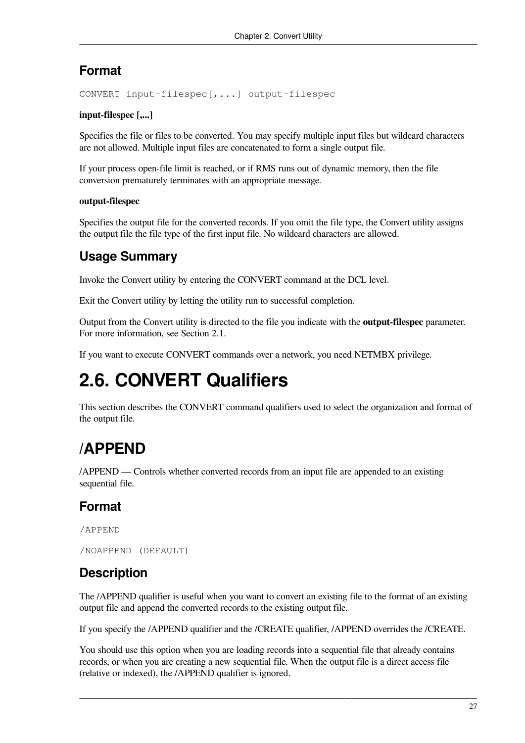### Format

```
CONVERT input-filespec[,...] output-filespec
```

**input-filespec [,...]**

Specifies the file or files to be converted. You may specify multiple input files but wildcard characters are not allowed. Multiple input files are concatenated to form a single output file.

If your process open-file limit is reached, or if RMS runs out of dynamic memory, then the file conversion prematurely terminates with an appropriate message.

**output-filespec**

Specifies the output file for the converted records. If you omit the file type, the Convert utility assigns the output file the file type of the first input file. No wildcard characters are allowed.

### Usage Summary

Invoke the Convert utility by entering the CONVERT command at the DCL level.

Exit the Convert utility by letting the utility run to successful completion.

Output from the Convert utility is directed to the file you indicate with the **output-filespec** parameter. For more information, see Section 2.1.

If you want to execute CONVERT commands over a network, you need NETMBX privilege.

# 2.6. CONVERT Qualifiers

This section describes the CONVERT command qualifiers used to select the organization and format of the output file.

## /APPEND

/APPEND — Controls whether converted records from an input file are appended to an existing sequential file.

### Format

```
/APPEND
```

```
/NOAPPEND (DEFAULT)
```

### Description

The /APPEND qualifier is useful when you want to convert an existing file to the format of an existing output file and append the converted records to the existing output file.

If you specify the /APPEND qualifier and the /CREATE qualifier, /APPEND overrides the /CREATE.

You should use this option when you are loading records into a sequential file that already contains records, or when you are creating a new sequential file. When the output file is a direct access file (relative or indexed), the /APPEND qualifier is ignored.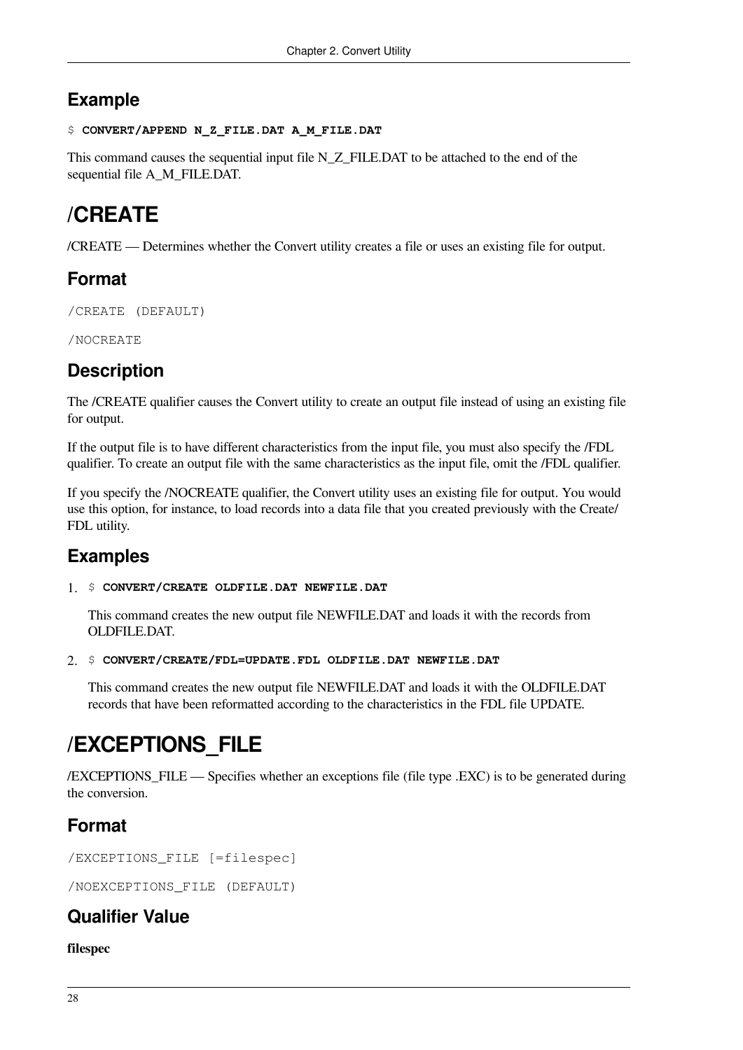## Example

```
$ CONVERT/APPEND N_Z_FILE.DAT A_M_FILE.DAT
```

This command causes the sequential input file N_Z_FILE.DAT to be attached to the end of the sequential file A_M_FILE.DAT.

# /CREATE

/CREATE — Determines whether the Convert utility creates a file or uses an existing file for output.

## Format

```
/CREATE (DEFAULT)
```

```
/NOCREATE
```

## Description

The /CREATE qualifier causes the Convert utility to create an output file instead of using an existing file for output.

If the output file is to have different characteristics from the input file, you must also specify the /FDL qualifier. To create an output file with the same characteristics as the input file, omit the /FDL qualifier.

If you specify the /NOCREATE qualifier, the Convert utility uses an existing file for output. You would use this option, for instance, to load records into a data file that you created previously with the Create/FDL utility.

## Examples

1. ```
   $ CONVERT/CREATE OLDFILE.DAT NEWFILE.DAT
   ```

   This command creates the new output file NEWFILE.DAT and loads it with the records from OLDFILE.DAT.

2. ```
   $ CONVERT/CREATE/FDL=UPDATE.FDL OLDFILE.DAT NEWFILE.DAT
   ```

   This command creates the new output file NEWFILE.DAT and loads it with the OLDFILE.DAT records that have been reformatted according to the characteristics in the FDL file UPDATE.

# /EXCEPTIONS_FILE

/EXCEPTIONS_FILE — Specifies whether an exceptions file (file type .EXC) is to be generated during the conversion.

## Format

```
/EXCEPTIONS_FILE [=filespec]
```

```
/NOEXCEPTIONS_FILE (DEFAULT)
```

## Qualifier Value

**filespec**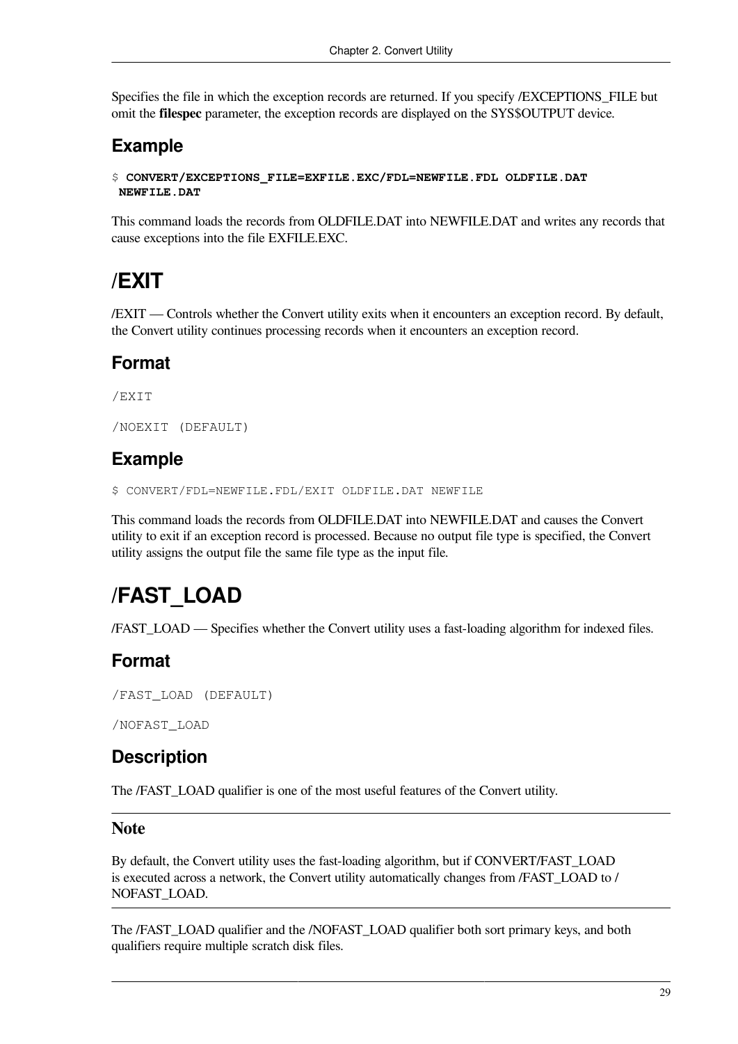Specifies the file in which the exception records are returned. If you specify /EXCEPTIONS_FILE but omit the **filespec** parameter, the exception records are displayed on the SYS$OUTPUT device.

### Example

```
$ CONVERT/EXCEPTIONS_FILE=EXFILE.EXC/FDL=NEWFILE.FDL OLDFILE.DAT
 NEWFILE.DAT
```

This command loads the records from OLDFILE.DAT into NEWFILE.DAT and writes any records that cause exceptions into the file EXFILE.EXC.

## /EXIT

/EXIT — Controls whether the Convert utility exits when it encounters an exception record. By default, the Convert utility continues processing records when it encounters an exception record.

### Format

```
/EXIT
```

```
/NOEXIT (DEFAULT)
```

### Example

```
$ CONVERT/FDL=NEWFILE.FDL/EXIT OLDFILE.DAT NEWFILE
```

This command loads the records from OLDFILE.DAT into NEWFILE.DAT and causes the Convert utility to exit if an exception record is processed. Because no output file type is specified, the Convert utility assigns the output file the same file type as the input file.

## /FAST_LOAD

/FAST_LOAD — Specifies whether the Convert utility uses a fast-loading algorithm for indexed files.

### Format

```
/FAST_LOAD (DEFAULT)
```

```
/NOFAST_LOAD
```

### Description

The /FAST_LOAD qualifier is one of the most useful features of the Convert utility.

---

**Note**

By default, the Convert utility uses the fast-loading algorithm, but if CONVERT/FAST_LOAD is executed across a network, the Convert utility automatically changes from /FAST_LOAD to /NOFAST_LOAD.

---

The /FAST_LOAD qualifier and the /NOFAST_LOAD qualifier both sort primary keys, and both qualifiers require multiple scratch disk files.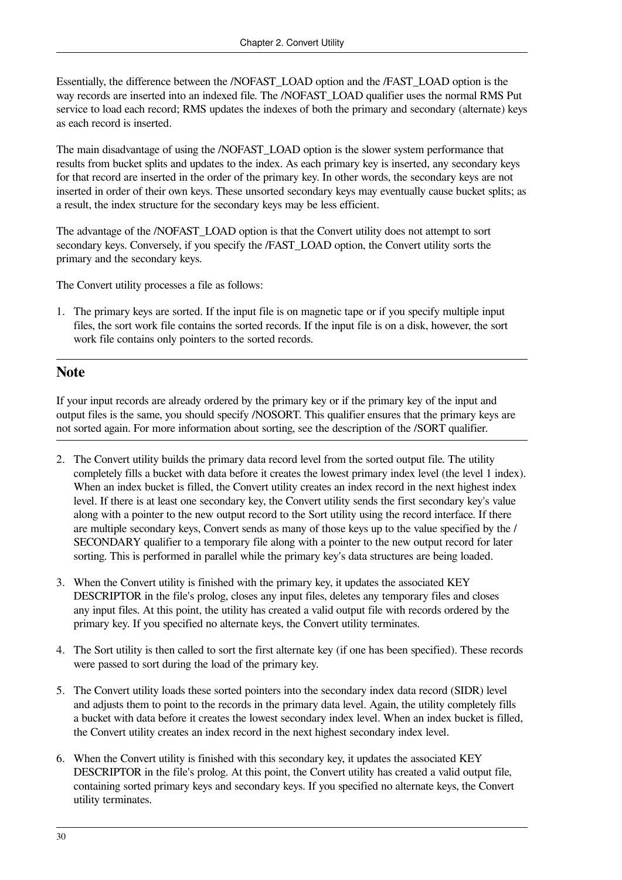Essentially, the difference between the /NOFAST_LOAD option and the /FAST_LOAD option is the way records are inserted into an indexed file. The /NOFAST_LOAD qualifier uses the normal RMS Put service to load each record; RMS updates the indexes of both the primary and secondary (alternate) keys as each record is inserted.

The main disadvantage of using the /NOFAST_LOAD option is the slower system performance that results from bucket splits and updates to the index. As each primary key is inserted, any secondary keys for that record are inserted in the order of the primary key. In other words, the secondary keys are not inserted in order of their own keys. These unsorted secondary keys may eventually cause bucket splits; as a result, the index structure for the secondary keys may be less efficient.

The advantage of the /NOFAST_LOAD option is that the Convert utility does not attempt to sort secondary keys. Conversely, if you specify the /FAST_LOAD option, the Convert utility sorts the primary and the secondary keys.

The Convert utility processes a file as follows:

1. The primary keys are sorted. If the input file is on magnetic tape or if you specify multiple input files, the sort work file contains the sorted records. If the input file is on a disk, however, the sort work file contains only pointers to the sorted records.

## Note

If your input records are already ordered by the primary key or if the primary key of the input and output files is the same, you should specify /NOSORT. This qualifier ensures that the primary keys are not sorted again. For more information about sorting, see the description of the /SORT qualifier.

2. The Convert utility builds the primary data record level from the sorted output file. The utility completely fills a bucket with data before it creates the lowest primary index level (the level 1 index). When an index bucket is filled, the Convert utility creates an index record in the next highest index level. If there is at least one secondary key, the Convert utility sends the first secondary key's value along with a pointer to the new output record to the Sort utility using the record interface. If there are multiple secondary keys, Convert sends as many of those keys up to the value specified by the /SECONDARY qualifier to a temporary file along with a pointer to the new output record for later sorting. This is performed in parallel while the primary key's data structures are being loaded.
3. When the Convert utility is finished with the primary key, it updates the associated KEY DESCRIPTOR in the file's prolog, closes any input files, deletes any temporary files and closes any input files. At this point, the utility has created a valid output file with records ordered by the primary key. If you specified no alternate keys, the Convert utility terminates.
4. The Sort utility is then called to sort the first alternate key (if one has been specified). These records were passed to sort during the load of the primary key.
5. The Convert utility loads these sorted pointers into the secondary index data record (SIDR) level and adjusts them to point to the records in the primary data level. Again, the utility completely fills a bucket with data before it creates the lowest secondary index level. When an index bucket is filled, the Convert utility creates an index record in the next highest secondary index level.
6. When the Convert utility is finished with this secondary key, it updates the associated KEY DESCRIPTOR in the file's prolog. At this point, the Convert utility has created a valid output file, containing sorted primary keys and secondary keys. If you specified no alternate keys, the Convert utility terminates.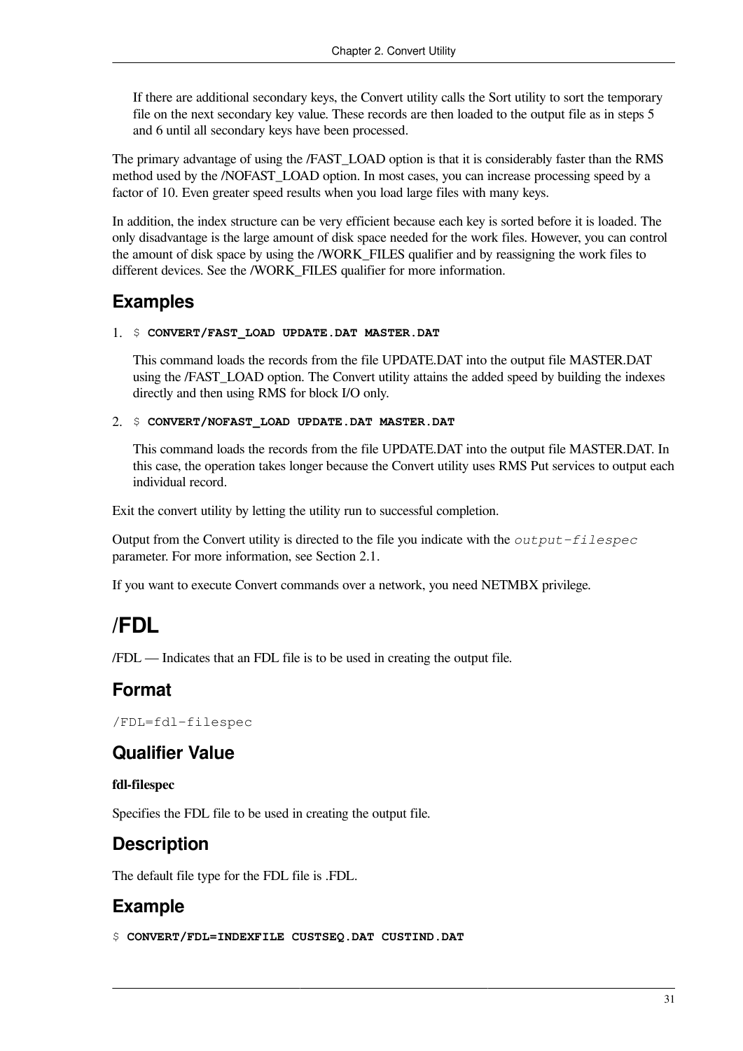If there are additional secondary keys, the Convert utility calls the Sort utility to sort the temporary file on the next secondary key value. These records are then loaded to the output file as in steps 5 and 6 until all secondary keys have been processed.

The primary advantage of using the /FAST_LOAD option is that it is considerably faster than the RMS method used by the /NOFAST_LOAD option. In most cases, you can increase processing speed by a factor of 10. Even greater speed results when you load large files with many keys.

In addition, the index structure can be very efficient because each key is sorted before it is loaded. The only disadvantage is the large amount of disk space needed for the work files. However, you can control the amount of disk space by using the /WORK_FILES qualifier and by reassigning the work files to different devices. See the /WORK_FILES qualifier for more information.

### Examples

1. `$ CONVERT/FAST_LOAD UPDATE.DAT MASTER.DAT`

   This command loads the records from the file UPDATE.DAT into the output file MASTER.DAT using the /FAST_LOAD option. The Convert utility attains the added speed by building the indexes directly and then using RMS for block I/O only.

2. `$ CONVERT/NOFAST_LOAD UPDATE.DAT MASTER.DAT`

   This command loads the records from the file UPDATE.DAT into the output file MASTER.DAT. In this case, the operation takes longer because the Convert utility uses RMS Put services to output each individual record.

Exit the convert utility by letting the utility run to successful completion.

Output from the Convert utility is directed to the file you indicate with the *output-filespec* parameter. For more information, see Section 2.1.

If you want to execute Convert commands over a network, you need NETMBX privilege.

## /FDL

/FDL — Indicates that an FDL file is to be used in creating the output file.

### Format

```
/FDL=fdl-filespec
```

### Qualifier Value

**fdl-filespec**

Specifies the FDL file to be used in creating the output file.

### Description

The default file type for the FDL file is .FDL.

### Example

```
$ CONVERT/FDL=INDEXFILE CUSTSEQ.DAT CUSTIND.DAT
```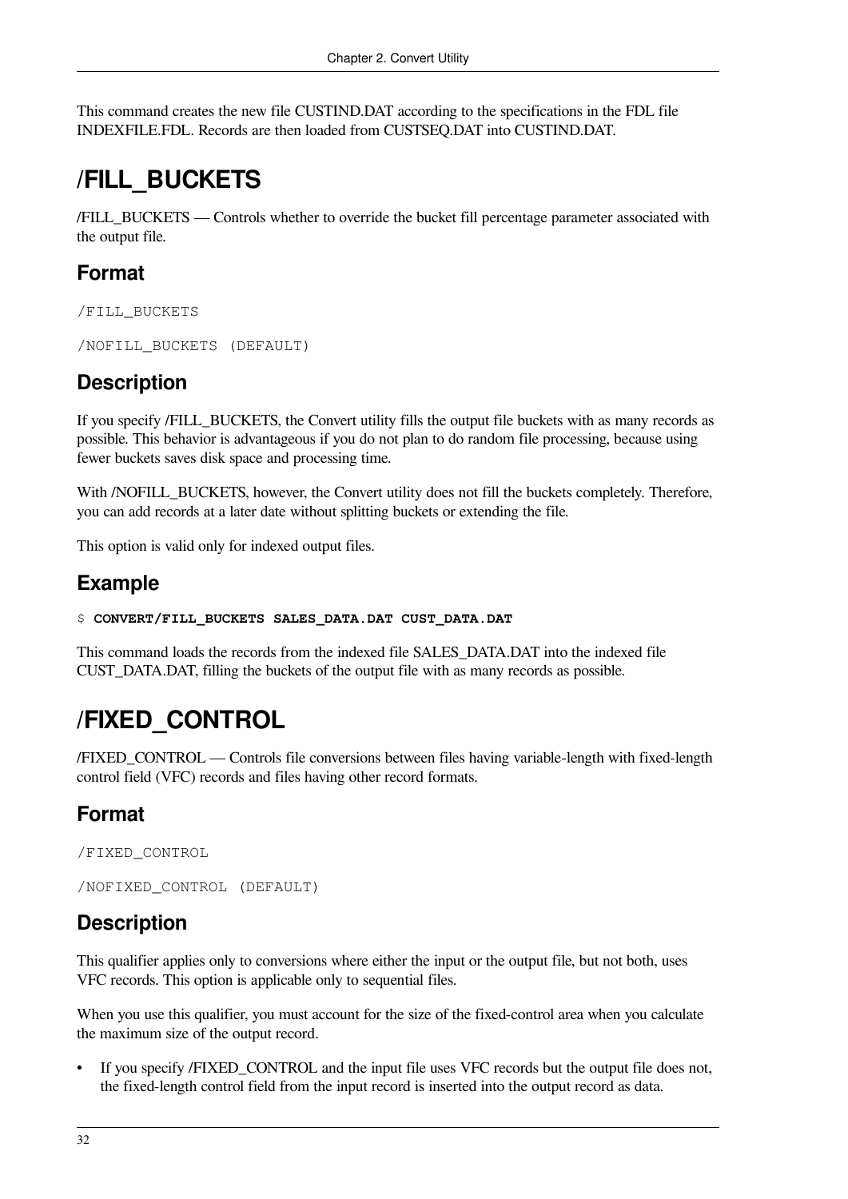This command creates the new file CUSTIND.DAT according to the specifications in the FDL file INDEXFILE.FDL. Records are then loaded from CUSTSEQ.DAT into CUSTIND.DAT.

# /FILL_BUCKETS

/FILL_BUCKETS — Controls whether to override the bucket fill percentage parameter associated with the output file.

## Format

```
/FILL_BUCKETS

/NOFILL_BUCKETS (DEFAULT)
```

## Description

If you specify /FILL_BUCKETS, the Convert utility fills the output file buckets with as many records as possible. This behavior is advantageous if you do not plan to do random file processing, because using fewer buckets saves disk space and processing time.

With /NOFILL_BUCKETS, however, the Convert utility does not fill the buckets completely. Therefore, you can add records at a later date without splitting buckets or extending the file.

This option is valid only for indexed output files.

## Example

```
$ CONVERT/FILL_BUCKETS SALES_DATA.DAT CUST_DATA.DAT
```

This command loads the records from the indexed file SALES_DATA.DAT into the indexed file CUST_DATA.DAT, filling the buckets of the output file with as many records as possible.

# /FIXED_CONTROL

/FIXED_CONTROL — Controls file conversions between files having variable-length with fixed-length control field (VFC) records and files having other record formats.

## Format

```
/FIXED_CONTROL

/NOFIXED_CONTROL (DEFAULT)
```

## Description

This qualifier applies only to conversions where either the input or the output file, but not both, uses VFC records. This option is applicable only to sequential files.

When you use this qualifier, you must account for the size of the fixed-control area when you calculate the maximum size of the output record.

- If you specify /FIXED_CONTROL and the input file uses VFC records but the output file does not, the fixed-length control field from the input record is inserted into the output record as data.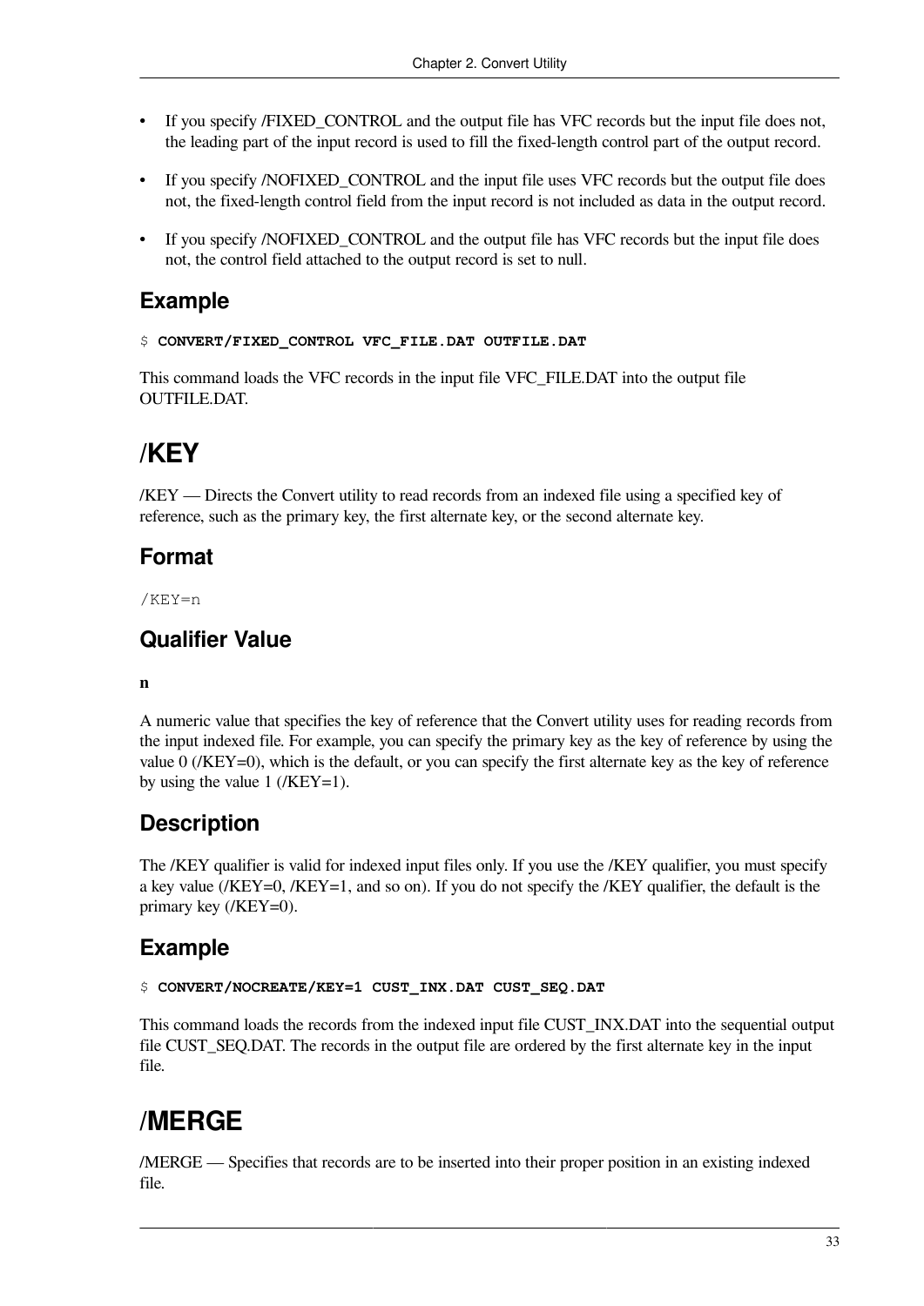- If you specify /FIXED_CONTROL and the output file has VFC records but the input file does not, the leading part of the input record is used to fill the fixed-length control part of the output record.
- If you specify /NOFIXED_CONTROL and the input file uses VFC records but the output file does not, the fixed-length control field from the input record is not included as data in the output record.
- If you specify /NOFIXED_CONTROL and the output file has VFC records but the input file does not, the control field attached to the output record is set to null.

### Example

```
$ CONVERT/FIXED_CONTROL VFC_FILE.DAT OUTFILE.DAT
```

This command loads the VFC records in the input file VFC_FILE.DAT into the output file OUTFILE.DAT.

## /KEY

/KEY — Directs the Convert utility to read records from an indexed file using a specified key of reference, such as the primary key, the first alternate key, or the second alternate key.

### Format

```
/KEY=n
```

### Qualifier Value

**n**

A numeric value that specifies the key of reference that the Convert utility uses for reading records from the input indexed file. For example, you can specify the primary key as the key of reference by using the value 0 (/KEY=0), which is the default, or you can specify the first alternate key as the key of reference by using the value 1 (/KEY=1).

### Description

The /KEY qualifier is valid for indexed input files only. If you use the /KEY qualifier, you must specify a key value (/KEY=0, /KEY=1, and so on). If you do not specify the /KEY qualifier, the default is the primary key (/KEY=0).

### Example

```
$ CONVERT/NOCREATE/KEY=1 CUST_INX.DAT CUST_SEQ.DAT
```

This command loads the records from the indexed input file CUST_INX.DAT into the sequential output file CUST_SEQ.DAT. The records in the output file are ordered by the first alternate key in the input file.

## /MERGE

/MERGE — Specifies that records are to be inserted into their proper position in an existing indexed file.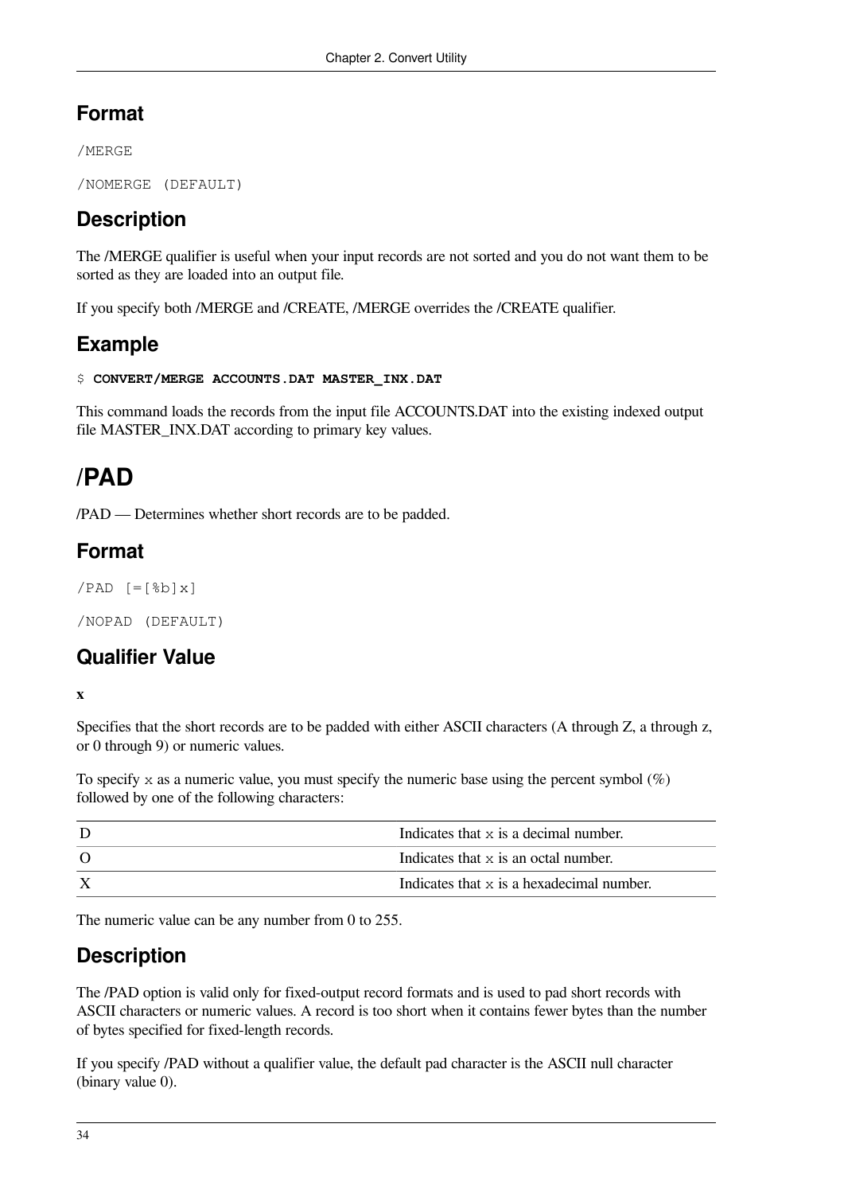## Format

```
/MERGE
```

```
/NOMERGE (DEFAULT)
```

## Description

The /MERGE qualifier is useful when your input records are not sorted and you do not want them to be sorted as they are loaded into an output file.

If you specify both /MERGE and /CREATE, /MERGE overrides the /CREATE qualifier.

## Example

```
$ CONVERT/MERGE ACCOUNTS.DAT MASTER_INX.DAT
```

This command loads the records from the input file ACCOUNTS.DAT into the existing indexed output file MASTER_INX.DAT according to primary key values.

# /PAD

/PAD — Determines whether short records are to be padded.

## Format

```
/PAD [=[%b]x]
```

```
/NOPAD (DEFAULT)
```

## Qualifier Value

**x**

Specifies that the short records are to be padded with either ASCII characters (A through Z, a through z, or 0 through 9) or numeric values.

To specify `x` as a numeric value, you must specify the numeric base using the percent symbol (%) followed by one of the following characters:

| | |
|---|---|
| D | Indicates that `x` is a decimal number. |
| O | Indicates that `x` is an octal number. |
| X | Indicates that `x` is a hexadecimal number. |

The numeric value can be any number from 0 to 255.

## Description

The /PAD option is valid only for fixed-output record formats and is used to pad short records with ASCII characters or numeric values. A record is too short when it contains fewer bytes than the number of bytes specified for fixed-length records.

If you specify /PAD without a qualifier value, the default pad character is the ASCII null character (binary value 0).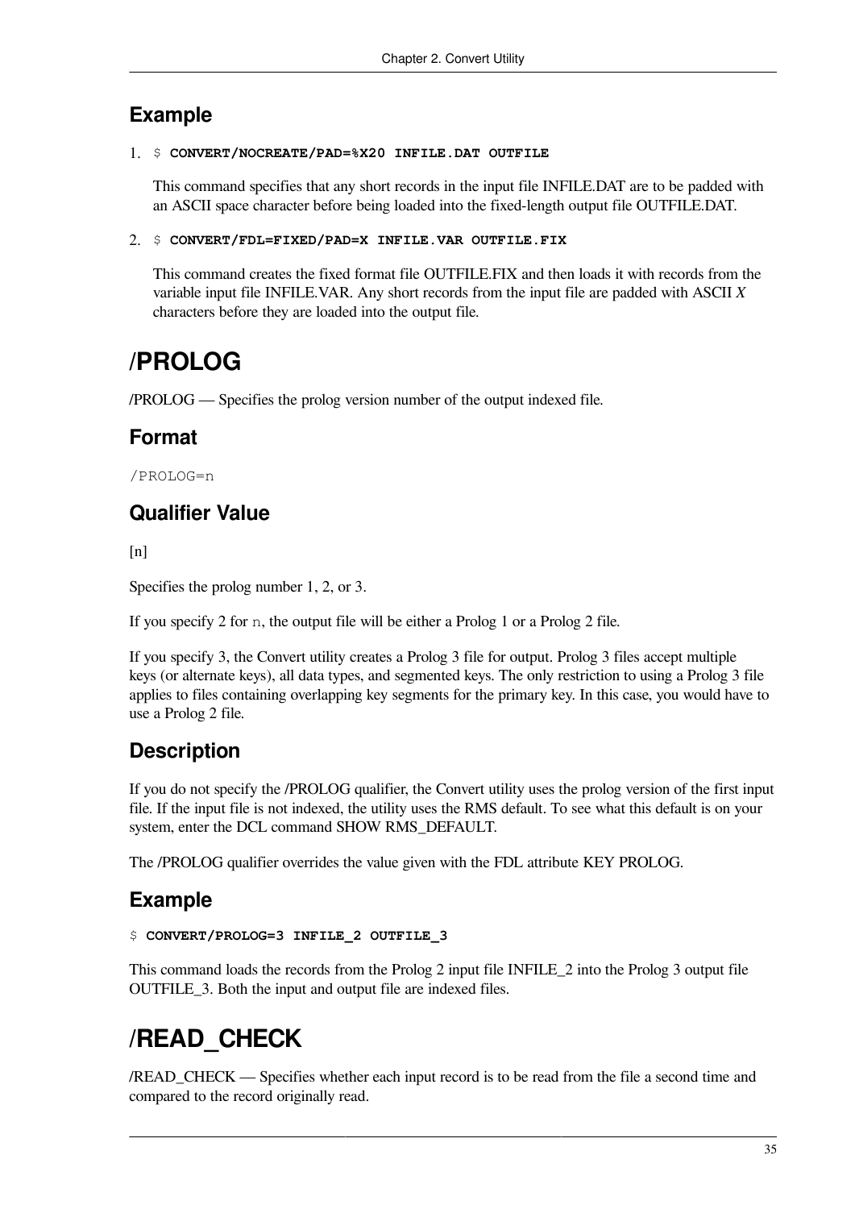## Example

1. `$ CONVERT/NOCREATE/PAD=%X20 INFILE.DAT OUTFILE`

   This command specifies that any short records in the input file INFILE.DAT are to be padded with an ASCII space character before being loaded into the fixed-length output file OUTFILE.DAT.

2. `$ CONVERT/FDL=FIXED/PAD=X INFILE.VAR OUTFILE.FIX`

   This command creates the fixed format file OUTFILE.FIX and then loads it with records from the variable input file INFILE.VAR. Any short records from the input file are padded with ASCII *X* characters before they are loaded into the output file.

# /PROLOG

/PROLOG — Specifies the prolog version number of the output indexed file.

## Format

```
/PROLOG=n
```

## Qualifier Value

[n]

Specifies the prolog number 1, 2, or 3.

If you specify 2 for `n`, the output file will be either a Prolog 1 or a Prolog 2 file.

If you specify 3, the Convert utility creates a Prolog 3 file for output. Prolog 3 files accept multiple keys (or alternate keys), all data types, and segmented keys. The only restriction to using a Prolog 3 file applies to files containing overlapping key segments for the primary key. In this case, you would have to use a Prolog 2 file.

## Description

If you do not specify the /PROLOG qualifier, the Convert utility uses the prolog version of the first input file. If the input file is not indexed, the utility uses the RMS default. To see what this default is on your system, enter the DCL command SHOW RMS_DEFAULT.

The /PROLOG qualifier overrides the value given with the FDL attribute KEY PROLOG.

## Example

```
$ CONVERT/PROLOG=3 INFILE_2 OUTFILE_3
```

This command loads the records from the Prolog 2 input file INFILE_2 into the Prolog 3 output file OUTFILE_3. Both the input and output file are indexed files.

# /READ_CHECK

/READ_CHECK — Specifies whether each input record is to be read from the file a second time and compared to the record originally read.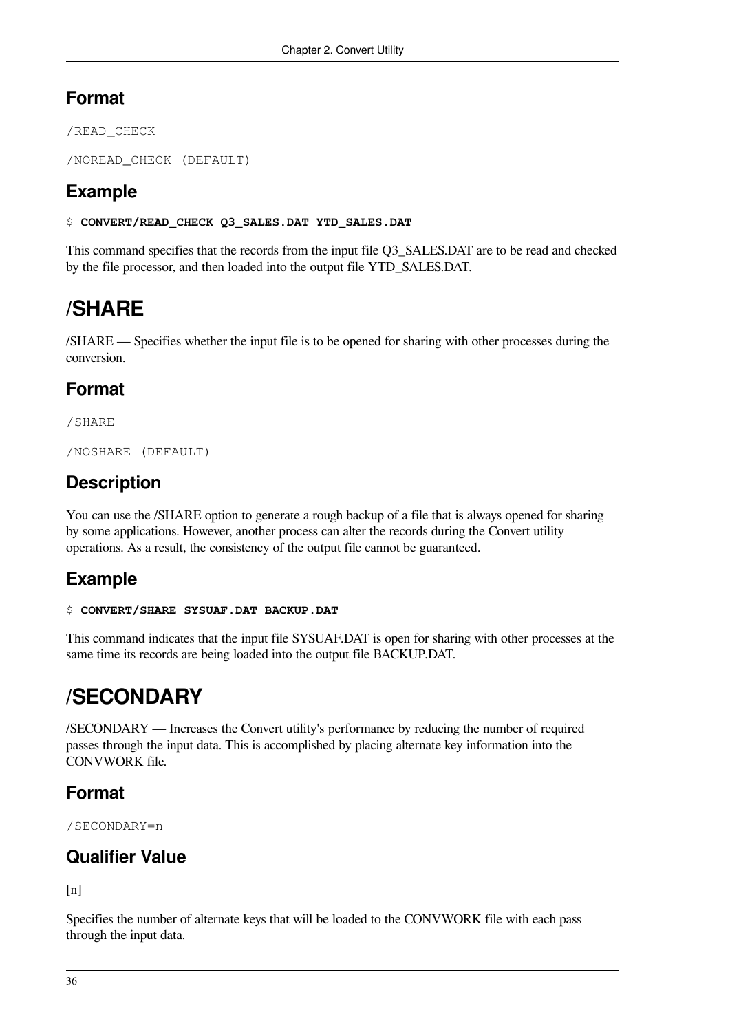### Format

```
/READ_CHECK
```

```
/NOREAD_CHECK (DEFAULT)
```

### Example

```
$ CONVERT/READ_CHECK Q3_SALES.DAT YTD_SALES.DAT
```

This command specifies that the records from the input file Q3_SALES.DAT are to be read and checked by the file processor, and then loaded into the output file YTD_SALES.DAT.

## /SHARE

/SHARE — Specifies whether the input file is to be opened for sharing with other processes during the conversion.

### Format

```
/SHARE
```

```
/NOSHARE (DEFAULT)
```

### Description

You can use the /SHARE option to generate a rough backup of a file that is always opened for sharing by some applications. However, another process can alter the records during the Convert utility operations. As a result, the consistency of the output file cannot be guaranteed.

### Example

```
$ CONVERT/SHARE SYSUAF.DAT BACKUP.DAT
```

This command indicates that the input file SYSUAF.DAT is open for sharing with other processes at the same time its records are being loaded into the output file BACKUP.DAT.

## /SECONDARY

/SECONDARY — Increases the Convert utility's performance by reducing the number of required passes through the input data. This is accomplished by placing alternate key information into the CONVWORK file.

### Format

```
/SECONDARY=n
```

### Qualifier Value

[n]

Specifies the number of alternate keys that will be loaded to the CONVWORK file with each pass through the input data.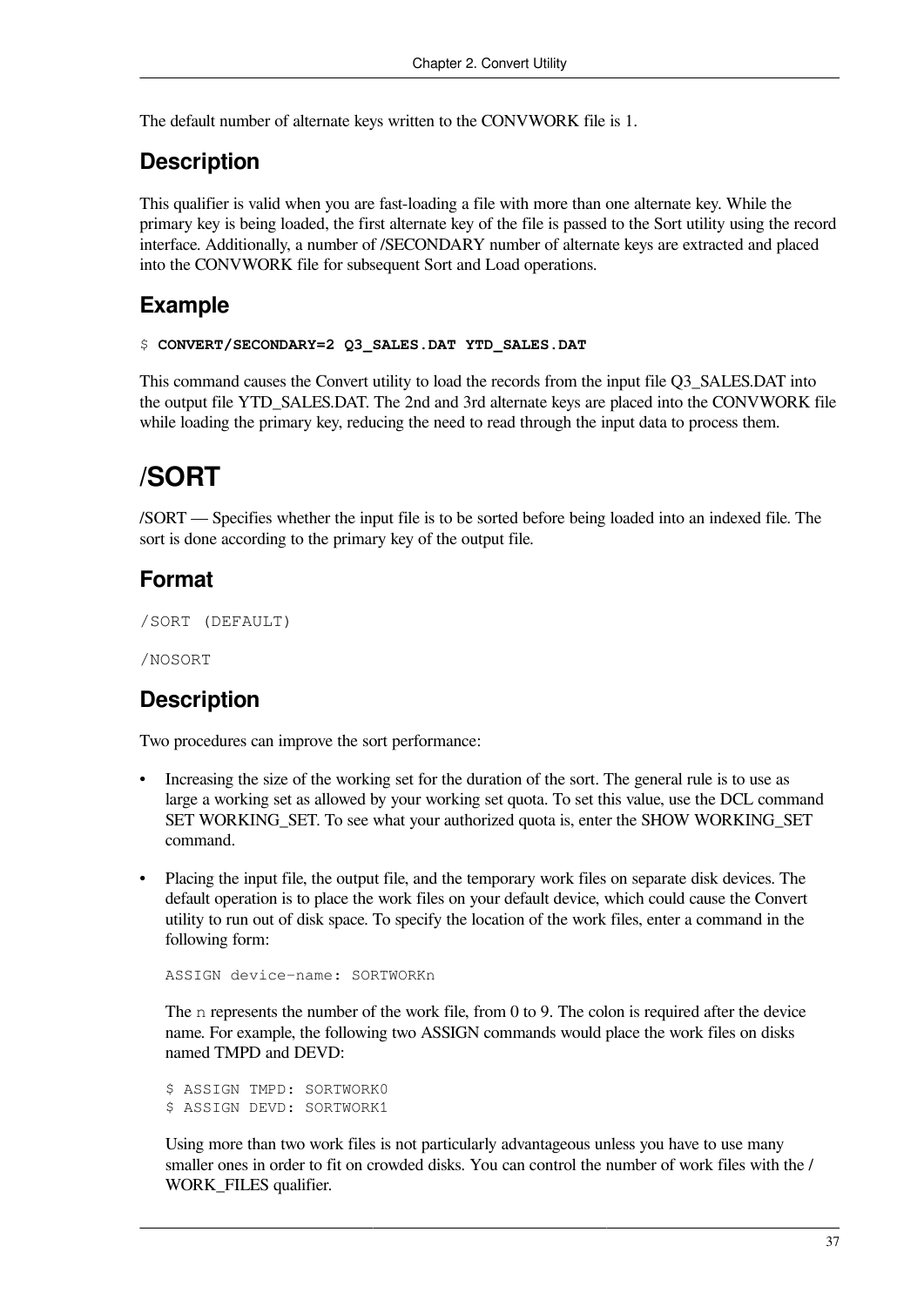The default number of alternate keys written to the CONVWORK file is 1.

## Description

This qualifier is valid when you are fast-loading a file with more than one alternate key. While the primary key is being loaded, the first alternate key of the file is passed to the Sort utility using the record interface. Additionally, a number of /SECONDARY number of alternate keys are extracted and placed into the CONVWORK file for subsequent Sort and Load operations.

## Example

```
$ CONVERT/SECONDARY=2 Q3_SALES.DAT YTD_SALES.DAT
```

This command causes the Convert utility to load the records from the input file Q3_SALES.DAT into the output file YTD_SALES.DAT. The 2nd and 3rd alternate keys are placed into the CONVWORK file while loading the primary key, reducing the need to read through the input data to process them.

# /SORT

/SORT — Specifies whether the input file is to be sorted before being loaded into an indexed file. The sort is done according to the primary key of the output file.

## Format

```
/SORT (DEFAULT)
```

```
/NOSORT
```

## Description

Two procedures can improve the sort performance:

- Increasing the size of the working set for the duration of the sort. The general rule is to use as large a working set as allowed by your working set quota. To set this value, use the DCL command SET WORKING_SET. To see what your authorized quota is, enter the SHOW WORKING_SET command.
- Placing the input file, the output file, and the temporary work files on separate disk devices. The default operation is to place the work files on your default device, which could cause the Convert utility to run out of disk space. To specify the location of the work files, enter a command in the following form:

  ```
  ASSIGN device-name: SORTWORKn
  ```

  The `n` represents the number of the work file, from 0 to 9. The colon is required after the device name. For example, the following two ASSIGN commands would place the work files on disks named TMPD and DEVD:

  ```
  $ ASSIGN TMPD: SORTWORK0
  $ ASSIGN DEVD: SORTWORK1
  ```

  Using more than two work files is not particularly advantageous unless you have to use many smaller ones in order to fit on crowded disks. You can control the number of work files with the /WORK_FILES qualifier.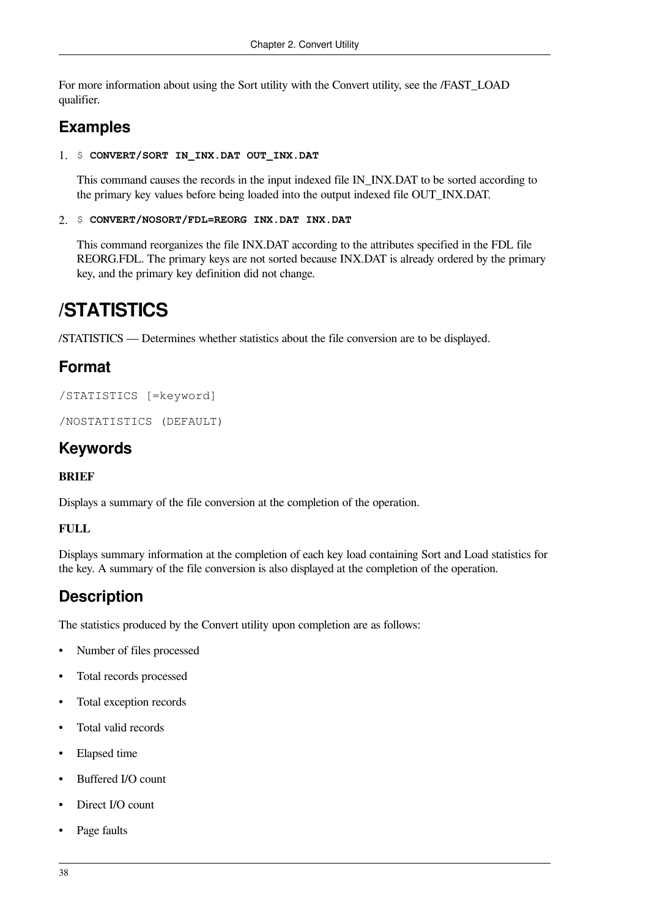For more information about using the Sort utility with the Convert utility, see the **/FAST_LOAD** qualifier.

## Examples

1. `$ CONVERT/SORT IN_INX.DAT OUT_INX.DAT`

   This command causes the records in the input indexed file IN_INX.DAT to be sorted according to the primary key values before being loaded into the output indexed file OUT_INX.DAT.

2. `$ CONVERT/NOSORT/FDL=REORG INX.DAT INX.DAT`

   This command reorganizes the file INX.DAT according to the attributes specified in the FDL file REORG.FDL. The primary keys are not sorted because INX.DAT is already ordered by the primary key, and the primary key definition did not change.

# /STATISTICS

**/STATISTICS** — Determines whether statistics about the file conversion are to be displayed.

## Format

```
/STATISTICS [=keyword]
```

```
/NOSTATISTICS (DEFAULT)
```

## Keywords

**BRIEF**

Displays a summary of the file conversion at the completion of the operation.

**FULL**

Displays summary information at the completion of each key load containing Sort and Load statistics for the key. A summary of the file conversion is also displayed at the completion of the operation.

## Description

The statistics produced by the Convert utility upon completion are as follows:

- Number of files processed
- Total records processed
- Total exception records
- Total valid records
- Elapsed time
- Buffered I/O count
- Direct I/O count
- Page faults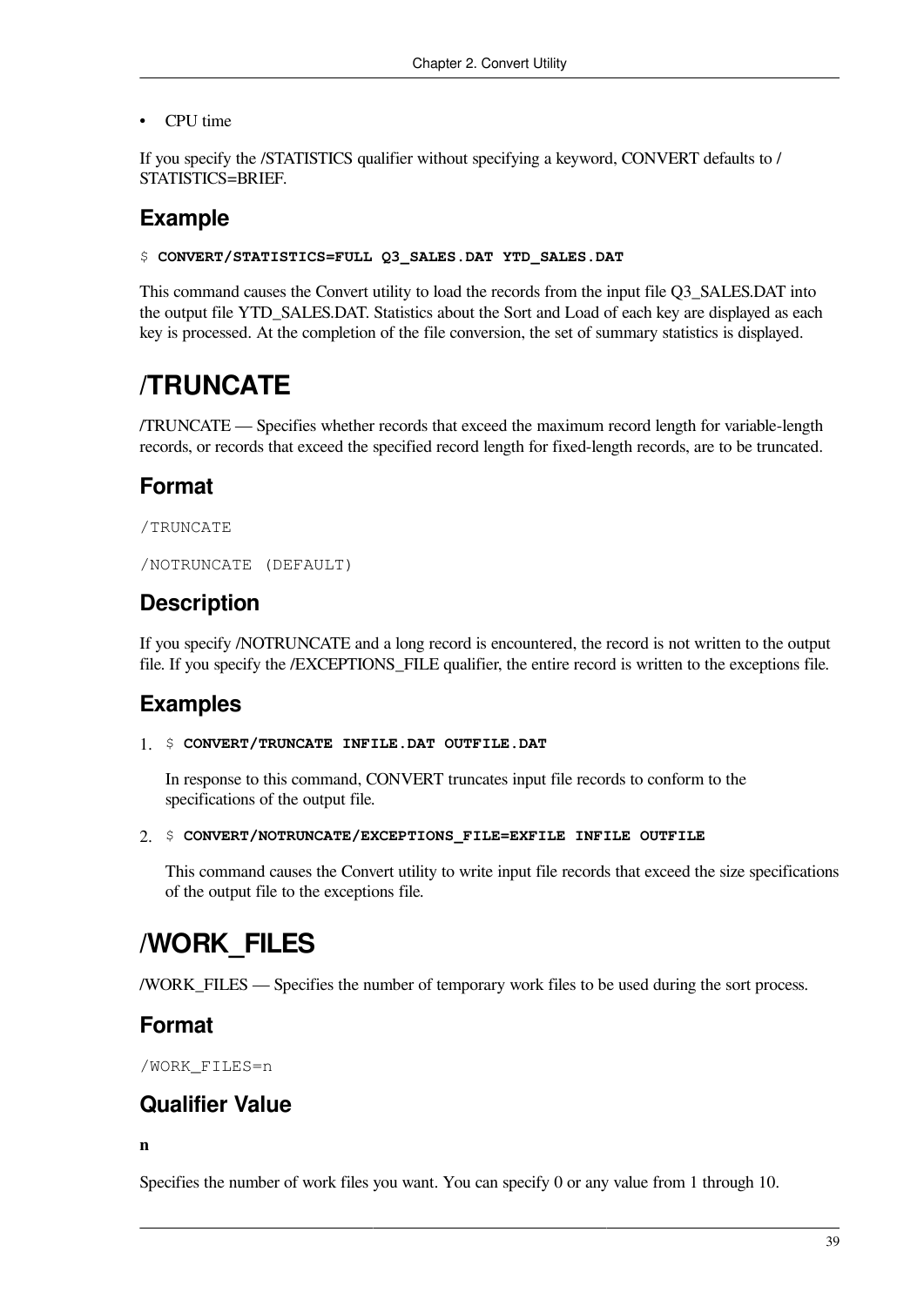- CPU time

If you specify the /STATISTICS qualifier without specifying a keyword, CONVERT defaults to /STATISTICS=BRIEF.

### Example

```
$ CONVERT/STATISTICS=FULL Q3_SALES.DAT YTD_SALES.DAT
```

This command causes the Convert utility to load the records from the input file Q3_SALES.DAT into the output file YTD_SALES.DAT. Statistics about the Sort and Load of each key are displayed as each key is processed. At the completion of the file conversion, the set of summary statistics is displayed.

## /TRUNCATE

/TRUNCATE — Specifies whether records that exceed the maximum record length for variable-length records, or records that exceed the specified record length for fixed-length records, are to be truncated.

### Format

```
/TRUNCATE
```

```
/NOTRUNCATE (DEFAULT)
```

### Description

If you specify /NOTRUNCATE and a long record is encountered, the record is not written to the output file. If you specify the /EXCEPTIONS_FILE qualifier, the entire record is written to the exceptions file.

### Examples

1. `$ CONVERT/TRUNCATE INFILE.DAT OUTFILE.DAT`

   In response to this command, CONVERT truncates input file records to conform to the specifications of the output file.

2. `$ CONVERT/NOTRUNCATE/EXCEPTIONS_FILE=EXFILE INFILE OUTFILE`

   This command causes the Convert utility to write input file records that exceed the size specifications of the output file to the exceptions file.

## /WORK_FILES

/WORK_FILES — Specifies the number of temporary work files to be used during the sort process.

### Format

```
/WORK_FILES=n
```

### Qualifier Value

**n**

Specifies the number of work files you want. You can specify 0 or any value from 1 through 10.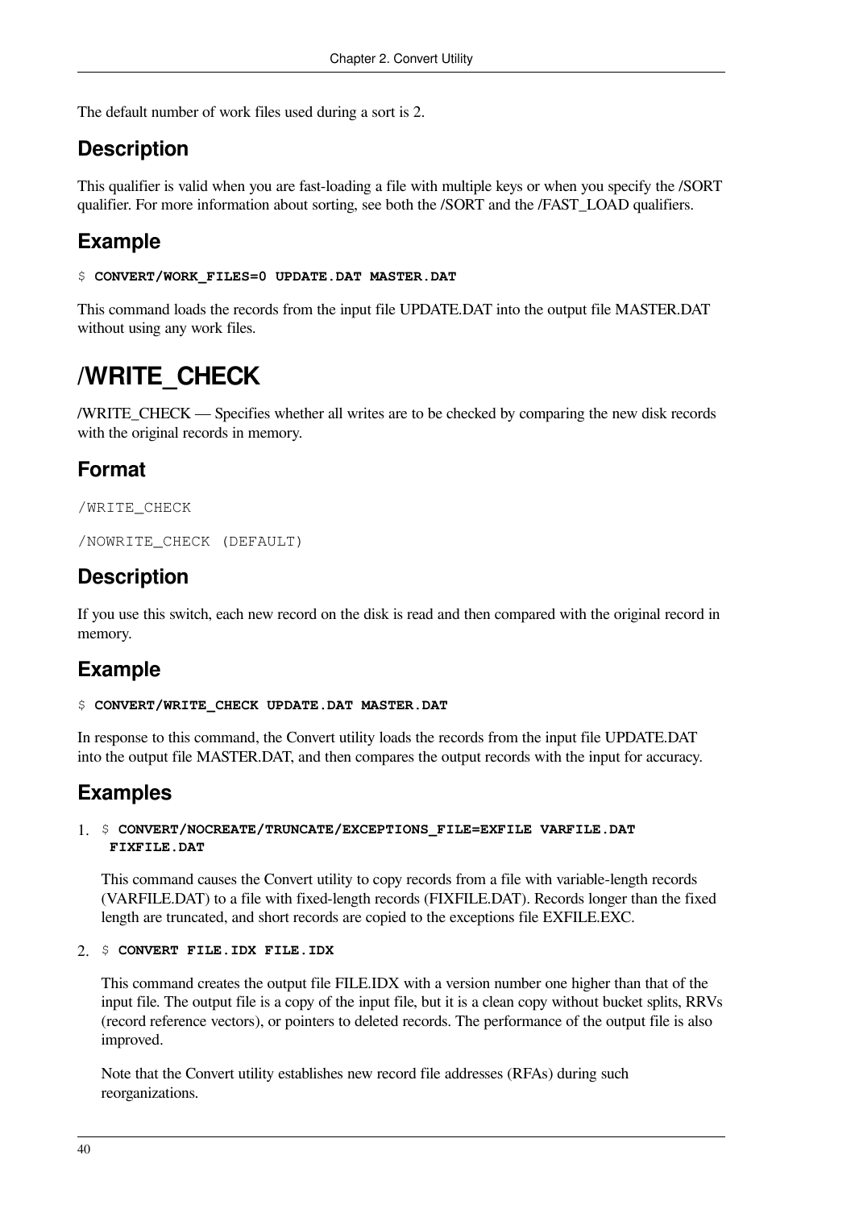The default number of work files used during a sort is 2.

### Description

This qualifier is valid when you are fast-loading a file with multiple keys or when you specify the /SORT qualifier. For more information about sorting, see both the /SORT and the /FAST_LOAD qualifiers.

### Example

```
$ CONVERT/WORK_FILES=0 UPDATE.DAT MASTER.DAT
```

This command loads the records from the input file UPDATE.DAT into the output file MASTER.DAT without using any work files.

# /WRITE_CHECK

/WRITE_CHECK — Specifies whether all writes are to be checked by comparing the new disk records with the original records in memory.

### Format

```
/WRITE_CHECK
```

```
/NOWRITE_CHECK (DEFAULT)
```

### Description

If you use this switch, each new record on the disk is read and then compared with the original record in memory.

### Example

```
$ CONVERT/WRITE_CHECK UPDATE.DAT MASTER.DAT
```

In response to this command, the Convert utility loads the records from the input file UPDATE.DAT into the output file MASTER.DAT, and then compares the output records with the input for accuracy.

### Examples

1. ```
   $ CONVERT/NOCREATE/TRUNCATE/EXCEPTIONS_FILE=EXFILE VARFILE.DAT
   FIXFILE.DAT
   ```

   This command causes the Convert utility to copy records from a file with variable-length records (VARFILE.DAT) to a file with fixed-length records (FIXFILE.DAT). Records longer than the fixed length are truncated, and short records are copied to the exceptions file EXFILE.EXC.

2. ```
   $ CONVERT FILE.IDX FILE.IDX
   ```

   This command creates the output file FILE.IDX with a version number one higher than that of the input file. The output file is a copy of the input file, but it is a clean copy without bucket splits, RRVs (record reference vectors), or pointers to deleted records. The performance of the output file is also improved.

   Note that the Convert utility establishes new record file addresses (RFAs) during such reorganizations.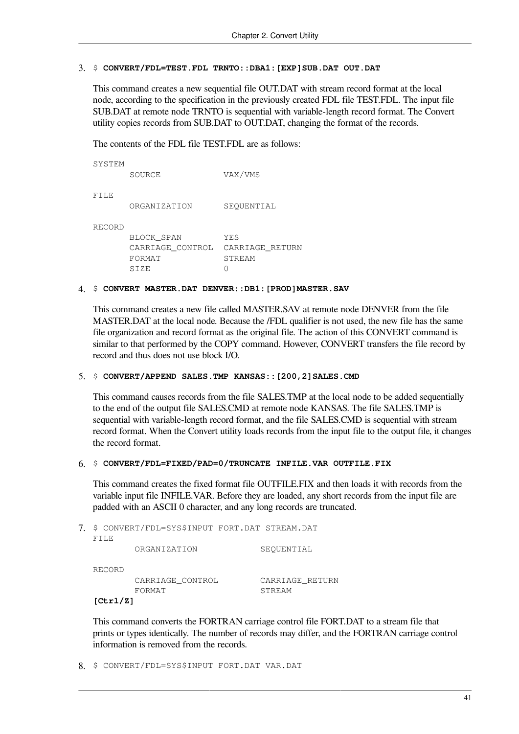3. `$ CONVERT/FDL=TEST.FDL TRNTO::DBA1:[EXP]SUB.DAT OUT.DAT`

   This command creates a new sequential file OUT.DAT with stream record format at the local node, according to the specification in the previously created FDL file TEST.FDL. The input file SUB.DAT at remote node TRNTO is sequential with variable-length record format. The Convert utility copies records from SUB.DAT to OUT.DAT, changing the format of the records.

   The contents of the FDL file TEST.FDL are as follows:

   ```
   SYSTEM
          SOURCE            VAX/VMS

   FILE
          ORGANIZATION      SEQUENTIAL

   RECORD
          BLOCK_SPAN        YES
          CARRIAGE_CONTROL  CARRIAGE_RETURN
          FORMAT            STREAM
          SIZE              0
   ```

4. `$ CONVERT MASTER.DAT DENVER::DB1:[PROD]MASTER.SAV`

   This command creates a new file called MASTER.SAV at remote node DENVER from the file MASTER.DAT at the local node. Because the /FDL qualifier is not used, the new file has the same file organization and record format as the original file. The action of this CONVERT command is similar to that performed by the COPY command. However, CONVERT transfers the file record by record and thus does not use block I/O.

5. `$ CONVERT/APPEND SALES.TMP KANSAS::[200,2]SALES.CMD`

   This command causes records from the file SALES.TMP at the local node to be added sequentially to the end of the output file SALES.CMD at remote node KANSAS. The file SALES.TMP is sequential with variable-length record format, and the file SALES.CMD is sequential with stream record format. When the Convert utility loads records from the input file to the output file, it changes the record format.

6. `$ CONVERT/FDL=FIXED/PAD=0/TRUNCATE INFILE.VAR OUTFILE.FIX`

   This command creates the fixed format file OUTFILE.FIX and then loads it with records from the variable input file INFILE.VAR. Before they are loaded, any short records from the input file are padded with an ASCII 0 character, and any long records are truncated.

7. 
   ```
   $ CONVERT/FDL=SYS$INPUT FORT.DAT STREAM.DAT
   FILE
           ORGANIZATION             SEQUENTIAL

   RECORD
           CARRIAGE_CONTROL         CARRIAGE_RETURN
           FORMAT                   STREAM
   [Ctrl/Z]
   ```

   This command converts the FORTRAN carriage control file FORT.DAT to a stream file that prints or types identically. The number of records may differ, and the FORTRAN carriage control information is removed from the records.

8. `$ CONVERT/FDL=SYS$INPUT FORT.DAT VAR.DAT`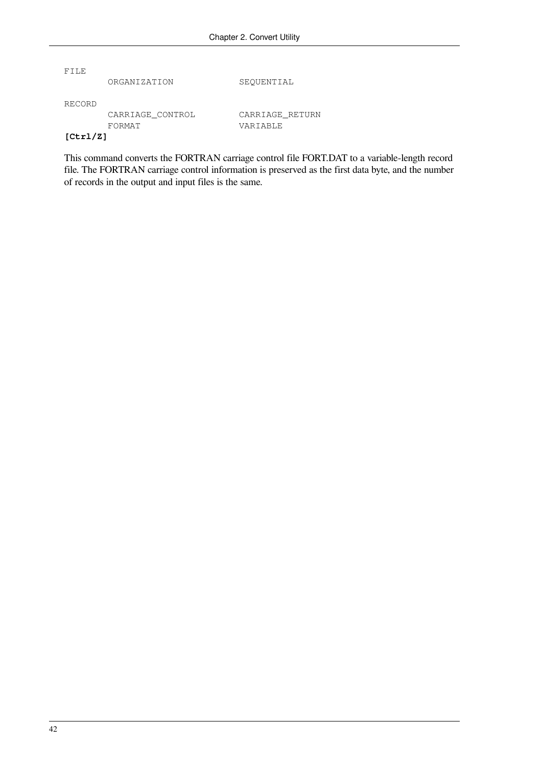```
FILE
        ORGANIZATION            SEQUENTIAL

RECORD
        CARRIAGE_CONTROL        CARRIAGE_RETURN
        FORMAT                  VARIABLE
[Ctrl/Z]
```

This command converts the FORTRAN carriage control file FORT.DAT to a variable-length record file. The FORTRAN carriage control information is preserved as the first data byte, and the number of records in the output and input files is the same.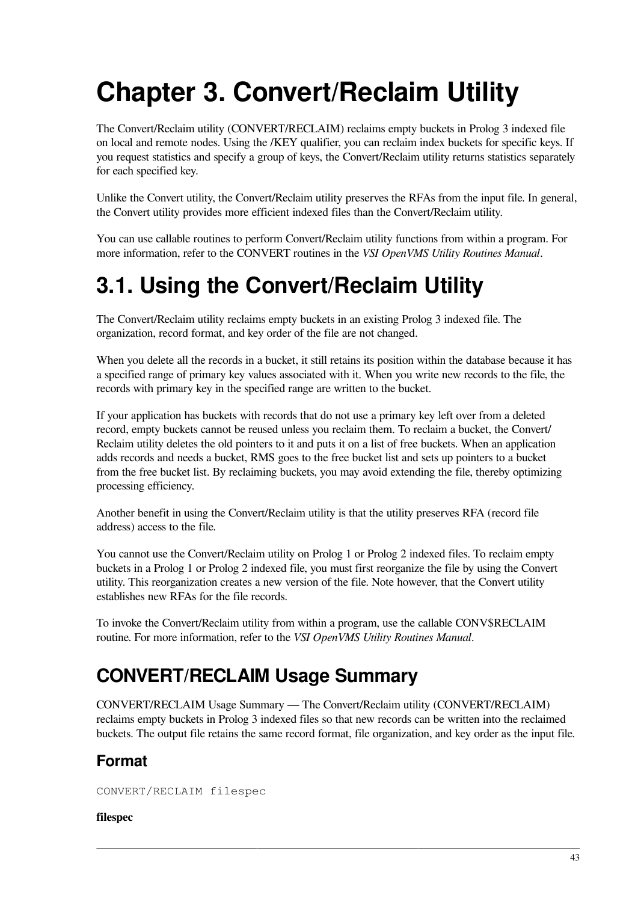# Chapter 3. Convert/Reclaim Utility

The Convert/Reclaim utility (CONVERT/RECLAIM) reclaims empty buckets in Prolog 3 indexed file on local and remote nodes. Using the /KEY qualifier, you can reclaim index buckets for specific keys. If you request statistics and specify a group of keys, the Convert/Reclaim utility returns statistics separately for each specified key.

Unlike the Convert utility, the Convert/Reclaim utility preserves the RFAs from the input file. In general, the Convert utility provides more efficient indexed files than the Convert/Reclaim utility.

You can use callable routines to perform Convert/Reclaim utility functions from within a program. For more information, refer to the CONVERT routines in the *VSI OpenVMS Utility Routines Manual*.

# 3.1. Using the Convert/Reclaim Utility

The Convert/Reclaim utility reclaims empty buckets in an existing Prolog 3 indexed file. The organization, record format, and key order of the file are not changed.

When you delete all the records in a bucket, it still retains its position within the database because it has a specified range of primary key values associated with it. When you write new records to the file, the records with primary key in the specified range are written to the bucket.

If your application has buckets with records that do not use a primary key left over from a deleted record, empty buckets cannot be reused unless you reclaim them. To reclaim a bucket, the Convert/Reclaim utility deletes the old pointers to it and puts it on a list of free buckets. When an application adds records and needs a bucket, RMS goes to the free bucket list and sets up pointers to a bucket from the free bucket list. By reclaiming buckets, you may avoid extending the file, thereby optimizing processing efficiency.

Another benefit in using the Convert/Reclaim utility is that the utility preserves RFA (record file address) access to the file.

You cannot use the Convert/Reclaim utility on Prolog 1 or Prolog 2 indexed files. To reclaim empty buckets in a Prolog 1 or Prolog 2 indexed file, you must first reorganize the file by using the Convert utility. This reorganization creates a new version of the file. Note however, that the Convert utility establishes new RFAs for the file records.

To invoke the Convert/Reclaim utility from within a program, use the callable CONV$RECLAIM routine. For more information, refer to the *VSI OpenVMS Utility Routines Manual*.

## CONVERT/RECLAIM Usage Summary

CONVERT/RECLAIM Usage Summary — The Convert/Reclaim utility (CONVERT/RECLAIM) reclaims empty buckets in Prolog 3 indexed files so that new records can be written into the reclaimed buckets. The output file retains the same record format, file organization, and key order as the input file.

### Format

```
CONVERT/RECLAIM filespec
```

**filespec**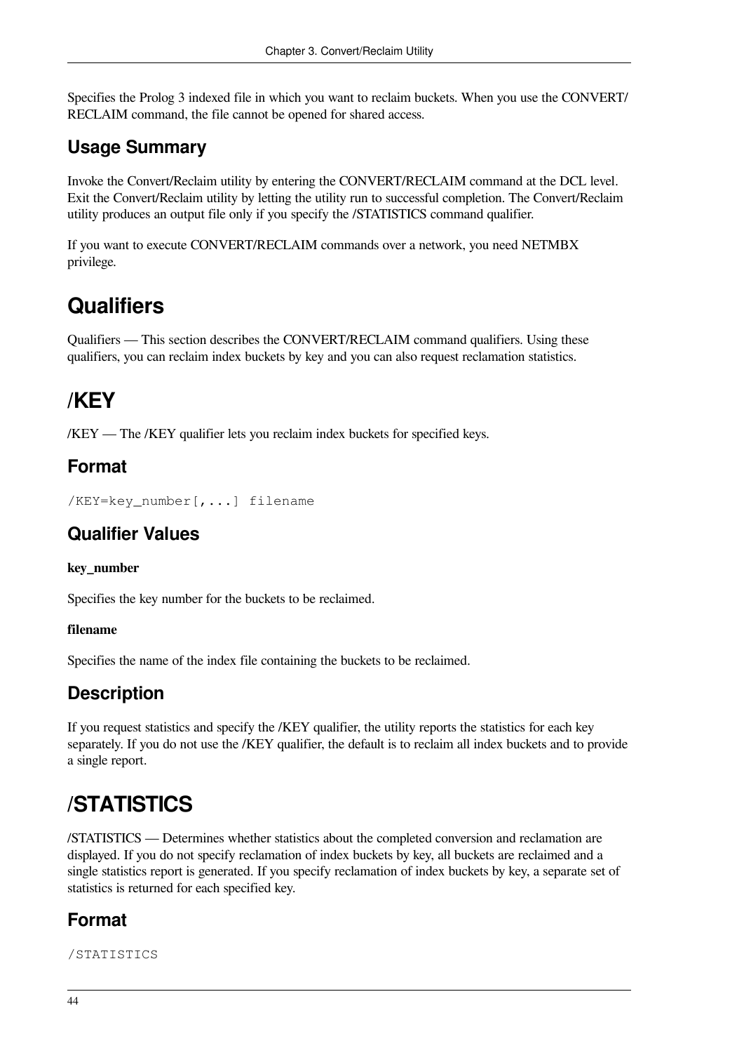Specifies the Prolog 3 indexed file in which you want to reclaim buckets. When you use the CONVERT/RECLAIM command, the file cannot be opened for shared access.

## Usage Summary

Invoke the Convert/Reclaim utility by entering the CONVERT/RECLAIM command at the DCL level. Exit the Convert/Reclaim utility by letting the utility run to successful completion. The Convert/Reclaim utility produces an output file only if you specify the /STATISTICS command qualifier.

If you want to execute CONVERT/RECLAIM commands over a network, you need NETMBX privilege.

# Qualifiers

Qualifiers — This section describes the CONVERT/RECLAIM command qualifiers. Using these qualifiers, you can reclaim index buckets by key and you can also request reclamation statistics.

# /KEY

/KEY — The /KEY qualifier lets you reclaim index buckets for specified keys.

## Format

```
/KEY=key_number[,...] filename
```

## Qualifier Values

**key_number**

Specifies the key number for the buckets to be reclaimed.

**filename**

Specifies the name of the index file containing the buckets to be reclaimed.

## Description

If you request statistics and specify the /KEY qualifier, the utility reports the statistics for each key separately. If you do not use the /KEY qualifier, the default is to reclaim all index buckets and to provide a single report.

# /STATISTICS

/STATISTICS — Determines whether statistics about the completed conversion and reclamation are displayed. If you do not specify reclamation of index buckets by key, all buckets are reclaimed and a single statistics report is generated. If you specify reclamation of index buckets by key, a separate set of statistics is returned for each specified key.

## Format

```
/STATISTICS
```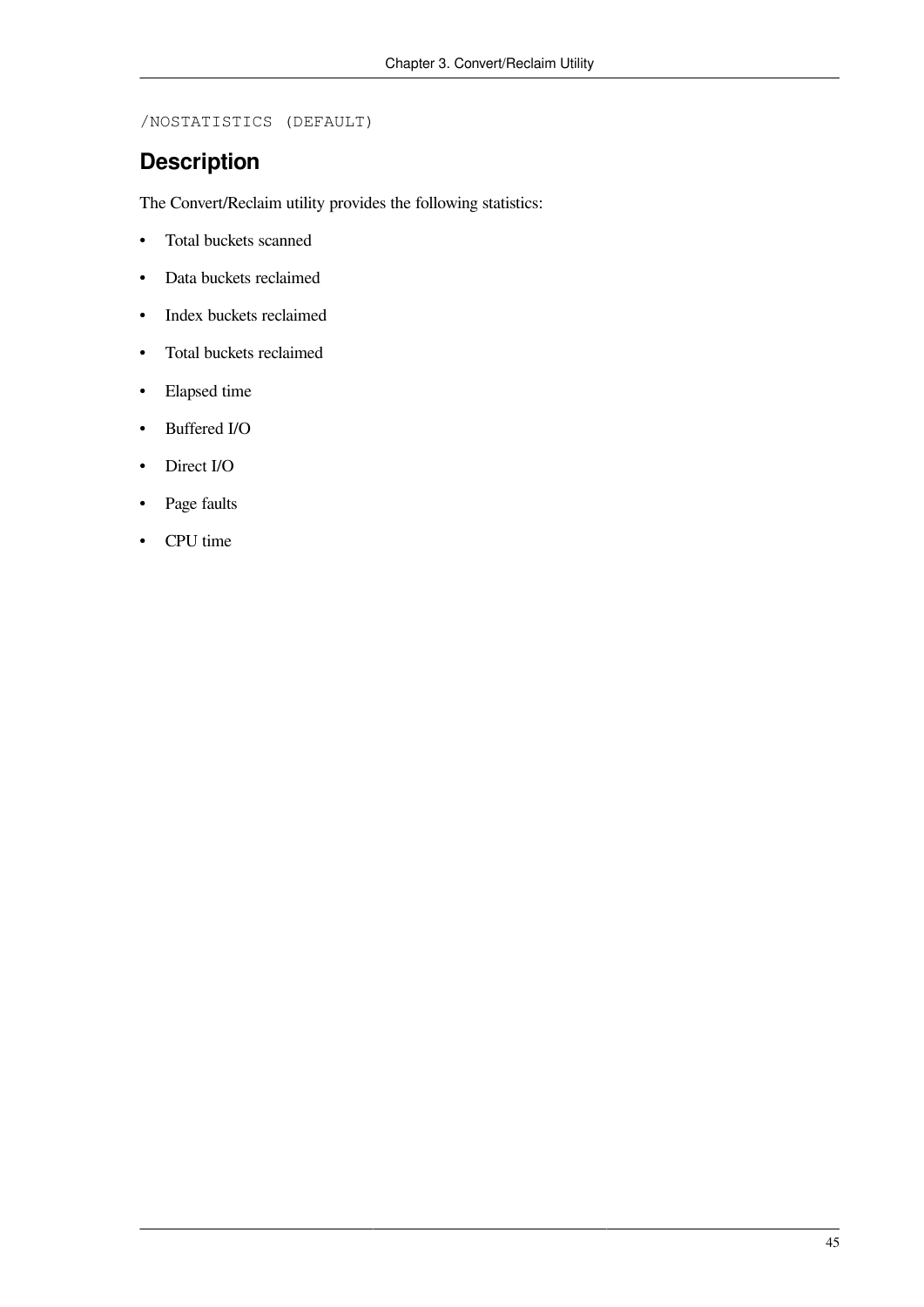```
/NOSTATISTICS (DEFAULT)
```

## Description

The Convert/Reclaim utility provides the following statistics:

- Total buckets scanned
- Data buckets reclaimed
- Index buckets reclaimed
- Total buckets reclaimed
- Elapsed time
- Buffered I/O
- Direct I/O
- Page faults
- CPU time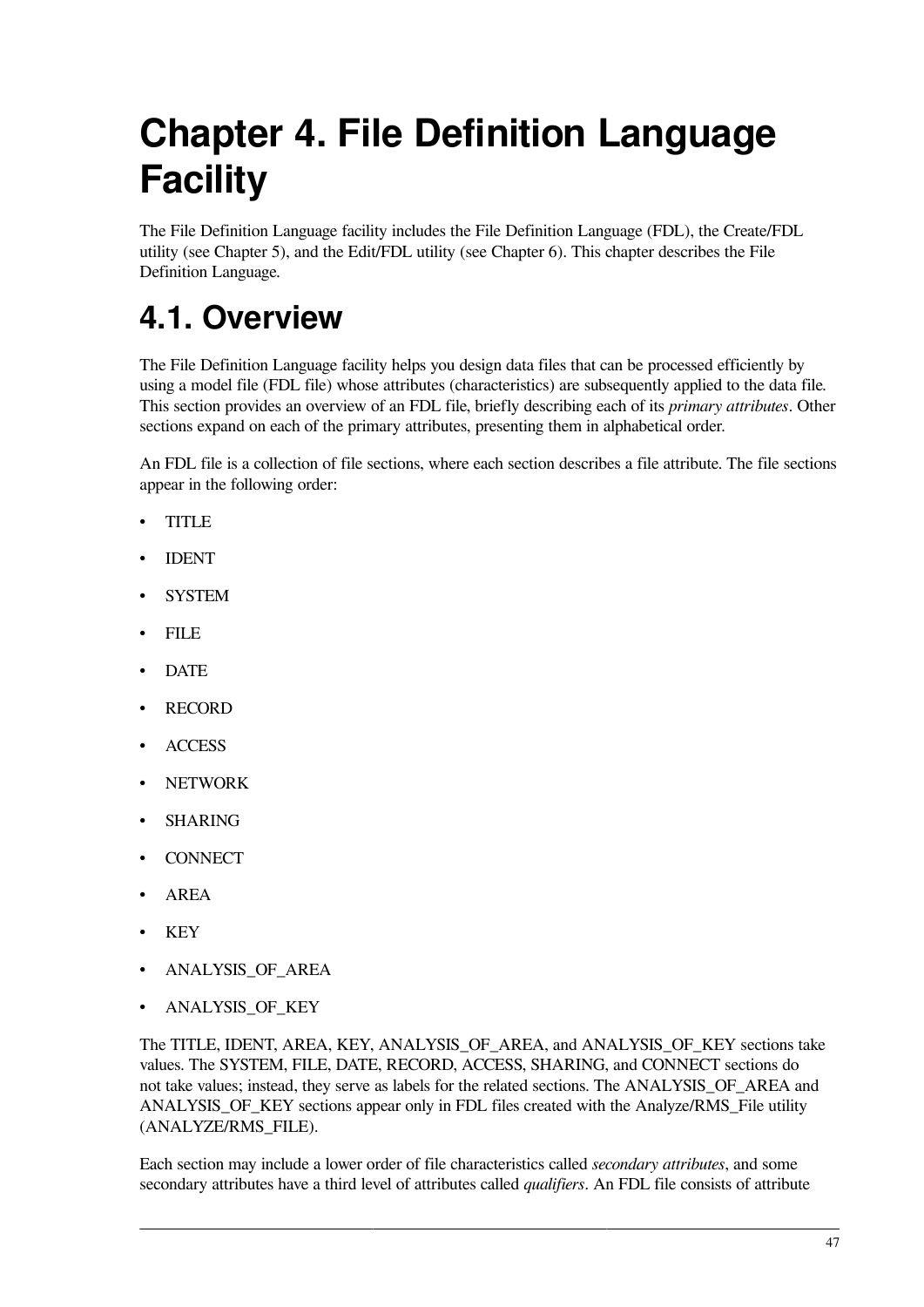# Chapter 4. File Definition Language Facility

The File Definition Language facility includes the File Definition Language (FDL), the Create/FDL utility (see Chapter 5), and the Edit/FDL utility (see Chapter 6). This chapter describes the File Definition Language.

## 4.1. Overview

The File Definition Language facility helps you design data files that can be processed efficiently by using a model file (FDL file) whose attributes (characteristics) are subsequently applied to the data file. This section provides an overview of an FDL file, briefly describing each of its *primary attributes*. Other sections expand on each of the primary attributes, presenting them in alphabetical order.

An FDL file is a collection of file sections, where each section describes a file attribute. The file sections appear in the following order:

- TITLE
- IDENT
- SYSTEM
- FILE
- DATE
- RECORD
- ACCESS
- NETWORK
- SHARING
- CONNECT
- AREA
- KEY
- ANALYSIS_OF_AREA
- ANALYSIS_OF_KEY

The TITLE, IDENT, AREA, KEY, ANALYSIS_OF_AREA, and ANALYSIS_OF_KEY sections take values. The SYSTEM, FILE, DATE, RECORD, ACCESS, SHARING, and CONNECT sections do not take values; instead, they serve as labels for the related sections. The ANALYSIS_OF_AREA and ANALYSIS_OF_KEY sections appear only in FDL files created with the Analyze/RMS_File utility (ANALYZE/RMS_FILE).

Each section may include a lower order of file characteristics called *secondary attributes*, and some secondary attributes have a third level of attributes called *qualifiers*. An FDL file consists of attribute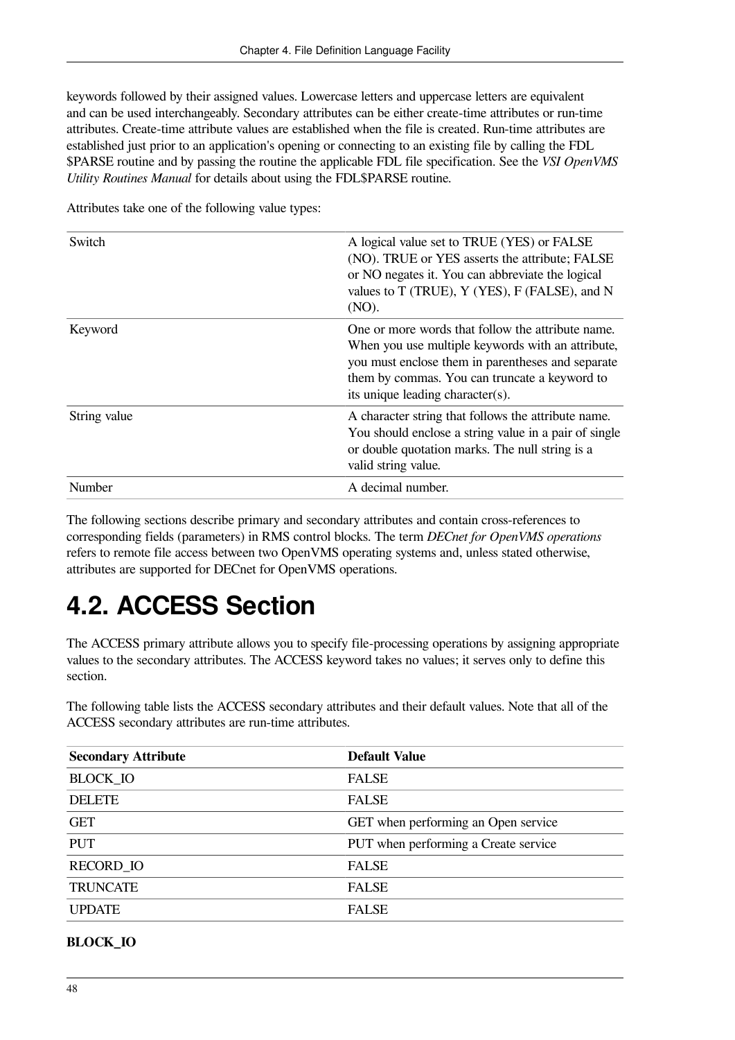keywords followed by their assigned values. Lowercase letters and uppercase letters are equivalent and can be used interchangeably. Secondary attributes can be either create-time attributes or run-time attributes. Create-time attribute values are established when the file is created. Run-time attributes are established just prior to an application's opening or connecting to an existing file by calling the FDL $PARSE routine and by passing the routine the applicable FDL file specification. See the *VSI OpenVMS Utility Routines Manual* for details about using the FDL$PARSE routine.

Attributes take one of the following value types:

| | |
|---|---|
| Switch | A logical value set to TRUE (YES) or FALSE (NO). TRUE or YES asserts the attribute; FALSE or NO negates it. You can abbreviate the logical values to T (TRUE), Y (YES), F (FALSE), and N (NO). |
| Keyword | One or more words that follow the attribute name. When you use multiple keywords with an attribute, you must enclose them in parentheses and separate them by commas. You can truncate a keyword to its unique leading character(s). |
| String value | A character string that follows the attribute name. You should enclose a string value in a pair of single or double quotation marks. The null string is a valid string value. |
| Number | A decimal number. |

The following sections describe primary and secondary attributes and contain cross-references to corresponding fields (parameters) in RMS control blocks. The term *DECnet for OpenVMS operations* refers to remote file access between two OpenVMS operating systems and, unless stated otherwise, attributes are supported for DECnet for OpenVMS operations.

# 4.2. ACCESS Section

The ACCESS primary attribute allows you to specify file-processing operations by assigning appropriate values to the secondary attributes. The ACCESS keyword takes no values; it serves only to define this section.

The following table lists the ACCESS secondary attributes and their default values. Note that all of the ACCESS secondary attributes are run-time attributes.

| Secondary Attribute | Default Value |
|---|---|
| BLOCK_IO | FALSE |
| DELETE | FALSE |
| GET | GET when performing an Open service |
| PUT | PUT when performing a Create service |
| RECORD_IO | FALSE |
| TRUNCATE | FALSE |
| UPDATE | FALSE |

**BLOCK_IO**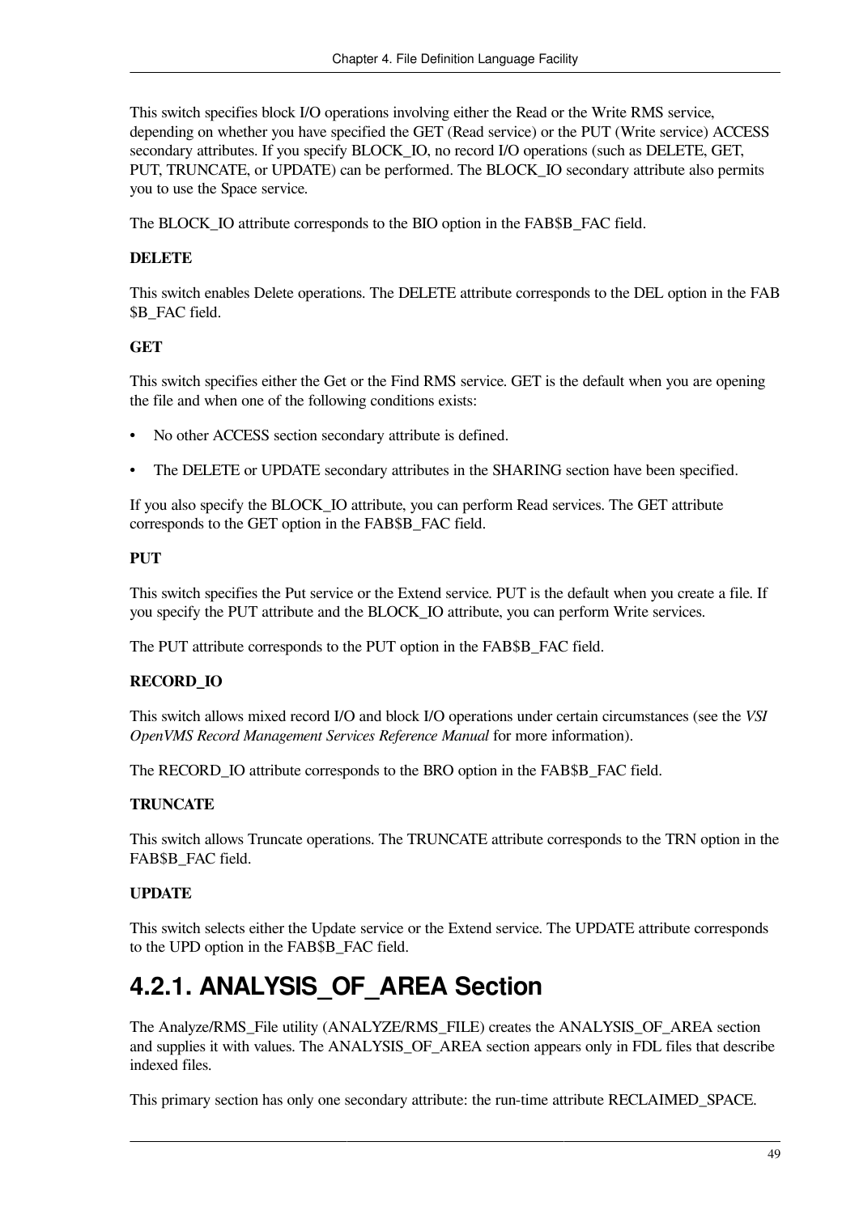This switch specifies block I/O operations involving either the Read or the Write RMS service, depending on whether you have specified the GET (Read service) or the PUT (Write service) ACCESS secondary attributes. If you specify BLOCK_IO, no record I/O operations (such as DELETE, GET, PUT, TRUNCATE, or UPDATE) can be performed. The BLOCK_IO secondary attribute also permits you to use the Space service.

The BLOCK_IO attribute corresponds to the BIO option in the FAB$B_FAC field.

**DELETE**

This switch enables Delete operations. The DELETE attribute corresponds to the DEL option in the FAB$B_FAC field.

**GET**

This switch specifies either the Get or the Find RMS service. GET is the default when you are opening the file and when one of the following conditions exists:

- No other ACCESS section secondary attribute is defined.
- The DELETE or UPDATE secondary attributes in the SHARING section have been specified.

If you also specify the BLOCK_IO attribute, you can perform Read services. The GET attribute corresponds to the GET option in the FAB$B_FAC field.

**PUT**

This switch specifies the Put service or the Extend service. PUT is the default when you create a file. If you specify the PUT attribute and the BLOCK_IO attribute, you can perform Write services.

The PUT attribute corresponds to the PUT option in the FAB$B_FAC field.

**RECORD_IO**

This switch allows mixed record I/O and block I/O operations under certain circumstances (see the *VSI OpenVMS Record Management Services Reference Manual* for more information).

The RECORD_IO attribute corresponds to the BRO option in the FAB$B_FAC field.

**TRUNCATE**

This switch allows Truncate operations. The TRUNCATE attribute corresponds to the TRN option in the FAB$B_FAC field.

**UPDATE**

This switch selects either the Update service or the Extend service. The UPDATE attribute corresponds to the UPD option in the FAB$B_FAC field.

## 4.2.1. ANALYSIS_OF_AREA Section

The Analyze/RMS_File utility (ANALYZE/RMS_FILE) creates the ANALYSIS_OF_AREA section and supplies it with values. The ANALYSIS_OF_AREA section appears only in FDL files that describe indexed files.

This primary section has only one secondary attribute: the run-time attribute RECLAIMED_SPACE.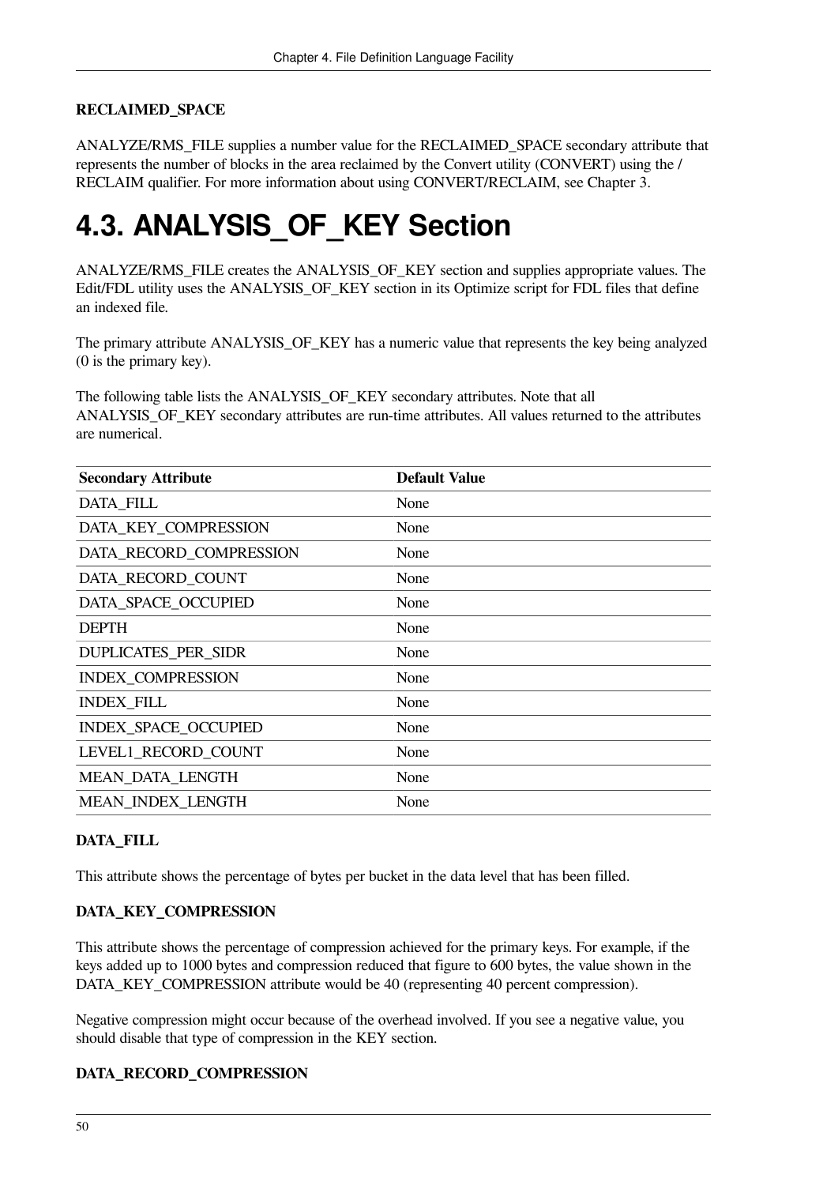**RECLAIMED_SPACE**

ANALYZE/RMS_FILE supplies a number value for the RECLAIMED_SPACE secondary attribute that represents the number of blocks in the area reclaimed by the Convert utility (CONVERT) using the /RECLAIM qualifier. For more information about using CONVERT/RECLAIM, see Chapter 3.

# 4.3. ANALYSIS_OF_KEY Section

ANALYZE/RMS_FILE creates the ANALYSIS_OF_KEY section and supplies appropriate values. The Edit/FDL utility uses the ANALYSIS_OF_KEY section in its Optimize script for FDL files that define an indexed file.

The primary attribute ANALYSIS_OF_KEY has a numeric value that represents the key being analyzed (0 is the primary key).

The following table lists the ANALYSIS_OF_KEY secondary attributes. Note that all ANALYSIS_OF_KEY secondary attributes are run-time attributes. All values returned to the attributes are numerical.

| Secondary Attribute | Default Value |
|---|---|
| DATA_FILL | None |
| DATA_KEY_COMPRESSION | None |
| DATA_RECORD_COMPRESSION | None |
| DATA_RECORD_COUNT | None |
| DATA_SPACE_OCCUPIED | None |
| DEPTH | None |
| DUPLICATES_PER_SIDR | None |
| INDEX_COMPRESSION | None |
| INDEX_FILL | None |
| INDEX_SPACE_OCCUPIED | None |
| LEVEL1_RECORD_COUNT | None |
| MEAN_DATA_LENGTH | None |
| MEAN_INDEX_LENGTH | None |

**DATA_FILL**

This attribute shows the percentage of bytes per bucket in the data level that has been filled.

**DATA_KEY_COMPRESSION**

This attribute shows the percentage of compression achieved for the primary keys. For example, if the keys added up to 1000 bytes and compression reduced that figure to 600 bytes, the value shown in the DATA_KEY_COMPRESSION attribute would be 40 (representing 40 percent compression).

Negative compression might occur because of the overhead involved. If you see a negative value, you should disable that type of compression in the KEY section.

**DATA_RECORD_COMPRESSION**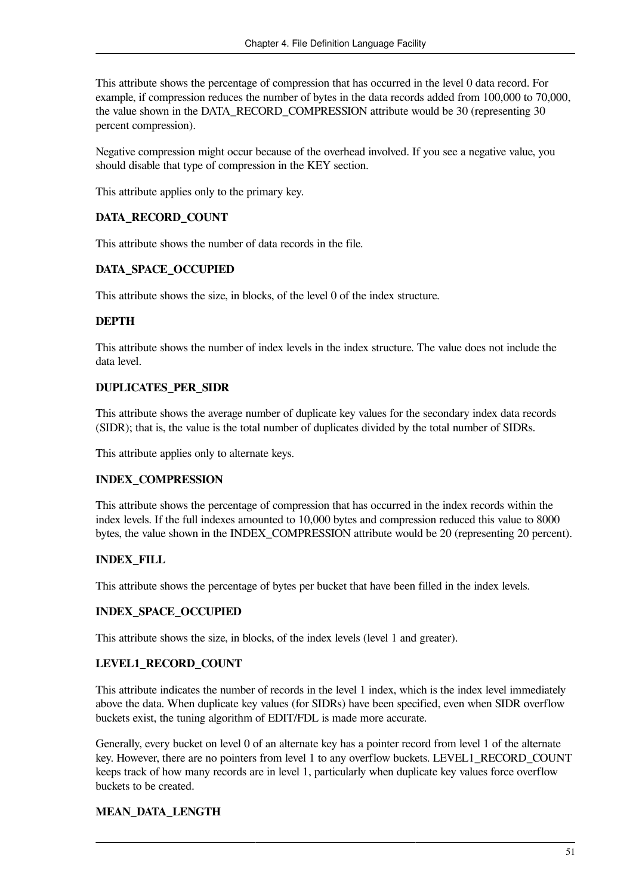This attribute shows the percentage of compression that has occurred in the level 0 data record. For example, if compression reduces the number of bytes in the data records added from 100,000 to 70,000, the value shown in the DATA_RECORD_COMPRESSION attribute would be 30 (representing 30 percent compression).

Negative compression might occur because of the overhead involved. If you see a negative value, you should disable that type of compression in the KEY section.

This attribute applies only to the primary key.

**DATA_RECORD_COUNT**

This attribute shows the number of data records in the file.

**DATA_SPACE_OCCUPIED**

This attribute shows the size, in blocks, of the level 0 of the index structure.

**DEPTH**

This attribute shows the number of index levels in the index structure. The value does not include the data level.

**DUPLICATES_PER_SIDR**

This attribute shows the average number of duplicate key values for the secondary index data records (SIDR); that is, the value is the total number of duplicates divided by the total number of SIDRs.

This attribute applies only to alternate keys.

**INDEX_COMPRESSION**

This attribute shows the percentage of compression that has occurred in the index records within the index levels. If the full indexes amounted to 10,000 bytes and compression reduced this value to 8000 bytes, the value shown in the INDEX_COMPRESSION attribute would be 20 (representing 20 percent).

**INDEX_FILL**

This attribute shows the percentage of bytes per bucket that have been filled in the index levels.

**INDEX_SPACE_OCCUPIED**

This attribute shows the size, in blocks, of the index levels (level 1 and greater).

**LEVEL1_RECORD_COUNT**

This attribute indicates the number of records in the level 1 index, which is the index level immediately above the data. When duplicate key values (for SIDRs) have been specified, even when SIDR overflow buckets exist, the tuning algorithm of EDIT/FDL is made more accurate.

Generally, every bucket on level 0 of an alternate key has a pointer record from level 1 of the alternate key. However, there are no pointers from level 1 to any overflow buckets. LEVEL1_RECORD_COUNT keeps track of how many records are in level 1, particularly when duplicate key values force overflow buckets to be created.

**MEAN_DATA_LENGTH**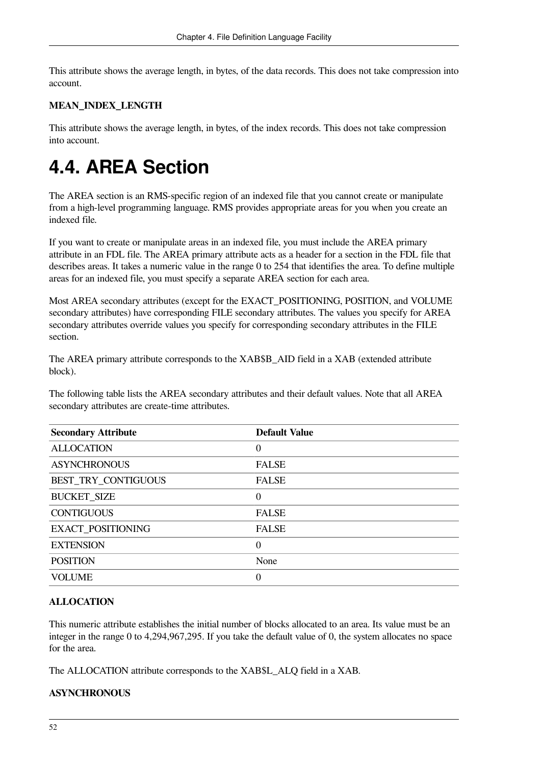This attribute shows the average length, in bytes, of the data records. This does not take compression into account.

**MEAN_INDEX_LENGTH**

This attribute shows the average length, in bytes, of the index records. This does not take compression into account.

# 4.4. AREA Section

The AREA section is an RMS-specific region of an indexed file that you cannot create or manipulate from a high-level programming language. RMS provides appropriate areas for you when you create an indexed file.

If you want to create or manipulate areas in an indexed file, you must include the AREA primary attribute in an FDL file. The AREA primary attribute acts as a header for a section in the FDL file that describes areas. It takes a numeric value in the range 0 to 254 that identifies the area. To define multiple areas for an indexed file, you must specify a separate AREA section for each area.

Most AREA secondary attributes (except for the EXACT_POSITIONING, POSITION, and VOLUME secondary attributes) have corresponding FILE secondary attributes. The values you specify for AREA secondary attributes override values you specify for corresponding secondary attributes in the FILE section.

The AREA primary attribute corresponds to the XAB$B_AID field in a XAB (extended attribute block).

The following table lists the AREA secondary attributes and their default values. Note that all AREA secondary attributes are create-time attributes.

| Secondary Attribute | Default Value |
| --- | --- |
| ALLOCATION | 0 |
| ASYNCHRONOUS | FALSE |
| BEST_TRY_CONTIGUOUS | FALSE |
| BUCKET_SIZE | 0 |
| CONTIGUOUS | FALSE |
| EXACT_POSITIONING | FALSE |
| EXTENSION | 0 |
| POSITION | None |
| VOLUME | 0 |

**ALLOCATION**

This numeric attribute establishes the initial number of blocks allocated to an area. Its value must be an integer in the range 0 to 4,294,967,295. If you take the default value of 0, the system allocates no space for the area.

The ALLOCATION attribute corresponds to the XAB$L_ALQ field in a XAB.

**ASYNCHRONOUS**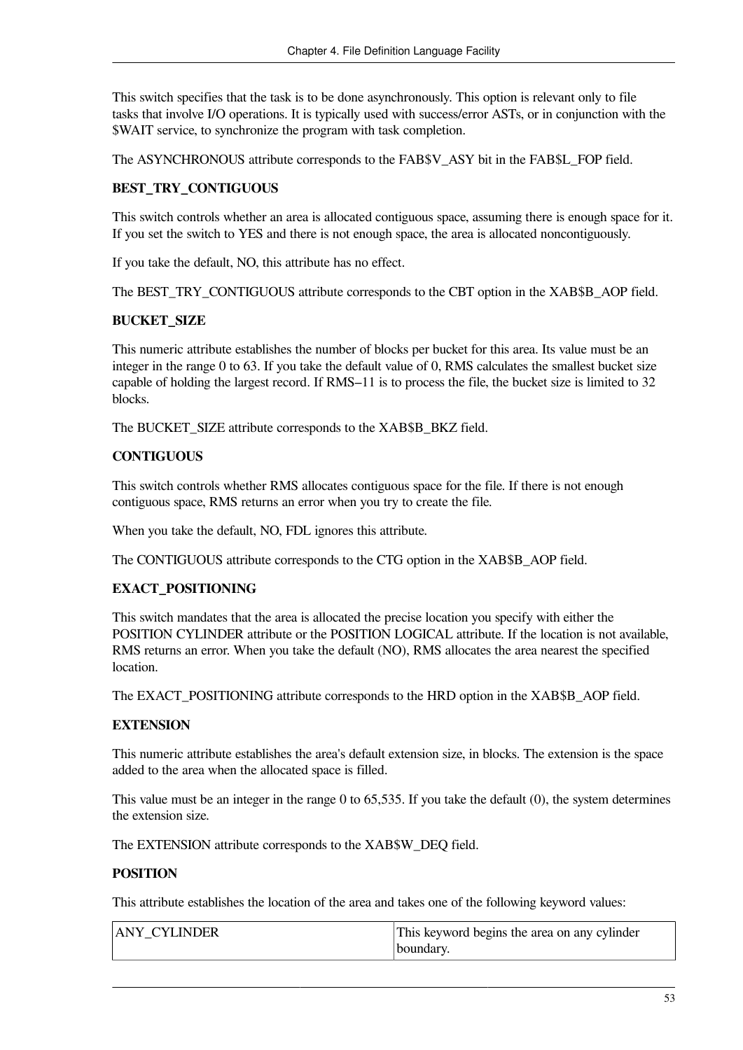This switch specifies that the task is to be done asynchronously. This option is relevant only to file tasks that involve I/O operations. It is typically used with success/error ASTs, or in conjunction with the $WAIT service, to synchronize the program with task completion.

The ASYNCHRONOUS attribute corresponds to the FAB$V_ASY bit in the FAB$L_FOP field.

**BEST_TRY_CONTIGUOUS**

This switch controls whether an area is allocated contiguous space, assuming there is enough space for it. If you set the switch to YES and there is not enough space, the area is allocated noncontiguously.

If you take the default, NO, this attribute has no effect.

The BEST_TRY_CONTIGUOUS attribute corresponds to the CBT option in the XAB$B_AOP field.

**BUCKET_SIZE**

This numeric attribute establishes the number of blocks per bucket for this area. Its value must be an integer in the range 0 to 63. If you take the default value of 0, RMS calculates the smallest bucket size capable of holding the largest record. If RMS−11 is to process the file, the bucket size is limited to 32 blocks.

The BUCKET_SIZE attribute corresponds to the XAB$B_BKZ field.

**CONTIGUOUS**

This switch controls whether RMS allocates contiguous space for the file. If there is not enough contiguous space, RMS returns an error when you try to create the file.

When you take the default, NO, FDL ignores this attribute.

The CONTIGUOUS attribute corresponds to the CTG option in the XAB$B_AOP field.

**EXACT_POSITIONING**

This switch mandates that the area is allocated the precise location you specify with either the POSITION CYLINDER attribute or the POSITION LOGICAL attribute. If the location is not available, RMS returns an error. When you take the default (NO), RMS allocates the area nearest the specified location.

The EXACT_POSITIONING attribute corresponds to the HRD option in the XAB$B_AOP field.

**EXTENSION**

This numeric attribute establishes the area's default extension size, in blocks. The extension is the space added to the area when the allocated space is filled.

This value must be an integer in the range 0 to 65,535. If you take the default (0), the system determines the extension size.

The EXTENSION attribute corresponds to the XAB$W_DEQ field.

**POSITION**

This attribute establishes the location of the area and takes one of the following keyword values:

| | |
|---|---|
| ANY_CYLINDER | This keyword begins the area on any cylinder boundary. |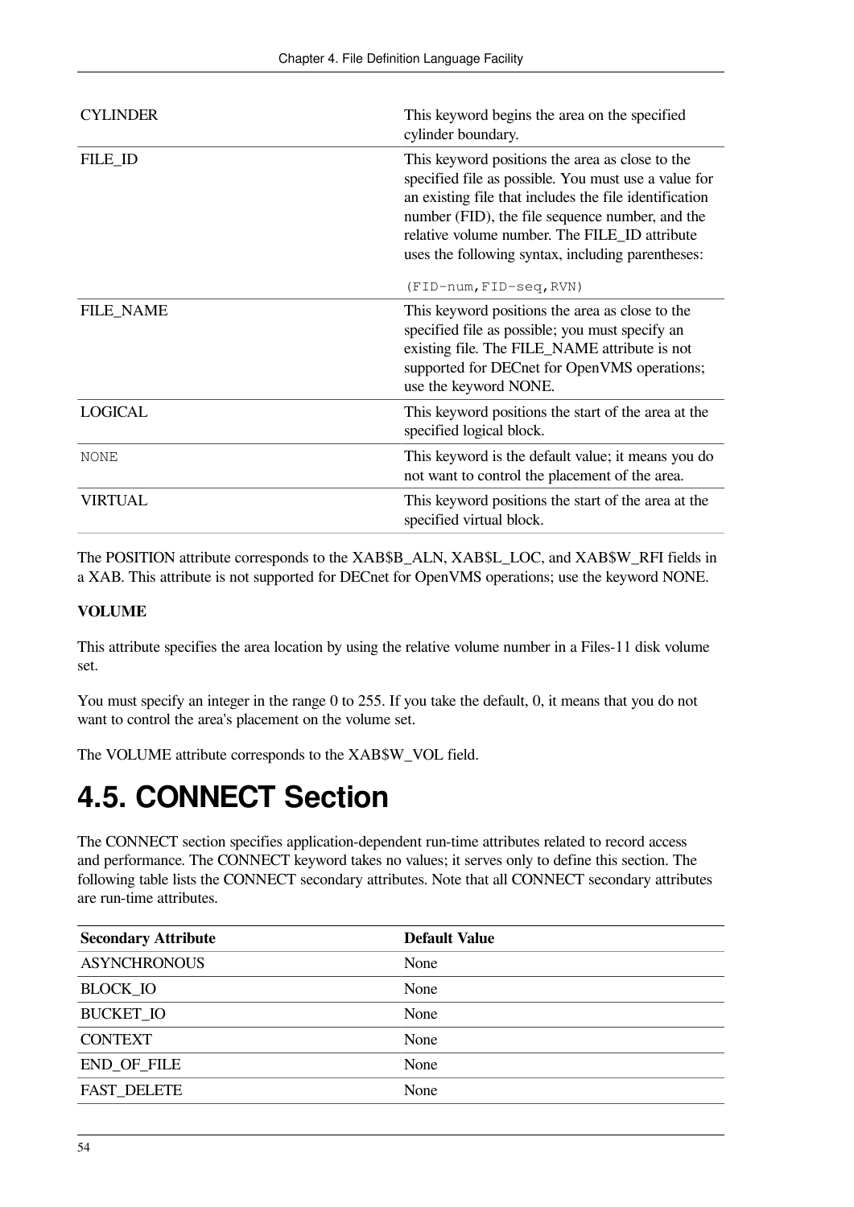| | |
|---|---|
| CYLINDER | This keyword begins the area on the specified cylinder boundary. |
| FILE_ID | This keyword positions the area as close to the specified file as possible. You must use a value for an existing file that includes the file identification number (FID), the file sequence number, and the relative volume number. The FILE_ID attribute uses the following syntax, including parentheses: `(FID-num,FID-seq,RVN)` |
| FILE_NAME | This keyword positions the area as close to the specified file as possible; you must specify an existing file. The FILE_NAME attribute is not supported for DECnet for OpenVMS operations; use the keyword NONE. |
| LOGICAL | This keyword positions the start of the area at the specified logical block. |
| `NONE` | This keyword is the default value; it means you do not want to control the placement of the area. |
| VIRTUAL | This keyword positions the start of the area at the specified virtual block. |

The POSITION attribute corresponds to the XAB$B_ALN, XAB$L_LOC, and XAB$W_RFI fields in a XAB. This attribute is not supported for DECnet for OpenVMS operations; use the keyword NONE.

**VOLUME**

This attribute specifies the area location by using the relative volume number in a Files-11 disk volume set.

You must specify an integer in the range 0 to 255. If you take the default, 0, it means that you do not want to control the area's placement on the volume set.

The VOLUME attribute corresponds to the XAB$W_VOL field.

# 4.5. CONNECT Section

The CONNECT section specifies application-dependent run-time attributes related to record access and performance. The CONNECT keyword takes no values; it serves only to define this section. The following table lists the CONNECT secondary attributes. Note that all CONNECT secondary attributes are run-time attributes.

| Secondary Attribute | Default Value |
|---|---|
| ASYNCHRONOUS | None |
| BLOCK_IO | None |
| BUCKET_IO | None |
| CONTEXT | None |
| END_OF_FILE | None |
| FAST_DELETE | None |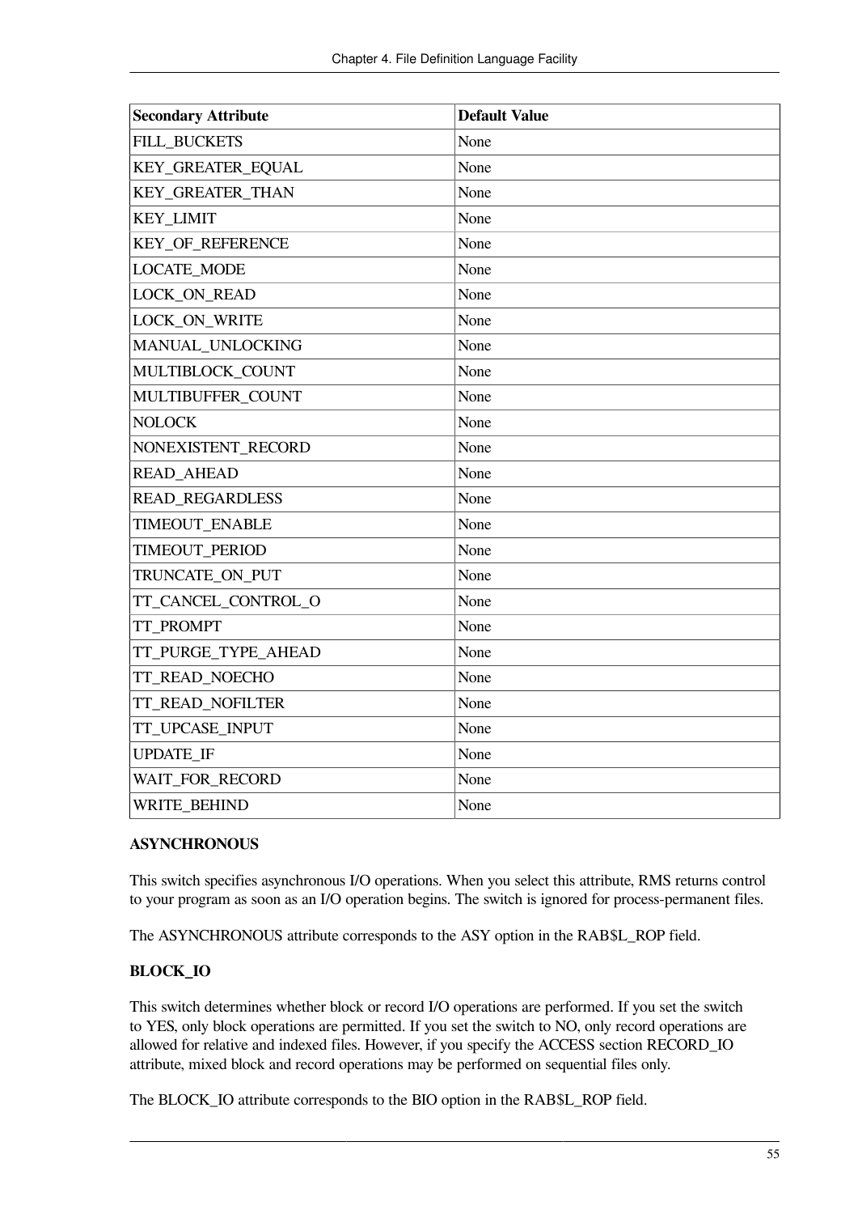| Secondary Attribute | Default Value |
|---|---|
| FILL_BUCKETS | None |
| KEY_GREATER_EQUAL | None |
| KEY_GREATER_THAN | None |
| KEY_LIMIT | None |
| KEY_OF_REFERENCE | None |
| LOCATE_MODE | None |
| LOCK_ON_READ | None |
| LOCK_ON_WRITE | None |
| MANUAL_UNLOCKING | None |
| MULTIBLOCK_COUNT | None |
| MULTIBUFFER_COUNT | None |
| NOLOCK | None |
| NONEXISTENT_RECORD | None |
| READ_AHEAD | None |
| READ_REGARDLESS | None |
| TIMEOUT_ENABLE | None |
| TIMEOUT_PERIOD | None |
| TRUNCATE_ON_PUT | None |
| TT_CANCEL_CONTROL_O | None |
| TT_PROMPT | None |
| TT_PURGE_TYPE_AHEAD | None |
| TT_READ_NOECHO | None |
| TT_READ_NOFILTER | None |
| TT_UPCASE_INPUT | None |
| UPDATE_IF | None |
| WAIT_FOR_RECORD | None |
| WRITE_BEHIND | None |

**ASYNCHRONOUS**

This switch specifies asynchronous I/O operations. When you select this attribute, RMS returns control to your program as soon as an I/O operation begins. The switch is ignored for process-permanent files.

The ASYNCHRONOUS attribute corresponds to the ASY option in the RAB$L_ROP field.

**BLOCK_IO**

This switch determines whether block or record I/O operations are performed. If you set the switch to YES, only block operations are permitted. If you set the switch to NO, only record operations are allowed for relative and indexed files. However, if you specify the ACCESS section RECORD_IO attribute, mixed block and record operations may be performed on sequential files only.

The BLOCK_IO attribute corresponds to the BIO option in the RAB$L_ROP field.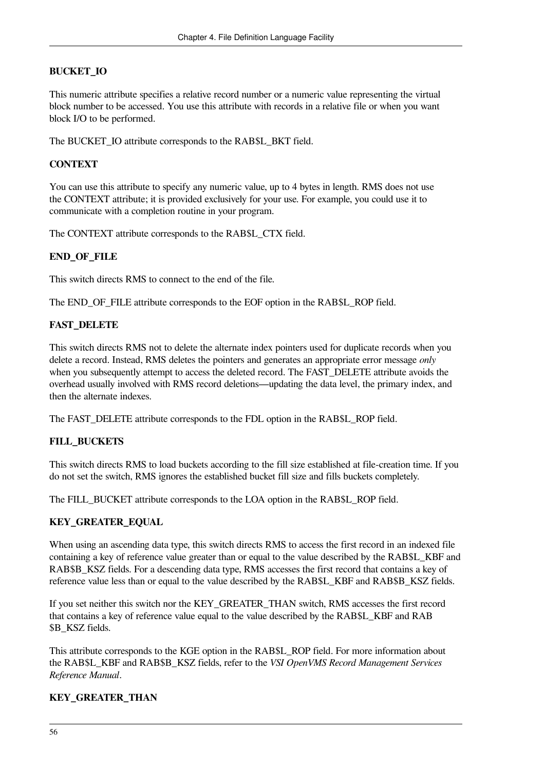**BUCKET_IO**

This numeric attribute specifies a relative record number or a numeric value representing the virtual block number to be accessed. You use this attribute with records in a relative file or when you want block I/O to be performed.

The BUCKET_IO attribute corresponds to the RAB$L_BKT field.

**CONTEXT**

You can use this attribute to specify any numeric value, up to 4 bytes in length. RMS does not use the CONTEXT attribute; it is provided exclusively for your use. For example, you could use it to communicate with a completion routine in your program.

The CONTEXT attribute corresponds to the RAB$L_CTX field.

**END_OF_FILE**

This switch directs RMS to connect to the end of the file.

The END_OF_FILE attribute corresponds to the EOF option in the RAB$L_ROP field.

**FAST_DELETE**

This switch directs RMS not to delete the alternate index pointers used for duplicate records when you delete a record. Instead, RMS deletes the pointers and generates an appropriate error message *only* when you subsequently attempt to access the deleted record. The FAST_DELETE attribute avoids the overhead usually involved with RMS record deletions—updating the data level, the primary index, and then the alternate indexes.

The FAST_DELETE attribute corresponds to the FDL option in the RAB$L_ROP field.

**FILL_BUCKETS**

This switch directs RMS to load buckets according to the fill size established at file-creation time. If you do not set the switch, RMS ignores the established bucket fill size and fills buckets completely.

The FILL_BUCKET attribute corresponds to the LOA option in the RAB$L_ROP field.

**KEY_GREATER_EQUAL**

When using an ascending data type, this switch directs RMS to access the first record in an indexed file containing a key of reference value greater than or equal to the value described by the RAB$L_KBF and RAB$B_KSZ fields. For a descending data type, RMS accesses the first record that contains a key of reference value less than or equal to the value described by the RAB$L_KBF and RAB$B_KSZ fields.

If you set neither this switch nor the KEY_GREATER_THAN switch, RMS accesses the first record that contains a key of reference value equal to the value described by the RAB$L_KBF and RAB$B_KSZ fields.

This attribute corresponds to the KGE option in the RAB$L_ROP field. For more information about the RAB$L_KBF and RAB$B_KSZ fields, refer to the *VSI OpenVMS Record Management Services Reference Manual*.

**KEY_GREATER_THAN**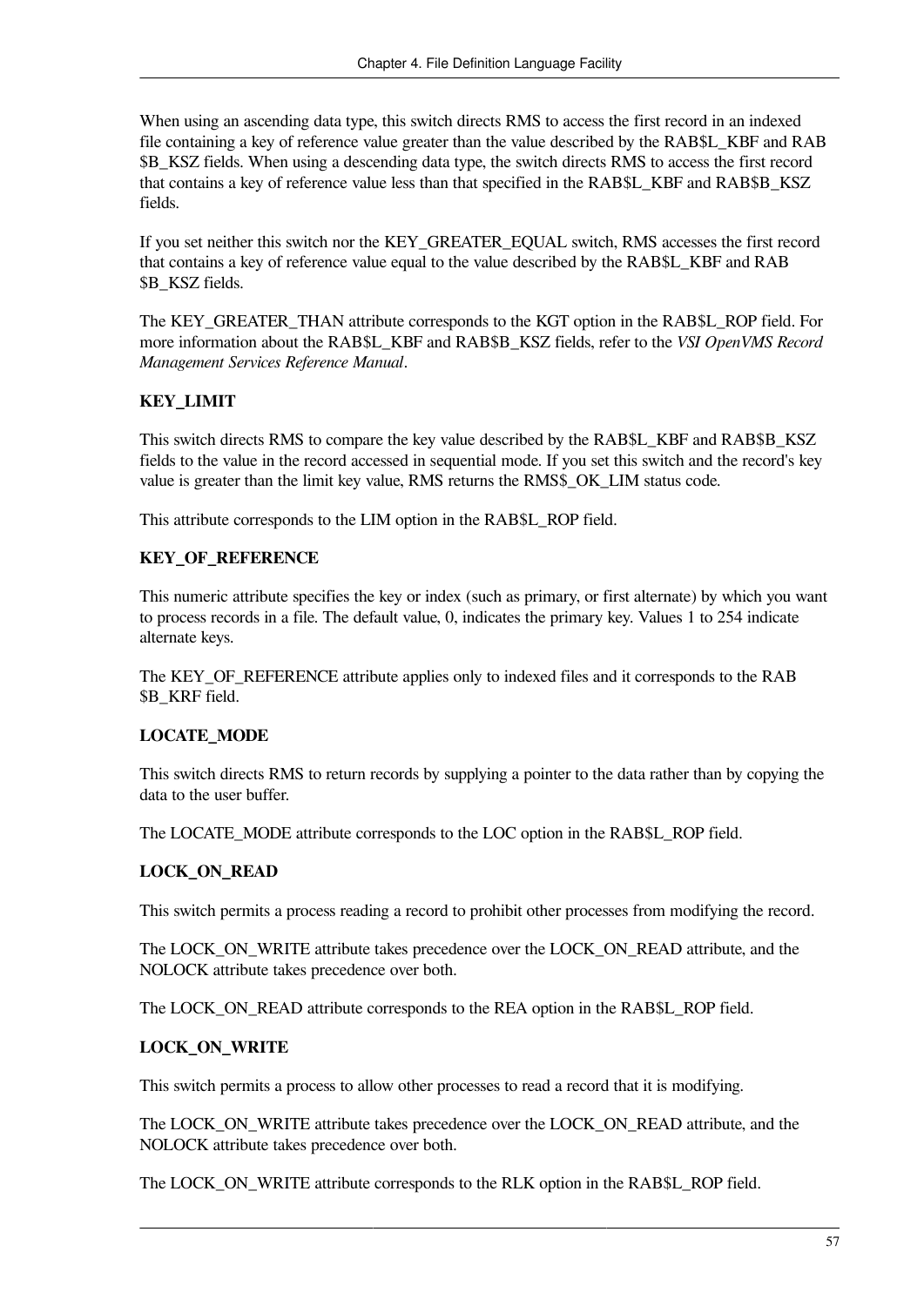When using an ascending data type, this switch directs RMS to access the first record in an indexed file containing a key of reference value greater than the value described by the RAB$L_KBF and RAB$B_KSZ fields. When using a descending data type, the switch directs RMS to access the first record that contains a key of reference value less than that specified in the RAB$L_KBF and RAB$B_KSZ fields.

If you set neither this switch nor the KEY_GREATER_EQUAL switch, RMS accesses the first record that contains a key of reference value equal to the value described by the RAB$L_KBF and RAB$B_KSZ fields.

The KEY_GREATER_THAN attribute corresponds to the KGT option in the RAB$L_ROP field. For more information about the RAB$L_KBF and RAB$B_KSZ fields, refer to the *VSI OpenVMS Record Management Services Reference Manual*.

**KEY_LIMIT**

This switch directs RMS to compare the key value described by the RAB$L_KBF and RAB$B_KSZ fields to the value in the record accessed in sequential mode. If you set this switch and the record's key value is greater than the limit key value, RMS returns the RMS$_OK_LIM status code.

This attribute corresponds to the LIM option in the RAB$L_ROP field.

**KEY_OF_REFERENCE**

This numeric attribute specifies the key or index (such as primary, or first alternate) by which you want to process records in a file. The default value, 0, indicates the primary key. Values 1 to 254 indicate alternate keys.

The KEY_OF_REFERENCE attribute applies only to indexed files and it corresponds to the RAB$B_KRF field.

**LOCATE_MODE**

This switch directs RMS to return records by supplying a pointer to the data rather than by copying the data to the user buffer.

The LOCATE_MODE attribute corresponds to the LOC option in the RAB$L_ROP field.

**LOCK_ON_READ**

This switch permits a process reading a record to prohibit other processes from modifying the record.

The LOCK_ON_WRITE attribute takes precedence over the LOCK_ON_READ attribute, and the NOLOCK attribute takes precedence over both.

The LOCK_ON_READ attribute corresponds to the REA option in the RAB$L_ROP field.

**LOCK_ON_WRITE**

This switch permits a process to allow other processes to read a record that it is modifying.

The LOCK_ON_WRITE attribute takes precedence over the LOCK_ON_READ attribute, and the NOLOCK attribute takes precedence over both.

The LOCK_ON_WRITE attribute corresponds to the RLK option in the RAB$L_ROP field.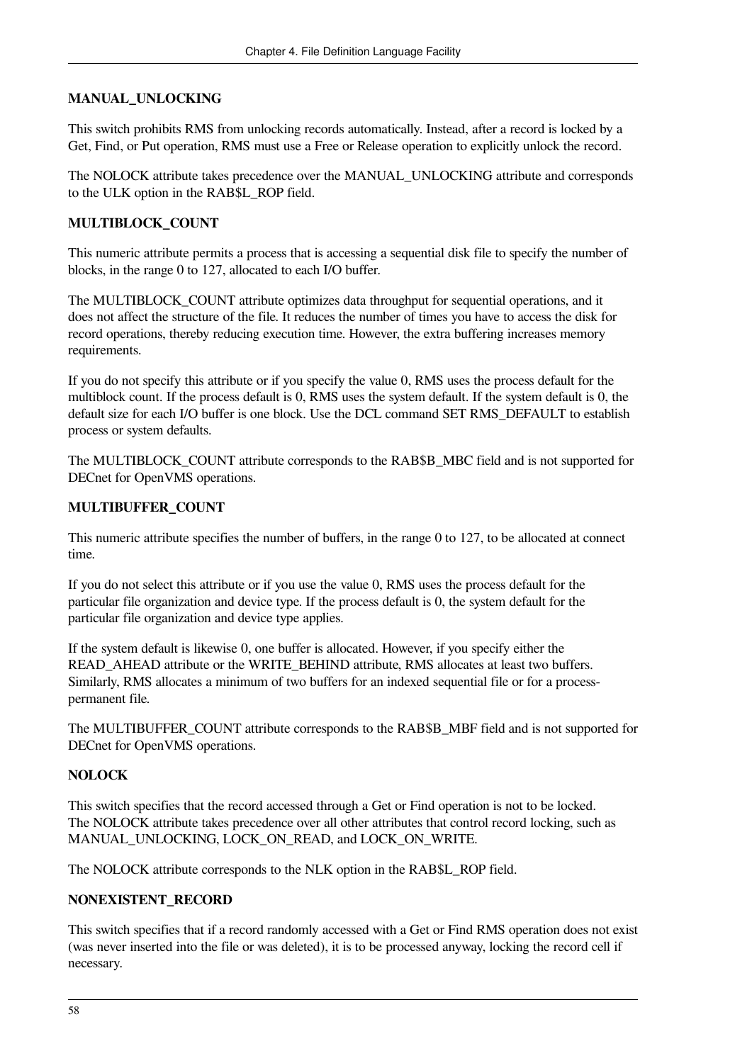**MANUAL_UNLOCKING**

This switch prohibits RMS from unlocking records automatically. Instead, after a record is locked by a Get, Find, or Put operation, RMS must use a Free or Release operation to explicitly unlock the record.

The NOLOCK attribute takes precedence over the MANUAL_UNLOCKING attribute and corresponds to the ULK option in the RAB$L_ROP field.

**MULTIBLOCK_COUNT**

This numeric attribute permits a process that is accessing a sequential disk file to specify the number of blocks, in the range 0 to 127, allocated to each I/O buffer.

The MULTIBLOCK_COUNT attribute optimizes data throughput for sequential operations, and it does not affect the structure of the file. It reduces the number of times you have to access the disk for record operations, thereby reducing execution time. However, the extra buffering increases memory requirements.

If you do not specify this attribute or if you specify the value 0, RMS uses the process default for the multiblock count. If the process default is 0, RMS uses the system default. If the system default is 0, the default size for each I/O buffer is one block. Use the DCL command SET RMS_DEFAULT to establish process or system defaults.

The MULTIBLOCK_COUNT attribute corresponds to the RAB$B_MBC field and is not supported for DECnet for OpenVMS operations.

**MULTIBUFFER_COUNT**

This numeric attribute specifies the number of buffers, in the range 0 to 127, to be allocated at connect time.

If you do not select this attribute or if you use the value 0, RMS uses the process default for the particular file organization and device type. If the process default is 0, the system default for the particular file organization and device type applies.

If the system default is likewise 0, one buffer is allocated. However, if you specify either the READ_AHEAD attribute or the WRITE_BEHIND attribute, RMS allocates at least two buffers. Similarly, RMS allocates a minimum of two buffers for an indexed sequential file or for a process-permanent file.

The MULTIBUFFER_COUNT attribute corresponds to the RAB$B_MBF field and is not supported for DECnet for OpenVMS operations.

**NOLOCK**

This switch specifies that the record accessed through a Get or Find operation is not to be locked. The NOLOCK attribute takes precedence over all other attributes that control record locking, such as MANUAL_UNLOCKING, LOCK_ON_READ, and LOCK_ON_WRITE.

The NOLOCK attribute corresponds to the NLK option in the RAB$L_ROP field.

**NONEXISTENT_RECORD**

This switch specifies that if a record randomly accessed with a Get or Find RMS operation does not exist (was never inserted into the file or was deleted), it is to be processed anyway, locking the record cell if necessary.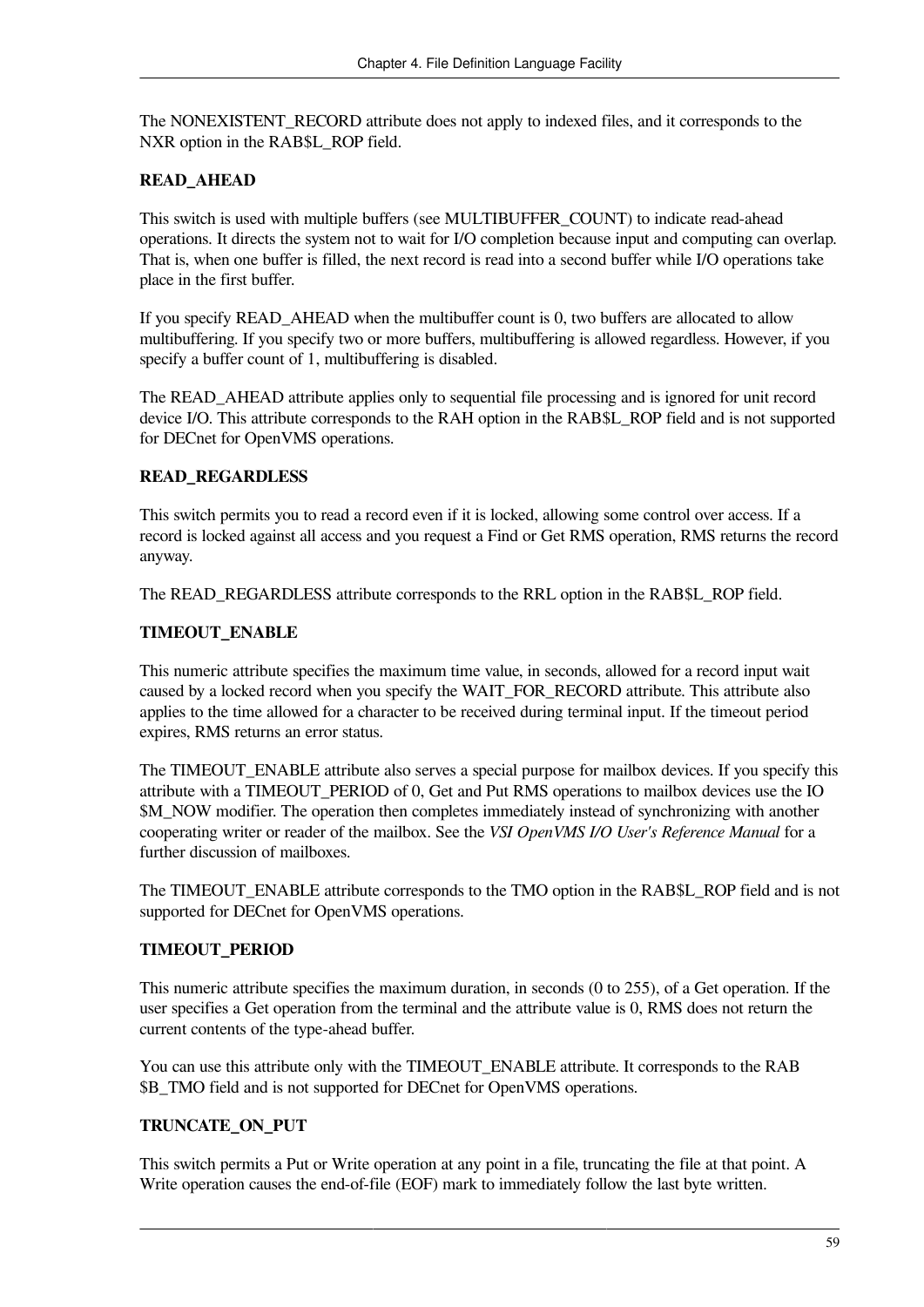The NONEXISTENT_RECORD attribute does not apply to indexed files, and it corresponds to the NXR option in the RAB$L_ROP field.

**READ_AHEAD**

This switch is used with multiple buffers (see MULTIBUFFER_COUNT) to indicate read-ahead operations. It directs the system not to wait for I/O completion because input and computing can overlap. That is, when one buffer is filled, the next record is read into a second buffer while I/O operations take place in the first buffer.

If you specify READ_AHEAD when the multibuffer count is 0, two buffers are allocated to allow multibuffering. If you specify two or more buffers, multibuffering is allowed regardless. However, if you specify a buffer count of 1, multibuffering is disabled.

The READ_AHEAD attribute applies only to sequential file processing and is ignored for unit record device I/O. This attribute corresponds to the RAH option in the RAB$L_ROP field and is not supported for DECnet for OpenVMS operations.

**READ_REGARDLESS**

This switch permits you to read a record even if it is locked, allowing some control over access. If a record is locked against all access and you request a Find or Get RMS operation, RMS returns the record anyway.

The READ_REGARDLESS attribute corresponds to the RRL option in the RAB$L_ROP field.

**TIMEOUT_ENABLE**

This numeric attribute specifies the maximum time value, in seconds, allowed for a record input wait caused by a locked record when you specify the WAIT_FOR_RECORD attribute. This attribute also applies to the time allowed for a character to be received during terminal input. If the timeout period expires, RMS returns an error status.

The TIMEOUT_ENABLE attribute also serves a special purpose for mailbox devices. If you specify this attribute with a TIMEOUT_PERIOD of 0, Get and Put RMS operations to mailbox devices use the IO$M_NOW modifier. The operation then completes immediately instead of synchronizing with another cooperating writer or reader of the mailbox. See the *VSI OpenVMS I/O User's Reference Manual* for a further discussion of mailboxes.

The TIMEOUT_ENABLE attribute corresponds to the TMO option in the RAB$L_ROP field and is not supported for DECnet for OpenVMS operations.

**TIMEOUT_PERIOD**

This numeric attribute specifies the maximum duration, in seconds (0 to 255), of a Get operation. If the user specifies a Get operation from the terminal and the attribute value is 0, RMS does not return the current contents of the type-ahead buffer.

You can use this attribute only with the TIMEOUT_ENABLE attribute. It corresponds to the RAB$B_TMO field and is not supported for DECnet for OpenVMS operations.

**TRUNCATE_ON_PUT**

This switch permits a Put or Write operation at any point in a file, truncating the file at that point. A Write operation causes the end-of-file (EOF) mark to immediately follow the last byte written.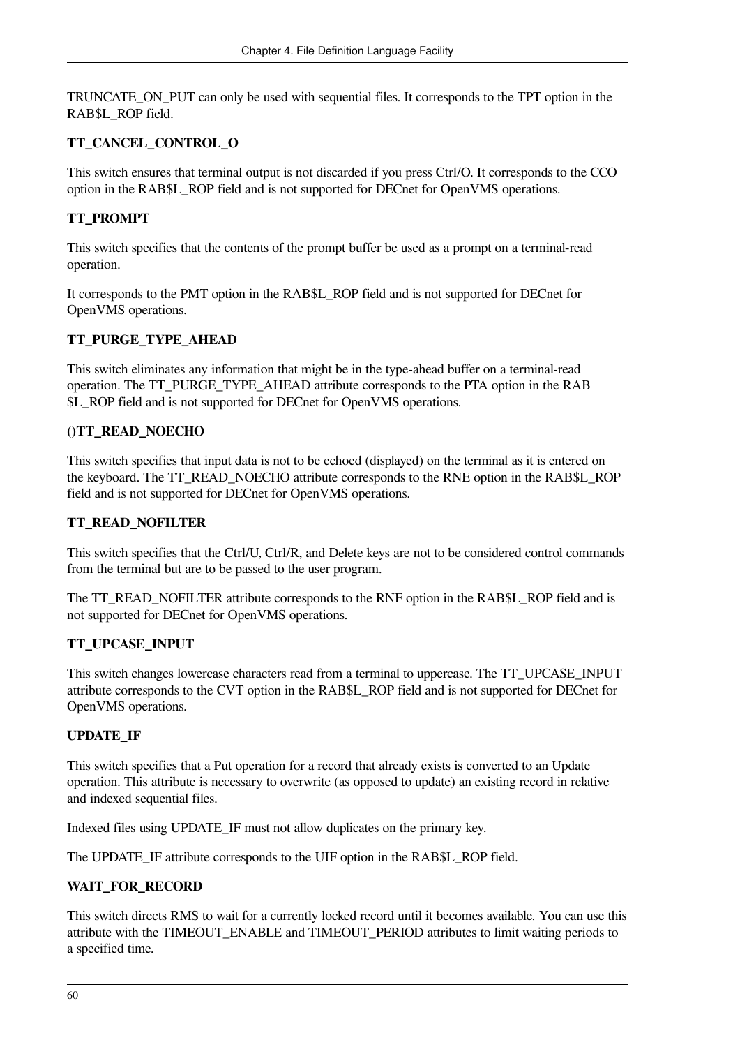TRUNCATE_ON_PUT can only be used with sequential files. It corresponds to the TPT option in the RAB$L_ROP field.

**TT_CANCEL_CONTROL_O**

This switch ensures that terminal output is not discarded if you press Ctrl/O. It corresponds to the CCO option in the RAB$L_ROP field and is not supported for DECnet for OpenVMS operations.

**TT_PROMPT**

This switch specifies that the contents of the prompt buffer be used as a prompt on a terminal-read operation.

It corresponds to the PMT option in the RAB$L_ROP field and is not supported for DECnet for OpenVMS operations.

**TT_PURGE_TYPE_AHEAD**

This switch eliminates any information that might be in the type-ahead buffer on a terminal-read operation. The TT_PURGE_TYPE_AHEAD attribute corresponds to the PTA option in the RAB $L_ROP field and is not supported for DECnet for OpenVMS operations.

**()TT_READ_NOECHO**

This switch specifies that input data is not to be echoed (displayed) on the terminal as it is entered on the keyboard. The TT_READ_NOECHO attribute corresponds to the RNE option in the RAB$L_ROP field and is not supported for DECnet for OpenVMS operations.

**TT_READ_NOFILTER**

This switch specifies that the Ctrl/U, Ctrl/R, and Delete keys are not to be considered control commands from the terminal but are to be passed to the user program.

The TT_READ_NOFILTER attribute corresponds to the RNF option in the RAB$L_ROP field and is not supported for DECnet for OpenVMS operations.

**TT_UPCASE_INPUT**

This switch changes lowercase characters read from a terminal to uppercase. The TT_UPCASE_INPUT attribute corresponds to the CVT option in the RAB$L_ROP field and is not supported for DECnet for OpenVMS operations.

**UPDATE_IF**

This switch specifies that a Put operation for a record that already exists is converted to an Update operation. This attribute is necessary to overwrite (as opposed to update) an existing record in relative and indexed sequential files.

Indexed files using UPDATE_IF must not allow duplicates on the primary key.

The UPDATE_IF attribute corresponds to the UIF option in the RAB$L_ROP field.

**WAIT_FOR_RECORD**

This switch directs RMS to wait for a currently locked record until it becomes available. You can use this attribute with the TIMEOUT_ENABLE and TIMEOUT_PERIOD attributes to limit waiting periods to a specified time.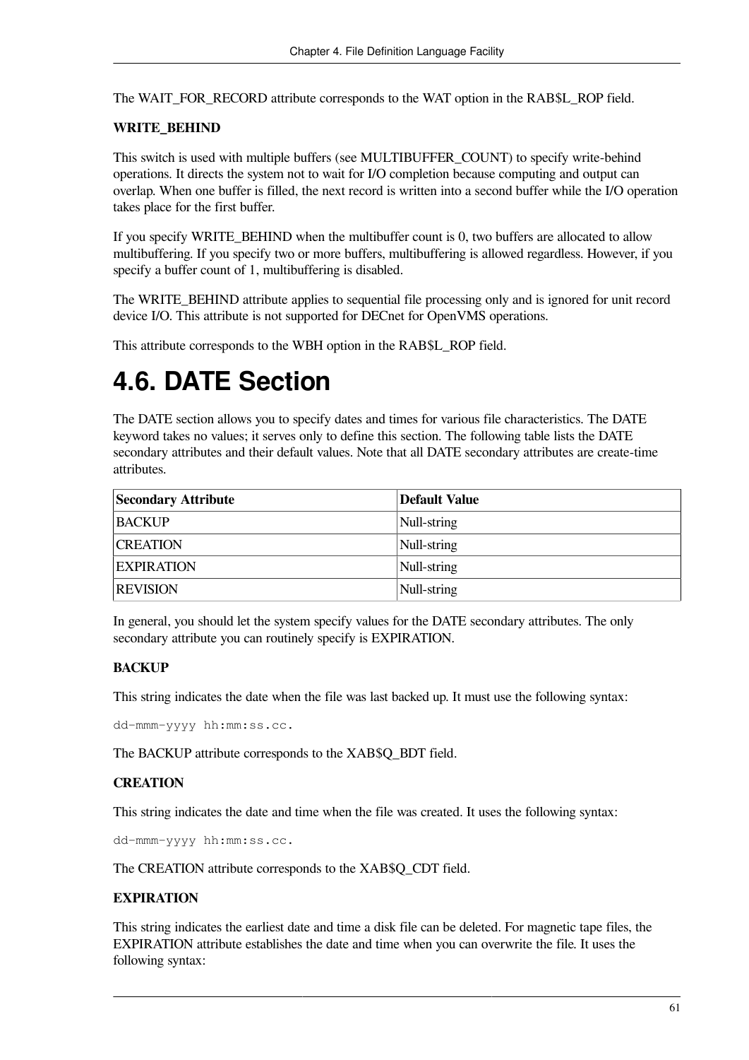The WAIT_FOR_RECORD attribute corresponds to the WAT option in the RAB$L_ROP field.

**WRITE_BEHIND**

This switch is used with multiple buffers (see MULTIBUFFER_COUNT) to specify write-behind operations. It directs the system not to wait for I/O completion because computing and output can overlap. When one buffer is filled, the next record is written into a second buffer while the I/O operation takes place for the first buffer.

If you specify WRITE_BEHIND when the multibuffer count is 0, two buffers are allocated to allow multibuffering. If you specify two or more buffers, multibuffering is allowed regardless. However, if you specify a buffer count of 1, multibuffering is disabled.

The WRITE_BEHIND attribute applies to sequential file processing only and is ignored for unit record device I/O. This attribute is not supported for DECnet for OpenVMS operations.

This attribute corresponds to the WBH option in the RAB$L_ROP field.

# 4.6. DATE Section

The DATE section allows you to specify dates and times for various file characteristics. The DATE keyword takes no values; it serves only to define this section. The following table lists the DATE secondary attributes and their default values. Note that all DATE secondary attributes are create-time attributes.

| Secondary Attribute | Default Value |
|---|---|
| BACKUP | Null-string |
| CREATION | Null-string |
| EXPIRATION | Null-string |
| REVISION | Null-string |

In general, you should let the system specify values for the DATE secondary attributes. The only secondary attribute you can routinely specify is EXPIRATION.

**BACKUP**

This string indicates the date when the file was last backed up. It must use the following syntax:

```
dd-mmm-yyyy hh:mm:ss.cc.
```

The BACKUP attribute corresponds to the XAB$Q_BDT field.

**CREATION**

This string indicates the date and time when the file was created. It uses the following syntax:

```
dd-mmm-yyyy hh:mm:ss.cc.
```

The CREATION attribute corresponds to the XAB$Q_CDT field.

**EXPIRATION**

This string indicates the earliest date and time a disk file can be deleted. For magnetic tape files, the EXPIRATION attribute establishes the date and time when you can overwrite the file. It uses the following syntax: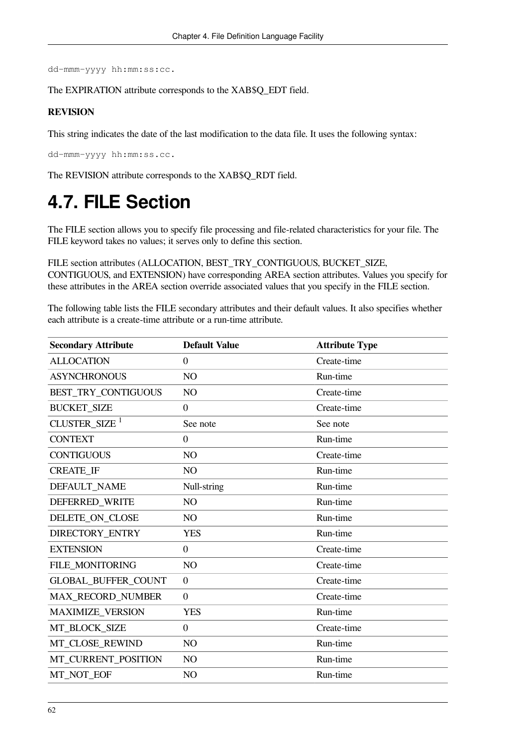```
dd-mmm-yyyy hh:mm:ss:cc.
```

The EXPIRATION attribute corresponds to the XAB$Q_EDT field.

**REVISION**

This string indicates the date of the last modification to the data file. It uses the following syntax:

```
dd-mmm-yyyy hh:mm:ss.cc.
```

The REVISION attribute corresponds to the XAB$Q_RDT field.

# 4.7. FILE Section

The FILE section allows you to specify file processing and file-related characteristics for your file. The FILE keyword takes no values; it serves only to define this section.

FILE section attributes (ALLOCATION, BEST_TRY_CONTIGUOUS, BUCKET_SIZE, CONTIGUOUS, and EXTENSION) have corresponding AREA section attributes. Values you specify for these attributes in the AREA section override associated values that you specify in the FILE section.

The following table lists the FILE secondary attributes and their default values. It also specifies whether each attribute is a create-time attribute or a run-time attribute.

| Secondary Attribute | Default Value | Attribute Type |
|---|---|---|
| ALLOCATION | 0 | Create-time |
| ASYNCHRONOUS | NO | Run-time |
| BEST_TRY_CONTIGUOUS | NO | Create-time |
| BUCKET_SIZE | 0 | Create-time |
| CLUSTER_SIZE [1] | See note | See note |
| CONTEXT | 0 | Run-time |
| CONTIGUOUS | NO | Create-time |
| CREATE_IF | NO | Run-time |
| DEFAULT_NAME | Null-string | Run-time |
| DEFERRED_WRITE | NO | Run-time |
| DELETE_ON_CLOSE | NO | Run-time |
| DIRECTORY_ENTRY | YES | Run-time |
| EXTENSION | 0 | Create-time |
| FILE_MONITORING | NO | Create-time |
| GLOBAL_BUFFER_COUNT | 0 | Create-time |
| MAX_RECORD_NUMBER | 0 | Create-time |
| MAXIMIZE_VERSION | YES | Run-time |
| MT_BLOCK_SIZE | 0 | Create-time |
| MT_CLOSE_REWIND | NO | Run-time |
| MT_CURRENT_POSITION | NO | Run-time |
| MT_NOT_EOF | NO | Run-time |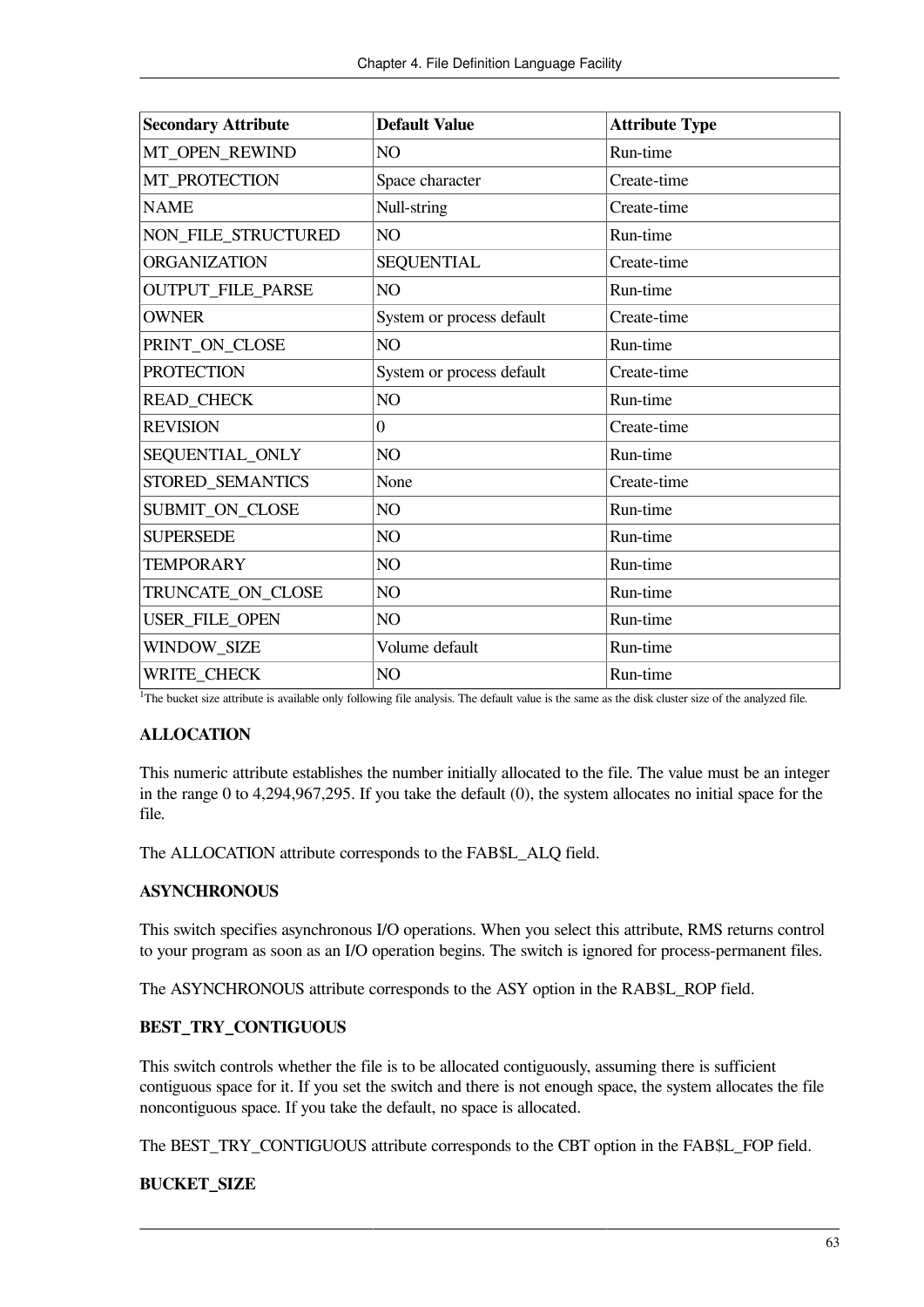| Secondary Attribute | Default Value | Attribute Type |
|---|---|---|
| MT_OPEN_REWIND | NO | Run-time |
| MT_PROTECTION | Space character | Create-time |
| NAME | Null-string | Create-time |
| NON_FILE_STRUCTURED | NO | Run-time |
| ORGANIZATION | SEQUENTIAL | Create-time |
| OUTPUT_FILE_PARSE | NO | Run-time |
| OWNER | System or process default | Create-time |
| PRINT_ON_CLOSE | NO | Run-time |
| PROTECTION | System or process default | Create-time |
| READ_CHECK | NO | Run-time |
| REVISION | 0 | Create-time |
| SEQUENTIAL_ONLY | NO | Run-time |
| STORED_SEMANTICS | None | Create-time |
| SUBMIT_ON_CLOSE | NO | Run-time |
| SUPERSEDE | NO | Run-time |
| TEMPORARY | NO | Run-time |
| TRUNCATE_ON_CLOSE | NO | Run-time |
| USER_FILE_OPEN | NO | Run-time |
| WINDOW_SIZE | Volume default | Run-time |
| WRITE_CHECK | NO | Run-time |

[1]The bucket size attribute is available only following file analysis. The default value is the same as the disk cluster size of the analyzed file.

**ALLOCATION**

This numeric attribute establishes the number initially allocated to the file. The value must be an integer in the range 0 to 4,294,967,295. If you take the default (0), the system allocates no initial space for the file.

The ALLOCATION attribute corresponds to the FAB$L_ALQ field.

**ASYNCHRONOUS**

This switch specifies asynchronous I/O operations. When you select this attribute, RMS returns control to your program as soon as an I/O operation begins. The switch is ignored for process-permanent files.

The ASYNCHRONOUS attribute corresponds to the ASY option in the RAB$L_ROP field.

**BEST_TRY_CONTIGUOUS**

This switch controls whether the file is to be allocated contiguously, assuming there is sufficient contiguous space for it. If you set the switch and there is not enough space, the system allocates the file noncontiguous space. If you take the default, no space is allocated.

The BEST_TRY_CONTIGUOUS attribute corresponds to the CBT option in the FAB$L_FOP field.

**BUCKET_SIZE**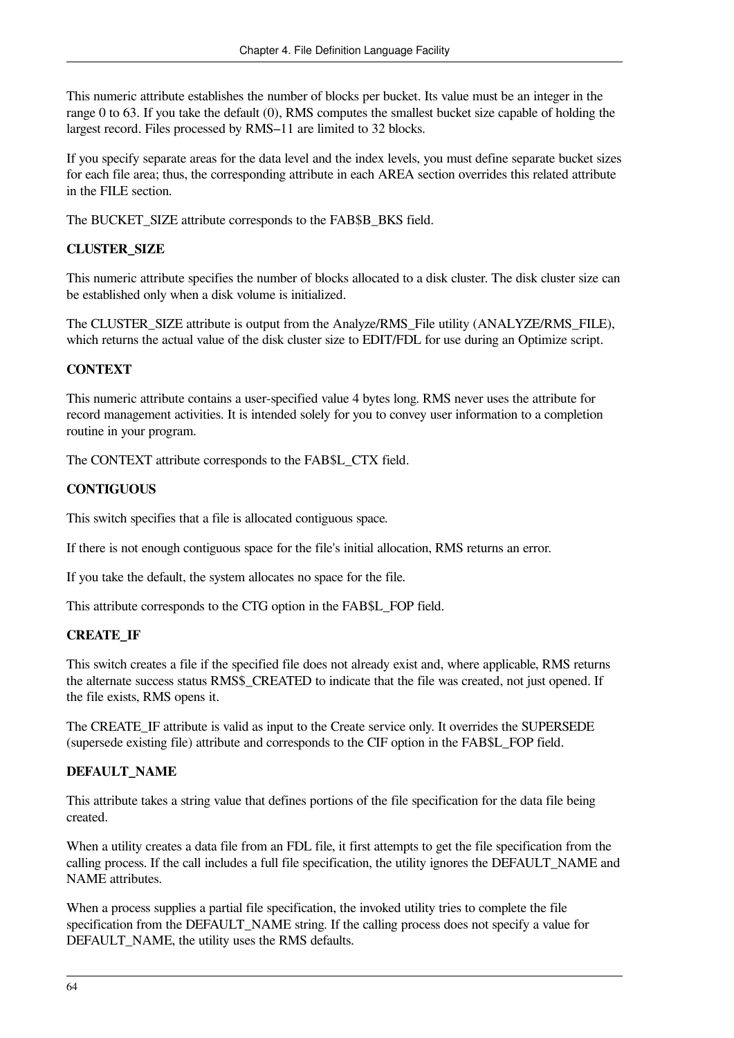This numeric attribute establishes the number of blocks per bucket. Its value must be an integer in the range 0 to 63. If you take the default (0), RMS computes the smallest bucket size capable of holding the largest record. Files processed by RMS−11 are limited to 32 blocks.

If you specify separate areas for the data level and the index levels, you must define separate bucket sizes for each file area; thus, the corresponding attribute in each AREA section overrides this related attribute in the FILE section.

The BUCKET_SIZE attribute corresponds to the FAB$B_BKS field.

**CLUSTER_SIZE**

This numeric attribute specifies the number of blocks allocated to a disk cluster. The disk cluster size can be established only when a disk volume is initialized.

The CLUSTER_SIZE attribute is output from the Analyze/RMS_File utility (ANALYZE/RMS_FILE), which returns the actual value of the disk cluster size to EDIT/FDL for use during an Optimize script.

**CONTEXT**

This numeric attribute contains a user-specified value 4 bytes long. RMS never uses the attribute for record management activities. It is intended solely for you to convey user information to a completion routine in your program.

The CONTEXT attribute corresponds to the FAB$L_CTX field.

**CONTIGUOUS**

This switch specifies that a file is allocated contiguous space.

If there is not enough contiguous space for the file's initial allocation, RMS returns an error.

If you take the default, the system allocates no space for the file.

This attribute corresponds to the CTG option in the FAB$L_FOP field.

**CREATE_IF**

This switch creates a file if the specified file does not already exist and, where applicable, RMS returns the alternate success status RMS$_CREATED to indicate that the file was created, not just opened. If the file exists, RMS opens it.

The CREATE_IF attribute is valid as input to the Create service only. It overrides the SUPERSEDE (supersede existing file) attribute and corresponds to the CIF option in the FAB$L_FOP field.

**DEFAULT_NAME**

This attribute takes a string value that defines portions of the file specification for the data file being created.

When a utility creates a data file from an FDL file, it first attempts to get the file specification from the calling process. If the call includes a full file specification, the utility ignores the DEFAULT_NAME and NAME attributes.

When a process supplies a partial file specification, the invoked utility tries to complete the file specification from the DEFAULT_NAME string. If the calling process does not specify a value for DEFAULT_NAME, the utility uses the RMS defaults.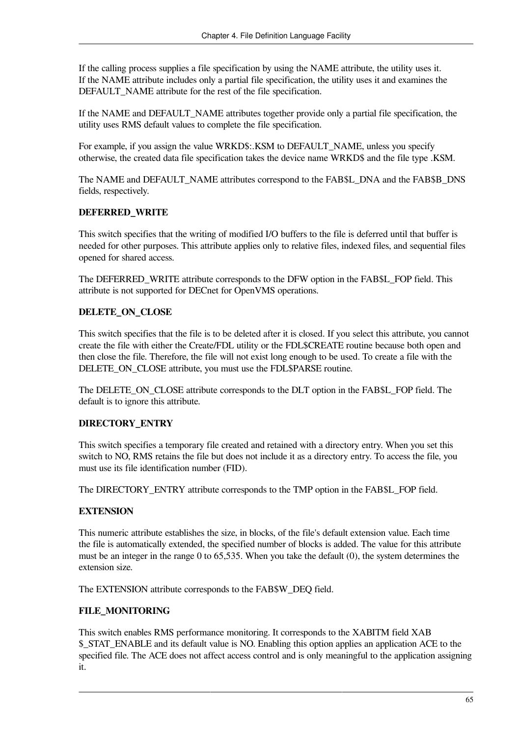If the calling process supplies a file specification by using the NAME attribute, the utility uses it. If the NAME attribute includes only a partial file specification, the utility uses it and examines the DEFAULT_NAME attribute for the rest of the file specification.

If the NAME and DEFAULT_NAME attributes together provide only a partial file specification, the utility uses RMS default values to complete the file specification.

For example, if you assign the value WRKD$:.KSM to DEFAULT_NAME, unless you specify otherwise, the created data file specification takes the device name WRKD$ and the file type .KSM.

The NAME and DEFAULT_NAME attributes correspond to the FAB$L_DNA and the FAB$B_DNS fields, respectively.

**DEFERRED_WRITE**

This switch specifies that the writing of modified I/O buffers to the file is deferred until that buffer is needed for other purposes. This attribute applies only to relative files, indexed files, and sequential files opened for shared access.

The DEFERRED_WRITE attribute corresponds to the DFW option in the FAB$L_FOP field. This attribute is not supported for DECnet for OpenVMS operations.

**DELETE_ON_CLOSE**

This switch specifies that the file is to be deleted after it is closed. If you select this attribute, you cannot create the file with either the Create/FDL utility or the FDL$CREATE routine because both open and then close the file. Therefore, the file will not exist long enough to be used. To create a file with the DELETE_ON_CLOSE attribute, you must use the FDL$PARSE routine.

The DELETE_ON_CLOSE attribute corresponds to the DLT option in the FAB$L_FOP field. The default is to ignore this attribute.

**DIRECTORY_ENTRY**

This switch specifies a temporary file created and retained with a directory entry. When you set this switch to NO, RMS retains the file but does not include it as a directory entry. To access the file, you must use its file identification number (FID).

The DIRECTORY_ENTRY attribute corresponds to the TMP option in the FAB$L_FOP field.

**EXTENSION**

This numeric attribute establishes the size, in blocks, of the file's default extension value. Each time the file is automatically extended, the specified number of blocks is added. The value for this attribute must be an integer in the range 0 to 65,535. When you take the default (0), the system determines the extension size.

The EXTENSION attribute corresponds to the FAB$W_DEQ field.

**FILE_MONITORING**

This switch enables RMS performance monitoring. It corresponds to the XABITM field XAB $_STAT_ENABLE and its default value is NO. Enabling this option applies an application ACE to the specified file. The ACE does not affect access control and is only meaningful to the application assigning it.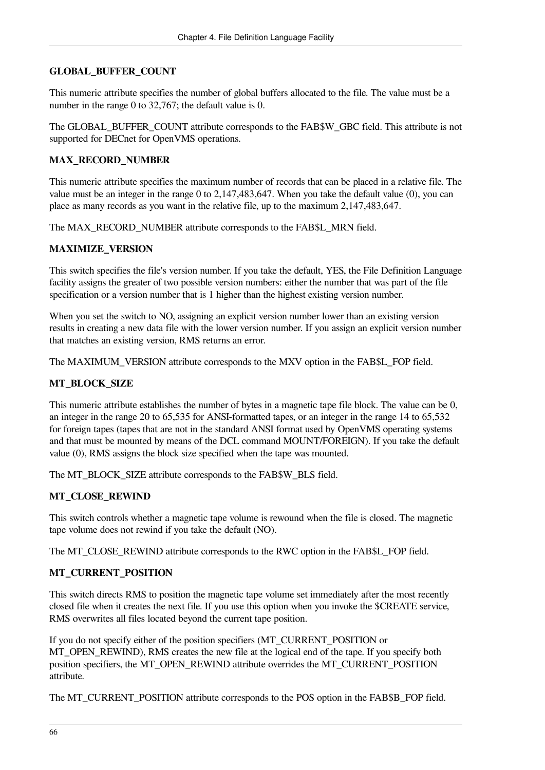### GLOBAL_BUFFER_COUNT

This numeric attribute specifies the number of global buffers allocated to the file. The value must be a number in the range 0 to 32,767; the default value is 0.

The GLOBAL_BUFFER_COUNT attribute corresponds to the FAB$W_GBC field. This attribute is not supported for DECnet for OpenVMS operations.

### MAX_RECORD_NUMBER

This numeric attribute specifies the maximum number of records that can be placed in a relative file. The value must be an integer in the range 0 to 2,147,483,647. When you take the default value (0), you can place as many records as you want in the relative file, up to the maximum 2,147,483,647.

The MAX_RECORD_NUMBER attribute corresponds to the FAB$L_MRN field.

### MAXIMIZE_VERSION

This switch specifies the file's version number. If you take the default, YES, the File Definition Language facility assigns the greater of two possible version numbers: either the number that was part of the file specification or a version number that is 1 higher than the highest existing version number.

When you set the switch to NO, assigning an explicit version number lower than an existing version results in creating a new data file with the lower version number. If you assign an explicit version number that matches an existing version, RMS returns an error.

The MAXIMUM_VERSION attribute corresponds to the MXV option in the FAB$L_FOP field.

### MT_BLOCK_SIZE

This numeric attribute establishes the number of bytes in a magnetic tape file block. The value can be 0, an integer in the range 20 to 65,535 for ANSI-formatted tapes, or an integer in the range 14 to 65,532 for foreign tapes (tapes that are not in the standard ANSI format used by OpenVMS operating systems and that must be mounted by means of the DCL command MOUNT/FOREIGN). If you take the default value (0), RMS assigns the block size specified when the tape was mounted.

The MT_BLOCK_SIZE attribute corresponds to the FAB$W_BLS field.

### MT_CLOSE_REWIND

This switch controls whether a magnetic tape volume is rewound when the file is closed. The magnetic tape volume does not rewind if you take the default (NO).

The MT_CLOSE_REWIND attribute corresponds to the RWC option in the FAB$L_FOP field.

### MT_CURRENT_POSITION

This switch directs RMS to position the magnetic tape volume set immediately after the most recently closed file when it creates the next file. If you use this option when you invoke the $CREATE service, RMS overwrites all files located beyond the current tape position.

If you do not specify either of the position specifiers (MT_CURRENT_POSITION or MT_OPEN_REWIND), RMS creates the new file at the logical end of the tape. If you specify both position specifiers, the MT_OPEN_REWIND attribute overrides the MT_CURRENT_POSITION attribute.

The MT_CURRENT_POSITION attribute corresponds to the POS option in the FAB$B_FOP field.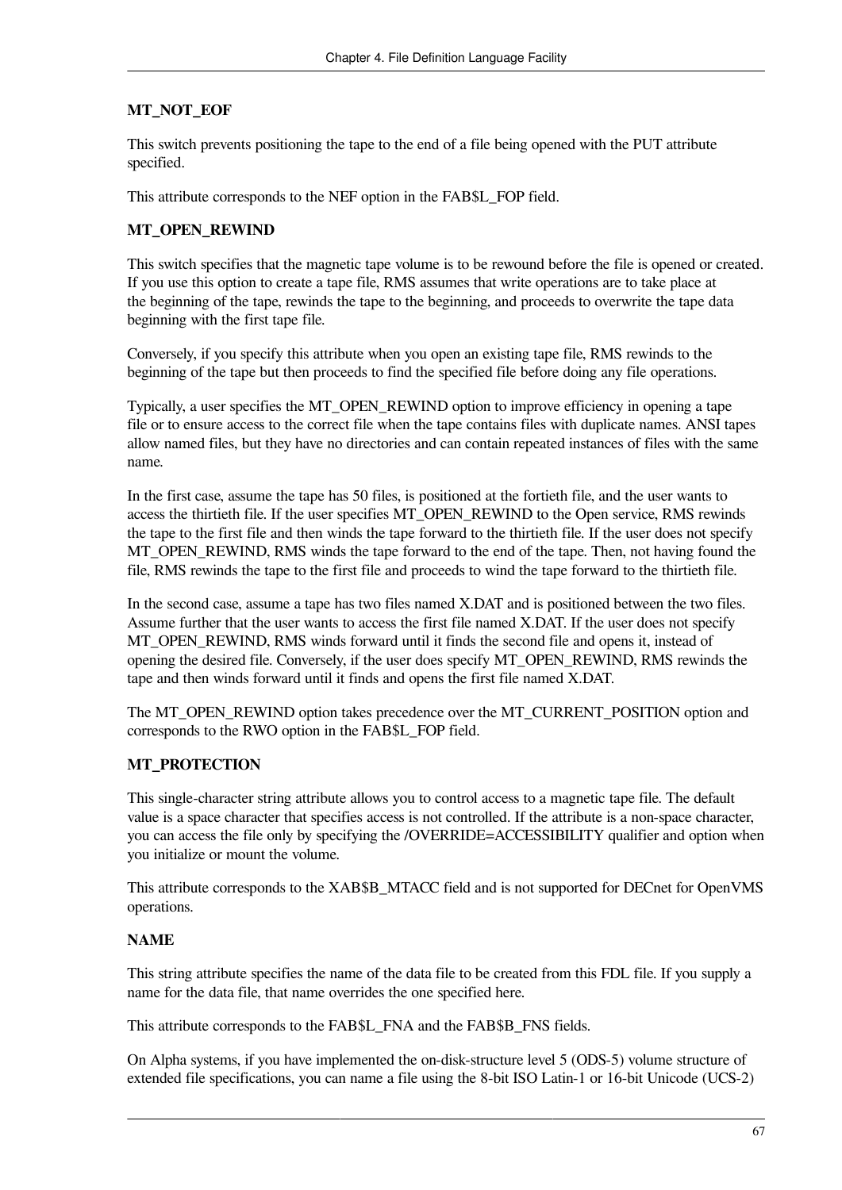**MT_NOT_EOF**

This switch prevents positioning the tape to the end of a file being opened with the PUT attribute specified.

This attribute corresponds to the NEF option in the FAB$L_FOP field.

**MT_OPEN_REWIND**

This switch specifies that the magnetic tape volume is to be rewound before the file is opened or created. If you use this option to create a tape file, RMS assumes that write operations are to take place at the beginning of the tape, rewinds the tape to the beginning, and proceeds to overwrite the tape data beginning with the first tape file.

Conversely, if you specify this attribute when you open an existing tape file, RMS rewinds to the beginning of the tape but then proceeds to find the specified file before doing any file operations.

Typically, a user specifies the MT_OPEN_REWIND option to improve efficiency in opening a tape file or to ensure access to the correct file when the tape contains files with duplicate names. ANSI tapes allow named files, but they have no directories and can contain repeated instances of files with the same name.

In the first case, assume the tape has 50 files, is positioned at the fortieth file, and the user wants to access the thirtieth file. If the user specifies MT_OPEN_REWIND to the Open service, RMS rewinds the tape to the first file and then winds the tape forward to the thirtieth file. If the user does not specify MT_OPEN_REWIND, RMS winds the tape forward to the end of the tape. Then, not having found the file, RMS rewinds the tape to the first file and proceeds to wind the tape forward to the thirtieth file.

In the second case, assume a tape has two files named X.DAT and is positioned between the two files. Assume further that the user wants to access the first file named X.DAT. If the user does not specify MT_OPEN_REWIND, RMS winds forward until it finds the second file and opens it, instead of opening the desired file. Conversely, if the user does specify MT_OPEN_REWIND, RMS rewinds the tape and then winds forward until it finds and opens the first file named X.DAT.

The MT_OPEN_REWIND option takes precedence over the MT_CURRENT_POSITION option and corresponds to the RWO option in the FAB$L_FOP field.

**MT_PROTECTION**

This single-character string attribute allows you to control access to a magnetic tape file. The default value is a space character that specifies access is not controlled. If the attribute is a non-space character, you can access the file only by specifying the /OVERRIDE=ACCESSIBILITY qualifier and option when you initialize or mount the volume.

This attribute corresponds to the XAB$B_MTACC field and is not supported for DECnet for OpenVMS operations.

**NAME**

This string attribute specifies the name of the data file to be created from this FDL file. If you supply a name for the data file, that name overrides the one specified here.

This attribute corresponds to the FAB$L_FNA and the FAB$B_FNS fields.

On Alpha systems, if you have implemented the on-disk-structure level 5 (ODS-5) volume structure of extended file specifications, you can name a file using the 8-bit ISO Latin-1 or 16-bit Unicode (UCS-2)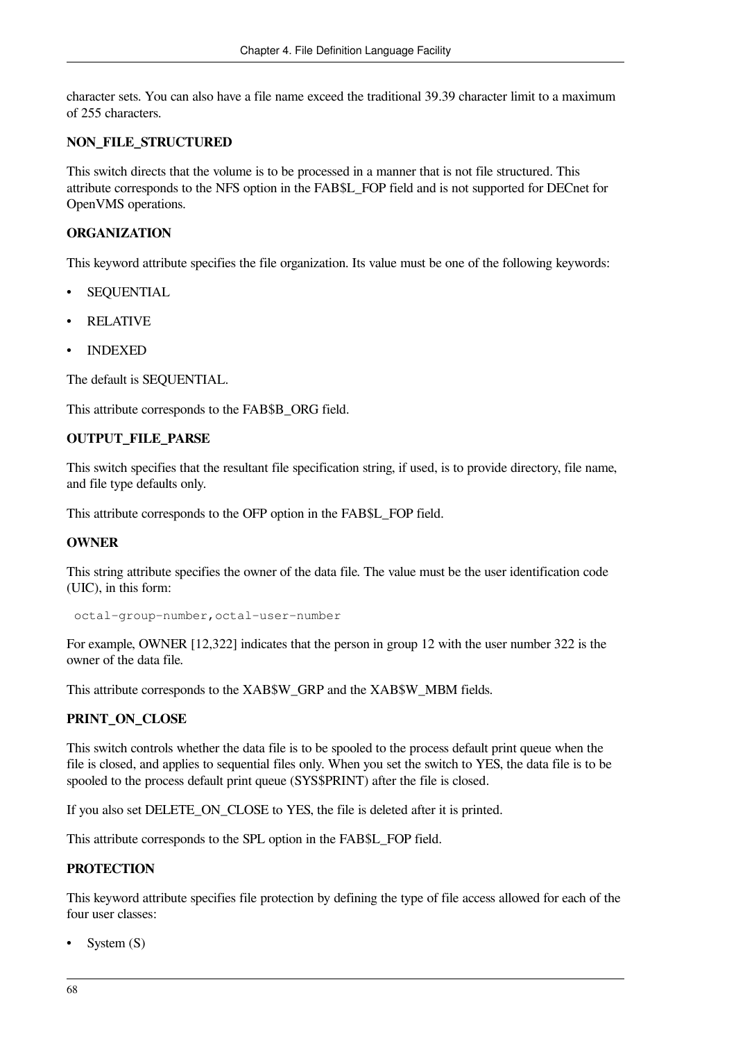character sets. You can also have a file name exceed the traditional 39.39 character limit to a maximum of 255 characters.

**NON_FILE_STRUCTURED**

This switch directs that the volume is to be processed in a manner that is not file structured. This attribute corresponds to the NFS option in the FAB$L_FOP field and is not supported for DECnet for OpenVMS operations.

**ORGANIZATION**

This keyword attribute specifies the file organization. Its value must be one of the following keywords:

- SEQUENTIAL
- RELATIVE
- INDEXED

The default is SEQUENTIAL.

This attribute corresponds to the FAB$B_ORG field.

**OUTPUT_FILE_PARSE**

This switch specifies that the resultant file specification string, if used, is to provide directory, file name, and file type defaults only.

This attribute corresponds to the OFP option in the FAB$L_FOP field.

**OWNER**

This string attribute specifies the owner of the data file. The value must be the user identification code (UIC), in this form:

```
octal-group-number,octal-user-number
```

For example, OWNER [12,322] indicates that the person in group 12 with the user number 322 is the owner of the data file.

This attribute corresponds to the XAB$W_GRP and the XAB$W_MBM fields.

**PRINT_ON_CLOSE**

This switch controls whether the data file is to be spooled to the process default print queue when the file is closed, and applies to sequential files only. When you set the switch to YES, the data file is to be spooled to the process default print queue (SYS$PRINT) after the file is closed.

If you also set DELETE_ON_CLOSE to YES, the file is deleted after it is printed.

This attribute corresponds to the SPL option in the FAB$L_FOP field.

**PROTECTION**

This keyword attribute specifies file protection by defining the type of file access allowed for each of the four user classes:

- System (S)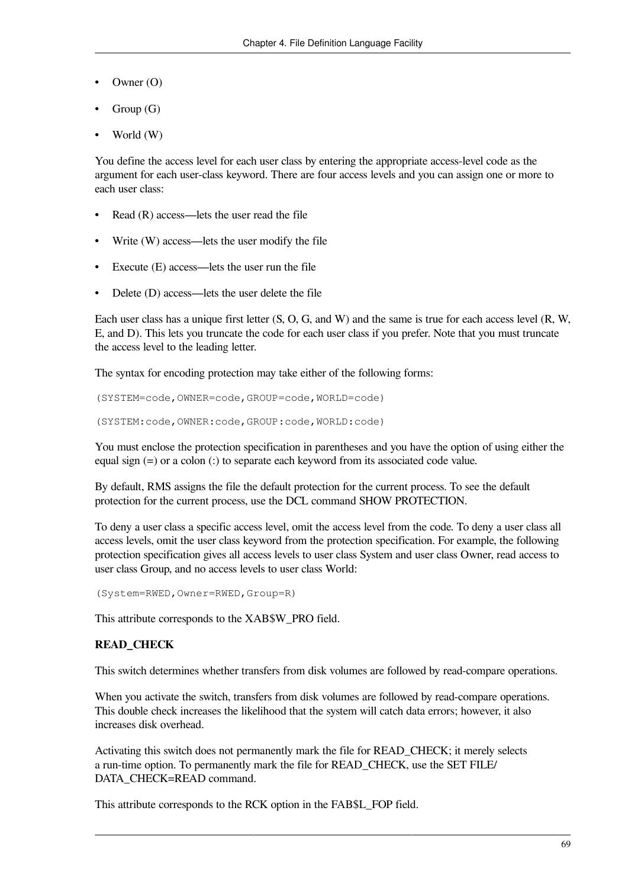- Owner (O)
- Group (G)
- World (W)

You define the access level for each user class by entering the appropriate access-level code as the argument for each user-class keyword. There are four access levels and you can assign one or more to each user class:

- Read (R) access—lets the user read the file
- Write (W) access—lets the user modify the file
- Execute (E) access—lets the user run the file
- Delete (D) access—lets the user delete the file

Each user class has a unique first letter (S, O, G, and W) and the same is true for each access level (R, W, E, and D). This lets you truncate the code for each user class if you prefer. Note that you must truncate the access level to the leading letter.

The syntax for encoding protection may take either of the following forms:

```
(SYSTEM=code,OWNER=code,GROUP=code,WORLD=code)
```

```
(SYSTEM:code,OWNER:code,GROUP:code,WORLD:code)
```

You must enclose the protection specification in parentheses and you have the option of using either the equal sign (=) or a colon (:) to separate each keyword from its associated code value.

By default, RMS assigns the file the default protection for the current process. To see the default protection for the current process, use the DCL command SHOW PROTECTION.

To deny a user class a specific access level, omit the access level from the code. To deny a user class all access levels, omit the user class keyword from the protection specification. For example, the following protection specification gives all access levels to user class System and user class Owner, read access to user class Group, and no access levels to user class World:

```
(System=RWED,Owner=RWED,Group=R)
```

This attribute corresponds to the XAB$W_PRO field.

**READ_CHECK**

This switch determines whether transfers from disk volumes are followed by read-compare operations.

When you activate the switch, transfers from disk volumes are followed by read-compare operations. This double check increases the likelihood that the system will catch data errors; however, it also increases disk overhead.

Activating this switch does not permanently mark the file for READ_CHECK; it merely selects a run-time option. To permanently mark the file for READ_CHECK, use the SET FILE/DATA_CHECK=READ command.

This attribute corresponds to the RCK option in the FAB$L_FOP field.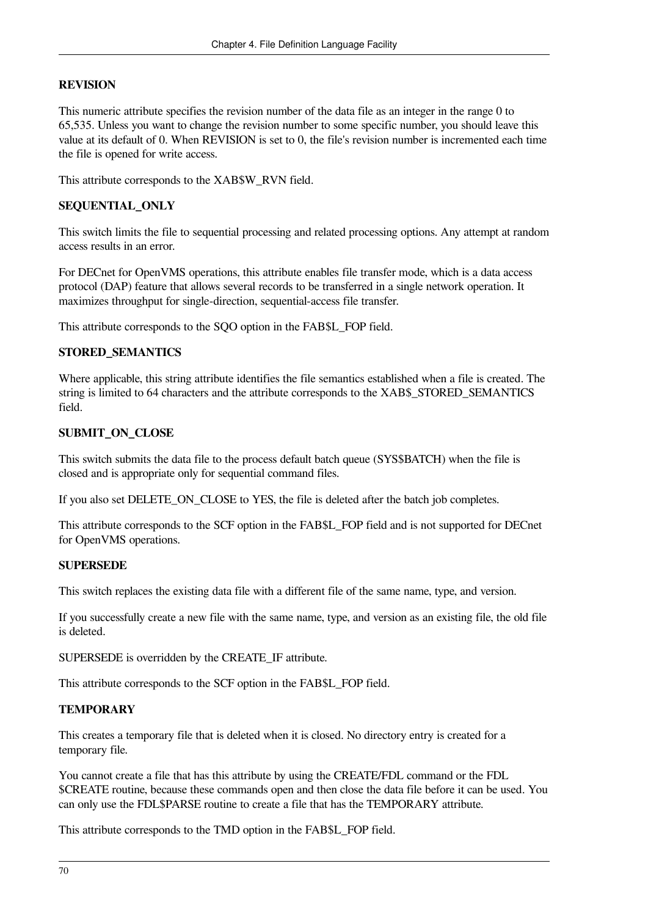#### REVISION

This numeric attribute specifies the revision number of the data file as an integer in the range 0 to 65,535. Unless you want to change the revision number to some specific number, you should leave this value at its default of 0. When REVISION is set to 0, the file's revision number is incremented each time the file is opened for write access.

This attribute corresponds to the XAB$W_RVN field.

#### SEQUENTIAL_ONLY

This switch limits the file to sequential processing and related processing options. Any attempt at random access results in an error.

For DECnet for OpenVMS operations, this attribute enables file transfer mode, which is a data access protocol (DAP) feature that allows several records to be transferred in a single network operation. It maximizes throughput for single-direction, sequential-access file transfer.

This attribute corresponds to the SQO option in the FAB$L_FOP field.

#### STORED_SEMANTICS

Where applicable, this string attribute identifies the file semantics established when a file is created. The string is limited to 64 characters and the attribute corresponds to the XAB$_STORED_SEMANTICS field.

#### SUBMIT_ON_CLOSE

This switch submits the data file to the process default batch queue (SYS$BATCH) when the file is closed and is appropriate only for sequential command files.

If you also set DELETE_ON_CLOSE to YES, the file is deleted after the batch job completes.

This attribute corresponds to the SCF option in the FAB$L_FOP field and is not supported for DECnet for OpenVMS operations.

#### SUPERSEDE

This switch replaces the existing data file with a different file of the same name, type, and version.

If you successfully create a new file with the same name, type, and version as an existing file, the old file is deleted.

SUPERSEDE is overridden by the CREATE_IF attribute.

This attribute corresponds to the SCF option in the FAB$L_FOP field.

#### TEMPORARY

This creates a temporary file that is deleted when it is closed. No directory entry is created for a temporary file.

You cannot create a file that has this attribute by using the CREATE/FDL command or the FDL $CREATE routine, because these commands open and then close the data file before it can be used. You can only use the FDL$PARSE routine to create a file that has the TEMPORARY attribute.

This attribute corresponds to the TMD option in the FAB$L_FOP field.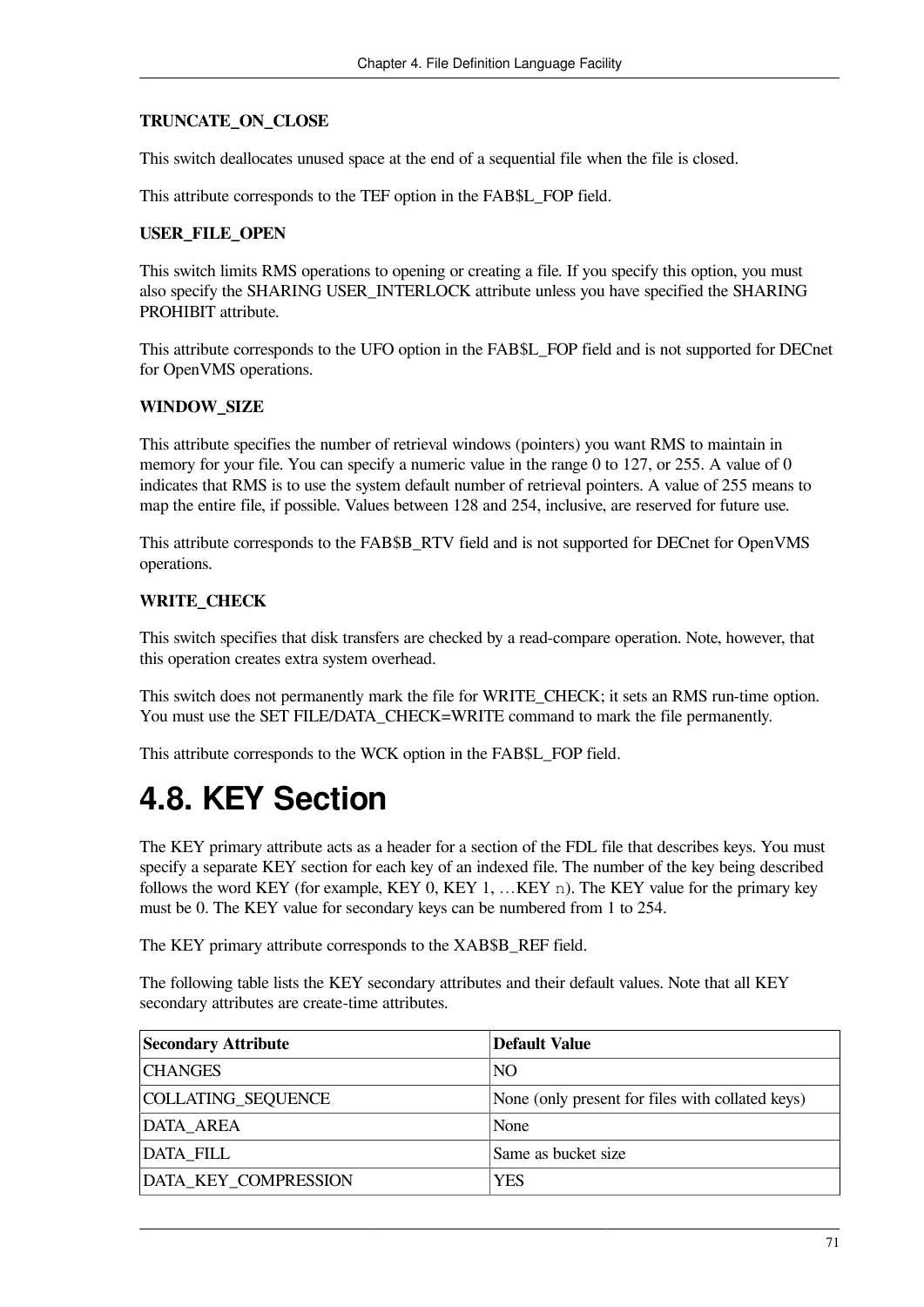**TRUNCATE_ON_CLOSE**

This switch deallocates unused space at the end of a sequential file when the file is closed.

This attribute corresponds to the TEF option in the FAB$L_FOP field.

**USER_FILE_OPEN**

This switch limits RMS operations to opening or creating a file. If you specify this option, you must also specify the SHARING USER_INTERLOCK attribute unless you have specified the SHARING PROHIBIT attribute.

This attribute corresponds to the UFO option in the FAB$L_FOP field and is not supported for DECnet for OpenVMS operations.

**WINDOW_SIZE**

This attribute specifies the number of retrieval windows (pointers) you want RMS to maintain in memory for your file. You can specify a numeric value in the range 0 to 127, or 255. A value of 0 indicates that RMS is to use the system default number of retrieval pointers. A value of 255 means to map the entire file, if possible. Values between 128 and 254, inclusive, are reserved for future use.

This attribute corresponds to the FAB$B_RTV field and is not supported for DECnet for OpenVMS operations.

**WRITE_CHECK**

This switch specifies that disk transfers are checked by a read-compare operation. Note, however, that this operation creates extra system overhead.

This switch does not permanently mark the file for WRITE_CHECK; it sets an RMS run-time option. You must use the SET FILE/DATA_CHECK=WRITE command to mark the file permanently.

This attribute corresponds to the WCK option in the FAB$L_FOP field.

# 4.8. KEY Section

The KEY primary attribute acts as a header for a section of the FDL file that describes keys. You must specify a separate KEY section for each key of an indexed file. The number of the key being described follows the word KEY (for example, KEY 0, KEY 1, …KEY `n`). The KEY value for the primary key must be 0. The KEY value for secondary keys can be numbered from 1 to 254.

The KEY primary attribute corresponds to the XAB$B_REF field.

The following table lists the KEY secondary attributes and their default values. Note that all KEY secondary attributes are create-time attributes.

| Secondary Attribute | Default Value |
| --- | --- |
| CHANGES | NO |
| COLLATING_SEQUENCE | None (only present for files with collated keys) |
| DATA_AREA | None |
| DATA_FILL | Same as bucket size |
| DATA_KEY_COMPRESSION | YES |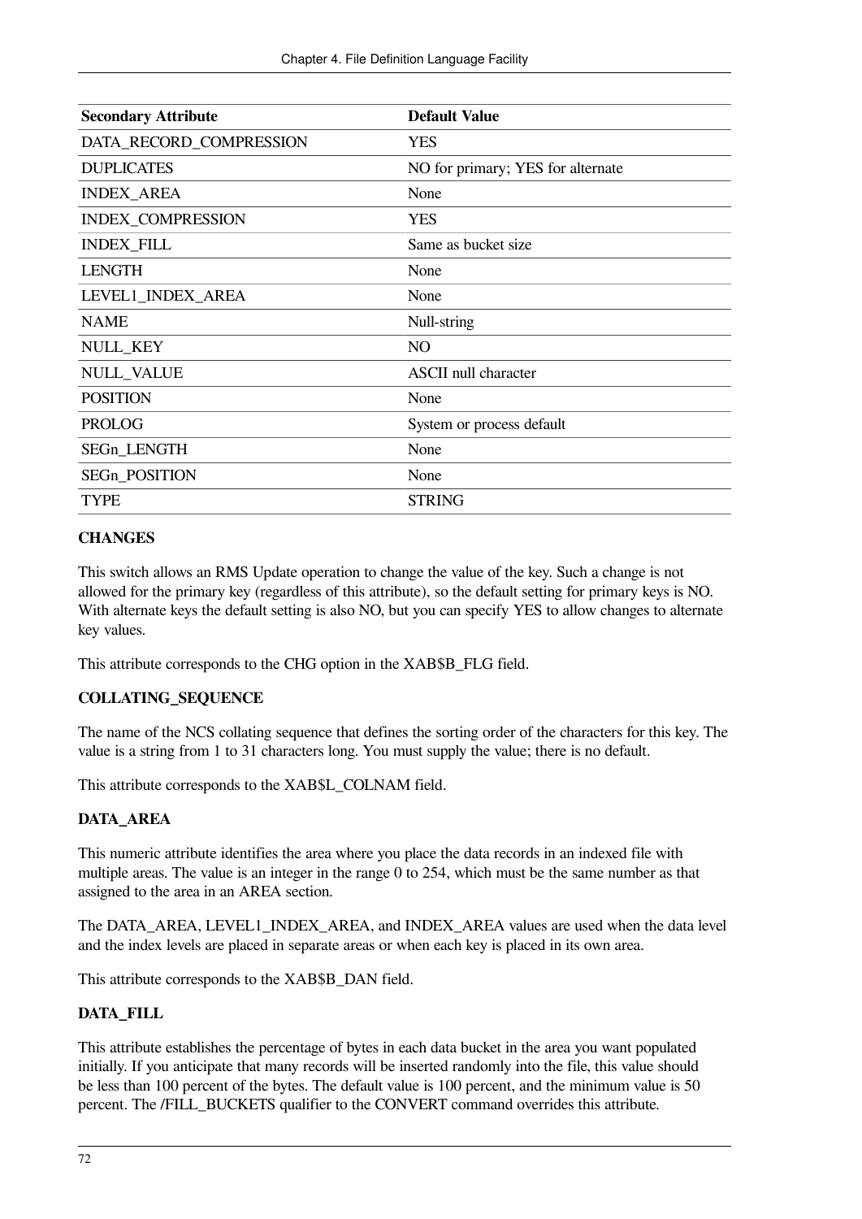| Secondary Attribute | Default Value |
|---|---|
| DATA_RECORD_COMPRESSION | YES |
| DUPLICATES | NO for primary; YES for alternate |
| INDEX_AREA | None |
| INDEX_COMPRESSION | YES |
| INDEX_FILL | Same as bucket size |
| LENGTH | None |
| LEVEL1_INDEX_AREA | None |
| NAME | Null-string |
| NULL_KEY | NO |
| NULL_VALUE | ASCII null character |
| POSITION | None |
| PROLOG | System or process default |
| SEGn_LENGTH | None |
| SEGn_POSITION | None |
| TYPE | STRING |

**CHANGES**

This switch allows an RMS Update operation to change the value of the key. Such a change is not allowed for the primary key (regardless of this attribute), so the default setting for primary keys is NO. With alternate keys the default setting is also NO, but you can specify YES to allow changes to alternate key values.

This attribute corresponds to the CHG option in the XAB$B_FLG field.

**COLLATING_SEQUENCE**

The name of the NCS collating sequence that defines the sorting order of the characters for this key. The value is a string from 1 to 31 characters long. You must supply the value; there is no default.

This attribute corresponds to the XAB$L_COLNAM field.

**DATA_AREA**

This numeric attribute identifies the area where you place the data records in an indexed file with multiple areas. The value is an integer in the range 0 to 254, which must be the same number as that assigned to the area in an AREA section.

The DATA_AREA, LEVEL1_INDEX_AREA, and INDEX_AREA values are used when the data level and the index levels are placed in separate areas or when each key is placed in its own area.

This attribute corresponds to the XAB$B_DAN field.

**DATA_FILL**

This attribute establishes the percentage of bytes in each data bucket in the area you want populated initially. If you anticipate that many records will be inserted randomly into the file, this value should be less than 100 percent of the bytes. The default value is 100 percent, and the minimum value is 50 percent. The /FILL_BUCKETS qualifier to the CONVERT command overrides this attribute.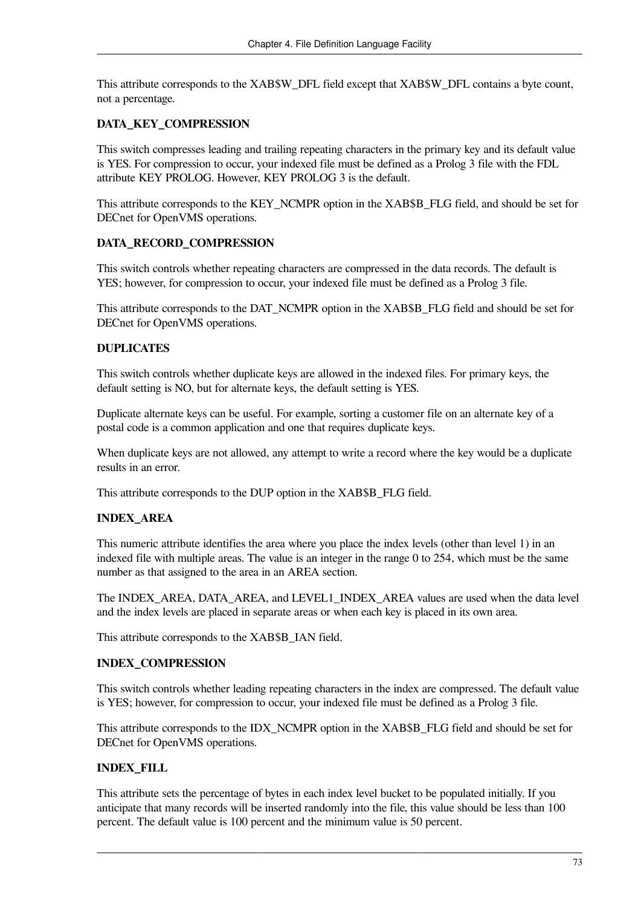This attribute corresponds to the XAB$W_DFL field except that XAB$W_DFL contains a byte count, not a percentage.

**DATA_KEY_COMPRESSION**

This switch compresses leading and trailing repeating characters in the primary key and its default value is YES. For compression to occur, your indexed file must be defined as a Prolog 3 file with the FDL attribute KEY PROLOG. However, KEY PROLOG 3 is the default.

This attribute corresponds to the KEY_NCMPR option in the XAB$B_FLG field, and should be set for DECnet for OpenVMS operations.

**DATA_RECORD_COMPRESSION**

This switch controls whether repeating characters are compressed in the data records. The default is YES; however, for compression to occur, your indexed file must be defined as a Prolog 3 file.

This attribute corresponds to the DAT_NCMPR option in the XAB$B_FLG field and should be set for DECnet for OpenVMS operations.

**DUPLICATES**

This switch controls whether duplicate keys are allowed in the indexed files. For primary keys, the default setting is NO, but for alternate keys, the default setting is YES.

Duplicate alternate keys can be useful. For example, sorting a customer file on an alternate key of a postal code is a common application and one that requires duplicate keys.

When duplicate keys are not allowed, any attempt to write a record where the key would be a duplicate results in an error.

This attribute corresponds to the DUP option in the XAB$B_FLG field.

**INDEX_AREA**

This numeric attribute identifies the area where you place the index levels (other than level 1) in an indexed file with multiple areas. The value is an integer in the range 0 to 254, which must be the same number as that assigned to the area in an AREA section.

The INDEX_AREA, DATA_AREA, and LEVEL1_INDEX_AREA values are used when the data level and the index levels are placed in separate areas or when each key is placed in its own area.

This attribute corresponds to the XAB$B_IAN field.

**INDEX_COMPRESSION**

This switch controls whether leading repeating characters in the index are compressed. The default value is YES; however, for compression to occur, your indexed file must be defined as a Prolog 3 file.

This attribute corresponds to the IDX_NCMPR option in the XAB$B_FLG field and should be set for DECnet for OpenVMS operations.

**INDEX_FILL**

This attribute sets the percentage of bytes in each index level bucket to be populated initially. If you anticipate that many records will be inserted randomly into the file, this value should be less than 100 percent. The default value is 100 percent and the minimum value is 50 percent.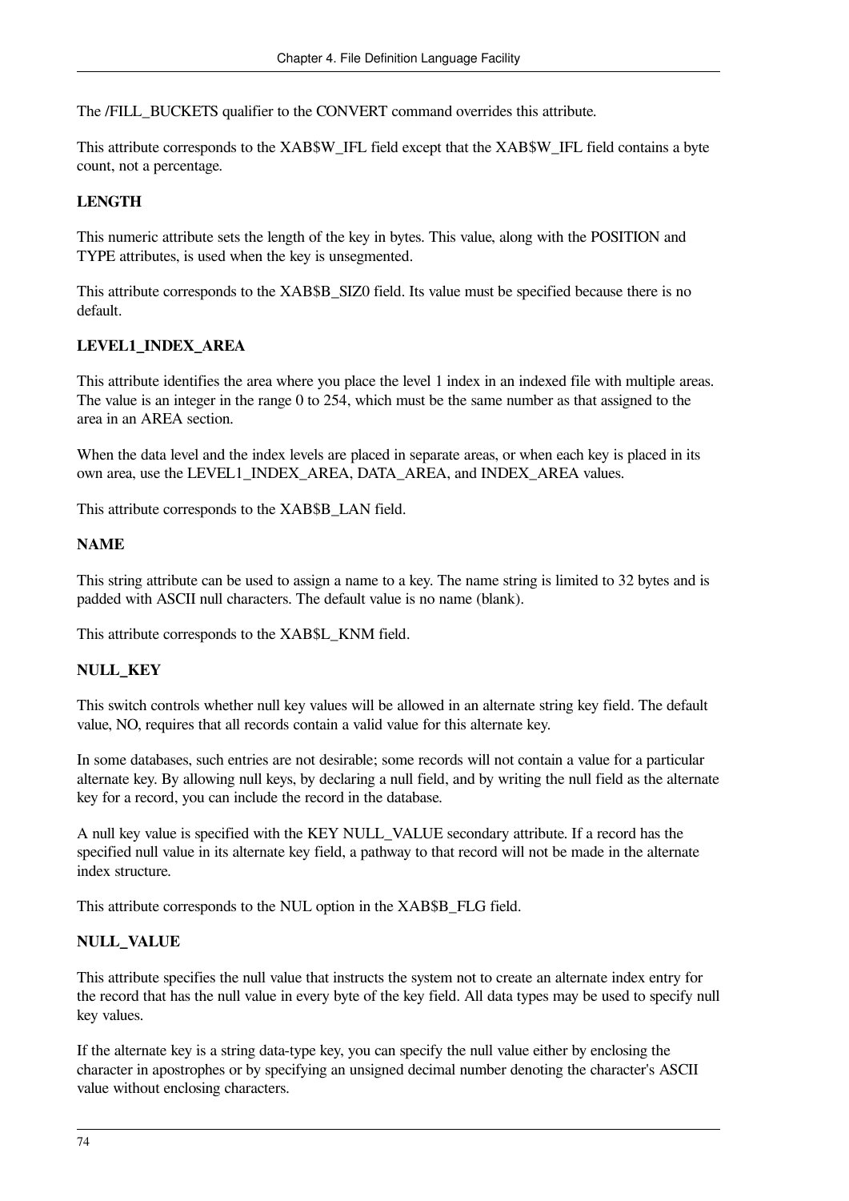The /FILL_BUCKETS qualifier to the CONVERT command overrides this attribute.

This attribute corresponds to the XAB$W_IFL field except that the XAB$W_IFL field contains a byte count, not a percentage.

**LENGTH**

This numeric attribute sets the length of the key in bytes. This value, along with the POSITION and TYPE attributes, is used when the key is unsegmented.

This attribute corresponds to the XAB$B_SIZ0 field. Its value must be specified because there is no default.

**LEVEL1_INDEX_AREA**

This attribute identifies the area where you place the level 1 index in an indexed file with multiple areas. The value is an integer in the range 0 to 254, which must be the same number as that assigned to the area in an AREA section.

When the data level and the index levels are placed in separate areas, or when each key is placed in its own area, use the LEVEL1_INDEX_AREA, DATA_AREA, and INDEX_AREA values.

This attribute corresponds to the XAB$B_LAN field.

**NAME**

This string attribute can be used to assign a name to a key. The name string is limited to 32 bytes and is padded with ASCII null characters. The default value is no name (blank).

This attribute corresponds to the XAB$L_KNM field.

**NULL_KEY**

This switch controls whether null key values will be allowed in an alternate string key field. The default value, NO, requires that all records contain a valid value for this alternate key.

In some databases, such entries are not desirable; some records will not contain a value for a particular alternate key. By allowing null keys, by declaring a null field, and by writing the null field as the alternate key for a record, you can include the record in the database.

A null key value is specified with the KEY NULL_VALUE secondary attribute. If a record has the specified null value in its alternate key field, a pathway to that record will not be made in the alternate index structure.

This attribute corresponds to the NUL option in the XAB$B_FLG field.

**NULL_VALUE**

This attribute specifies the null value that instructs the system not to create an alternate index entry for the record that has the null value in every byte of the key field. All data types may be used to specify null key values.

If the alternate key is a string data-type key, you can specify the null value either by enclosing the character in apostrophes or by specifying an unsigned decimal number denoting the character's ASCII value without enclosing characters.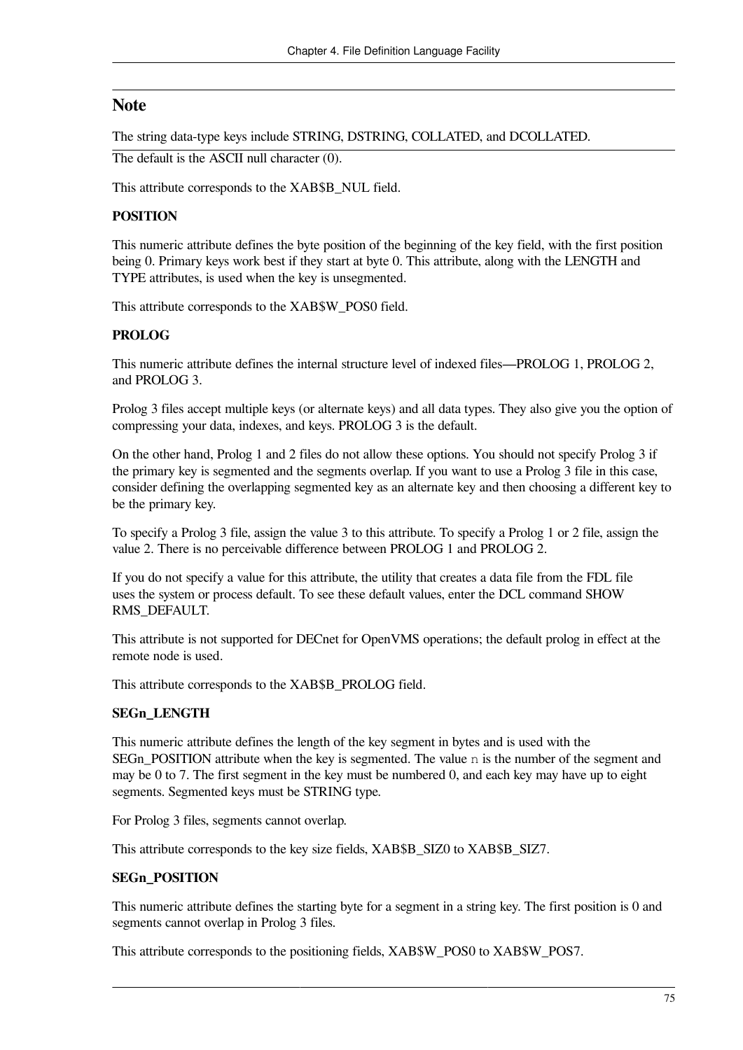### Note

The string data-type keys include STRING, DSTRING, COLLATED, and DCOLLATED.

The default is the ASCII null character (0).

This attribute corresponds to the XAB$B_NUL field.

**POSITION**

This numeric attribute defines the byte position of the beginning of the key field, with the first position being 0. Primary keys work best if they start at byte 0. This attribute, along with the LENGTH and TYPE attributes, is used when the key is unsegmented.

This attribute corresponds to the XAB$W_POS0 field.

**PROLOG**

This numeric attribute defines the internal structure level of indexed files—PROLOG 1, PROLOG 2, and PROLOG 3.

Prolog 3 files accept multiple keys (or alternate keys) and all data types. They also give you the option of compressing your data, indexes, and keys. PROLOG 3 is the default.

On the other hand, Prolog 1 and 2 files do not allow these options. You should not specify Prolog 3 if the primary key is segmented and the segments overlap. If you want to use a Prolog 3 file in this case, consider defining the overlapping segmented key as an alternate key and then choosing a different key to be the primary key.

To specify a Prolog 3 file, assign the value 3 to this attribute. To specify a Prolog 1 or 2 file, assign the value 2. There is no perceivable difference between PROLOG 1 and PROLOG 2.

If you do not specify a value for this attribute, the utility that creates a data file from the FDL file uses the system or process default. To see these default values, enter the DCL command SHOW RMS_DEFAULT.

This attribute is not supported for DECnet for OpenVMS operations; the default prolog in effect at the remote node is used.

This attribute corresponds to the XAB$B_PROLOG field.

**SEGn_LENGTH**

This numeric attribute defines the length of the key segment in bytes and is used with the SEGn_POSITION attribute when the key is segmented. The value `n` is the number of the segment and may be 0 to 7. The first segment in the key must be numbered 0, and each key may have up to eight segments. Segmented keys must be STRING type.

For Prolog 3 files, segments cannot overlap.

This attribute corresponds to the key size fields, XAB$B_SIZ0 to XAB$B_SIZ7.

**SEGn_POSITION**

This numeric attribute defines the starting byte for a segment in a string key. The first position is 0 and segments cannot overlap in Prolog 3 files.

This attribute corresponds to the positioning fields, XAB$W_POS0 to XAB$W_POS7.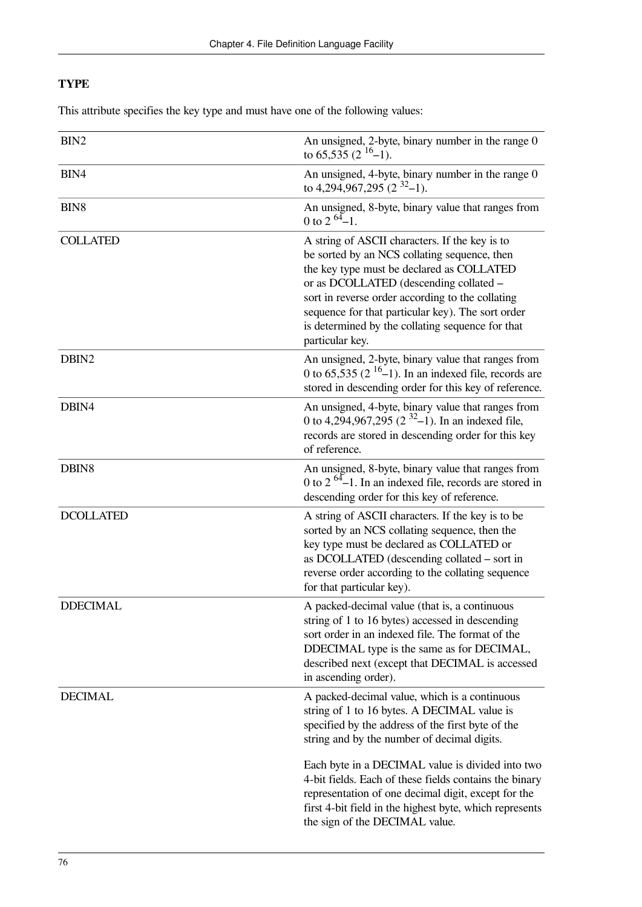### TYPE

This attribute specifies the key type and must have one of the following values:

| | |
|---|---|
| BIN2 | An unsigned, 2-byte, binary number in the range 0 to 65,535 ($2^{16}$–1). |
| BIN4 | An unsigned, 4-byte, binary number in the range 0 to 4,294,967,295 ($2^{32}$–1). |
| BIN8 | An unsigned, 8-byte, binary value that ranges from 0 to $2^{64}$–1. |
| COLLATED | A string of ASCII characters. If the key is to be sorted by an NCS collating sequence, then the key type must be declared as COLLATED or as DCOLLATED (descending collated – sort in reverse order according to the collating sequence for that particular key). The sort order is determined by the collating sequence for that particular key. |
| DBIN2 | An unsigned, 2-byte, binary value that ranges from 0 to 65,535 ($2^{16}$–1). In an indexed file, records are stored in descending order for this key of reference. |
| DBIN4 | An unsigned, 4-byte, binary value that ranges from 0 to 4,294,967,295 ($2^{32}$–1). In an indexed file, records are stored in descending order for this key of reference. |
| DBIN8 | An unsigned, 8-byte, binary value that ranges from 0 to $2^{64}$–1. In an indexed file, records are stored in descending order for this key of reference. |
| DCOLLATED | A string of ASCII characters. If the key is to be sorted by an NCS collating sequence, then the key type must be declared as COLLATED or as DCOLLATED (descending collated – sort in reverse order according to the collating sequence for that particular key). |
| DDECIMAL | A packed-decimal value (that is, a continuous string of 1 to 16 bytes) accessed in descending sort order in an indexed file. The format of the DDECIMAL type is the same as for DECIMAL, described next (except that DECIMAL is accessed in ascending order). |
| DECIMAL | A packed-decimal value, which is a continuous string of 1 to 16 bytes. A DECIMAL value is specified by the address of the first byte of the string and by the number of decimal digits.<br><br>Each byte in a DECIMAL value is divided into two 4-bit fields. Each of these fields contains the binary representation of one decimal digit, except for the first 4-bit field in the highest byte, which represents the sign of the DECIMAL value. |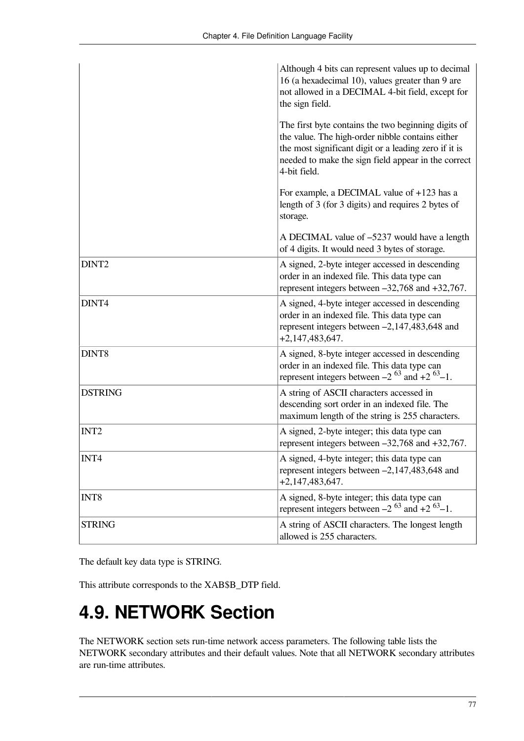| | |
|---|---|
| | Although 4 bits can represent values up to decimal 16 (a hexadecimal 10), values greater than 9 are not allowed in a DECIMAL 4-bit field, except for the sign field.<br><br>The first byte contains the two beginning digits of the value. The high-order nibble contains either the most significant digit or a leading zero if it is needed to make the sign field appear in the correct 4-bit field.<br><br>For example, a DECIMAL value of +123 has a length of 3 (for 3 digits) and requires 2 bytes of storage.<br><br>A DECIMAL value of –5237 would have a length of 4 digits. It would need 3 bytes of storage. |
| DINT2 | A signed, 2-byte integer accessed in descending order in an indexed file. This data type can represent integers between –32,768 and +32,767. |
| DINT4 | A signed, 4-byte integer accessed in descending order in an indexed file. This data type can represent integers between –2,147,483,648 and +2,147,483,647. |
| DINT8 | A signed, 8-byte integer accessed in descending order in an indexed file. This data type can represent integers between $-2^{63}$ and $+2^{63}-1$. |
| DSTRING | A string of ASCII characters accessed in descending sort order in an indexed file. The maximum length of the string is 255 characters. |
| INT2 | A signed, 2-byte integer; this data type can represent integers between –32,768 and +32,767. |
| INT4 | A signed, 4-byte integer; this data type can represent integers between –2,147,483,648 and +2,147,483,647. |
| INT8 | A signed, 8-byte integer; this data type can represent integers between $-2^{63}$ and $+2^{63}-1$. |
| STRING | A string of ASCII characters. The longest length allowed is 255 characters. |

The default key data type is STRING.

This attribute corresponds to the XAB$B_DTP field.

# 4.9. NETWORK Section

The NETWORK section sets run-time network access parameters. The following table lists the NETWORK secondary attributes and their default values. Note that all NETWORK secondary attributes are run-time attributes.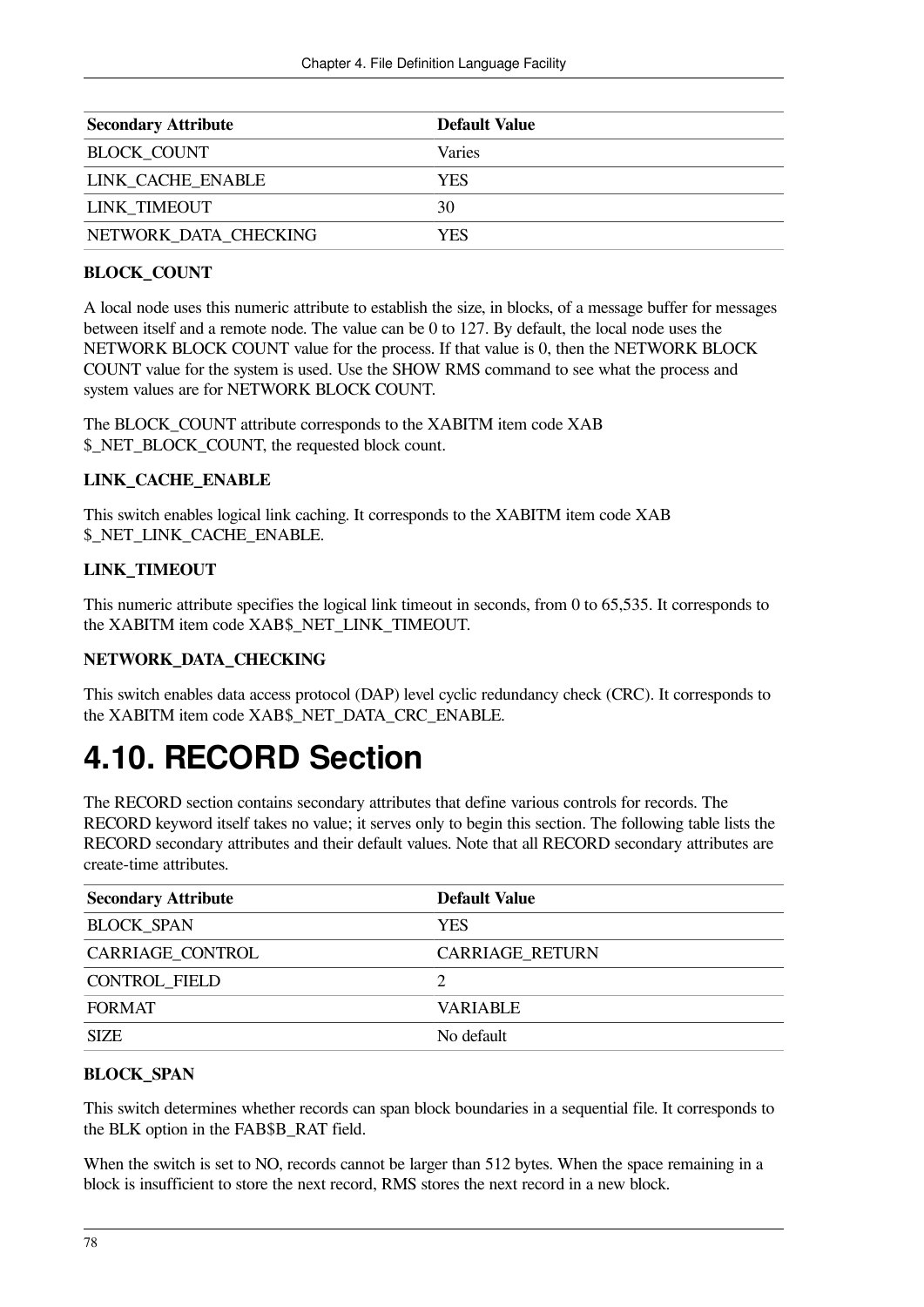| Secondary Attribute | Default Value |
| --- | --- |
| BLOCK_COUNT | Varies |
| LINK_CACHE_ENABLE | YES |
| LINK_TIMEOUT | 30 |
| NETWORK_DATA_CHECKING | YES |

**BLOCK_COUNT**

A local node uses this numeric attribute to establish the size, in blocks, of a message buffer for messages between itself and a remote node. The value can be 0 to 127. By default, the local node uses the NETWORK BLOCK COUNT value for the process. If that value is 0, then the NETWORK BLOCK COUNT value for the system is used. Use the SHOW RMS command to see what the process and system values are for NETWORK BLOCK COUNT.

The BLOCK_COUNT attribute corresponds to the XABITM item code XAB$_NET_BLOCK_COUNT, the requested block count.

**LINK_CACHE_ENABLE**

This switch enables logical link caching. It corresponds to the XABITM item code XAB$_NET_LINK_CACHE_ENABLE.

**LINK_TIMEOUT**

This numeric attribute specifies the logical link timeout in seconds, from 0 to 65,535. It corresponds to the XABITM item code XAB$_NET_LINK_TIMEOUT.

**NETWORK_DATA_CHECKING**

This switch enables data access protocol (DAP) level cyclic redundancy check (CRC). It corresponds to the XABITM item code XAB$_NET_DATA_CRC_ENABLE.

## 4.10. RECORD Section

The RECORD section contains secondary attributes that define various controls for records. The RECORD keyword itself takes no value; it serves only to begin this section. The following table lists the RECORD secondary attributes and their default values. Note that all RECORD secondary attributes are create-time attributes.

| Secondary Attribute | Default Value |
| --- | --- |
| BLOCK_SPAN | YES |
| CARRIAGE_CONTROL | CARRIAGE_RETURN |
| CONTROL_FIELD | 2 |
| FORMAT | VARIABLE |
| SIZE | No default |

**BLOCK_SPAN**

This switch determines whether records can span block boundaries in a sequential file. It corresponds to the BLK option in the FAB$B_RAT field.

When the switch is set to NO, records cannot be larger than 512 bytes. When the space remaining in a block is insufficient to store the next record, RMS stores the next record in a new block.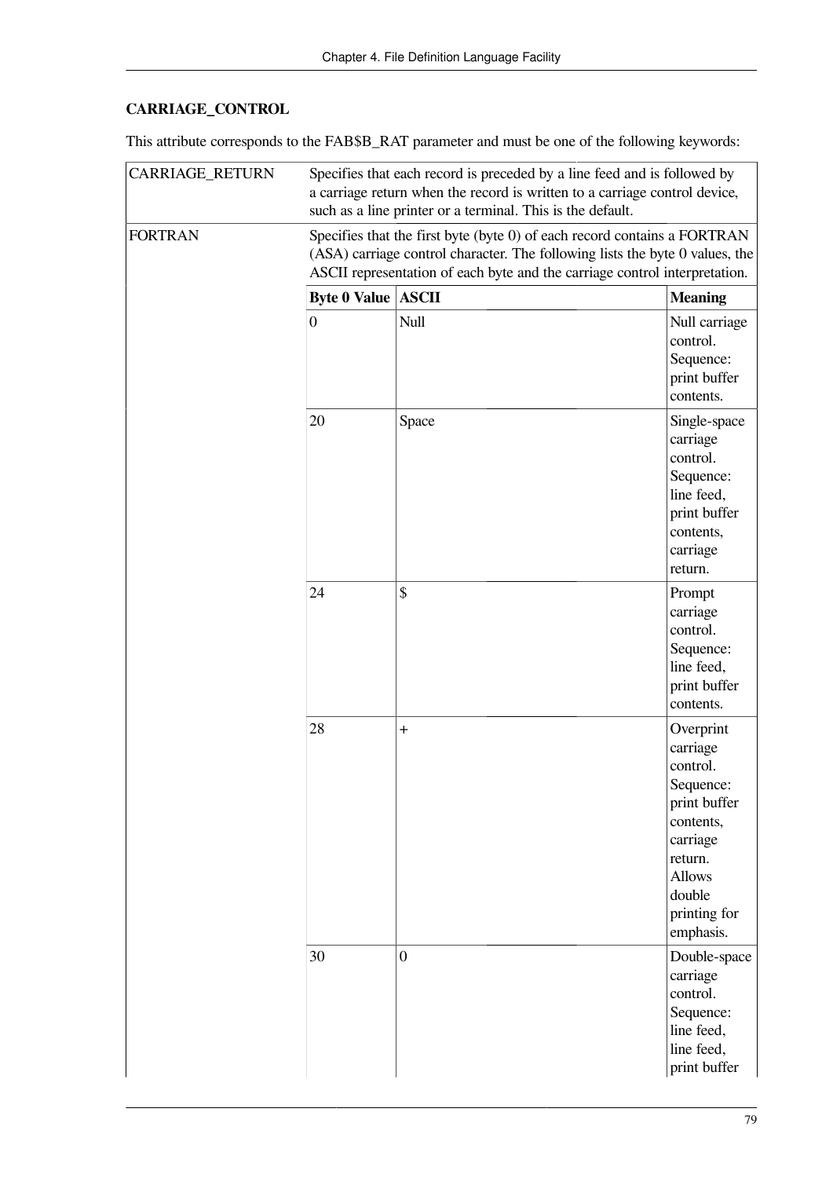**CARRIAGE_CONTROL**

This attribute corresponds to the FAB$B_RAT parameter and must be one of the following keywords:

| | |
|---|---|
| CARRIAGE_RETURN | Specifies that each record is preceded by a line feed and is followed by a carriage return when the record is written to a carriage control device, such as a line printer or a terminal. This is the default. |
| FORTRAN | Specifies that the first byte (byte 0) of each record contains a FORTRAN (ASA) carriage control character. The following lists the byte 0 values, the ASCII representation of each byte and the carriage control interpretation. |

| Byte 0 Value | ASCII | Meaning |
|---|---|---|
| 0 | Null | Null carriage control. Sequence: print buffer contents. |
| 20 | Space | Single-space carriage control. Sequence: line feed, print buffer contents, carriage return. |
| 24 | $ | Prompt carriage control. Sequence: line feed, print buffer contents. |
| 28 | + | Overprint carriage control. Sequence: print buffer contents, carriage return. Allows double printing for emphasis. |
| 30 | 0 | Double-space carriage control. Sequence: line feed, line feed, print buffer |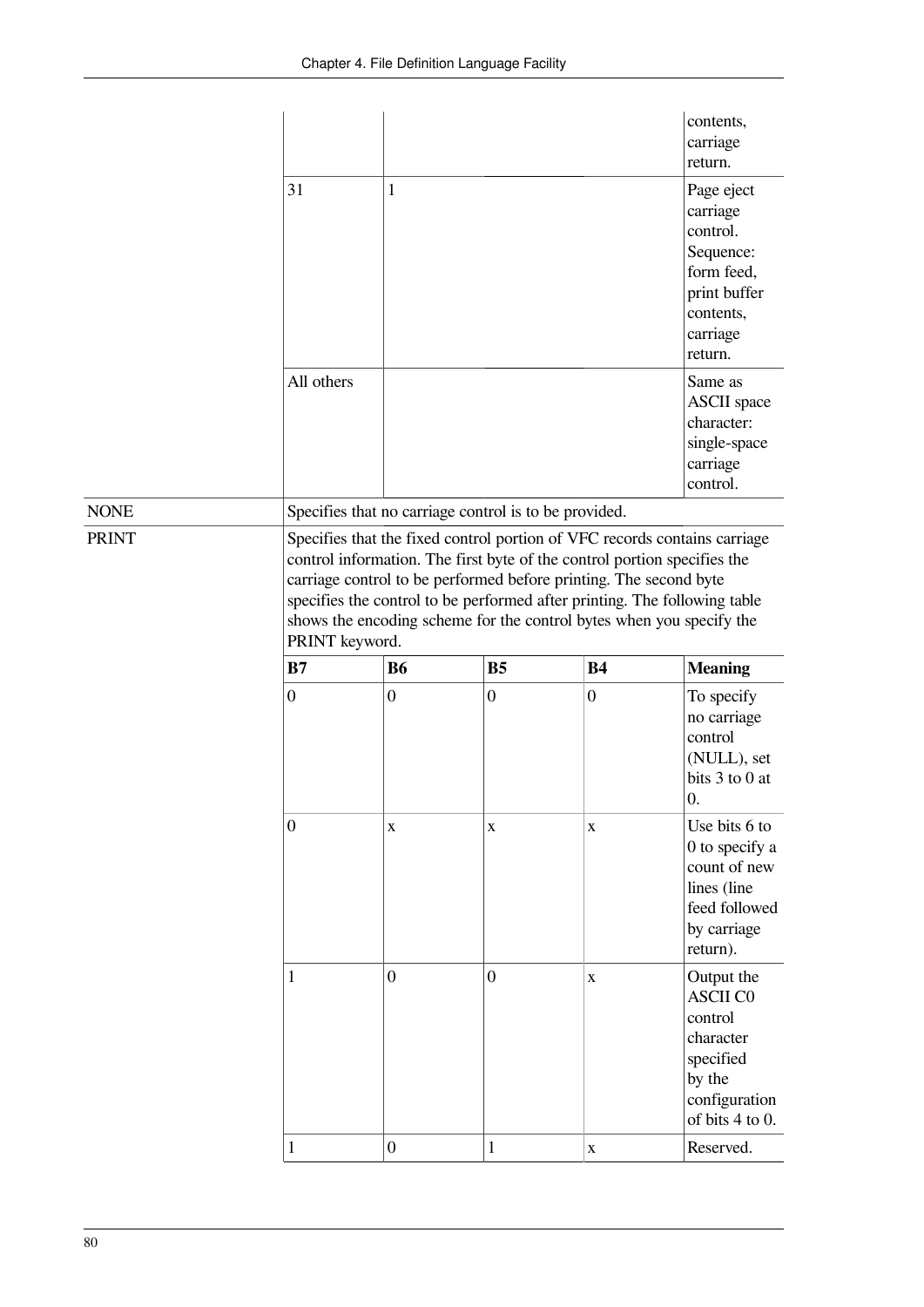| | | | | | |
|---|---|---|---|---|---|
| | | | | | contents, carriage return. |
| | 31 | 1 | | | Page eject carriage control. Sequence: form feed, print buffer contents, carriage return. |
| | All others | | | | Same as ASCII space character: single-space carriage control. |
| NONE | Specifies that no carriage control is to be provided. | | | | |
| PRINT | Specifies that the fixed control portion of VFC records contains carriage control information. The first byte of the control portion specifies the carriage control to be performed before printing. The second byte specifies the control to be performed after printing. The following table shows the encoding scheme for the control bytes when you specify the PRINT keyword. | | | | |
| | **B7** | **B6** | **B5** | **B4** | **Meaning** |
| | 0 | 0 | 0 | 0 | To specify no carriage control (NULL), set bits 3 to 0 at 0. |
| | 0 | x | x | x | Use bits 6 to 0 to specify a count of new lines (line feed followed by carriage return). |
| | 1 | 0 | 0 | x | Output the ASCII C0 control character specified by the configuration of bits 4 to 0. |
| | 1 | 0 | 1 | x | Reserved. |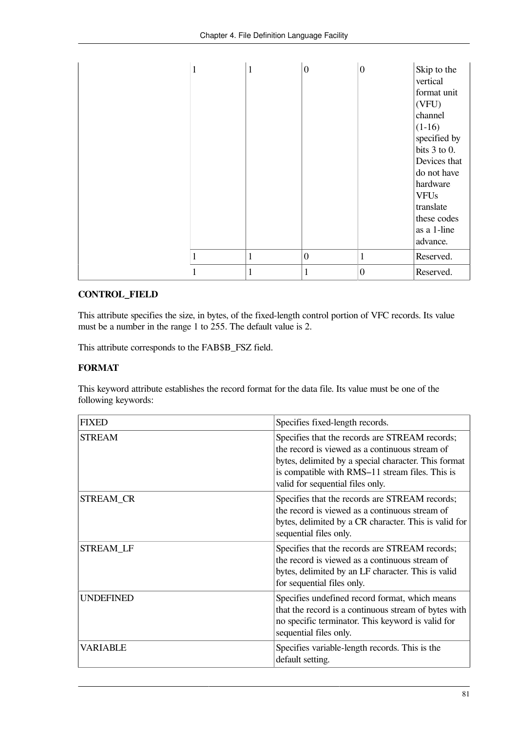| | | | | | |
|---|---|---|---|---|---|
| | 1 | 1 | 0 | 0 | Skip to the vertical format unit (VFU) channel (1-16) specified by bits 3 to 0. Devices that do not have hardware VFUs translate these codes as a 1-line advance. |
| | 1 | 1 | 0 | 1 | Reserved. |
| | 1 | 1 | 1 | 0 | Reserved. |

**CONTROL_FIELD**

This attribute specifies the size, in bytes, of the fixed-length control portion of VFC records. Its value must be a number in the range 1 to 255. The default value is 2.

This attribute corresponds to the FAB$B_FSZ field.

**FORMAT**

This keyword attribute establishes the record format for the data file. Its value must be one of the following keywords:

| | |
|---|---|
| FIXED | Specifies fixed-length records. |
| STREAM | Specifies that the records are STREAM records; the record is viewed as a continuous stream of bytes, delimited by a special character. This format is compatible with RMS–11 stream files. This is valid for sequential files only. |
| STREAM_CR | Specifies that the records are STREAM records; the record is viewed as a continuous stream of bytes, delimited by a CR character. This is valid for sequential files only. |
| STREAM_LF | Specifies that the records are STREAM records; the record is viewed as a continuous stream of bytes, delimited by an LF character. This is valid for sequential files only. |
| UNDEFINED | Specifies undefined record format, which means that the record is a continuous stream of bytes with no specific terminator. This keyword is valid for sequential files only. |
| VARIABLE | Specifies variable-length records. This is the default setting. |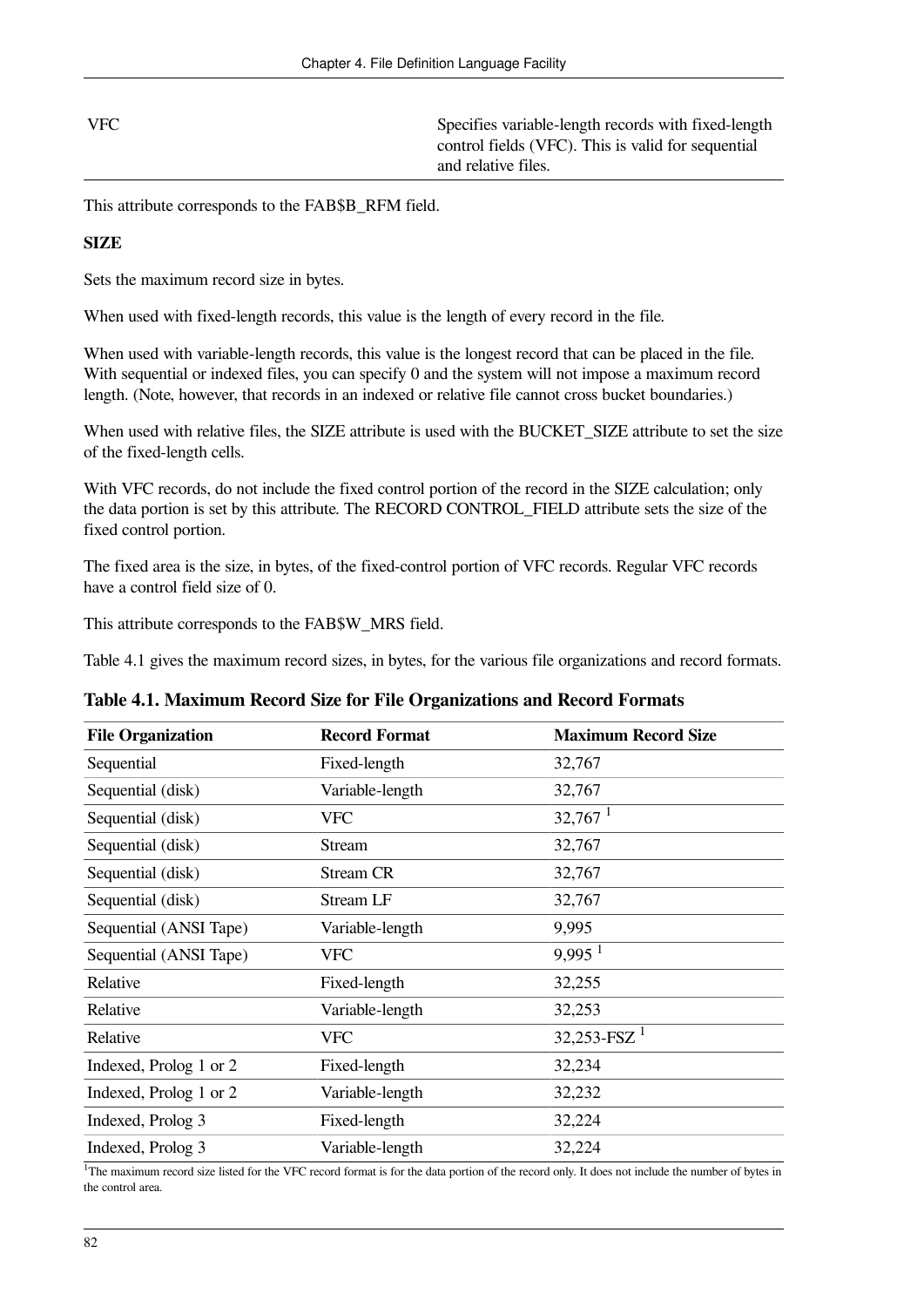| VFC | Specifies variable-length records with fixed-length control fields (VFC). This is valid for sequential and relative files. |
|---|---|

This attribute corresponds to the FAB$B_RFM field.

**SIZE**

Sets the maximum record size in bytes.

When used with fixed-length records, this value is the length of every record in the file.

When used with variable-length records, this value is the longest record that can be placed in the file. With sequential or indexed files, you can specify 0 and the system will not impose a maximum record length. (Note, however, that records in an indexed or relative file cannot cross bucket boundaries.)

When used with relative files, the SIZE attribute is used with the BUCKET_SIZE attribute to set the size of the fixed-length cells.

With VFC records, do not include the fixed control portion of the record in the SIZE calculation; only the data portion is set by this attribute. The RECORD CONTROL_FIELD attribute sets the size of the fixed control portion.

The fixed area is the size, in bytes, of the fixed-control portion of VFC records. Regular VFC records have a control field size of 0.

This attribute corresponds to the FAB$W_MRS field.

Table 4.1 gives the maximum record sizes, in bytes, for the various file organizations and record formats.

**Table 4.1. Maximum Record Size for File Organizations and Record Formats**

| File Organization | Record Format | Maximum Record Size |
|---|---|---|
| Sequential | Fixed-length | 32,767 |
| Sequential (disk) | Variable-length | 32,767 |
| Sequential (disk) | VFC | 32,767 [1] |
| Sequential (disk) | Stream | 32,767 |
| Sequential (disk) | Stream CR | 32,767 |
| Sequential (disk) | Stream LF | 32,767 |
| Sequential (ANSI Tape) | Variable-length | 9,995 |
| Sequential (ANSI Tape) | VFC | 9,995 [1] |
| Relative | Fixed-length | 32,255 |
| Relative | Variable-length | 32,253 |
| Relative | VFC | 32,253-FSZ [1] |
| Indexed, Prolog 1 or 2 | Fixed-length | 32,234 |
| Indexed, Prolog 1 or 2 | Variable-length | 32,232 |
| Indexed, Prolog 3 | Fixed-length | 32,224 |
| Indexed, Prolog 3 | Variable-length | 32,224 |

[1]The maximum record size listed for the VFC record format is for the data portion of the record only. It does not include the number of bytes in the control area.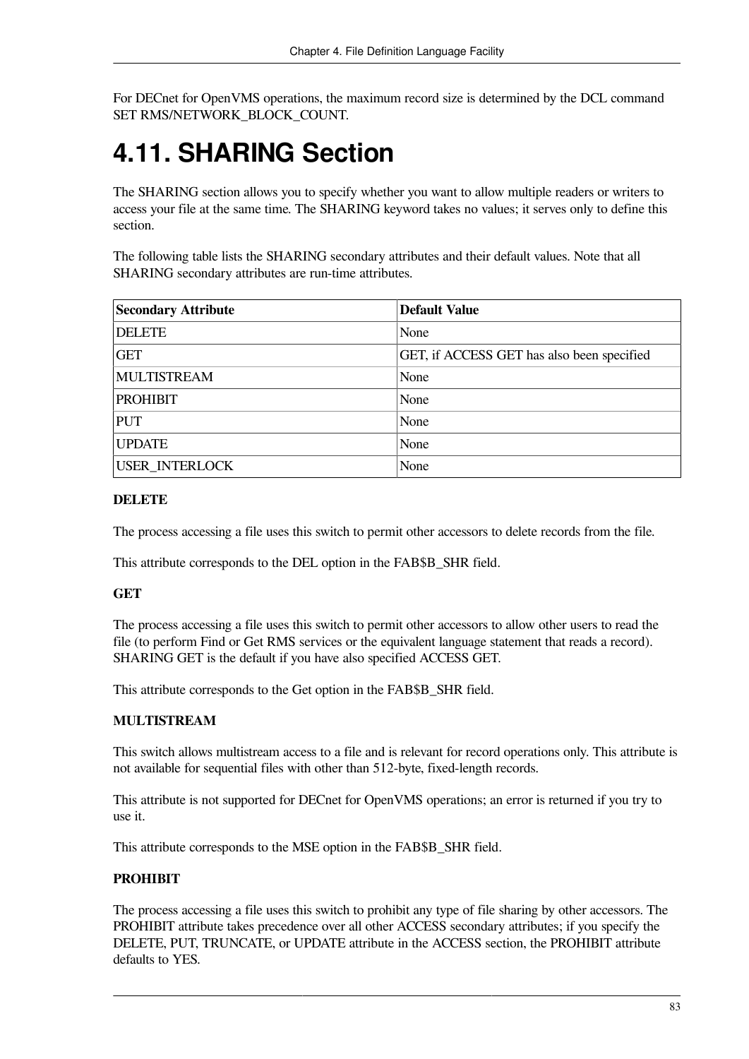For DECnet for OpenVMS operations, the maximum record size is determined by the DCL command SET RMS/NETWORK_BLOCK_COUNT.

# 4.11. SHARING Section

The SHARING section allows you to specify whether you want to allow multiple readers or writers to access your file at the same time. The SHARING keyword takes no values; it serves only to define this section.

The following table lists the SHARING secondary attributes and their default values. Note that all SHARING secondary attributes are run-time attributes.

| Secondary Attribute | Default Value |
|---|---|
| DELETE | None |
| GET | GET, if ACCESS GET has also been specified |
| MULTISTREAM | None |
| PROHIBIT | None |
| PUT | None |
| UPDATE | None |
| USER_INTERLOCK | None |

**DELETE**

The process accessing a file uses this switch to permit other accessors to delete records from the file.

This attribute corresponds to the DEL option in the FAB$B_SHR field.

**GET**

The process accessing a file uses this switch to permit other accessors to allow other users to read the file (to perform Find or Get RMS services or the equivalent language statement that reads a record). SHARING GET is the default if you have also specified ACCESS GET.

This attribute corresponds to the Get option in the FAB$B_SHR field.

**MULTISTREAM**

This switch allows multistream access to a file and is relevant for record operations only. This attribute is not available for sequential files with other than 512-byte, fixed-length records.

This attribute is not supported for DECnet for OpenVMS operations; an error is returned if you try to use it.

This attribute corresponds to the MSE option in the FAB$B_SHR field.

**PROHIBIT**

The process accessing a file uses this switch to prohibit any type of file sharing by other accessors. The PROHIBIT attribute takes precedence over all other ACCESS secondary attributes; if you specify the DELETE, PUT, TRUNCATE, or UPDATE attribute in the ACCESS section, the PROHIBIT attribute defaults to YES.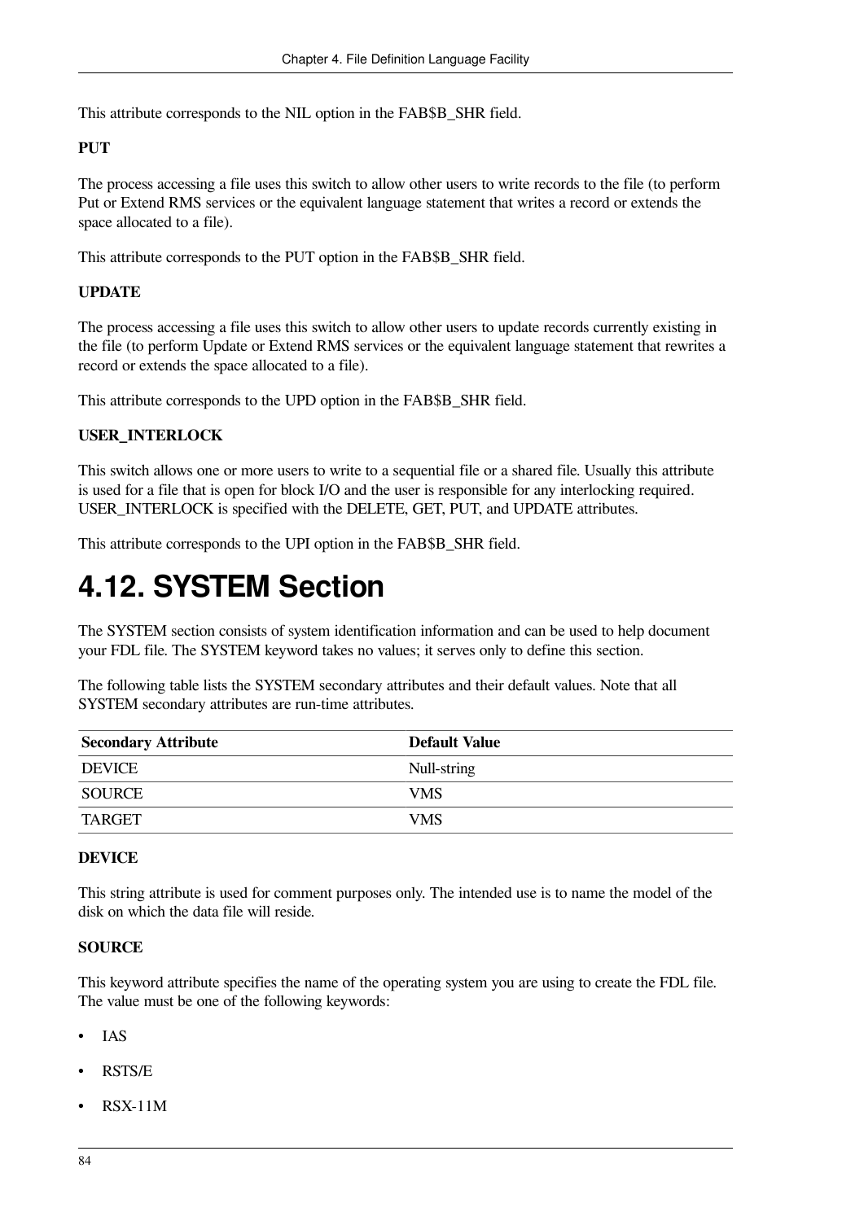This attribute corresponds to the NIL option in the FAB$B_SHR field.

**PUT**

The process accessing a file uses this switch to allow other users to write records to the file (to perform Put or Extend RMS services or the equivalent language statement that writes a record or extends the space allocated to a file).

This attribute corresponds to the PUT option in the FAB$B_SHR field.

**UPDATE**

The process accessing a file uses this switch to allow other users to update records currently existing in the file (to perform Update or Extend RMS services or the equivalent language statement that rewrites a record or extends the space allocated to a file).

This attribute corresponds to the UPD option in the FAB$B_SHR field.

**USER_INTERLOCK**

This switch allows one or more users to write to a sequential file or a shared file. Usually this attribute is used for a file that is open for block I/O and the user is responsible for any interlocking required. USER_INTERLOCK is specified with the DELETE, GET, PUT, and UPDATE attributes.

This attribute corresponds to the UPI option in the FAB$B_SHR field.

# 4.12. SYSTEM Section

The SYSTEM section consists of system identification information and can be used to help document your FDL file. The SYSTEM keyword takes no values; it serves only to define this section.

The following table lists the SYSTEM secondary attributes and their default values. Note that all SYSTEM secondary attributes are run-time attributes.

| Secondary Attribute | Default Value |
|---|---|
| DEVICE | Null-string |
| SOURCE | VMS |
| TARGET | VMS |

**DEVICE**

This string attribute is used for comment purposes only. The intended use is to name the model of the disk on which the data file will reside.

**SOURCE**

This keyword attribute specifies the name of the operating system you are using to create the FDL file. The value must be one of the following keywords:

- IAS
- RSTS/E
- RSX-11M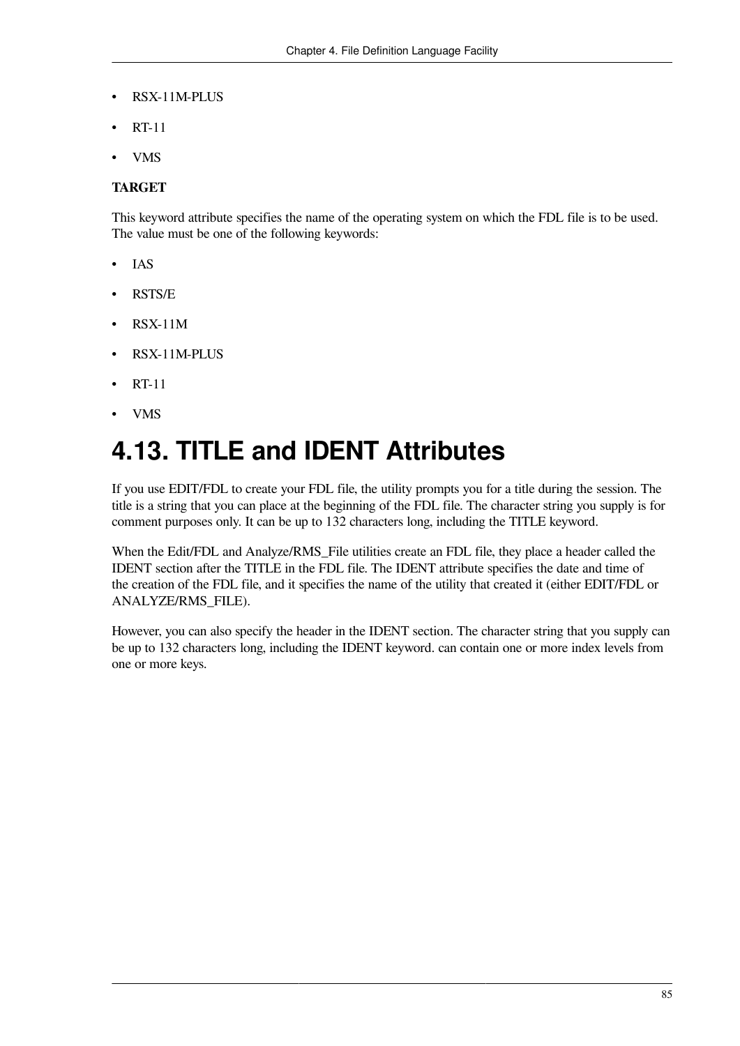- RSX-11M-PLUS
- RT-11
- VMS

**TARGET**

This keyword attribute specifies the name of the operating system on which the FDL file is to be used. The value must be one of the following keywords:

- IAS
- RSTS/E
- RSX-11M
- RSX-11M-PLUS
- RT-11
- VMS

## 4.13. TITLE and IDENT Attributes

If you use EDIT/FDL to create your FDL file, the utility prompts you for a title during the session. The title is a string that you can place at the beginning of the FDL file. The character string you supply is for comment purposes only. It can be up to 132 characters long, including the TITLE keyword.

When the Edit/FDL and Analyze/RMS_File utilities create an FDL file, they place a header called the IDENT section after the TITLE in the FDL file. The IDENT attribute specifies the date and time of the creation of the FDL file, and it specifies the name of the utility that created it (either EDIT/FDL or ANALYZE/RMS_FILE).

However, you can also specify the header in the IDENT section. The character string that you supply can be up to 132 characters long, including the IDENT keyword. can contain one or more index levels from one or more keys.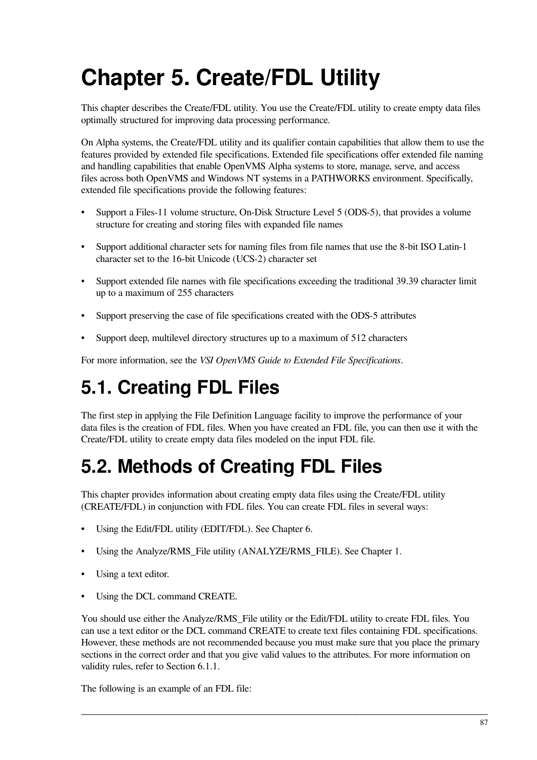# Chapter 5. Create/FDL Utility

This chapter describes the Create/FDL utility. You use the Create/FDL utility to create empty data files optimally structured for improving data processing performance.

On Alpha systems, the Create/FDL utility and its qualifier contain capabilities that allow them to use the features provided by extended file specifications. Extended file specifications offer extended file naming and handling capabilities that enable OpenVMS Alpha systems to store, manage, serve, and access files across both OpenVMS and Windows NT systems in a PATHWORKS environment. Specifically, extended file specifications provide the following features:

- Support a Files-11 volume structure, On-Disk Structure Level 5 (ODS-5), that provides a volume structure for creating and storing files with expanded file names
- Support additional character sets for naming files from file names that use the 8-bit ISO Latin-1 character set to the 16-bit Unicode (UCS-2) character set
- Support extended file names with file specifications exceeding the traditional 39.39 character limit up to a maximum of 255 characters
- Support preserving the case of file specifications created with the ODS-5 attributes
- Support deep, multilevel directory structures up to a maximum of 512 characters

For more information, see the *VSI OpenVMS Guide to Extended File Specifications*.

## 5.1. Creating FDL Files

The first step in applying the File Definition Language facility to improve the performance of your data files is the creation of FDL files. When you have created an FDL file, you can then use it with the Create/FDL utility to create empty data files modeled on the input FDL file.

## 5.2. Methods of Creating FDL Files

This chapter provides information about creating empty data files using the Create/FDL utility (CREATE/FDL) in conjunction with FDL files. You can create FDL files in several ways:

- Using the Edit/FDL utility (EDIT/FDL). See Chapter 6.
- Using the Analyze/RMS_File utility (ANALYZE/RMS_FILE). See Chapter 1.
- Using a text editor.
- Using the DCL command CREATE.

You should use either the Analyze/RMS_File utility or the Edit/FDL utility to create FDL files. You can use a text editor or the DCL command CREATE to create text files containing FDL specifications. However, these methods are not recommended because you must make sure that you place the primary sections in the correct order and that you give valid values to the attributes. For more information on validity rules, refer to Section 6.1.1.

The following is an example of an FDL file: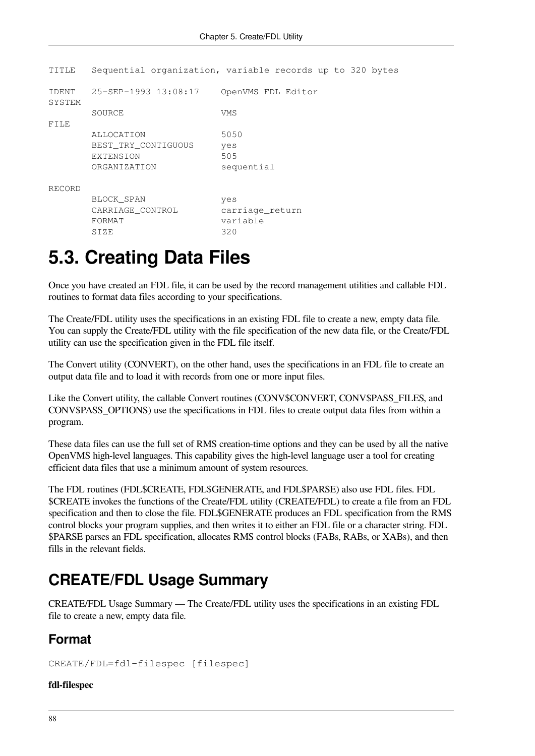```
TITLE   Sequential organization, variable records up to 320 bytes

IDENT   25-SEP-1993 13:08:17    OpenVMS FDL Editor
SYSTEM
        SOURCE                  VMS
FILE
        ALLOCATION              5050
        BEST_TRY_CONTIGUOUS     yes
        EXTENSION               505
        ORGANIZATION            sequential

RECORD
        BLOCK_SPAN              yes
        CARRIAGE_CONTROL        carriage_return
        FORMAT                  variable
        SIZE                    320
```

# 5.3. Creating Data Files

Once you have created an FDL file, it can be used by the record management utilities and callable FDL routines to format data files according to your specifications.

The Create/FDL utility uses the specifications in an existing FDL file to create a new, empty data file. You can supply the Create/FDL utility with the file specification of the new data file, or the Create/FDL utility can use the specification given in the FDL file itself.

The Convert utility (CONVERT), on the other hand, uses the specifications in an FDL file to create an output data file and to load it with records from one or more input files.

Like the Convert utility, the callable Convert routines (CONV$CONVERT, CONV$PASS_FILES, and CONV$PASS_OPTIONS) use the specifications in FDL files to create output data files from within a program.

These data files can use the full set of RMS creation-time options and they can be used by all the native OpenVMS high-level languages. This capability gives the high-level language user a tool for creating efficient data files that use a minimum amount of system resources.

The FDL routines (FDL$CREATE, FDL$GENERATE, and FDL$PARSE) also use FDL files. FDL$CREATE invokes the functions of the Create/FDL utility (CREATE/FDL) to create a file from an FDL specification and then to close the file. FDL$GENERATE produces an FDL specification from the RMS control blocks your program supplies, and then writes it to either an FDL file or a character string. FDL$PARSE parses an FDL specification, allocates RMS control blocks (FABs, RABs, or XABs), and then fills in the relevant fields.

## CREATE/FDL Usage Summary

CREATE/FDL Usage Summary — The Create/FDL utility uses the specifications in an existing FDL file to create a new, empty data file.

### Format

```
CREATE/FDL=fdl-filespec [filespec]
```

**fdl-filespec**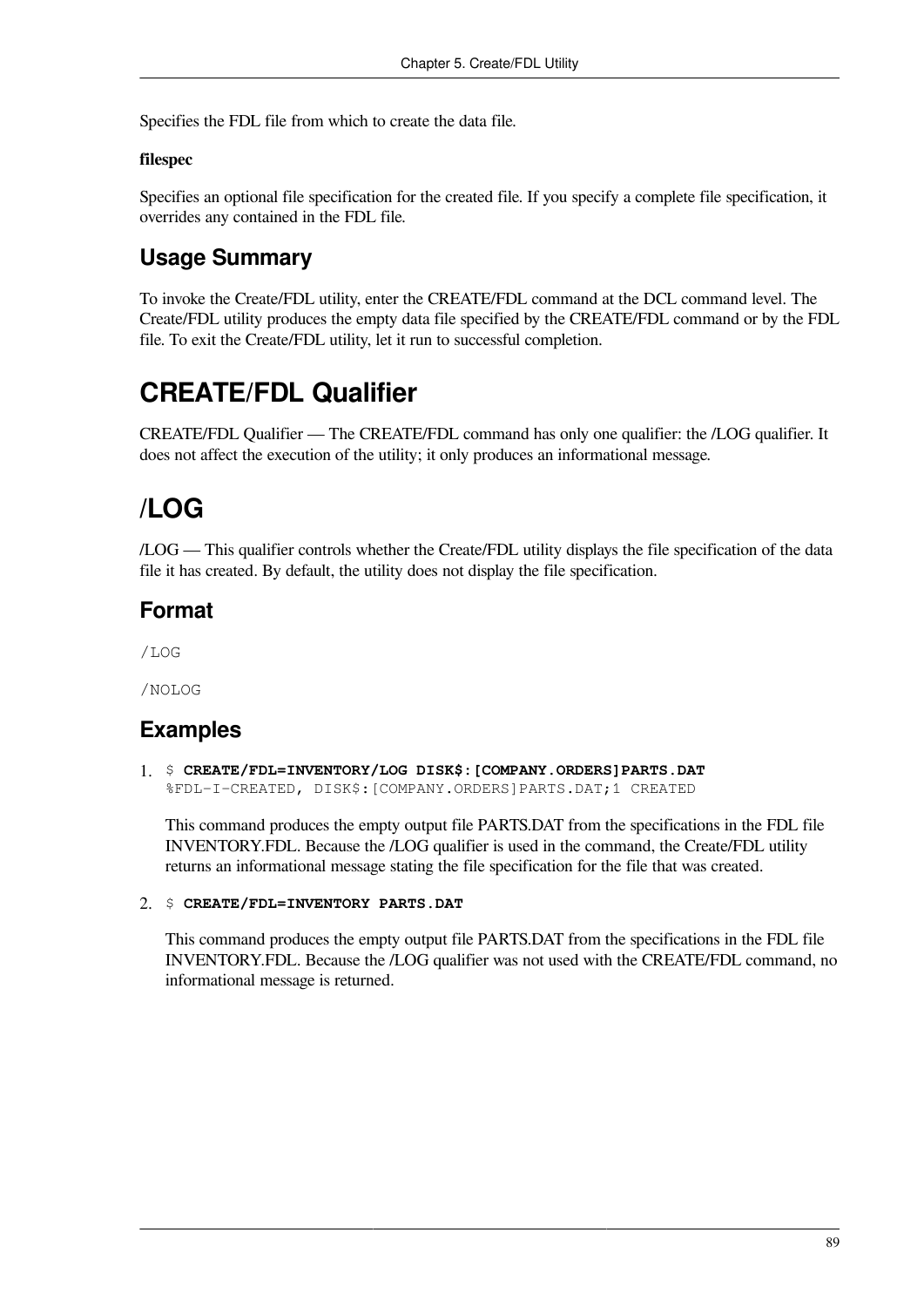Specifies the FDL file from which to create the data file.

**filespec**

Specifies an optional file specification for the created file. If you specify a complete file specification, it overrides any contained in the FDL file.

## Usage Summary

To invoke the Create/FDL utility, enter the CREATE/FDL command at the DCL command level. The Create/FDL utility produces the empty data file specified by the CREATE/FDL command or by the FDL file. To exit the Create/FDL utility, let it run to successful completion.

# CREATE/FDL Qualifier

CREATE/FDL Qualifier — The CREATE/FDL command has only one qualifier: the /LOG qualifier. It does not affect the execution of the utility; it only produces an informational message.

# /LOG

/LOG — This qualifier controls whether the Create/FDL utility displays the file specification of the data file it has created. By default, the utility does not display the file specification.

## Format

```
/LOG
```

```
/NOLOG
```

## Examples

1. 
```
$ CREATE/FDL=INVENTORY/LOG DISK$:[COMPANY.ORDERS]PARTS.DAT
%FDL-I-CREATED, DISK$:[COMPANY.ORDERS]PARTS.DAT;1 CREATED
```

   This command produces the empty output file PARTS.DAT from the specifications in the FDL file INVENTORY.FDL. Because the /LOG qualifier is used in the command, the Create/FDL utility returns an informational message stating the file specification for the file that was created.

2. 
```
$ CREATE/FDL=INVENTORY PARTS.DAT
```

   This command produces the empty output file PARTS.DAT from the specifications in the FDL file INVENTORY.FDL. Because the /LOG qualifier was not used with the CREATE/FDL command, no informational message is returned.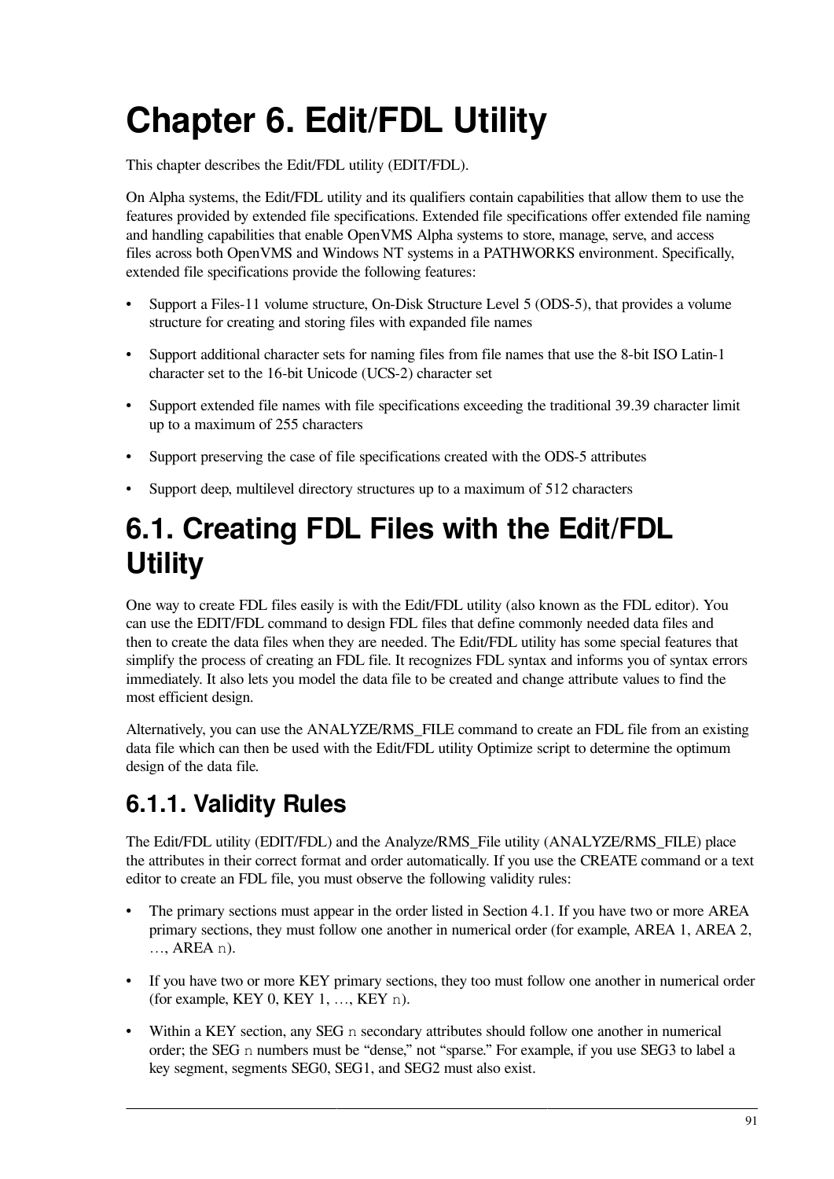# Chapter 6. Edit/FDL Utility

This chapter describes the Edit/FDL utility (EDIT/FDL).

On Alpha systems, the Edit/FDL utility and its qualifiers contain capabilities that allow them to use the features provided by extended file specifications. Extended file specifications offer extended file naming and handling capabilities that enable OpenVMS Alpha systems to store, manage, serve, and access files across both OpenVMS and Windows NT systems in a PATHWORKS environment. Specifically, extended file specifications provide the following features:

- Support a Files-11 volume structure, On-Disk Structure Level 5 (ODS-5), that provides a volume structure for creating and storing files with expanded file names
- Support additional character sets for naming files from file names that use the 8-bit ISO Latin-1 character set to the 16-bit Unicode (UCS-2) character set
- Support extended file names with file specifications exceeding the traditional 39.39 character limit up to a maximum of 255 characters
- Support preserving the case of file specifications created with the ODS-5 attributes
- Support deep, multilevel directory structures up to a maximum of 512 characters

# 6.1. Creating FDL Files with the Edit/FDL Utility

One way to create FDL files easily is with the Edit/FDL utility (also known as the FDL editor). You can use the EDIT/FDL command to design FDL files that define commonly needed data files and then to create the data files when they are needed. The Edit/FDL utility has some special features that simplify the process of creating an FDL file. It recognizes FDL syntax and informs you of syntax errors immediately. It also lets you model the data file to be created and change attribute values to find the most efficient design.

Alternatively, you can use the ANALYZE/RMS_FILE command to create an FDL file from an existing data file which can then be used with the Edit/FDL utility Optimize script to determine the optimum design of the data file.

## 6.1.1. Validity Rules

The Edit/FDL utility (EDIT/FDL) and the Analyze/RMS_File utility (ANALYZE/RMS_FILE) place the attributes in their correct format and order automatically. If you use the CREATE command or a text editor to create an FDL file, you must observe the following validity rules:

- The primary sections must appear in the order listed in Section 4.1. If you have two or more AREA primary sections, they must follow one another in numerical order (for example, AREA 1, AREA 2, …, AREA `n`).
- If you have two or more KEY primary sections, they too must follow one another in numerical order (for example, KEY 0, KEY 1, …, KEY `n`).
- Within a KEY section, any SEG `n` secondary attributes should follow one another in numerical order; the SEG `n` numbers must be “dense,” not “sparse.” For example, if you use SEG3 to label a key segment, segments SEG0, SEG1, and SEG2 must also exist.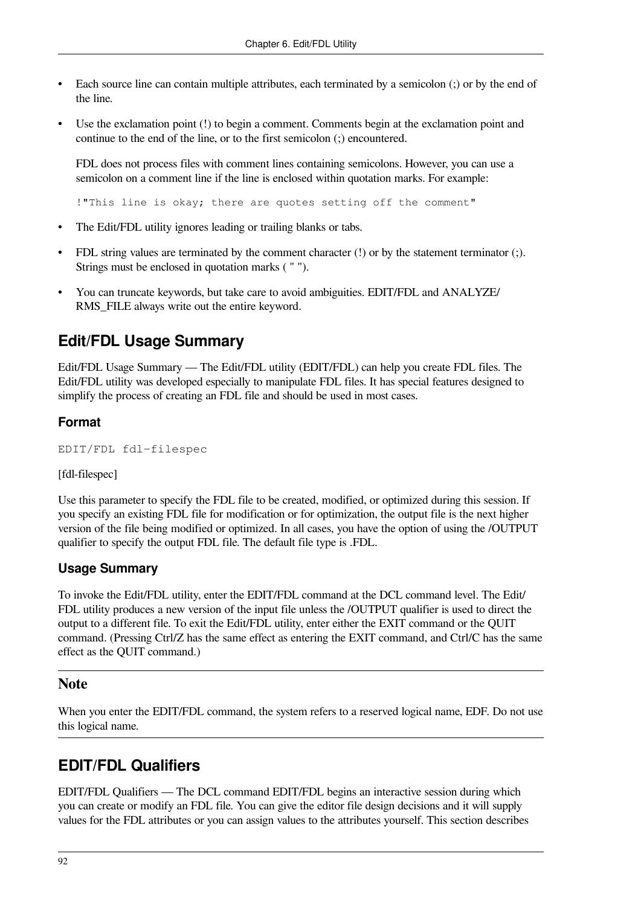- Each source line can contain multiple attributes, each terminated by a semicolon (;) or by the end of the line.
- Use the exclamation point (!) to begin a comment. Comments begin at the exclamation point and continue to the end of the line, or to the first semicolon (;) encountered.

  FDL does not process files with comment lines containing semicolons. However, you can use a semicolon on a comment line if the line is enclosed within quotation marks. For example:

  ```
  !"This line is okay; there are quotes setting off the comment"
  ```

- The Edit/FDL utility ignores leading or trailing blanks or tabs.
- FDL string values are terminated by the comment character (!) or by the statement terminator (;). Strings must be enclosed in quotation marks ( " ").
- You can truncate keywords, but take care to avoid ambiguities. EDIT/FDL and ANALYZE/RMS_FILE always write out the entire keyword.

## Edit/FDL Usage Summary

Edit/FDL Usage Summary — The Edit/FDL utility (EDIT/FDL) can help you create FDL files. The Edit/FDL utility was developed especially to manipulate FDL files. It has special features designed to simplify the process of creating an FDL file and should be used in most cases.

### Format

```
EDIT/FDL fdl-filespec
```

[fdl-filespec]

Use this parameter to specify the FDL file to be created, modified, or optimized during this session. If you specify an existing FDL file for modification or for optimization, the output file is the next higher version of the file being modified or optimized. In all cases, you have the option of using the /OUTPUT qualifier to specify the output FDL file. The default file type is .FDL.

### Usage Summary

To invoke the Edit/FDL utility, enter the EDIT/FDL command at the DCL command level. The Edit/FDL utility produces a new version of the input file unless the /OUTPUT qualifier is used to direct the output to a different file. To exit the Edit/FDL utility, enter either the EXIT command or the QUIT command. (Pressing Ctrl/Z has the same effect as entering the EXIT command, and Ctrl/C has the same effect as the QUIT command.)

---

**Note**

When you enter the EDIT/FDL command, the system refers to a reserved logical name, EDF. Do not use this logical name.

---

## EDIT/FDL Qualifiers

EDIT/FDL Qualifiers — The DCL command EDIT/FDL begins an interactive session during which you can create or modify an FDL file. You can give the editor file design decisions and it will supply values for the FDL attributes or you can assign values to the attributes yourself. This section describes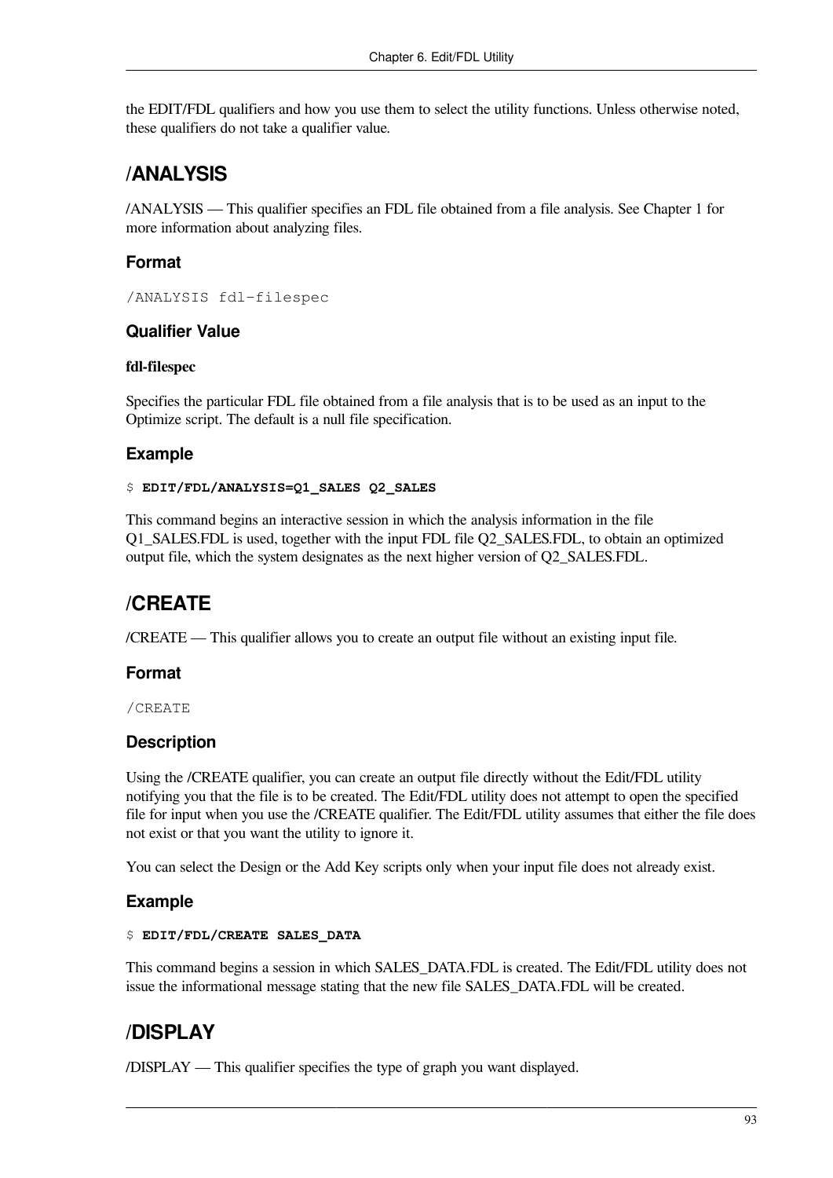the EDIT/FDL qualifiers and how you use them to select the utility functions. Unless otherwise noted, these qualifiers do not take a qualifier value.

## /ANALYSIS

/ANALYSIS — This qualifier specifies an FDL file obtained from a file analysis. See Chapter 1 for more information about analyzing files.

### Format

```
/ANALYSIS fdl-filespec
```

### Qualifier Value

**fdl-filespec**

Specifies the particular FDL file obtained from a file analysis that is to be used as an input to the Optimize script. The default is a null file specification.

### Example

```
$ EDIT/FDL/ANALYSIS=Q1_SALES Q2_SALES
```

This command begins an interactive session in which the analysis information in the file Q1_SALES.FDL is used, together with the input FDL file Q2_SALES.FDL, to obtain an optimized output file, which the system designates as the next higher version of Q2_SALES.FDL.

## /CREATE

/CREATE — This qualifier allows you to create an output file without an existing input file.

### Format

```
/CREATE
```

### Description

Using the /CREATE qualifier, you can create an output file directly without the Edit/FDL utility notifying you that the file is to be created. The Edit/FDL utility does not attempt to open the specified file for input when you use the /CREATE qualifier. The Edit/FDL utility assumes that either the file does not exist or that you want the utility to ignore it.

You can select the Design or the Add Key scripts only when your input file does not already exist.

### Example

```
$ EDIT/FDL/CREATE SALES_DATA
```

This command begins a session in which SALES_DATA.FDL is created. The Edit/FDL utility does not issue the informational message stating that the new file SALES_DATA.FDL will be created.

## /DISPLAY

/DISPLAY — This qualifier specifies the type of graph you want displayed.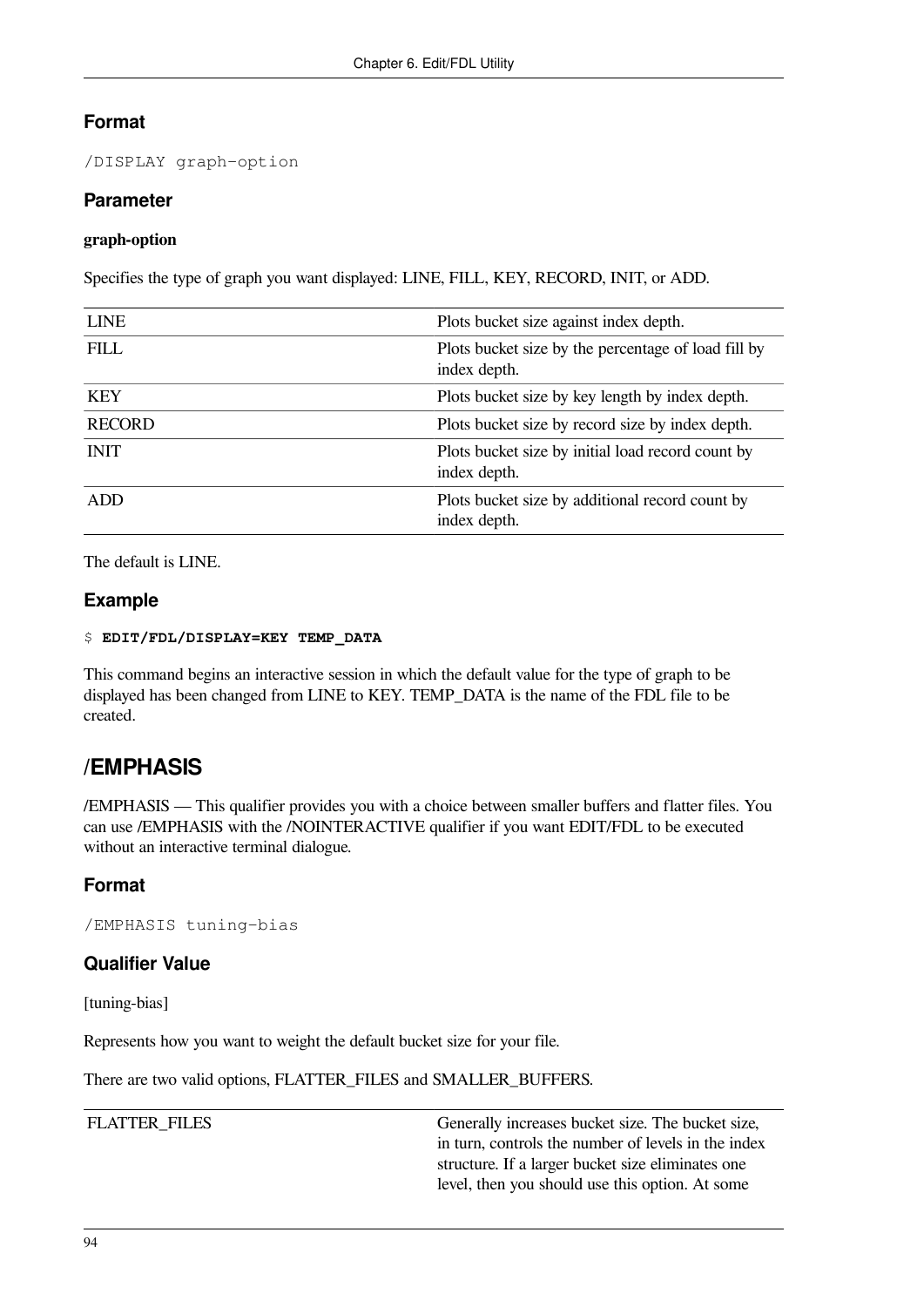### Format

```
/DISPLAY graph-option
```

### Parameter

**graph-option**

Specifies the type of graph you want displayed: LINE, FILL, KEY, RECORD, INIT, or ADD.

| | |
|---|---|
| LINE | Plots bucket size against index depth. |
| FILL | Plots bucket size by the percentage of load fill by index depth. |
| KEY | Plots bucket size by key length by index depth. |
| RECORD | Plots bucket size by record size by index depth. |
| INIT | Plots bucket size by initial load record count by index depth. |
| ADD | Plots bucket size by additional record count by index depth. |

The default is LINE.

### Example

```
$ EDIT/FDL/DISPLAY=KEY TEMP_DATA
```

This command begins an interactive session in which the default value for the type of graph to be displayed has been changed from LINE to KEY. TEMP_DATA is the name of the FDL file to be created.

## /EMPHASIS

/EMPHASIS — This qualifier provides you with a choice between smaller buffers and flatter files. You can use /EMPHASIS with the /NOINTERACTIVE qualifier if you want EDIT/FDL to be executed without an interactive terminal dialogue.

### Format

```
/EMPHASIS tuning-bias
```

### Qualifier Value

[tuning-bias]

Represents how you want to weight the default bucket size for your file.

There are two valid options, FLATTER_FILES and SMALLER_BUFFERS.

| | |
|---|---|
| FLATTER_FILES | Generally increases bucket size. The bucket size, in turn, controls the number of levels in the index structure. If a larger bucket size eliminates one level, then you should use this option. At some |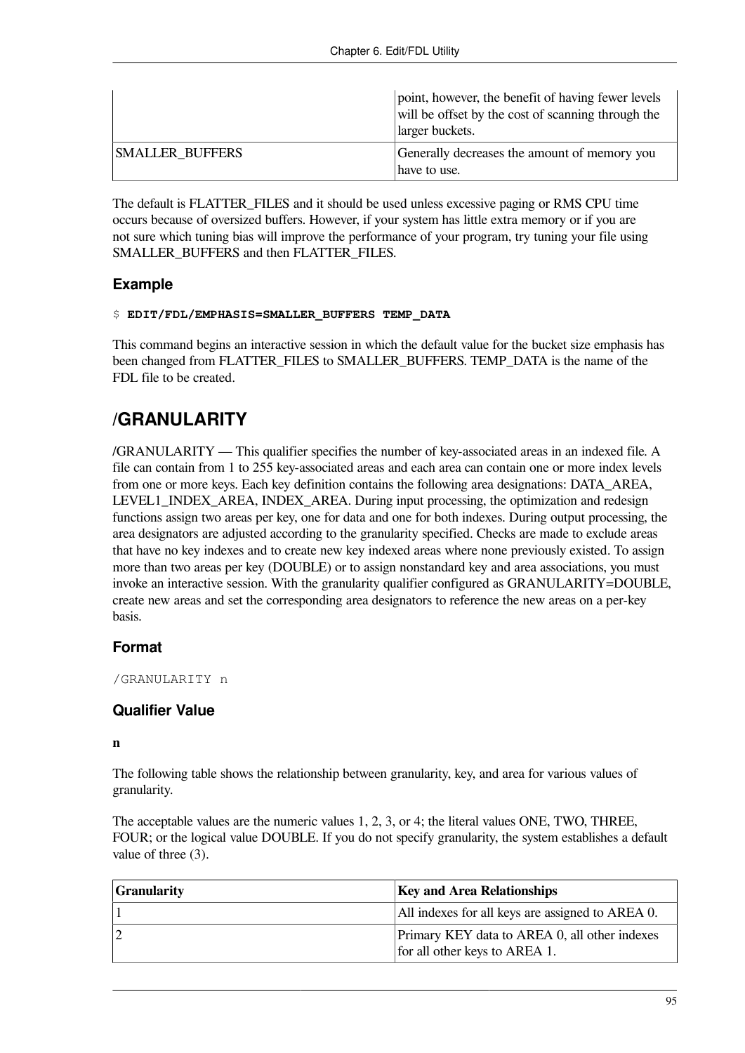| | |
|---|---|
| | point, however, the benefit of having fewer levels will be offset by the cost of scanning through the larger buckets. |
| SMALLER_BUFFERS | Generally decreases the amount of memory you have to use. |

The default is FLATTER_FILES and it should be used unless excessive paging or RMS CPU time occurs because of oversized buffers. However, if your system has little extra memory or if you are not sure which tuning bias will improve the performance of your program, try tuning your file using SMALLER_BUFFERS and then FLATTER_FILES.

### Example

```
$ EDIT/FDL/EMPHASIS=SMALLER_BUFFERS TEMP_DATA
```

This command begins an interactive session in which the default value for the bucket size emphasis has been changed from FLATTER_FILES to SMALLER_BUFFERS. TEMP_DATA is the name of the FDL file to be created.

## /GRANULARITY

/GRANULARITY — This qualifier specifies the number of key-associated areas in an indexed file. A file can contain from 1 to 255 key-associated areas and each area can contain one or more index levels from one or more keys. Each key definition contains the following area designations: DATA_AREA, LEVEL1_INDEX_AREA, INDEX_AREA. During input processing, the optimization and redesign functions assign two areas per key, one for data and one for both indexes. During output processing, the area designators are adjusted according to the granularity specified. Checks are made to exclude areas that have no key indexes and to create new key indexed areas where none previously existed. To assign more than two areas per key (DOUBLE) or to assign nonstandard key and area associations, you must invoke an interactive session. With the granularity qualifier configured as GRANULARITY=DOUBLE, create new areas and set the corresponding area designators to reference the new areas on a per-key basis.

### Format

```
/GRANULARITY n
```

### Qualifier Value

**n**

The following table shows the relationship between granularity, key, and area for various values of granularity.

The acceptable values are the numeric values 1, 2, 3, or 4; the literal values ONE, TWO, THREE, FOUR; or the logical value DOUBLE. If you do not specify granularity, the system establishes a default value of three (3).

| Granularity | Key and Area Relationships |
|---|---|
| 1 | All indexes for all keys are assigned to AREA 0. |
| 2 | Primary KEY data to AREA 0, all other indexes for all other keys to AREA 1. |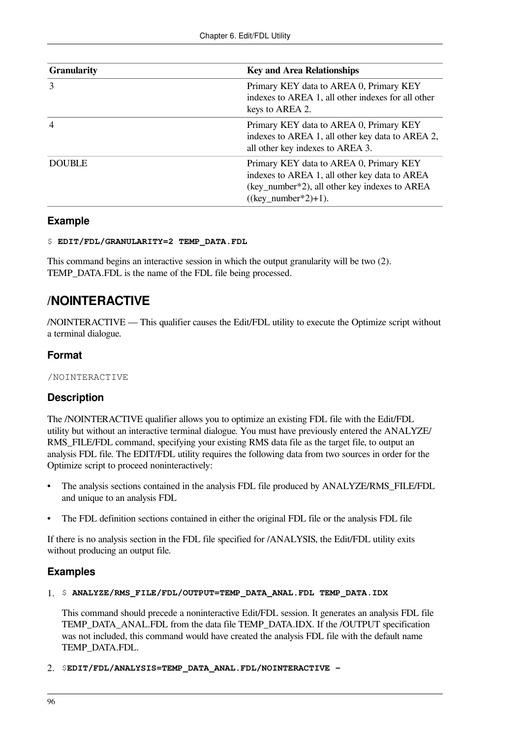| Granularity | Key and Area Relationships |
|---|---|
| 3 | Primary KEY data to AREA 0, Primary KEY indexes to AREA 1, all other indexes for all other keys to AREA 2. |
| 4 | Primary KEY data to AREA 0, Primary KEY indexes to AREA 1, all other key data to AREA 2, all other key indexes to AREA 3. |
| DOUBLE | Primary KEY data to AREA 0, Primary KEY indexes to AREA 1, all other key data to AREA (key_number*2), all other key indexes to AREA ((key_number*2)+1). |

### Example

```
$ EDIT/FDL/GRANULARITY=2 TEMP_DATA.FDL
```

This command begins an interactive session in which the output granularity will be two (2). TEMP_DATA.FDL is the name of the FDL file being processed.

## /NOINTERACTIVE

/NOINTERACTIVE — This qualifier causes the Edit/FDL utility to execute the Optimize script without a terminal dialogue.

### Format

```
/NOINTERACTIVE
```

### Description

The /NOINTERACTIVE qualifier allows you to optimize an existing FDL file with the Edit/FDL utility but without an interactive terminal dialogue. You must have previously entered the ANALYZE/RMS_FILE/FDL command, specifying your existing RMS data file as the target file, to output an analysis FDL file. The EDIT/FDL utility requires the following data from two sources in order for the Optimize script to proceed noninteractively:

- The analysis sections contained in the analysis FDL file produced by ANALYZE/RMS_FILE/FDL and unique to an analysis FDL
- The FDL definition sections contained in either the original FDL file or the analysis FDL file

If there is no analysis section in the FDL file specified for /ANALYSIS, the Edit/FDL utility exits without producing an output file.

### Examples

1. 
```
$ ANALYZE/RMS_FILE/FDL/OUTPUT=TEMP_DATA_ANAL.FDL TEMP_DATA.IDX
```

   This command should precede a noninteractive Edit/FDL session. It generates an analysis FDL file TEMP_DATA_ANAL.FDL from the data file TEMP_DATA.IDX. If the /OUTPUT specification was not included, this command would have created the analysis FDL file with the default name TEMP_DATA.FDL.

2. 
```
$EDIT/FDL/ANALYSIS=TEMP_DATA_ANAL.FDL/NOINTERACTIVE -
```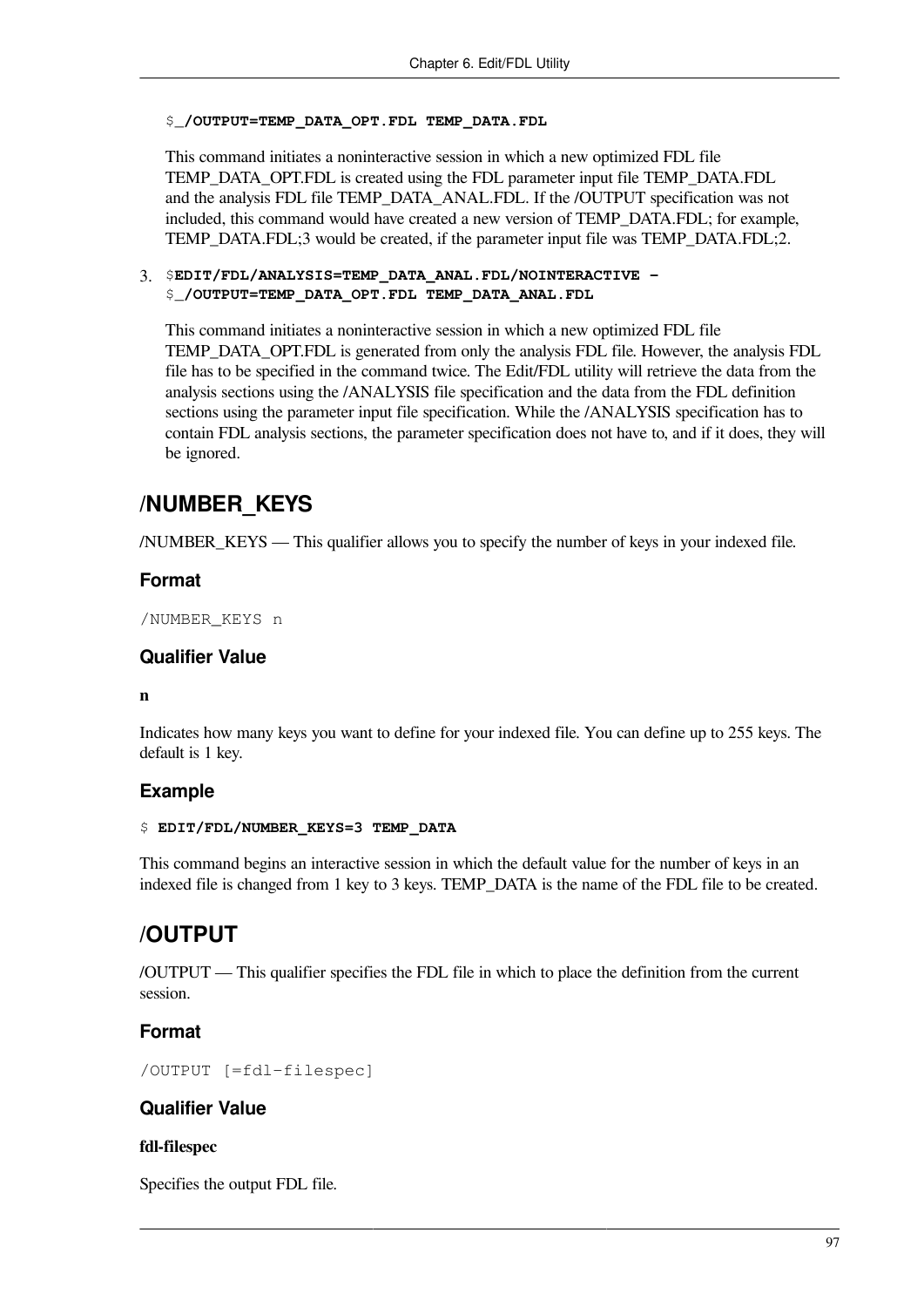```
$_/OUTPUT=TEMP_DATA_OPT.FDL TEMP_DATA.FDL
```

This command initiates a noninteractive session in which a new optimized FDL file TEMP_DATA_OPT.FDL is created using the FDL parameter input file TEMP_DATA.FDL and the analysis FDL file TEMP_DATA_ANAL.FDL. If the /OUTPUT specification was not included, this command would have created a new version of TEMP_DATA.FDL; for example, TEMP_DATA.FDL;3 would be created, if the parameter input file was TEMP_DATA.FDL;2.

3. 
```
$EDIT/FDL/ANALYSIS=TEMP_DATA_ANAL.FDL/NOINTERACTIVE -
$_/OUTPUT=TEMP_DATA_OPT.FDL TEMP_DATA_ANAL.FDL
```

This command initiates a noninteractive session in which a new optimized FDL file TEMP_DATA_OPT.FDL is generated from only the analysis FDL file. However, the analysis FDL file has to be specified in the command twice. The Edit/FDL utility will retrieve the data from the analysis sections using the /ANALYSIS file specification and the data from the FDL definition sections using the parameter input file specification. While the /ANALYSIS specification has to contain FDL analysis sections, the parameter specification does not have to, and if it does, they will be ignored.

## /NUMBER_KEYS

/NUMBER_KEYS — This qualifier allows you to specify the number of keys in your indexed file.

### Format

```
/NUMBER_KEYS n
```

### Qualifier Value

**n**

Indicates how many keys you want to define for your indexed file. You can define up to 255 keys. The default is 1 key.

### Example

```
$ EDIT/FDL/NUMBER_KEYS=3 TEMP_DATA
```

This command begins an interactive session in which the default value for the number of keys in an indexed file is changed from 1 key to 3 keys. TEMP_DATA is the name of the FDL file to be created.

## /OUTPUT

/OUTPUT — This qualifier specifies the FDL file in which to place the definition from the current session.

### Format

```
/OUTPUT [=fdl-filespec]
```

### Qualifier Value

**fdl-filespec**

Specifies the output FDL file.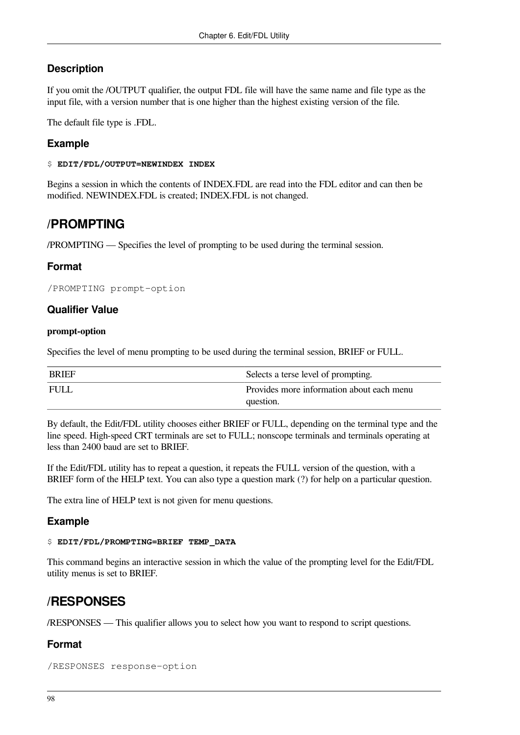### Description

If you omit the /OUTPUT qualifier, the output FDL file will have the same name and file type as the input file, with a version number that is one higher than the highest existing version of the file.

The default file type is .FDL.

### Example

```
$ EDIT/FDL/OUTPUT=NEWINDEX INDEX
```

Begins a session in which the contents of INDEX.FDL are read into the FDL editor and can then be modified. NEWINDEX.FDL is created; INDEX.FDL is not changed.

## /PROMPTING

/PROMPTING — Specifies the level of prompting to be used during the terminal session.

### Format

```
/PROMPTING prompt-option
```

### Qualifier Value

**prompt-option**

Specifies the level of menu prompting to be used during the terminal session, BRIEF or FULL.

| | |
|---|---|
| BRIEF | Selects a terse level of prompting. |
| FULL | Provides more information about each menu question. |

By default, the Edit/FDL utility chooses either BRIEF or FULL, depending on the terminal type and the line speed. High-speed CRT terminals are set to FULL; nonscope terminals and terminals operating at less than 2400 baud are set to BRIEF.

If the Edit/FDL utility has to repeat a question, it repeats the FULL version of the question, with a BRIEF form of the HELP text. You can also type a question mark (?) for help on a particular question.

The extra line of HELP text is not given for menu questions.

### Example

```
$ EDIT/FDL/PROMPTING=BRIEF TEMP_DATA
```

This command begins an interactive session in which the value of the prompting level for the Edit/FDL utility menus is set to BRIEF.

## /RESPONSES

/RESPONSES — This qualifier allows you to select how you want to respond to script questions.

### Format

```
/RESPONSES response-option
```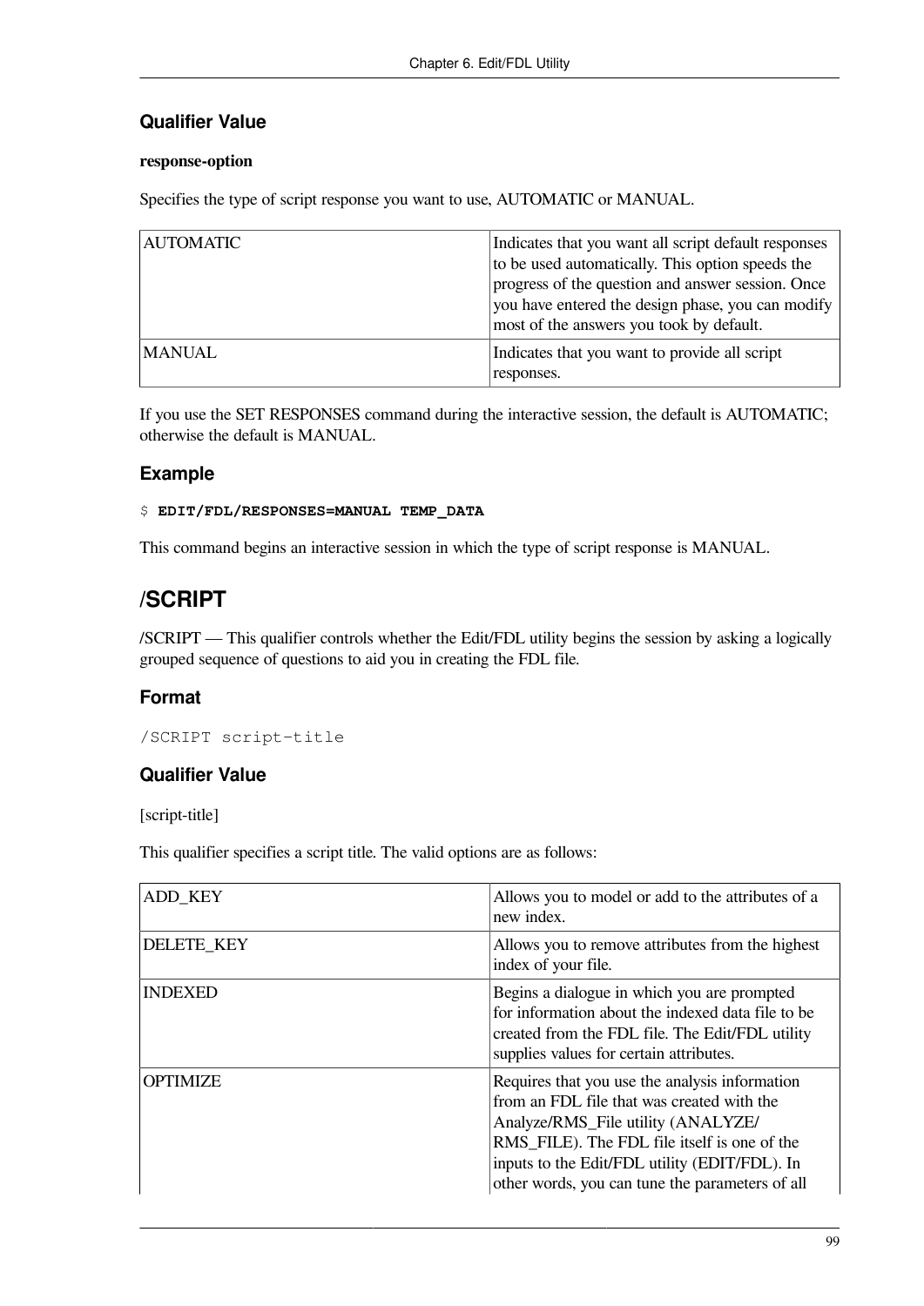### Qualifier Value

**response-option**

Specifies the type of script response you want to use, AUTOMATIC or MANUAL.

| | |
|---|---|
| AUTOMATIC | Indicates that you want all script default responses to be used automatically. This option speeds the progress of the question and answer session. Once you have entered the design phase, you can modify most of the answers you took by default. |
| MANUAL | Indicates that you want to provide all script responses. |

If you use the SET RESPONSES command during the interactive session, the default is AUTOMATIC; otherwise the default is MANUAL.

### Example

```
$ EDIT/FDL/RESPONSES=MANUAL TEMP_DATA
```

This command begins an interactive session in which the type of script response is MANUAL.

## /SCRIPT

/SCRIPT — This qualifier controls whether the Edit/FDL utility begins the session by asking a logically grouped sequence of questions to aid you in creating the FDL file.

### Format

```
/SCRIPT script-title
```

### Qualifier Value

[script-title]

This qualifier specifies a script title. The valid options are as follows:

| | |
|---|---|
| ADD_KEY | Allows you to model or add to the attributes of a new index. |
| DELETE_KEY | Allows you to remove attributes from the highest index of your file. |
| INDEXED | Begins a dialogue in which you are prompted for information about the indexed data file to be created from the FDL file. The Edit/FDL utility supplies values for certain attributes. |
| OPTIMIZE | Requires that you use the analysis information from an FDL file that was created with the Analyze/RMS_File utility (ANALYZE/RMS_FILE). The FDL file itself is one of the inputs to the Edit/FDL utility (EDIT/FDL). In other words, you can tune the parameters of all |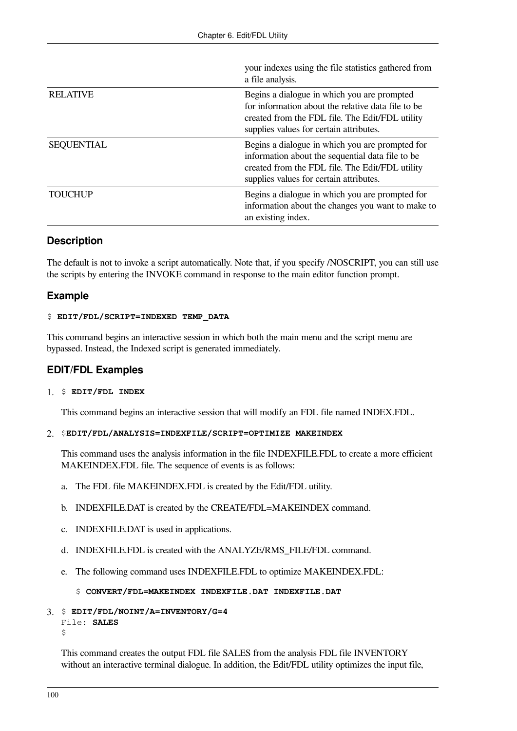| | |
|---|---|
| | your indexes using the file statistics gathered from a file analysis. |
| RELATIVE | Begins a dialogue in which you are prompted for information about the relative data file to be created from the FDL file. The Edit/FDL utility supplies values for certain attributes. |
| SEQUENTIAL | Begins a dialogue in which you are prompted for information about the sequential data file to be created from the FDL file. The Edit/FDL utility supplies values for certain attributes. |
| TOUCHUP | Begins a dialogue in which you are prompted for information about the changes you want to make to an existing index. |

### Description

The default is not to invoke a script automatically. Note that, if you specify /NOSCRIPT, you can still use the scripts by entering the INVOKE command in response to the main editor function prompt.

### Example

```
$ EDIT/FDL/SCRIPT=INDEXED TEMP_DATA
```

This command begins an interactive session in which both the main menu and the script menu are bypassed. Instead, the Indexed script is generated immediately.

### EDIT/FDL Examples

1. 
```
$ EDIT/FDL INDEX
```

   This command begins an interactive session that will modify an FDL file named INDEX.FDL.

2. 
```
$EDIT/FDL/ANALYSIS=INDEXFILE/SCRIPT=OPTIMIZE MAKEINDEX
```

   This command uses the analysis information in the file INDEXFILE.FDL to create a more efficient MAKEINDEX.FDL file. The sequence of events is as follows:

   a. The FDL file MAKEINDEX.FDL is created by the Edit/FDL utility.

   b. INDEXFILE.DAT is created by the CREATE/FDL=MAKEINDEX command.

   c. INDEXFILE.DAT is used in applications.

   d. INDEXFILE.FDL is created with the ANALYZE/RMS_FILE/FDL command.

   e. The following command uses INDEXFILE.FDL to optimize MAKEINDEX.FDL:

```
$ CONVERT/FDL=MAKEINDEX INDEXFILE.DAT INDEXFILE.DAT
```

3. 
```
$ EDIT/FDL/NOINT/A=INVENTORY/G=4
File: SALES
$
```

   This command creates the output FDL file SALES from the analysis FDL file INVENTORY without an interactive terminal dialogue. In addition, the Edit/FDL utility optimizes the input file,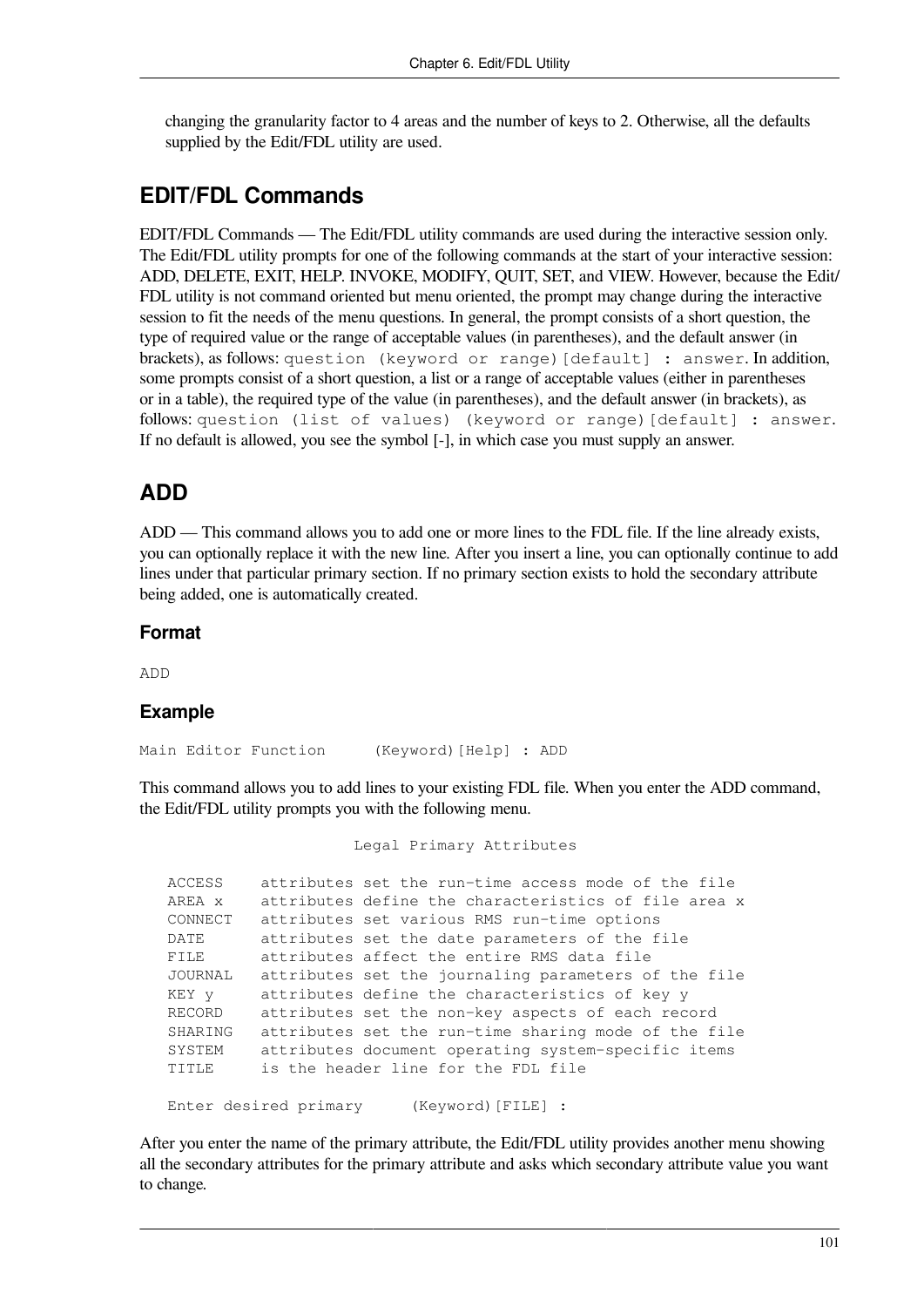changing the granularity factor to 4 areas and the number of keys to 2. Otherwise, all the defaults supplied by the Edit/FDL utility are used.

## EDIT/FDL Commands

EDIT/FDL Commands — The Edit/FDL utility commands are used during the interactive session only. The Edit/FDL utility prompts for one of the following commands at the start of your interactive session: ADD, DELETE, EXIT, HELP. INVOKE, MODIFY, QUIT, SET, and VIEW. However, because the Edit/FDL utility is not command oriented but menu oriented, the prompt may change during the interactive session to fit the needs of the menu questions. In general, the prompt consists of a short question, the type of required value or the range of acceptable values (in parentheses), and the default answer (in brackets), as follows: `question (keyword or range)[default] : answer`. In addition, some prompts consist of a short question, a list or a range of acceptable values (either in parentheses or in a table), the required type of the value (in parentheses), and the default answer (in brackets), as follows: `question (list of values) (keyword or range)[default] : answer`. If no default is allowed, you see the symbol [-], in which case you must supply an answer.

## ADD

ADD — This command allows you to add one or more lines to the FDL file. If the line already exists, you can optionally replace it with the new line. After you insert a line, you can optionally continue to add lines under that particular primary section. If no primary section exists to hold the secondary attribute being added, one is automatically created.

### Format

```
ADD
```

### Example

```
Main Editor Function      (Keyword)[Help] : ADD
```

This command allows you to add lines to your existing FDL file. When you enter the ADD command, the Edit/FDL utility prompts you with the following menu.

```
                       Legal Primary Attributes

   ACCESS    attributes set the run-time access mode of the file
   AREA x    attributes define the characteristics of file area x
   CONNECT   attributes set various RMS run-time options
   DATE      attributes set the date parameters of the file
   FILE      attributes affect the entire RMS data file
   JOURNAL   attributes set the journaling parameters of the file
   KEY y     attributes define the characteristics of key y
   RECORD    attributes set the non-key aspects of each record
   SHARING   attributes set the run-time sharing mode of the file
   SYSTEM    attributes document operating system-specific items
   TITLE     is the header line for the FDL file

   Enter desired primary     (Keyword)[FILE] :
```

After you enter the name of the primary attribute, the Edit/FDL utility provides another menu showing all the secondary attributes for the primary attribute and asks which secondary attribute value you want to change.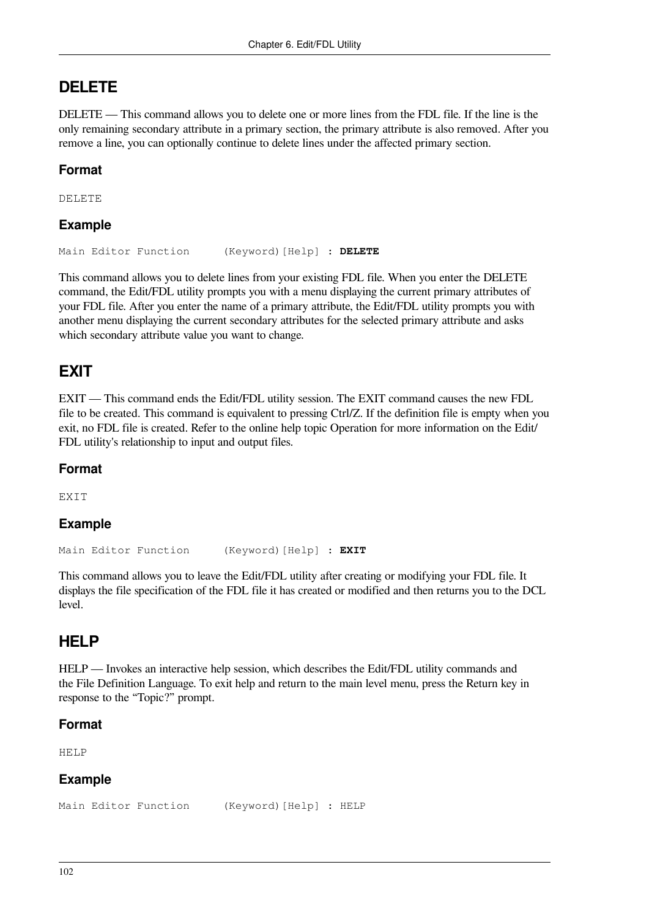## DELETE

DELETE — This command allows you to delete one or more lines from the FDL file. If the line is the only remaining secondary attribute in a primary section, the primary attribute is also removed. After you remove a line, you can optionally continue to delete lines under the affected primary section.

### Format

```
DELETE
```

### Example

```
Main Editor Function     (Keyword)[Help] : DELETE
```

This command allows you to delete lines from your existing FDL file. When you enter the DELETE command, the Edit/FDL utility prompts you with a menu displaying the current primary attributes of your FDL file. After you enter the name of a primary attribute, the Edit/FDL utility prompts you with another menu displaying the current secondary attributes for the selected primary attribute and asks which secondary attribute value you want to change.

## EXIT

EXIT — This command ends the Edit/FDL utility session. The EXIT command causes the new FDL file to be created. This command is equivalent to pressing Ctrl/Z. If the definition file is empty when you exit, no FDL file is created. Refer to the online help topic Operation for more information on the Edit/FDL utility's relationship to input and output files.

### Format

```
EXIT
```

### Example

```
Main Editor Function     (Keyword)[Help] : EXIT
```

This command allows you to leave the Edit/FDL utility after creating or modifying your FDL file. It displays the file specification of the FDL file it has created or modified and then returns you to the DCL level.

## HELP

HELP — Invokes an interactive help session, which describes the Edit/FDL utility commands and the File Definition Language. To exit help and return to the main level menu, press the Return key in response to the “Topic?” prompt.

### Format

```
HELP
```

### Example

```
Main Editor Function     (Keyword)[Help] : HELP
```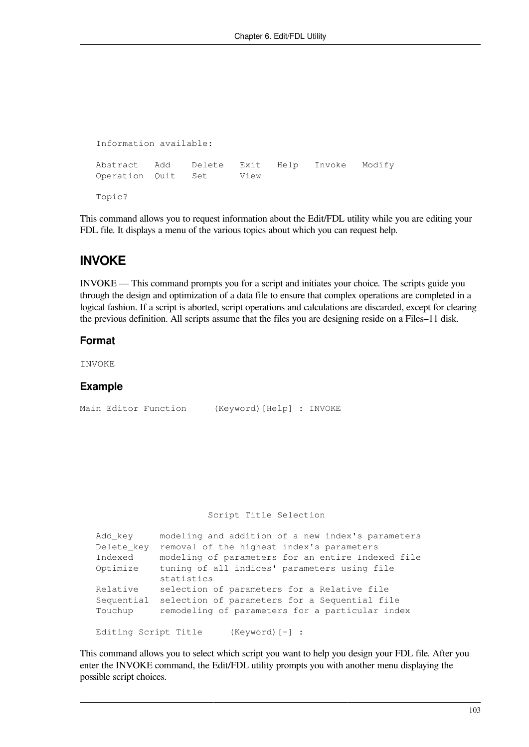```
Information available:

Abstract   Add    Delete   Exit   Help   Invoke   Modify
Operation  Quit   Set      View

Topic?
```

This command allows you to request information about the Edit/FDL utility while you are editing your FDL file. It displays a menu of the various topics about which you can request help.

## INVOKE

INVOKE — This command prompts you for a script and initiates your choice. The scripts guide you through the design and optimization of a data file to ensure that complex operations are completed in a logical fashion. If a script is aborted, script operations and calculations are discarded, except for clearing the previous definition. All scripts assume that the files you are designing reside on a Files–11 disk.

### Format

```
INVOKE
```

### Example

```
Main Editor Function     (Keyword)[Help] : INVOKE








                      Script Title Selection

   Add_key     modeling and addition of a new index's parameters
   Delete_key  removal of the highest index's parameters
   Indexed     modeling of parameters for an entire Indexed file
   Optimize    tuning of all indices' parameters using file
               statistics
   Relative    selection of parameters for a Relative file
   Sequential  selection of parameters for a Sequential file
   Touchup     remodeling of parameters for a particular index

   Editing Script Title     (Keyword)[-] :
```

This command allows you to select which script you want to help you design your FDL file. After you enter the INVOKE command, the Edit/FDL utility prompts you with another menu displaying the possible script choices.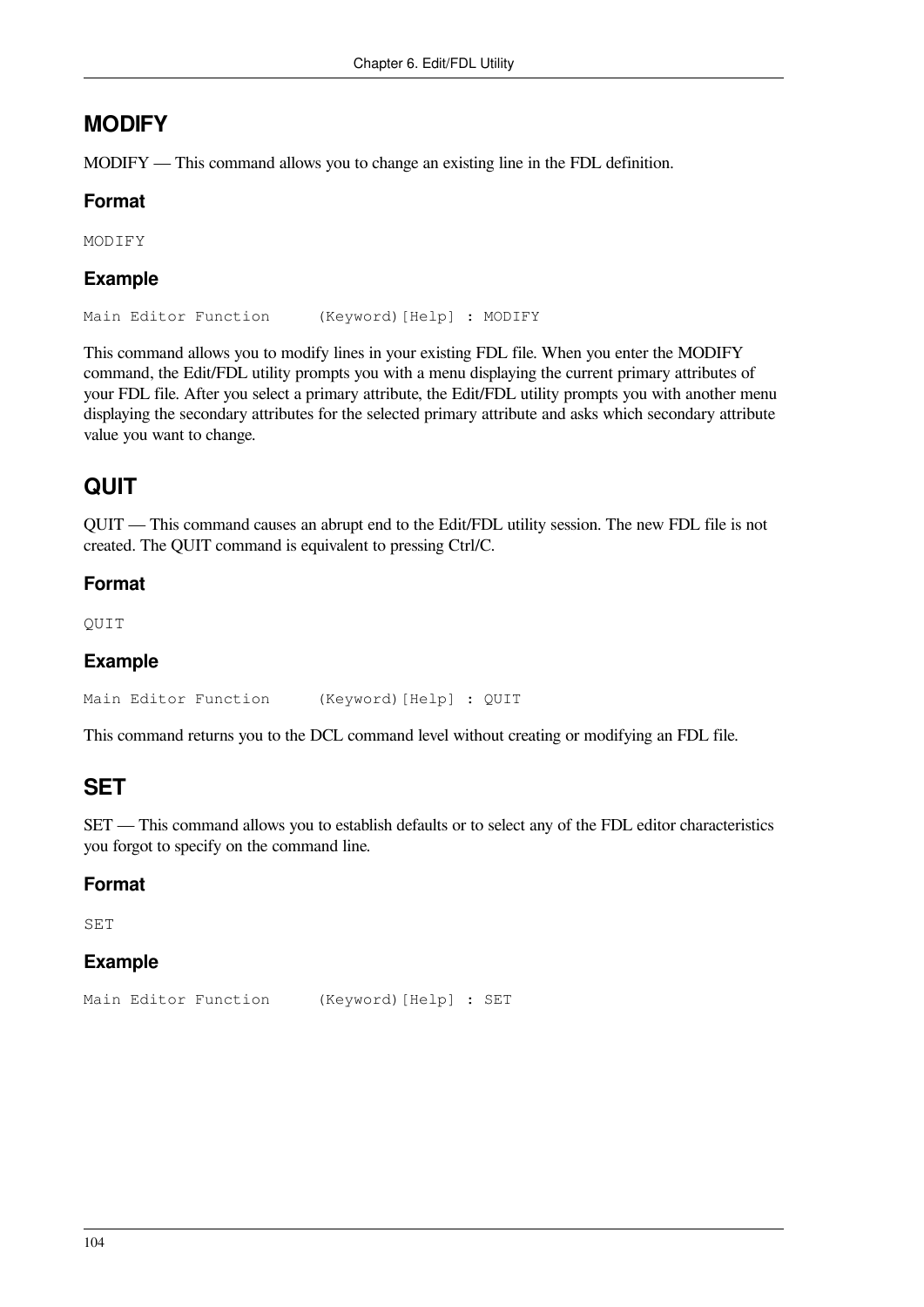## MODIFY

MODIFY — This command allows you to change an existing line in the FDL definition.

### Format

```
MODIFY
```

### Example

```
Main Editor Function     (Keyword)[Help] : MODIFY
```

This command allows you to modify lines in your existing FDL file. When you enter the MODIFY command, the Edit/FDL utility prompts you with a menu displaying the current primary attributes of your FDL file. After you select a primary attribute, the Edit/FDL utility prompts you with another menu displaying the secondary attributes for the selected primary attribute and asks which secondary attribute value you want to change.

## QUIT

QUIT — This command causes an abrupt end to the Edit/FDL utility session. The new FDL file is not created. The QUIT command is equivalent to pressing Ctrl/C.

### Format

```
QUIT
```

### Example

```
Main Editor Function     (Keyword)[Help] : QUIT
```

This command returns you to the DCL command level without creating or modifying an FDL file.

## SET

SET — This command allows you to establish defaults or to select any of the FDL editor characteristics you forgot to specify on the command line.

### Format

```
SET
```

### Example

```
Main Editor Function     (Keyword)[Help] : SET
```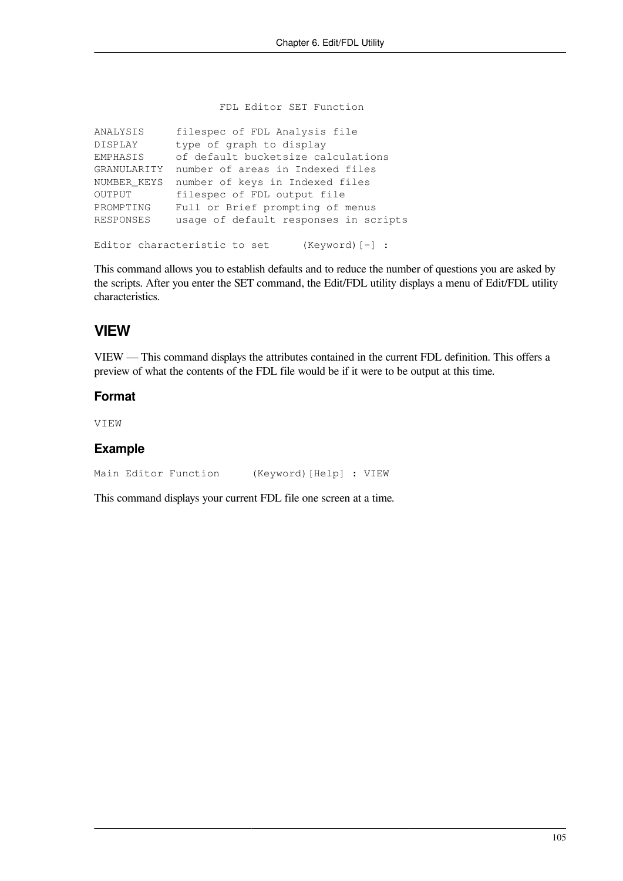```
                    FDL Editor SET Function

ANALYSIS     filespec of FDL Analysis file
DISPLAY      type of graph to display
EMPHASIS     of default bucketsize calculations
GRANULARITY  number of areas in Indexed files
NUMBER_KEYS  number of keys in Indexed files
OUTPUT       filespec of FDL output file
PROMPTING    Full or Brief prompting of menus
RESPONSES    usage of default responses in scripts

Editor characteristic to set     (Keyword)[-] :
```

This command allows you to establish defaults and to reduce the number of questions you are asked by the scripts. After you enter the SET command, the Edit/FDL utility displays a menu of Edit/FDL utility characteristics.

## VIEW

VIEW — This command displays the attributes contained in the current FDL definition. This offers a preview of what the contents of the FDL file would be if it were to be output at this time.

### Format

```
VIEW
```

### Example

```
Main Editor Function     (Keyword)[Help] : VIEW
```

This command displays your current FDL file one screen at a time.